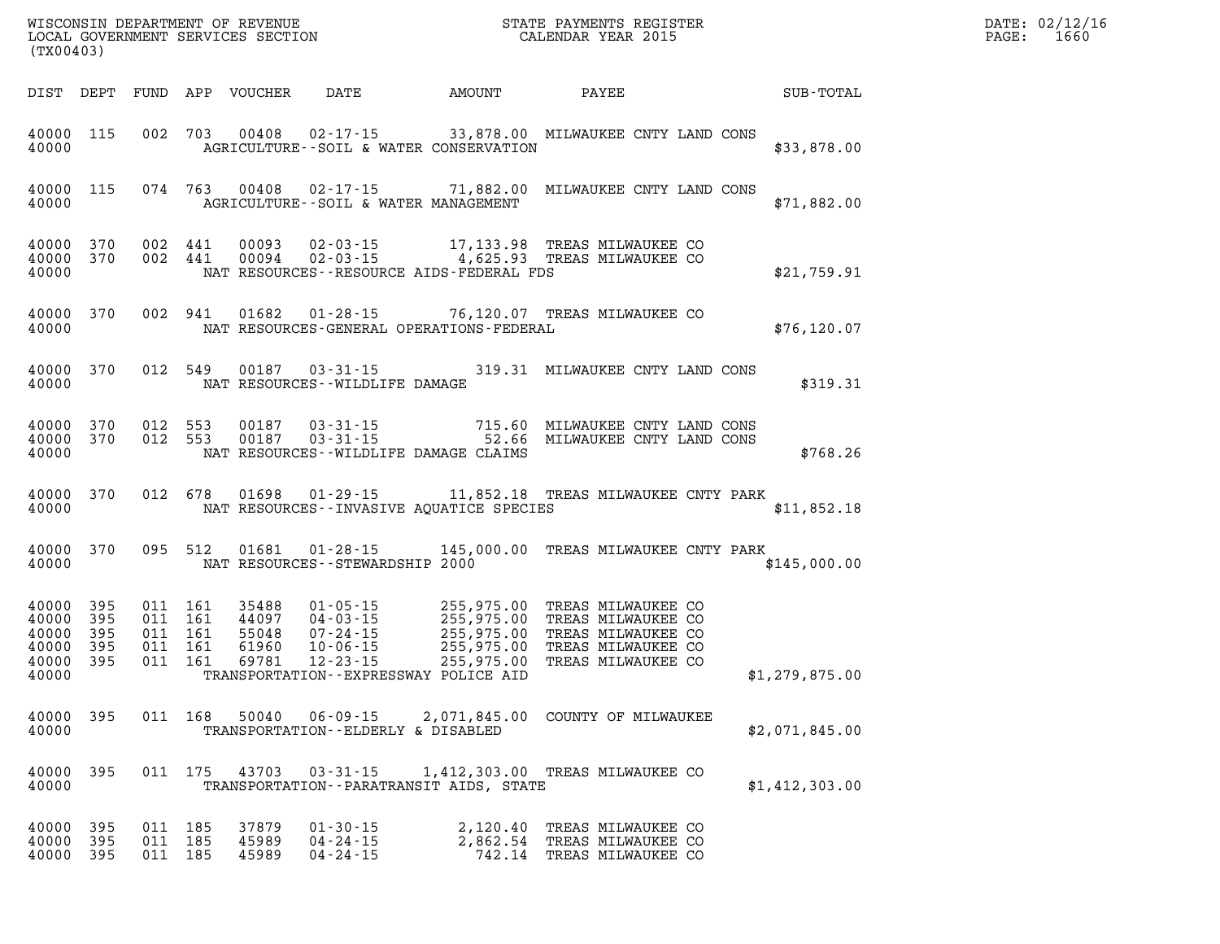WISCONSIN DEPARTMENT OF REVENUE
LOCAL GOVERNMENT SERVICES SECTION
(TX00403)

STATE PAYMENTS REGISTER
CALENDAR YEAR 2015

DATE: 02/12/16
PAGE: 1660

| DIST | DEPT | FUND | APP | VOUCHER | DATE | AMOUNT | PAYEE | SUB-TOTAL |
|---|---|---|---|---|---|---|---|---|
| 40000 | 115 | 002 | 703 | 00408 | 02-17-15 | 33,878.00 | MILWAUKEE CNTY LAND CONS | |
| 40000 | | | | AGRICULTURE--SOIL & WATER CONSERVATION | | | | $33,878.00 |
| 40000 | 115 | 074 | 763 | 00408 | 02-17-15 | 71,882.00 | MILWAUKEE CNTY LAND CONS | |
| 40000 | | | | AGRICULTURE--SOIL & WATER MANAGEMENT | | | | $71,882.00 |
| 40000 | 370 | 002 | 441 | 00093 | 02-03-15 | 17,133.98 | TREAS MILWAUKEE CO | |
| 40000 | 370 | 002 | 441 | 00094 | 02-03-15 | 4,625.93 | TREAS MILWAUKEE CO | |
| 40000 | | | | NAT RESOURCES--RESOURCE AIDS-FEDERAL FDS | | | | $21,759.91 |
| 40000 | 370 | 002 | 941 | 01682 | 01-28-15 | 76,120.07 | TREAS MILWAUKEE CO | |
| 40000 | | | | NAT RESOURCES-GENERAL OPERATIONS-FEDERAL | | | | $76,120.07 |
| 40000 | 370 | 012 | 549 | 00187 | 03-31-15 | 319.31 | MILWAUKEE CNTY LAND CONS | |
| 40000 | | | | NAT RESOURCES--WILDLIFE DAMAGE | | | | $319.31 |
| 40000 | 370 | 012 | 553 | 00187 | 03-31-15 | 715.60 | MILWAUKEE CNTY LAND CONS | |
| 40000 | 370 | 012 | 553 | 00187 | 03-31-15 | 52.66 | MILWAUKEE CNTY LAND CONS | |
| 40000 | | | | NAT RESOURCES--WILDLIFE DAMAGE CLAIMS | | | | $768.26 |
| 40000 | 370 | 012 | 678 | 01698 | 01-29-15 | 11,852.18 | TREAS MILWAUKEE CNTY PARK | |
| 40000 | | | | NAT RESOURCES--INVASIVE AQUATICE SPECIES | | | | $11,852.18 |
| 40000 | 370 | 095 | 512 | 01681 | 01-28-15 | 145,000.00 | TREAS MILWAUKEE CNTY PARK | |
| 40000 | | | | NAT RESOURCES--STEWARDSHIP 2000 | | | | $145,000.00 |
| 40000 | 395 | 011 | 161 | 35488 | 01-05-15 | 255,975.00 | TREAS MILWAUKEE CO | |
| 40000 | 395 | 011 | 161 | 44097 | 04-03-15 | 255,975.00 | TREAS MILWAUKEE CO | |
| 40000 | 395 | 011 | 161 | 55048 | 07-24-15 | 255,975.00 | TREAS MILWAUKEE CO | |
| 40000 | 395 | 011 | 161 | 61960 | 10-06-15 | 255,975.00 | TREAS MILWAUKEE CO | |
| 40000 | 395 | 011 | 161 | 69781 | 12-23-15 | 255,975.00 | TREAS MILWAUKEE CO | |
| 40000 | | | | TRANSPORTATION--EXPRESSWAY POLICE AID | | | | $1,279,875.00 |
| 40000 | 395 | 011 | 168 | 50040 | 06-09-15 | 2,071,845.00 | COUNTY OF MILWAUKEE | |
| 40000 | | | | TRANSPORTATION--ELDERLY & DISABLED | | | | $2,071,845.00 |
| 40000 | 395 | 011 | 175 | 43703 | 03-31-15 | 1,412,303.00 | TREAS MILWAUKEE CO | |
| 40000 | | | | TRANSPORTATION--PARATRANSIT AIDS, STATE | | | | $1,412,303.00 |
| 40000 | 395 | 011 | 185 | 37879 | 01-30-15 | 2,120.40 | TREAS MILWAUKEE CO | |
| 40000 | 395 | 011 | 185 | 45989 | 04-24-15 | 2,862.54 | TREAS MILWAUKEE CO | |
| 40000 | 395 | 011 | 185 | 45989 | 04-24-15 | 742.14 | TREAS MILWAUKEE CO | |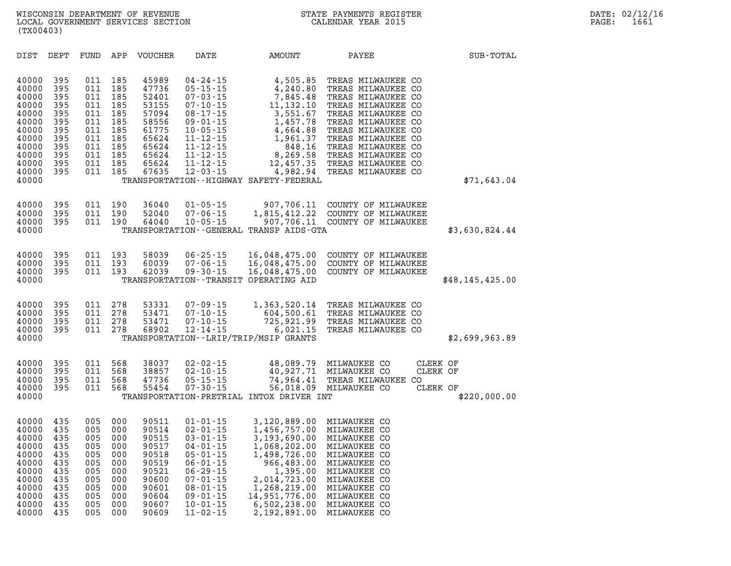| DIST | DEPT | FUND | APP | VOUCHER | DATE | AMOUNT | PAYEE | SUB-TOTAL |
|---|---|---|---|---|---|---|---|---|
| 40000 | 395 | 011 | 185 | 45989 | 04-24-15 | 4,505.85 | TREAS MILWAUKEE CO | |
| 40000 | 395 | 011 | 185 | 47736 | 05-15-15 | 4,240.80 | TREAS MILWAUKEE CO | |
| 40000 | 395 | 011 | 185 | 52401 | 07-03-15 | 7,845.48 | TREAS MILWAUKEE CO | |
| 40000 | 395 | 011 | 185 | 53155 | 07-10-15 | 11,132.10 | TREAS MILWAUKEE CO | |
| 40000 | 395 | 011 | 185 | 57094 | 08-17-15 | 3,551.67 | TREAS MILWAUKEE CO | |
| 40000 | 395 | 011 | 185 | 58556 | 09-01-15 | 1,457.78 | TREAS MILWAUKEE CO | |
| 40000 | 395 | 011 | 185 | 61775 | 10-05-15 | 4,664.88 | TREAS MILWAUKEE CO | |
| 40000 | 395 | 011 | 185 | 65624 | 11-12-15 | 1,961.37 | TREAS MILWAUKEE CO | |
| 40000 | 395 | 011 | 185 | 65624 | 11-12-15 | 848.16 | TREAS MILWAUKEE CO | |
| 40000 | 395 | 011 | 185 | 65624 | 11-12-15 | 8,269.58 | TREAS MILWAUKEE CO | |
| 40000 | 395 | 011 | 185 | 65624 | 11-12-15 | 12,457.35 | TREAS MILWAUKEE CO | |
| 40000 | 395 | 011 | 185 | 67635 | 12-03-15 | 4,982.94 | TREAS MILWAUKEE CO | |
| 40000 | | | | | TRANSPORTATION--HIGHWAY SAFETY-FEDERAL | | | $71,643.04 |
| 40000 | 395 | 011 | 190 | 36040 | 01-05-15 | 907,706.11 | COUNTY OF MILWAUKEE | |
| 40000 | 395 | 011 | 190 | 52040 | 07-06-15 | 1,815,412.22 | COUNTY OF MILWAUKEE | |
| 40000 | 395 | 011 | 190 | 64040 | 10-05-15 | 907,706.11 | COUNTY OF MILWAUKEE | |
| 40000 | | | | | TRANSPORTATION--GENERAL TRANSP AIDS-GTA | | | $3,630,824.44 |
| 40000 | 395 | 011 | 193 | 58039 | 06-25-15 | 16,048,475.00 | COUNTY OF MILWAUKEE | |
| 40000 | 395 | 011 | 193 | 60039 | 07-06-15 | 16,048,475.00 | COUNTY OF MILWAUKEE | |
| 40000 | 395 | 011 | 193 | 62039 | 09-30-15 | 16,048,475.00 | COUNTY OF MILWAUKEE | |
| 40000 | | | | | TRANSPORTATION--TRANSIT OPERATING AID | | | $48,145,425.00 |
| 40000 | 395 | 011 | 278 | 53331 | 07-09-15 | 1,363,520.14 | TREAS MILWAUKEE CO | |
| 40000 | 395 | 011 | 278 | 53471 | 07-10-15 | 604,500.61 | TREAS MILWAUKEE CO | |
| 40000 | 395 | 011 | 278 | 53471 | 07-10-15 | 725,921.99 | TREAS MILWAUKEE CO | |
| 40000 | 395 | 011 | 278 | 68902 | 12-14-15 | 6,021.15 | TREAS MILWAUKEE CO | |
| 40000 | | | | | TRANSPORTATION--LRIP/TRIP/MSIP GRANTS | | | $2,699,963.89 |
| 40000 | 395 | 011 | 568 | 38037 | 02-02-15 | 48,089.79 | MILWAUKEE CO CLERK OF | |
| 40000 | 395 | 011 | 568 | 38857 | 02-10-15 | 40,927.71 | MILWAUKEE CO CLERK OF | |
| 40000 | 395 | 011 | 568 | 47736 | 05-15-15 | 74,964.41 | TREAS MILWAUKEE CO | |
| 40000 | 395 | 011 | 568 | 55454 | 07-30-15 | 56,018.09 | MILWAUKEE CO CLERK OF | |
| 40000 | | | | | TRANSPORTATION-PRETRIAL INTOX DRIVER INT | | | $220,000.00 |
| 40000 | 435 | 005 | 000 | 90511 | 01-01-15 | 3,120,889.00 | MILWAUKEE CO | |
| 40000 | 435 | 005 | 000 | 90514 | 02-01-15 | 1,456,757.00 | MILWAUKEE CO | |
| 40000 | 435 | 005 | 000 | 90515 | 03-01-15 | 3,193,690.00 | MILWAUKEE CO | |
| 40000 | 435 | 005 | 000 | 90517 | 04-01-15 | 1,068,202.00 | MILWAUKEE CO | |
| 40000 | 435 | 005 | 000 | 90518 | 05-01-15 | 1,498,726.00 | MILWAUKEE CO | |
| 40000 | 435 | 005 | 000 | 90519 | 06-01-15 | 966,483.00 | MILWAUKEE CO | |
| 40000 | 435 | 005 | 000 | 90521 | 06-29-15 | 1,395.00 | MILWAUKEE CO | |
| 40000 | 435 | 005 | 000 | 90600 | 07-01-15 | 2,014,723.00 | MILWAUKEE CO | |
| 40000 | 435 | 005 | 000 | 90601 | 08-01-15 | 1,268,219.00 | MILWAUKEE CO | |
| 40000 | 435 | 005 | 000 | 90604 | 09-01-15 | 14,951,776.00 | MILWAUKEE CO | |
| 40000 | 435 | 005 | 000 | 90607 | 10-01-15 | 6,502,238.00 | MILWAUKEE CO | |
| 40000 | 435 | 005 | 000 | 90609 | 11-02-15 | 2,192,891.00 | MILWAUKEE CO | |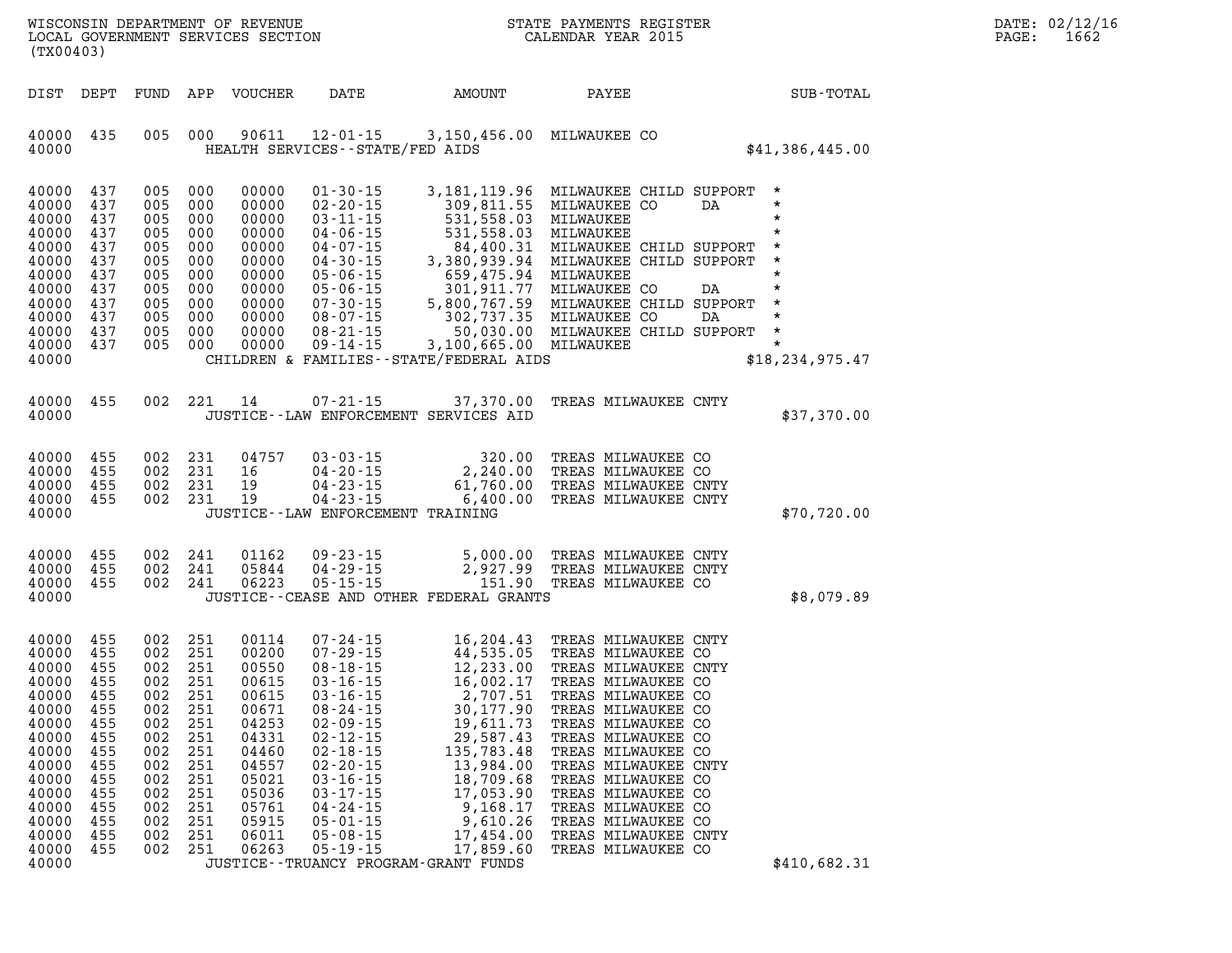WISCONSIN DEPARTMENT OF REVENUE
LOCAL GOVERNMENT SERVICES SECTION
(TX00403)

STATE PAYMENTS REGISTER
CALENDAR YEAR 2015

DATE: 02/12/16
PAGE: 1662

| DIST | DEPT | FUND | APP | VOUCHER | DATE | AMOUNT | PAYEE | | SUB-TOTAL |
|---|---|---|---|---|---|---|---|---|---|
| 40000 | 435 | 005 | 000 | 90611 | 12-01-15 | 3,150,456.00 | MILWAUKEE CO | | |
| 40000 | | | | | HEALTH SERVICES--STATE/FED AIDS | | | | $41,386,445.00 |
| 40000 | 437 | 005 | 000 | 00000 | 01-30-15 | 3,181,119.96 | MILWAUKEE CHILD SUPPORT | * | |
| 40000 | 437 | 005 | 000 | 00000 | 02-20-15 | 309,811.55 | MILWAUKEE CO DA | * | |
| 40000 | 437 | 005 | 000 | 00000 | 03-11-15 | 531,558.03 | MILWAUKEE | * | |
| 40000 | 437 | 005 | 000 | 00000 | 04-06-15 | 531,558.03 | MILWAUKEE | * | |
| 40000 | 437 | 005 | 000 | 00000 | 04-07-15 | 84,400.31 | MILWAUKEE CHILD SUPPORT | * | |
| 40000 | 437 | 005 | 000 | 00000 | 04-30-15 | 3,380,939.94 | MILWAUKEE CHILD SUPPORT | * | |
| 40000 | 437 | 005 | 000 | 00000 | 05-06-15 | 659,475.94 | MILWAUKEE | * | |
| 40000 | 437 | 005 | 000 | 00000 | 05-06-15 | 301,911.77 | MILWAUKEE CO DA | * | |
| 40000 | 437 | 005 | 000 | 00000 | 07-30-15 | 5,800,767.59 | MILWAUKEE CHILD SUPPORT | * | |
| 40000 | 437 | 005 | 000 | 00000 | 08-07-15 | 302,737.35 | MILWAUKEE CO DA | * | |
| 40000 | 437 | 005 | 000 | 00000 | 08-21-15 | 50,030.00 | MILWAUKEE CHILD SUPPORT | * | |
| 40000 | 437 | 005 | 000 | 00000 | 09-14-15 | 3,100,665.00 | MILWAUKEE | * | |
| 40000 | | | | | CHILDREN & FAMILIES--STATE/FEDERAL AIDS | | | | $18,234,975.47 |
| 40000 | 455 | 002 | 221 | 14 | 07-21-15 | 37,370.00 | TREAS MILWAUKEE CNTY | | |
| 40000 | | | | | JUSTICE--LAW ENFORCEMENT SERVICES AID | | | | $37,370.00 |
| 40000 | 455 | 002 | 231 | 04757 | 03-03-15 | 320.00 | TREAS MILWAUKEE CO | | |
| 40000 | 455 | 002 | 231 | 16 | 04-20-15 | 2,240.00 | TREAS MILWAUKEE CO | | |
| 40000 | 455 | 002 | 231 | 19 | 04-23-15 | 61,760.00 | TREAS MILWAUKEE CNTY | | |
| 40000 | 455 | 002 | 231 | 19 | 04-23-15 | 6,400.00 | TREAS MILWAUKEE CNTY | | |
| 40000 | | | | | JUSTICE--LAW ENFORCEMENT TRAINING | | | | $70,720.00 |
| 40000 | 455 | 002 | 241 | 01162 | 09-23-15 | 5,000.00 | TREAS MILWAUKEE CNTY | | |
| 40000 | 455 | 002 | 241 | 05844 | 04-29-15 | 2,927.99 | TREAS MILWAUKEE CNTY | | |
| 40000 | 455 | 002 | 241 | 06223 | 05-15-15 | 151.90 | TREAS MILWAUKEE CO | | |
| 40000 | | | | | JUSTICE--CEASE AND OTHER FEDERAL GRANTS | | | | $8,079.89 |
| 40000 | 455 | 002 | 251 | 00114 | 07-24-15 | 16,204.43 | TREAS MILWAUKEE CNTY | | |
| 40000 | 455 | 002 | 251 | 00200 | 07-29-15 | 44,535.05 | TREAS MILWAUKEE CO | | |
| 40000 | 455 | 002 | 251 | 00550 | 08-18-15 | 12,233.00 | TREAS MILWAUKEE CNTY | | |
| 40000 | 455 | 002 | 251 | 00615 | 03-16-15 | 16,002.17 | TREAS MILWAUKEE CO | | |
| 40000 | 455 | 002 | 251 | 00615 | 03-16-15 | 2,707.51 | TREAS MILWAUKEE CO | | |
| 40000 | 455 | 002 | 251 | 00671 | 08-24-15 | 30,177.90 | TREAS MILWAUKEE CO | | |
| 40000 | 455 | 002 | 251 | 04253 | 02-09-15 | 19,611.73 | TREAS MILWAUKEE CO | | |
| 40000 | 455 | 002 | 251 | 04331 | 02-12-15 | 29,587.43 | TREAS MILWAUKEE CO | | |
| 40000 | 455 | 002 | 251 | 04460 | 02-18-15 | 135,783.48 | TREAS MILWAUKEE CO | | |
| 40000 | 455 | 002 | 251 | 04557 | 02-20-15 | 13,984.00 | TREAS MILWAUKEE CNTY | | |
| 40000 | 455 | 002 | 251 | 05021 | 03-16-15 | 18,709.68 | TREAS MILWAUKEE CO | | |
| 40000 | 455 | 002 | 251 | 05036 | 03-17-15 | 17,053.90 | TREAS MILWAUKEE CO | | |
| 40000 | 455 | 002 | 251 | 05761 | 04-24-15 | 9,168.17 | TREAS MILWAUKEE CO | | |
| 40000 | 455 | 002 | 251 | 05915 | 05-01-15 | 9,610.26 | TREAS MILWAUKEE CO | | |
| 40000 | 455 | 002 | 251 | 06011 | 05-08-15 | 17,454.00 | TREAS MILWAUKEE CNTY | | |
| 40000 | 455 | 002 | 251 | 06263 | 05-19-15 | 17,859.60 | TREAS MILWAUKEE CO | | |
| 40000 | | | | | JUSTICE--TRUANCY PROGRAM-GRANT FUNDS | | | | $410,682.31 |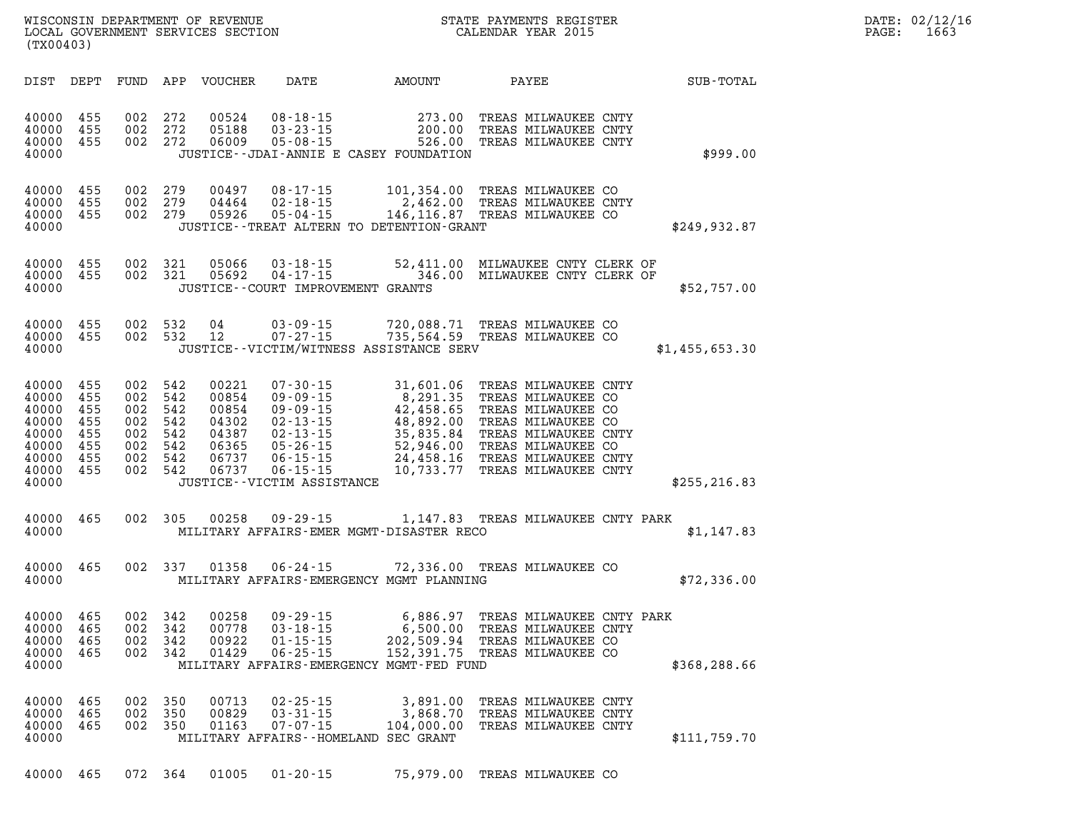WISCONSIN DEPARTMENT OF REVENUE
LOCAL GOVERNMENT SERVICES SECTION
(TX00403)

STATE PAYMENTS REGISTER
CALENDAR YEAR 2015

| DIST | DEPT | FUND | APP | VOUCHER | DATE | AMOUNT | PAYEE | SUB-TOTAL |
|---|---|---|---|---|---|---|---|---|
| 40000 | 455 | 002 | 272 | 00524 | 08-18-15 | 273.00 | TREAS MILWAUKEE CNTY | |
| 40000 | 455 | 002 | 272 | 05188 | 03-23-15 | 200.00 | TREAS MILWAUKEE CNTY | |
| 40000 | 455 | 002 | 272 | 06009 | 05-08-15 | 526.00 | TREAS MILWAUKEE CNTY | |
| 40000 | | | | | JUSTICE--JDAI-ANNIE E CASEY FOUNDATION | | | $999.00 |
| 40000 | 455 | 002 | 279 | 00497 | 08-17-15 | 101,354.00 | TREAS MILWAUKEE CO | |
| 40000 | 455 | 002 | 279 | 04464 | 02-18-15 | 2,462.00 | TREAS MILWAUKEE CNTY | |
| 40000 | 455 | 002 | 279 | 05926 | 05-04-15 | 146,116.87 | TREAS MILWAUKEE CO | |
| 40000 | | | | | JUSTICE--TREAT ALTERN TO DETENTION-GRANT | | | $249,932.87 |
| 40000 | 455 | 002 | 321 | 05066 | 03-18-15 | 52,411.00 | MILWAUKEE CNTY CLERK OF | |
| 40000 | 455 | 002 | 321 | 05692 | 04-17-15 | 346.00 | MILWAUKEE CNTY CLERK OF | |
| 40000 | | | | | JUSTICE--COURT IMPROVEMENT GRANTS | | | $52,757.00 |
| 40000 | 455 | 002 | 532 | 04 | 03-09-15 | 720,088.71 | TREAS MILWAUKEE CO | |
| 40000 | 455 | 002 | 532 | 12 | 07-27-15 | 735,564.59 | TREAS MILWAUKEE CO | |
| 40000 | | | | | JUSTICE--VICTIM/WITNESS ASSISTANCE SERV | | | $1,455,653.30 |
| 40000 | 455 | 002 | 542 | 00221 | 07-30-15 | 31,601.06 | TREAS MILWAUKEE CNTY | |
| 40000 | 455 | 002 | 542 | 00854 | 09-09-15 | 8,291.35 | TREAS MILWAUKEE CO | |
| 40000 | 455 | 002 | 542 | 00854 | 09-09-15 | 42,458.65 | TREAS MILWAUKEE CO | |
| 40000 | 455 | 002 | 542 | 04302 | 02-13-15 | 48,892.00 | TREAS MILWAUKEE CO | |
| 40000 | 455 | 002 | 542 | 04387 | 02-13-15 | 35,835.84 | TREAS MILWAUKEE CNTY | |
| 40000 | 455 | 002 | 542 | 06365 | 05-26-15 | 52,946.00 | TREAS MILWAUKEE CO | |
| 40000 | 455 | 002 | 542 | 06737 | 06-15-15 | 24,458.16 | TREAS MILWAUKEE CNTY | |
| 40000 | 455 | 002 | 542 | 06737 | 06-15-15 | 10,733.77 | TREAS MILWAUKEE CNTY | |
| 40000 | | | | | JUSTICE--VICTIM ASSISTANCE | | | $255,216.83 |
| 40000 | 465 | 002 | 305 | 00258 | 09-29-15 | 1,147.83 | TREAS MILWAUKEE CNTY PARK | |
| 40000 | | | | | MILITARY AFFAIRS-EMER MGMT-DISASTER RECO | | | $1,147.83 |
| 40000 | 465 | 002 | 337 | 01358 | 06-24-15 | 72,336.00 | TREAS MILWAUKEE CO | |
| 40000 | | | | | MILITARY AFFAIRS-EMERGENCY MGMT PLANNING | | | $72,336.00 |
| 40000 | 465 | 002 | 342 | 00258 | 09-29-15 | 6,886.97 | TREAS MILWAUKEE CNTY PARK | |
| 40000 | 465 | 002 | 342 | 00778 | 03-18-15 | 6,500.00 | TREAS MILWAUKEE CNTY | |
| 40000 | 465 | 002 | 342 | 00922 | 01-15-15 | 202,509.94 | TREAS MILWAUKEE CO | |
| 40000 | 465 | 002 | 342 | 01429 | 06-25-15 | 152,391.75 | TREAS MILWAUKEE CO | |
| 40000 | | | | | MILITARY AFFAIRS-EMERGENCY MGMT-FED FUND | | | $368,288.66 |
| 40000 | 465 | 002 | 350 | 00713 | 02-25-15 | 3,891.00 | TREAS MILWAUKEE CNTY | |
| 40000 | 465 | 002 | 350 | 00829 | 03-31-15 | 3,868.70 | TREAS MILWAUKEE CNTY | |
| 40000 | 465 | 002 | 350 | 01163 | 07-07-15 | 104,000.00 | TREAS MILWAUKEE CNTY | |
| 40000 | | | | | MILITARY AFFAIRS--HOMELAND SEC GRANT | | | $111,759.70 |
| 40000 | 465 | 072 | 364 | 01005 | 01-20-15 | 75,979.00 | TREAS MILWAUKEE CO | |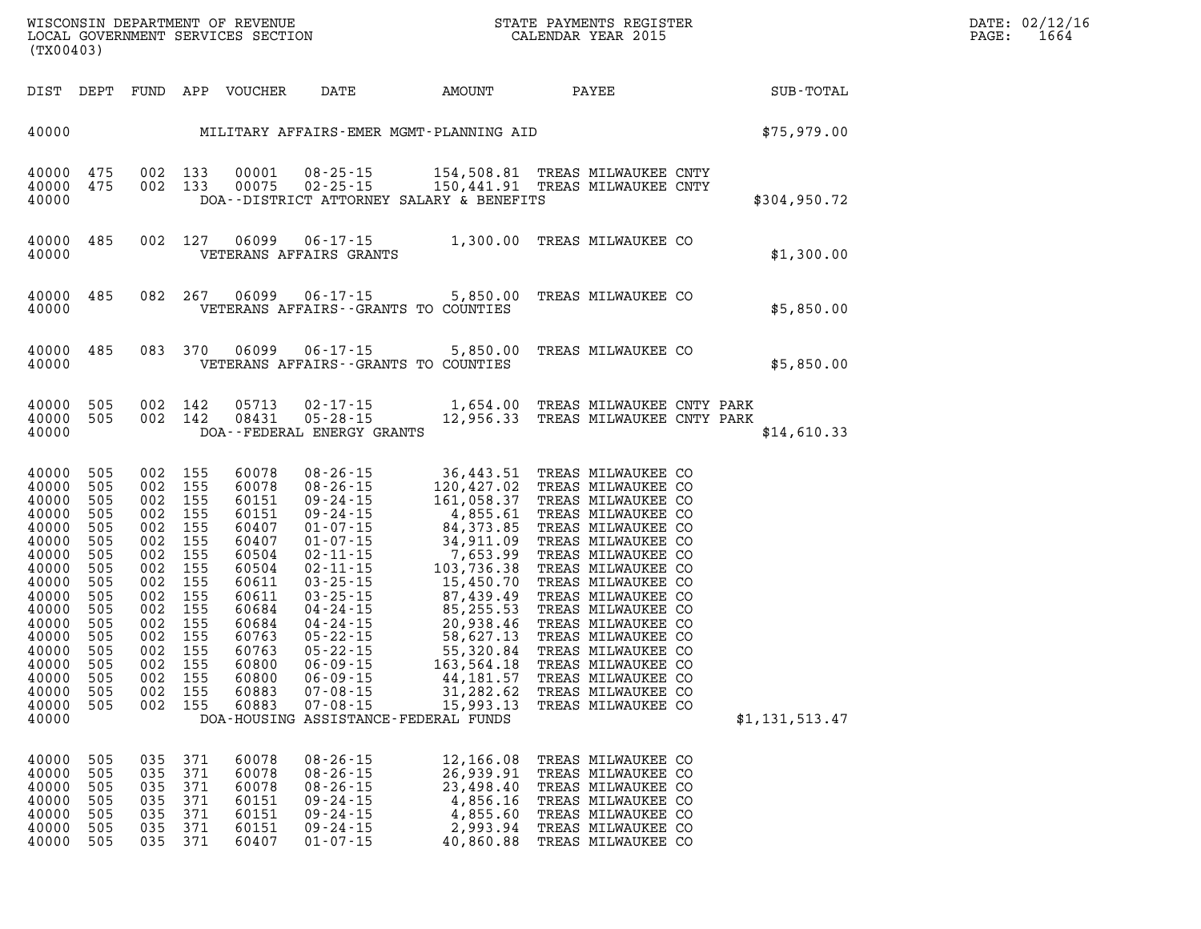WISCONSIN DEPARTMENT OF REVENUE
LOCAL GOVERNMENT SERVICES SECTION
(TX00403)

STATE PAYMENTS REGISTER
CALENDAR YEAR 2015

DATE: 02/12/16

| DIST | DEPT | FUND | APP | VOUCHER | DATE | AMOUNT | PAYEE | SUB-TOTAL |
|---|---|---|---|---|---|---|---|---|
| 40000 | | | | | MILITARY AFFAIRS-EMER MGMT-PLANNING AID | | | $75,979.00 |
| 40000 | 475 | 002 | 133 | 00001 | 08-25-15 | 154,508.81 | TREAS MILWAUKEE CNTY | |
| 40000 | 475 | 002 | 133 | 00075 | 02-25-15 | 150,441.91 | TREAS MILWAUKEE CNTY | |
| 40000 | | | | | DOA--DISTRICT ATTORNEY SALARY & BENEFITS | | | $304,950.72 |
| 40000 | 485 | 002 | 127 | 06099 | 06-17-15 | 1,300.00 | TREAS MILWAUKEE CO | |
| 40000 | | | | | VETERANS AFFAIRS GRANTS | | | $1,300.00 |
| 40000 | 485 | 082 | 267 | 06099 | 06-17-15 | 5,850.00 | TREAS MILWAUKEE CO | |
| 40000 | | | | | VETERANS AFFAIRS--GRANTS TO COUNTIES | | | $5,850.00 |
| 40000 | 485 | 083 | 370 | 06099 | 06-17-15 | 5,850.00 | TREAS MILWAUKEE CO | |
| 40000 | | | | | VETERANS AFFAIRS--GRANTS TO COUNTIES | | | $5,850.00 |
| 40000 | 505 | 002 | 142 | 05713 | 02-17-15 | 1,654.00 | TREAS MILWAUKEE CNTY PARK | |
| 40000 | 505 | 002 | 142 | 08431 | 05-28-15 | 12,956.33 | TREAS MILWAUKEE CNTY PARK | |
| 40000 | | | | | DOA--FEDERAL ENERGY GRANTS | | | $14,610.33 |
| 40000 | 505 | 002 | 155 | 60078 | 08-26-15 | 36,443.51 | TREAS MILWAUKEE CO | |
| 40000 | 505 | 002 | 155 | 60078 | 08-26-15 | 120,427.02 | TREAS MILWAUKEE CO | |
| 40000 | 505 | 002 | 155 | 60151 | 09-24-15 | 161,058.37 | TREAS MILWAUKEE CO | |
| 40000 | 505 | 002 | 155 | 60151 | 09-24-15 | 4,855.61 | TREAS MILWAUKEE CO | |
| 40000 | 505 | 002 | 155 | 60407 | 01-07-15 | 84,373.85 | TREAS MILWAUKEE CO | |
| 40000 | 505 | 002 | 155 | 60407 | 01-07-15 | 34,911.09 | TREAS MILWAUKEE CO | |
| 40000 | 505 | 002 | 155 | 60504 | 02-11-15 | 7,653.99 | TREAS MILWAUKEE CO | |
| 40000 | 505 | 002 | 155 | 60504 | 02-11-15 | 103,736.38 | TREAS MILWAUKEE CO | |
| 40000 | 505 | 002 | 155 | 60611 | 03-25-15 | 15,450.70 | TREAS MILWAUKEE CO | |
| 40000 | 505 | 002 | 155 | 60611 | 03-25-15 | 87,439.49 | TREAS MILWAUKEE CO | |
| 40000 | 505 | 002 | 155 | 60684 | 04-24-15 | 85,255.53 | TREAS MILWAUKEE CO | |
| 40000 | 505 | 002 | 155 | 60684 | 04-24-15 | 20,938.46 | TREAS MILWAUKEE CO | |
| 40000 | 505 | 002 | 155 | 60763 | 05-22-15 | 58,627.13 | TREAS MILWAUKEE CO | |
| 40000 | 505 | 002 | 155 | 60763 | 05-22-15 | 55,320.84 | TREAS MILWAUKEE CO | |
| 40000 | 505 | 002 | 155 | 60800 | 06-09-15 | 163,564.18 | TREAS MILWAUKEE CO | |
| 40000 | 505 | 002 | 155 | 60800 | 06-09-15 | 44,181.57 | TREAS MILWAUKEE CO | |
| 40000 | 505 | 002 | 155 | 60883 | 07-08-15 | 31,282.62 | TREAS MILWAUKEE CO | |
| 40000 | 505 | 002 | 155 | 60883 | 07-08-15 | 15,993.13 | TREAS MILWAUKEE CO | |
| 40000 | | | | | DOA-HOUSING ASSISTANCE-FEDERAL FUNDS | | | $1,131,513.47 |
| 40000 | 505 | 035 | 371 | 60078 | 08-26-15 | 12,166.08 | TREAS MILWAUKEE CO | |
| 40000 | 505 | 035 | 371 | 60078 | 08-26-15 | 26,939.91 | TREAS MILWAUKEE CO | |
| 40000 | 505 | 035 | 371 | 60078 | 08-26-15 | 23,498.40 | TREAS MILWAUKEE CO | |
| 40000 | 505 | 035 | 371 | 60151 | 09-24-15 | 4,856.16 | TREAS MILWAUKEE CO | |
| 40000 | 505 | 035 | 371 | 60151 | 09-24-15 | 4,855.60 | TREAS MILWAUKEE CO | |
| 40000 | 505 | 035 | 371 | 60151 | 09-24-15 | 2,993.94 | TREAS MILWAUKEE CO | |
| 40000 | 505 | 035 | 371 | 60407 | 01-07-15 | 40,860.88 | TREAS MILWAUKEE CO | |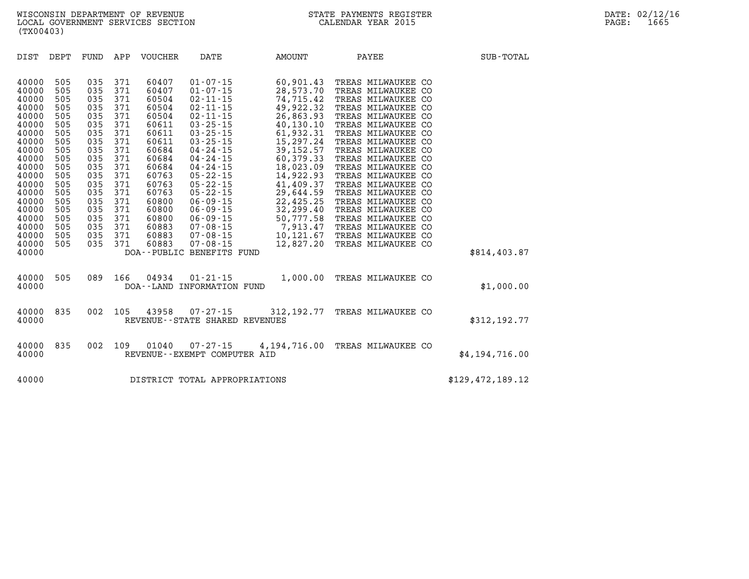WISCONSIN DEPARTMENT OF REVENUE
LOCAL GOVERNMENT SERVICES SECTION
(TX00403)

STATE PAYMENTS REGISTER
CALENDAR YEAR 2015

DATE: 02/12/16

| DIST | DEPT | FUND | APP | VOUCHER | DATE | AMOUNT | PAYEE | SUB-TOTAL |
|---|---|---|---|---|---|---|---|---|
| 40000 | 505 | 035 | 371 | 60407 | 01-07-15 | 60,901.43 | TREAS MILWAUKEE CO | |
| 40000 | 505 | 035 | 371 | 60407 | 01-07-15 | 28,573.70 | TREAS MILWAUKEE CO | |
| 40000 | 505 | 035 | 371 | 60504 | 02-11-15 | 74,715.42 | TREAS MILWAUKEE CO | |
| 40000 | 505 | 035 | 371 | 60504 | 02-11-15 | 49,922.32 | TREAS MILWAUKEE CO | |
| 40000 | 505 | 035 | 371 | 60504 | 02-11-15 | 26,863.93 | TREAS MILWAUKEE CO | |
| 40000 | 505 | 035 | 371 | 60611 | 03-25-15 | 40,130.10 | TREAS MILWAUKEE CO | |
| 40000 | 505 | 035 | 371 | 60611 | 03-25-15 | 61,932.31 | TREAS MILWAUKEE CO | |
| 40000 | 505 | 035 | 371 | 60611 | 03-25-15 | 15,297.24 | TREAS MILWAUKEE CO | |
| 40000 | 505 | 035 | 371 | 60684 | 04-24-15 | 39,152.57 | TREAS MILWAUKEE CO | |
| 40000 | 505 | 035 | 371 | 60684 | 04-24-15 | 60,379.33 | TREAS MILWAUKEE CO | |
| 40000 | 505 | 035 | 371 | 60684 | 04-24-15 | 18,023.09 | TREAS MILWAUKEE CO | |
| 40000 | 505 | 035 | 371 | 60763 | 05-22-15 | 14,922.93 | TREAS MILWAUKEE CO | |
| 40000 | 505 | 035 | 371 | 60763 | 05-22-15 | 41,409.37 | TREAS MILWAUKEE CO | |
| 40000 | 505 | 035 | 371 | 60763 | 05-22-15 | 29,644.59 | TREAS MILWAUKEE CO | |
| 40000 | 505 | 035 | 371 | 60800 | 06-09-15 | 22,425.25 | TREAS MILWAUKEE CO | |
| 40000 | 505 | 035 | 371 | 60800 | 06-09-15 | 32,299.40 | TREAS MILWAUKEE CO | |
| 40000 | 505 | 035 | 371 | 60800 | 06-09-15 | 50,777.58 | TREAS MILWAUKEE CO | |
| 40000 | 505 | 035 | 371 | 60883 | 07-08-15 | 7,913.47 | TREAS MILWAUKEE CO | |
| 40000 | 505 | 035 | 371 | 60883 | 07-08-15 | 10,121.67 | TREAS MILWAUKEE CO | |
| 40000 | 505 | 035 | 371 | 60883 | 07-08-15 | 12,827.20 | TREAS MILWAUKEE CO | |
| 40000 | | | | DOA--PUBLIC BENEFITS FUND | | | | $814,403.87 |
| 40000 | 505 | 089 | 166 | 04934 | 01-21-15 | 1,000.00 | TREAS MILWAUKEE CO | |
| 40000 | | | | DOA--LAND INFORMATION FUND | | | | $1,000.00 |
| 40000 | 835 | 002 | 105 | 43958 | 07-27-15 | 312,192.77 | TREAS MILWAUKEE CO | |
| 40000 | | | | REVENUE--STATE SHARED REVENUES | | | | $312,192.77 |
| 40000 | 835 | 002 | 109 | 01040 | 07-27-15 | 4,194,716.00 | TREAS MILWAUKEE CO | |
| 40000 | | | | REVENUE--EXEMPT COMPUTER AID | | | | $4,194,716.00 |
| 40000 | | | | DISTRICT TOTAL APPROPRIATIONS | | | | $129,472,189.12 |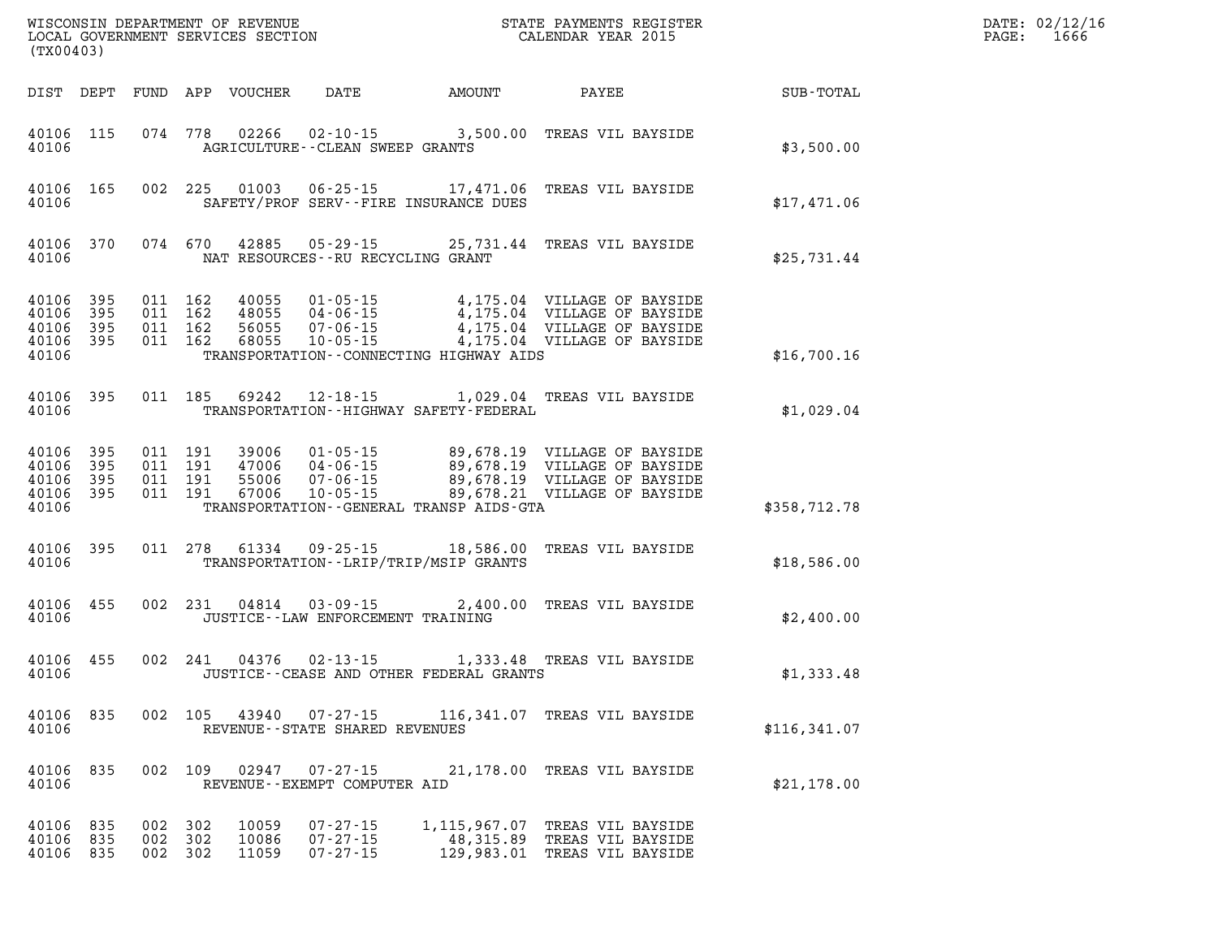WISCONSIN DEPARTMENT OF REVENUE
LOCAL GOVERNMENT SERVICES SECTION
(TX00403)

STATE PAYMENTS REGISTER
CALENDAR YEAR 2015

DATE: 02/12/16
PAGE: 1666

| DIST | DEPT | FUND | APP | VOUCHER | DATE | AMOUNT | PAYEE | SUB-TOTAL |
|---|---|---|---|---|---|---|---|---|
| 40106 | 115 | 074 | 778 | 02266 | 02-10-15 | 3,500.00 | TREAS VIL BAYSIDE | |
| 40106 | | | | | AGRICULTURE--CLEAN SWEEP GRANTS | | | $3,500.00 |
| 40106 | 165 | 002 | 225 | 01003 | 06-25-15 | 17,471.06 | TREAS VIL BAYSIDE | |
| 40106 | | | | | SAFETY/PROF SERV--FIRE INSURANCE DUES | | | $17,471.06 |
| 40106 | 370 | 074 | 670 | 42885 | 05-29-15 | 25,731.44 | TREAS VIL BAYSIDE | |
| 40106 | | | | | NAT RESOURCES--RU RECYCLING GRANT | | | $25,731.44 |
| 40106 | 395 | 011 | 162 | 40055 | 01-05-15 | 4,175.04 | VILLAGE OF BAYSIDE | |
| 40106 | 395 | 011 | 162 | 48055 | 04-06-15 | 4,175.04 | VILLAGE OF BAYSIDE | |
| 40106 | 395 | 011 | 162 | 56055 | 07-06-15 | 4,175.04 | VILLAGE OF BAYSIDE | |
| 40106 | 395 | 011 | 162 | 68055 | 10-05-15 | 4,175.04 | VILLAGE OF BAYSIDE | |
| 40106 | | | | | TRANSPORTATION--CONNECTING HIGHWAY AIDS | | | $16,700.16 |
| 40106 | 395 | 011 | 185 | 69242 | 12-18-15 | 1,029.04 | TREAS VIL BAYSIDE | |
| 40106 | | | | | TRANSPORTATION--HIGHWAY SAFETY-FEDERAL | | | $1,029.04 |
| 40106 | 395 | 011 | 191 | 39006 | 01-05-15 | 89,678.19 | VILLAGE OF BAYSIDE | |
| 40106 | 395 | 011 | 191 | 47006 | 04-06-15 | 89,678.19 | VILLAGE OF BAYSIDE | |
| 40106 | 395 | 011 | 191 | 55006 | 07-06-15 | 89,678.19 | VILLAGE OF BAYSIDE | |
| 40106 | 395 | 011 | 191 | 67006 | 10-05-15 | 89,678.21 | VILLAGE OF BAYSIDE | |
| 40106 | | | | | TRANSPORTATION--GENERAL TRANSP AIDS-GTA | | | $358,712.78 |
| 40106 | 395 | 011 | 278 | 61334 | 09-25-15 | 18,586.00 | TREAS VIL BAYSIDE | |
| 40106 | | | | | TRANSPORTATION--LRIP/TRIP/MSIP GRANTS | | | $18,586.00 |
| 40106 | 455 | 002 | 231 | 04814 | 03-09-15 | 2,400.00 | TREAS VIL BAYSIDE | |
| 40106 | | | | | JUSTICE--LAW ENFORCEMENT TRAINING | | | $2,400.00 |
| 40106 | 455 | 002 | 241 | 04376 | 02-13-15 | 1,333.48 | TREAS VIL BAYSIDE | |
| 40106 | | | | | JUSTICE--CEASE AND OTHER FEDERAL GRANTS | | | $1,333.48 |
| 40106 | 835 | 002 | 105 | 43940 | 07-27-15 | 116,341.07 | TREAS VIL BAYSIDE | |
| 40106 | | | | | REVENUE--STATE SHARED REVENUES | | | $116,341.07 |
| 40106 | 835 | 002 | 109 | 02947 | 07-27-15 | 21,178.00 | TREAS VIL BAYSIDE | |
| 40106 | | | | | REVENUE--EXEMPT COMPUTER AID | | | $21,178.00 |
| 40106 | 835 | 002 | 302 | 10059 | 07-27-15 | 1,115,967.07 | TREAS VIL BAYSIDE | |
| 40106 | 835 | 002 | 302 | 10086 | 07-27-15 | 48,315.89 | TREAS VIL BAYSIDE | |
| 40106 | 835 | 002 | 302 | 11059 | 07-27-15 | 129,983.01 | TREAS VIL BAYSIDE | |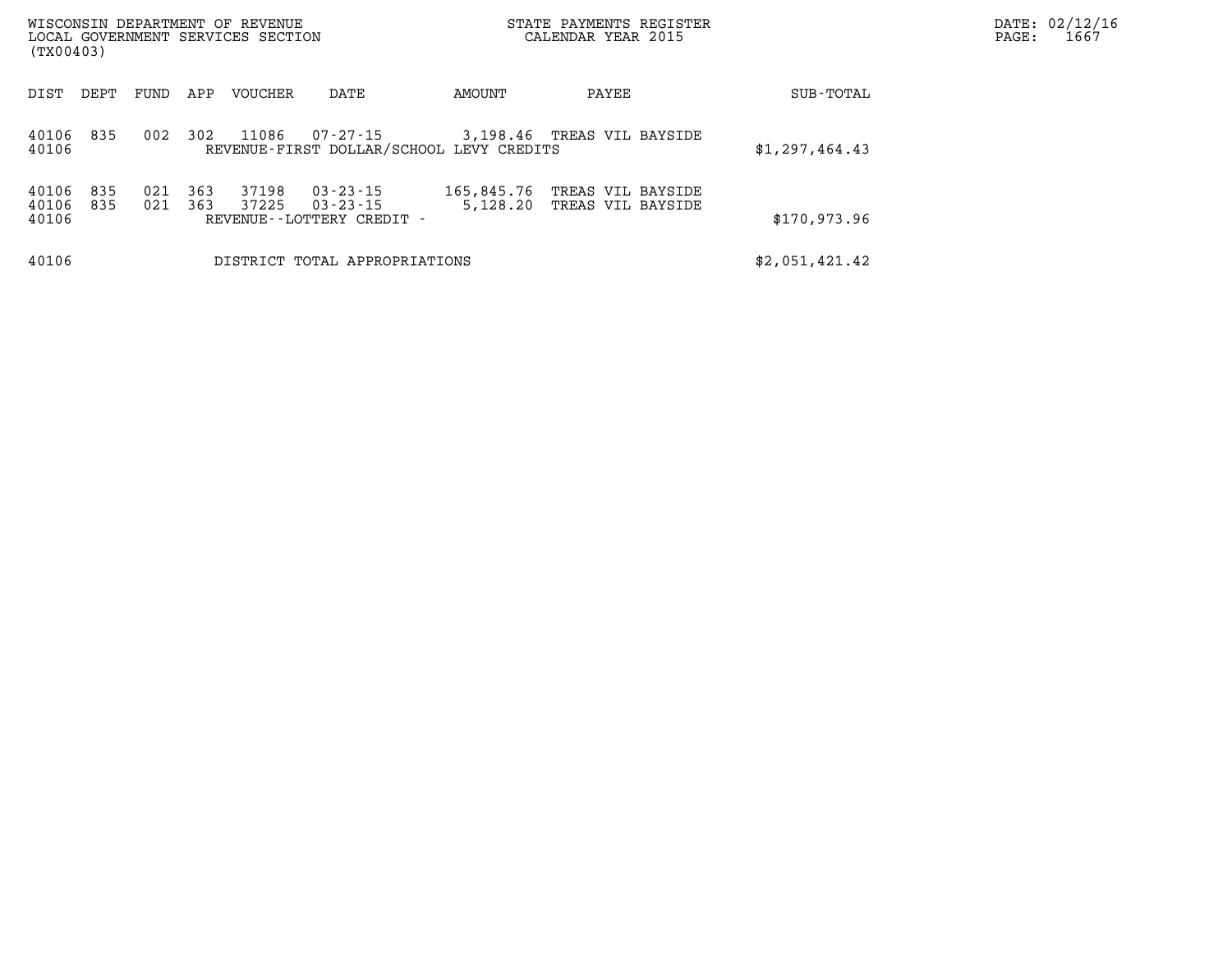| DIST | DEPT | FUND | APP | VOUCHER | DATE | AMOUNT | PAYEE | SUB-TOTAL |
|---|---|---|---|---|---|---|---|---|
| 40106 | 835 | 002 | 302 | 11086 | 07-27-15 | 3,198.46 | TREAS VIL BAYSIDE | |
| 40106 | | | | REVENUE-FIRST DOLLAR/SCHOOL LEVY CREDITS | | | | $1,297,464.43 |
| 40106 | 835 | 021 | 363 | 37198 | 03-23-15 | 165,845.76 | TREAS VIL BAYSIDE | |
| 40106 | 835 | 021 | 363 | 37225 | 03-23-15 | 5,128.20 | TREAS VIL BAYSIDE | |
| 40106 | | | | REVENUE--LOTTERY CREDIT - | | | | $170,973.96 |
| 40106 | | | | DISTRICT TOTAL APPROPRIATIONS | | | | $2,051,421.42 |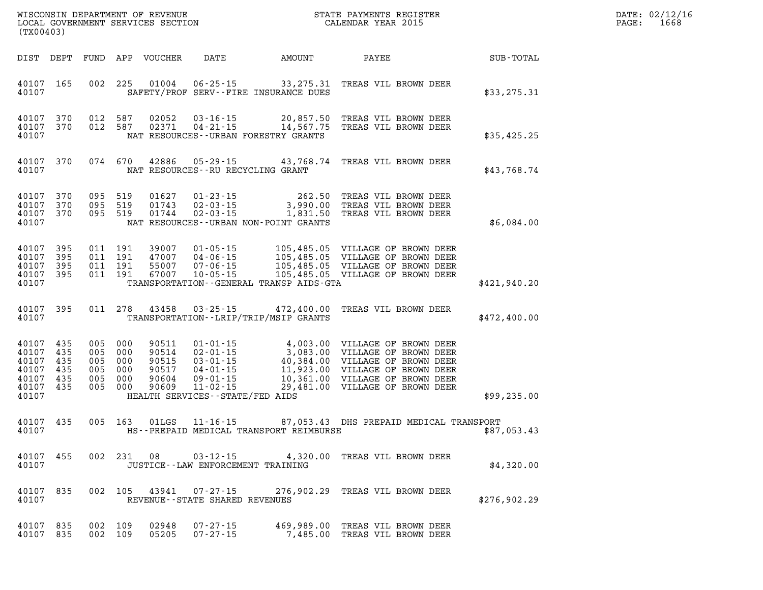WISCONSIN DEPARTMENT OF REVENUE
LOCAL GOVERNMENT SERVICES SECTION
(TX00403)

STATE PAYMENTS REGISTER
CALENDAR YEAR 2015

DATE: 02/12/16
PAGE: 1668

| DIST | DEPT | FUND | APP | VOUCHER | DATE | AMOUNT | PAYEE | SUB-TOTAL |
|---|---|---|---|---|---|---|---|---|
| 40107 | 165 | 002 | 225 | 01004 | 06-25-15 | 33,275.31 | TREAS VIL BROWN DEER | |
| 40107 | | | | | SAFETY/PROF SERV--FIRE INSURANCE DUES | | | $33,275.31 |
| 40107 | 370 | 012 | 587 | 02052 | 03-16-15 | 20,857.50 | TREAS VIL BROWN DEER | |
| 40107 | 370 | 012 | 587 | 02371 | 04-21-15 | 14,567.75 | TREAS VIL BROWN DEER | |
| 40107 | | | | | NAT RESOURCES--URBAN FORESTRY GRANTS | | | $35,425.25 |
| 40107 | 370 | 074 | 670 | 42886 | 05-29-15 | 43,768.74 | TREAS VIL BROWN DEER | |
| 40107 | | | | | NAT RESOURCES--RU RECYCLING GRANT | | | $43,768.74 |
| 40107 | 370 | 095 | 519 | 01627 | 01-23-15 | 262.50 | TREAS VIL BROWN DEER | |
| 40107 | 370 | 095 | 519 | 01743 | 02-03-15 | 3,990.00 | TREAS VIL BROWN DEER | |
| 40107 | 370 | 095 | 519 | 01744 | 02-03-15 | 1,831.50 | TREAS VIL BROWN DEER | |
| 40107 | | | | | NAT RESOURCES--URBAN NON-POINT GRANTS | | | $6,084.00 |
| 40107 | 395 | 011 | 191 | 39007 | 01-05-15 | 105,485.05 | VILLAGE OF BROWN DEER | |
| 40107 | 395 | 011 | 191 | 47007 | 04-06-15 | 105,485.05 | VILLAGE OF BROWN DEER | |
| 40107 | 395 | 011 | 191 | 55007 | 07-06-15 | 105,485.05 | VILLAGE OF BROWN DEER | |
| 40107 | 395 | 011 | 191 | 67007 | 10-05-15 | 105,485.05 | VILLAGE OF BROWN DEER | |
| 40107 | | | | | TRANSPORTATION--GENERAL TRANSP AIDS-GTA | | | $421,940.20 |
| 40107 | 395 | 011 | 278 | 43458 | 03-25-15 | 472,400.00 | TREAS VIL BROWN DEER | |
| 40107 | | | | | TRANSPORTATION--LRIP/TRIP/MSIP GRANTS | | | $472,400.00 |
| 40107 | 435 | 005 | 000 | 90511 | 01-01-15 | 4,003.00 | VILLAGE OF BROWN DEER | |
| 40107 | 435 | 005 | 000 | 90514 | 02-01-15 | 3,083.00 | VILLAGE OF BROWN DEER | |
| 40107 | 435 | 005 | 000 | 90515 | 03-01-15 | 40,384.00 | VILLAGE OF BROWN DEER | |
| 40107 | 435 | 005 | 000 | 90517 | 04-01-15 | 11,923.00 | VILLAGE OF BROWN DEER | |
| 40107 | 435 | 005 | 000 | 90604 | 09-01-15 | 10,361.00 | VILLAGE OF BROWN DEER | |
| 40107 | 435 | 005 | 000 | 90609 | 11-02-15 | 29,481.00 | VILLAGE OF BROWN DEER | |
| 40107 | | | | | HEALTH SERVICES--STATE/FED AIDS | | | $99,235.00 |
| 40107 | 435 | 005 | 163 | 01LGS | 11-16-15 | 87,053.43 | DHS PREPAID MEDICAL TRANSPORT | |
| 40107 | | | | | HS--PREPAID MEDICAL TRANSPORT REIMBURSE | | | $87,053.43 |
| 40107 | 455 | 002 | 231 | 08 | 03-12-15 | 4,320.00 | TREAS VIL BROWN DEER | |
| 40107 | | | | | JUSTICE--LAW ENFORCEMENT TRAINING | | | $4,320.00 |
| 40107 | 835 | 002 | 105 | 43941 | 07-27-15 | 276,902.29 | TREAS VIL BROWN DEER | |
| 40107 | | | | | REVENUE--STATE SHARED REVENUES | | | $276,902.29 |
| 40107 | 835 | 002 | 109 | 02948 | 07-27-15 | 469,989.00 | TREAS VIL BROWN DEER | |
| 40107 | 835 | 002 | 109 | 05205 | 07-27-15 | 7,485.00 | TREAS VIL BROWN DEER | |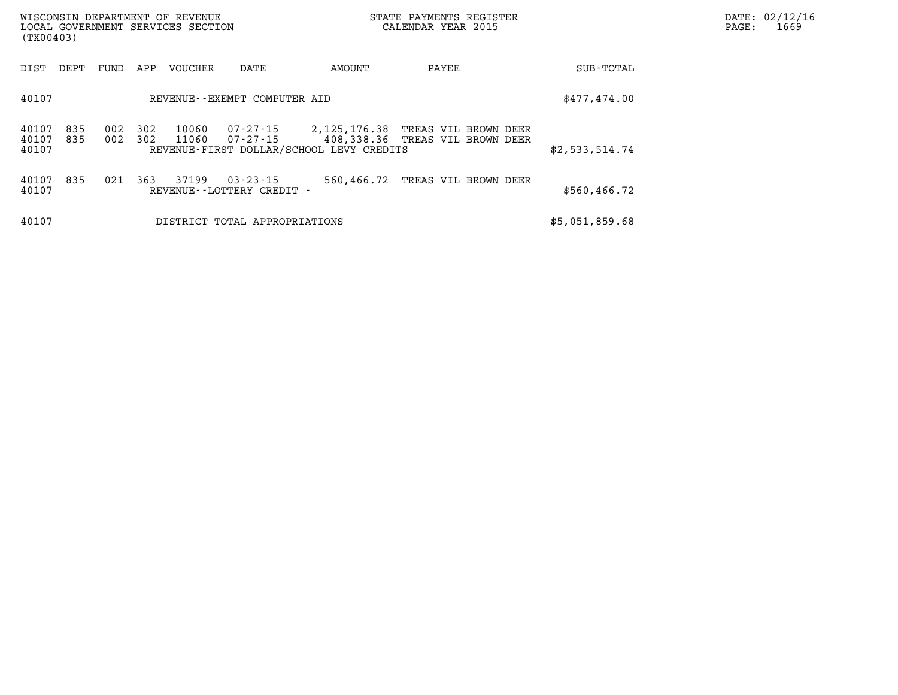| DIST | DEPT | FUND | APP | VOUCHER | DATE | AMOUNT | PAYEE | SUB-TOTAL |
|---|---|---|---|---|---|---|---|---|
| 40107 | | | | REVENUE--EXEMPT COMPUTER AID | | | | $477,474.00 |
| 40107 | 835 | 002 | 302 | 10060 | 07-27-15 | 2,125,176.38 | TREAS VIL BROWN DEER | |
| 40107 | 835 | 002 | 302 | 11060 | 07-27-15 | 408,338.36 | TREAS VIL BROWN DEER | |
| 40107 | | | | REVENUE-FIRST DOLLAR/SCHOOL LEVY CREDITS | | | | $2,533,514.74 |
| 40107 | 835 | 021 | 363 | 37199 | 03-23-15 | 560,466.72 | TREAS VIL BROWN DEER | |
| 40107 | | | | REVENUE--LOTTERY CREDIT - | | | | $560,466.72 |
| 40107 | | | | DISTRICT TOTAL APPROPRIATIONS | | | | $5,051,859.68 |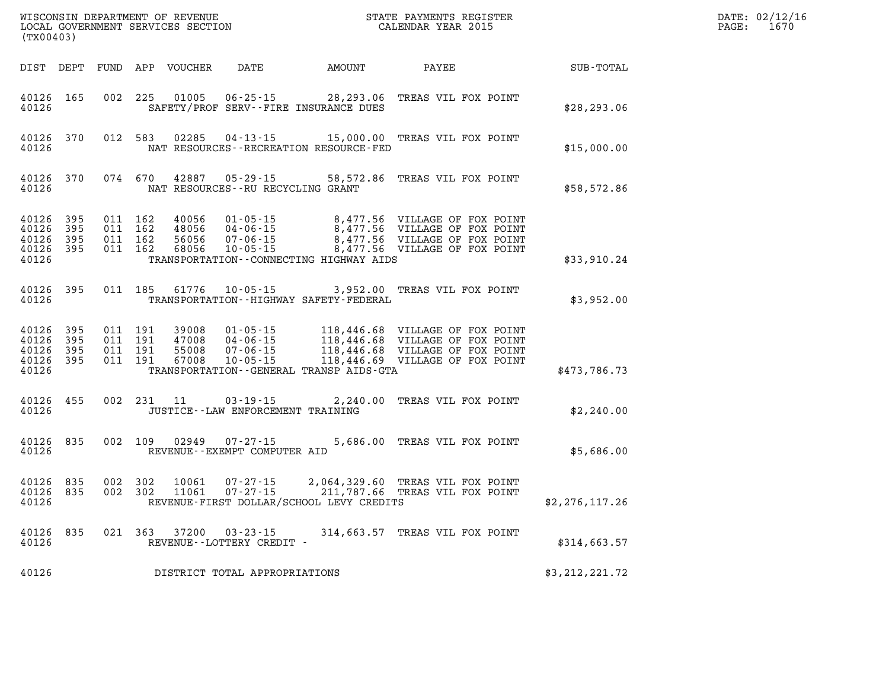WISCONSIN DEPARTMENT OF REVENUE
LOCAL GOVERNMENT SERVICES SECTION
(TX00403)

STATE PAYMENTS REGISTER
CALENDAR YEAR 2015

DATE: 02/12/16
PAGE: 1670

| DIST | DEPT | FUND | APP | VOUCHER | DATE | AMOUNT | PAYEE | SUB-TOTAL |
|---|---|---|---|---|---|---|---|---|
| 40126 | 165 | 002 | 225 | 01005 | 06-25-15 | 28,293.06 | TREAS VIL FOX POINT | |
| 40126 | | | | SAFETY/PROF SERV--FIRE INSURANCE DUES | | | | $28,293.06 |
| 40126 | 370 | 012 | 583 | 02285 | 04-13-15 | 15,000.00 | TREAS VIL FOX POINT | |
| 40126 | | | | NAT RESOURCES--RECREATION RESOURCE-FED | | | | $15,000.00 |
| 40126 | 370 | 074 | 670 | 42887 | 05-29-15 | 58,572.86 | TREAS VIL FOX POINT | |
| 40126 | | | | NAT RESOURCES--RU RECYCLING GRANT | | | | $58,572.86 |
| 40126 | 395 | 011 | 162 | 40056 | 01-05-15 | 8,477.56 | VILLAGE OF FOX POINT | |
| 40126 | 395 | 011 | 162 | 48056 | 04-06-15 | 8,477.56 | VILLAGE OF FOX POINT | |
| 40126 | 395 | 011 | 162 | 56056 | 07-06-15 | 8,477.56 | VILLAGE OF FOX POINT | |
| 40126 | 395 | 011 | 162 | 68056 | 10-05-15 | 8,477.56 | VILLAGE OF FOX POINT | |
| 40126 | | | | TRANSPORTATION--CONNECTING HIGHWAY AIDS | | | | $33,910.24 |
| 40126 | 395 | 011 | 185 | 61776 | 10-05-15 | 3,952.00 | TREAS VIL FOX POINT | |
| 40126 | | | | TRANSPORTATION--HIGHWAY SAFETY-FEDERAL | | | | $3,952.00 |
| 40126 | 395 | 011 | 191 | 39008 | 01-05-15 | 118,446.68 | VILLAGE OF FOX POINT | |
| 40126 | 395 | 011 | 191 | 47008 | 04-06-15 | 118,446.68 | VILLAGE OF FOX POINT | |
| 40126 | 395 | 011 | 191 | 55008 | 07-06-15 | 118,446.68 | VILLAGE OF FOX POINT | |
| 40126 | 395 | 011 | 191 | 67008 | 10-05-15 | 118,446.69 | VILLAGE OF FOX POINT | |
| 40126 | | | | TRANSPORTATION--GENERAL TRANSP AIDS-GTA | | | | $473,786.73 |
| 40126 | 455 | 002 | 231 | 11 | 03-19-15 | 2,240.00 | TREAS VIL FOX POINT | |
| 40126 | | | | JUSTICE--LAW ENFORCEMENT TRAINING | | | | $2,240.00 |
| 40126 | 835 | 002 | 109 | 02949 | 07-27-15 | 5,686.00 | TREAS VIL FOX POINT | |
| 40126 | | | | REVENUE--EXEMPT COMPUTER AID | | | | $5,686.00 |
| 40126 | 835 | 002 | 302 | 10061 | 07-27-15 | 2,064,329.60 | TREAS VIL FOX POINT | |
| 40126 | 835 | 002 | 302 | 11061 | 07-27-15 | 211,787.66 | TREAS VIL FOX POINT | |
| 40126 | | | | REVENUE-FIRST DOLLAR/SCHOOL LEVY CREDITS | | | | $2,276,117.26 |
| 40126 | 835 | 021 | 363 | 37200 | 03-23-15 | 314,663.57 | TREAS VIL FOX POINT | |
| 40126 | | | | REVENUE--LOTTERY CREDIT - | | | | $314,663.57 |
| 40126 | | | | DISTRICT TOTAL APPROPRIATIONS | | | | $3,212,221.72 |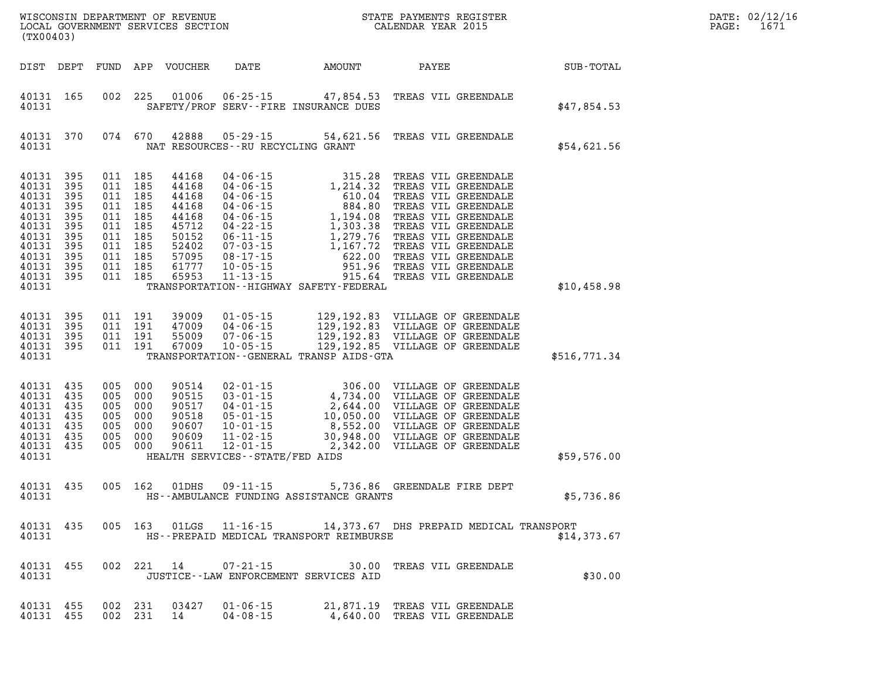| DIST | DEPT | FUND | APP | VOUCHER | DATE | AMOUNT | PAYEE | SUB-TOTAL |
|---|---|---|---|---|---|---|---|---|
| 40131 | 165 | 002 | 225 | 01006 | 06-25-15 | 47,854.53 | TREAS VIL GREENDALE | |
| 40131 | | | | | SAFETY/PROF SERV--FIRE INSURANCE DUES | | | $47,854.53 |
| 40131 | 370 | 074 | 670 | 42888 | 05-29-15 | 54,621.56 | TREAS VIL GREENDALE | |
| 40131 | | | | | NAT RESOURCES--RU RECYCLING GRANT | | | $54,621.56 |
| 40131 | 395 | 011 | 185 | 44168 | 04-06-15 | 315.28 | TREAS VIL GREENDALE | |
| 40131 | 395 | 011 | 185 | 44168 | 04-06-15 | 1,214.32 | TREAS VIL GREENDALE | |
| 40131 | 395 | 011 | 185 | 44168 | 04-06-15 | 610.04 | TREAS VIL GREENDALE | |
| 40131 | 395 | 011 | 185 | 44168 | 04-06-15 | 884.80 | TREAS VIL GREENDALE | |
| 40131 | 395 | 011 | 185 | 44168 | 04-06-15 | 1,194.08 | TREAS VIL GREENDALE | |
| 40131 | 395 | 011 | 185 | 45712 | 04-22-15 | 1,303.38 | TREAS VIL GREENDALE | |
| 40131 | 395 | 011 | 185 | 50152 | 06-11-15 | 1,279.76 | TREAS VIL GREENDALE | |
| 40131 | 395 | 011 | 185 | 52402 | 07-03-15 | 1,167.72 | TREAS VIL GREENDALE | |
| 40131 | 395 | 011 | 185 | 57095 | 08-17-15 | 622.00 | TREAS VIL GREENDALE | |
| 40131 | 395 | 011 | 185 | 61777 | 10-05-15 | 951.96 | TREAS VIL GREENDALE | |
| 40131 | 395 | 011 | 185 | 65953 | 11-13-15 | 915.64 | TREAS VIL GREENDALE | |
| 40131 | | | | | TRANSPORTATION--HIGHWAY SAFETY-FEDERAL | | | $10,458.98 |
| 40131 | 395 | 011 | 191 | 39009 | 01-05-15 | 129,192.83 | VILLAGE OF GREENDALE | |
| 40131 | 395 | 011 | 191 | 47009 | 04-06-15 | 129,192.83 | VILLAGE OF GREENDALE | |
| 40131 | 395 | 011 | 191 | 55009 | 07-06-15 | 129,192.83 | VILLAGE OF GREENDALE | |
| 40131 | 395 | 011 | 191 | 67009 | 10-05-15 | 129,192.85 | VILLAGE OF GREENDALE | |
| 40131 | | | | | TRANSPORTATION--GENERAL TRANSP AIDS-GTA | | | $516,771.34 |
| 40131 | 435 | 005 | 000 | 90514 | 02-01-15 | 306.00 | VILLAGE OF GREENDALE | |
| 40131 | 435 | 005 | 000 | 90515 | 03-01-15 | 4,734.00 | VILLAGE OF GREENDALE | |
| 40131 | 435 | 005 | 000 | 90517 | 04-01-15 | 2,644.00 | VILLAGE OF GREENDALE | |
| 40131 | 435 | 005 | 000 | 90518 | 05-01-15 | 10,050.00 | VILLAGE OF GREENDALE | |
| 40131 | 435 | 005 | 000 | 90607 | 10-01-15 | 8,552.00 | VILLAGE OF GREENDALE | |
| 40131 | 435 | 005 | 000 | 90609 | 11-02-15 | 30,948.00 | VILLAGE OF GREENDALE | |
| 40131 | 435 | 005 | 000 | 90611 | 12-01-15 | 2,342.00 | VILLAGE OF GREENDALE | |
| 40131 | | | | | HEALTH SERVICES--STATE/FED AIDS | | | $59,576.00 |
| 40131 | 435 | 005 | 162 | 01DHS | 09-11-15 | 5,736.86 | GREENDALE FIRE DEPT | |
| 40131 | | | | | HS--AMBULANCE FUNDING ASSISTANCE GRANTS | | | $5,736.86 |
| 40131 | 435 | 005 | 163 | 01LGS | 11-16-15 | 14,373.67 | DHS PREPAID MEDICAL TRANSPORT | |
| 40131 | | | | | HS--PREPAID MEDICAL TRANSPORT REIMBURSE | | | $14,373.67 |
| 40131 | 455 | 002 | 221 | 14 | 07-21-15 | 30.00 | TREAS VIL GREENDALE | |
| 40131 | | | | | JUSTICE--LAW ENFORCEMENT SERVICES AID | | | $30.00 |
| 40131 | 455 | 002 | 231 | 03427 | 01-06-15 | 21,871.19 | TREAS VIL GREENDALE | |
| 40131 | 455 | 002 | 231 | 14 | 04-08-15 | 4,640.00 | TREAS VIL GREENDALE | |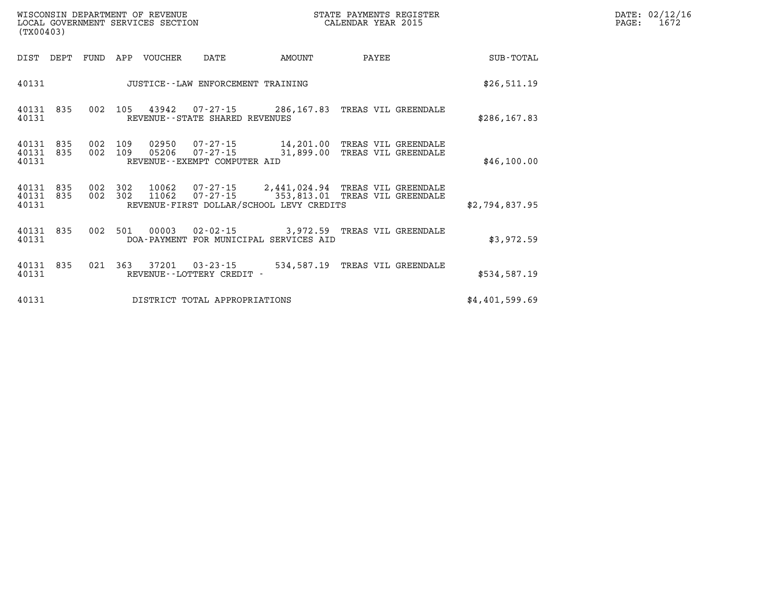| DIST | DEPT | FUND | APP | VOUCHER | DATE | AMOUNT | PAYEE | SUB-TOTAL |
|---|---|---|---|---|---|---|---|---|
| 40131 | | | | | JUSTICE--LAW ENFORCEMENT TRAINING | | | $26,511.19 |
| 40131 | 835 | 002 | 105 | 43942 | 07-27-15 | 286,167.83 | TREAS VIL GREENDALE | |
| 40131 | | | | | REVENUE--STATE SHARED REVENUES | | | $286,167.83 |
| 40131 | 835 | 002 | 109 | 02950 | 07-27-15 | 14,201.00 | TREAS VIL GREENDALE | |
| 40131 | 835 | 002 | 109 | 05206 | 07-27-15 | 31,899.00 | TREAS VIL GREENDALE | |
| 40131 | | | | | REVENUE--EXEMPT COMPUTER AID | | | $46,100.00 |
| 40131 | 835 | 002 | 302 | 10062 | 07-27-15 | 2,441,024.94 | TREAS VIL GREENDALE | |
| 40131 | 835 | 002 | 302 | 11062 | 07-27-15 | 353,813.01 | TREAS VIL GREENDALE | |
| 40131 | | | | | REVENUE-FIRST DOLLAR/SCHOOL LEVY CREDITS | | | $2,794,837.95 |
| 40131 | 835 | 002 | 501 | 00003 | 02-02-15 | 3,972.59 | TREAS VIL GREENDALE | |
| 40131 | | | | | DOA-PAYMENT FOR MUNICIPAL SERVICES AID | | | $3,972.59 |
| 40131 | 835 | 021 | 363 | 37201 | 03-23-15 | 534,587.19 | TREAS VIL GREENDALE | |
| 40131 | | | | | REVENUE--LOTTERY CREDIT - | | | $534,587.19 |
| 40131 | | | | | DISTRICT TOTAL APPROPRIATIONS | | | $4,401,599.69 |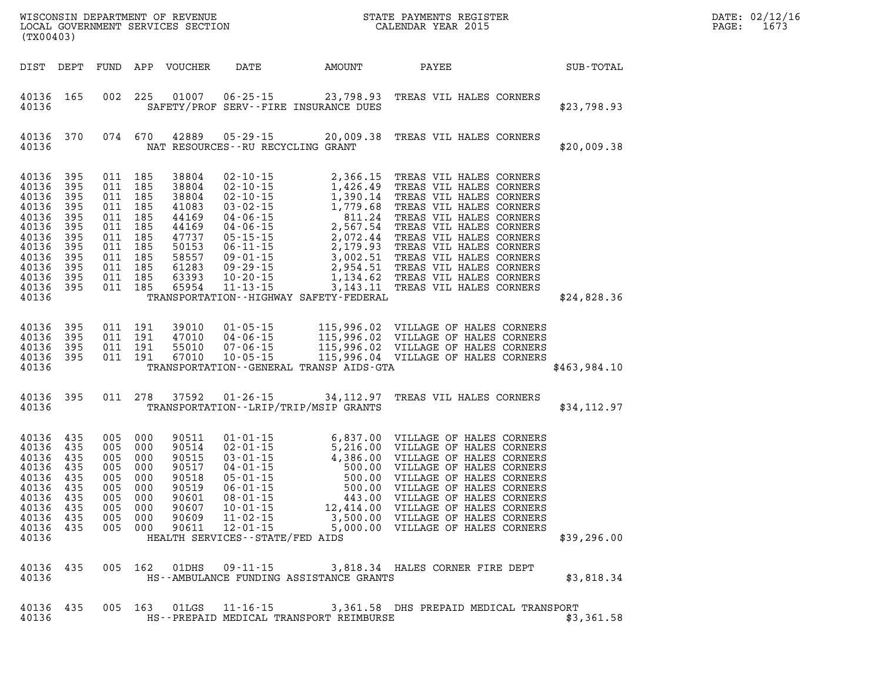WISCONSIN DEPARTMENT OF REVENUE
LOCAL GOVERNMENT SERVICES SECTION
(TX00403)

STATE PAYMENTS REGISTER
CALENDAR YEAR 2015

DATE: 02/12/16

| DIST | DEPT | FUND | APP | VOUCHER | DATE | AMOUNT | PAYEE | SUB-TOTAL |
|---|---|---|---|---|---|---|---|---|
| 40136 | 165 | 002 | 225 | 01007 | 06-25-15 | 23,798.93 | TREAS VIL HALES CORNERS | |
| 40136 | | | | | SAFETY/PROF SERV--FIRE INSURANCE DUES | | | $23,798.93 |
| 40136 | 370 | 074 | 670 | 42889 | 05-29-15 | 20,009.38 | TREAS VIL HALES CORNERS | |
| 40136 | | | | | NAT RESOURCES--RU RECYCLING GRANT | | | $20,009.38 |
| 40136 | 395 | 011 | 185 | 38804 | 02-10-15 | 2,366.15 | TREAS VIL HALES CORNERS | |
| 40136 | 395 | 011 | 185 | 38804 | 02-10-15 | 1,426.49 | TREAS VIL HALES CORNERS | |
| 40136 | 395 | 011 | 185 | 38804 | 02-10-15 | 1,390.14 | TREAS VIL HALES CORNERS | |
| 40136 | 395 | 011 | 185 | 41083 | 03-02-15 | 1,779.68 | TREAS VIL HALES CORNERS | |
| 40136 | 395 | 011 | 185 | 44169 | 04-06-15 | 811.24 | TREAS VIL HALES CORNERS | |
| 40136 | 395 | 011 | 185 | 44169 | 04-06-15 | 2,567.54 | TREAS VIL HALES CORNERS | |
| 40136 | 395 | 011 | 185 | 47737 | 05-15-15 | 2,072.44 | TREAS VIL HALES CORNERS | |
| 40136 | 395 | 011 | 185 | 50153 | 06-11-15 | 2,179.93 | TREAS VIL HALES CORNERS | |
| 40136 | 395 | 011 | 185 | 58557 | 09-01-15 | 3,002.51 | TREAS VIL HALES CORNERS | |
| 40136 | 395 | 011 | 185 | 61283 | 09-29-15 | 2,954.51 | TREAS VIL HALES CORNERS | |
| 40136 | 395 | 011 | 185 | 63393 | 10-20-15 | 1,134.62 | TREAS VIL HALES CORNERS | |
| 40136 | 395 | 011 | 185 | 65954 | 11-13-15 | 3,143.11 | TREAS VIL HALES CORNERS | |
| 40136 | | | | | TRANSPORTATION--HIGHWAY SAFETY-FEDERAL | | | $24,828.36 |
| 40136 | 395 | 011 | 191 | 39010 | 01-05-15 | 115,996.02 | VILLAGE OF HALES CORNERS | |
| 40136 | 395 | 011 | 191 | 47010 | 04-06-15 | 115,996.02 | VILLAGE OF HALES CORNERS | |
| 40136 | 395 | 011 | 191 | 55010 | 07-06-15 | 115,996.02 | VILLAGE OF HALES CORNERS | |
| 40136 | 395 | 011 | 191 | 67010 | 10-05-15 | 115,996.04 | VILLAGE OF HALES CORNERS | |
| 40136 | | | | | TRANSPORTATION--GENERAL TRANSP AIDS-GTA | | | $463,984.10 |
| 40136 | 395 | 011 | 278 | 37592 | 01-26-15 | 34,112.97 | TREAS VIL HALES CORNERS | |
| 40136 | | | | | TRANSPORTATION--LRIP/TRIP/MSIP GRANTS | | | $34,112.97 |
| 40136 | 435 | 005 | 000 | 90511 | 01-01-15 | 6,837.00 | VILLAGE OF HALES CORNERS | |
| 40136 | 435 | 005 | 000 | 90514 | 02-01-15 | 5,216.00 | VILLAGE OF HALES CORNERS | |
| 40136 | 435 | 005 | 000 | 90515 | 03-01-15 | 4,386.00 | VILLAGE OF HALES CORNERS | |
| 40136 | 435 | 005 | 000 | 90517 | 04-01-15 | 500.00 | VILLAGE OF HALES CORNERS | |
| 40136 | 435 | 005 | 000 | 90518 | 05-01-15 | 500.00 | VILLAGE OF HALES CORNERS | |
| 40136 | 435 | 005 | 000 | 90519 | 06-01-15 | 500.00 | VILLAGE OF HALES CORNERS | |
| 40136 | 435 | 005 | 000 | 90601 | 08-01-15 | 443.00 | VILLAGE OF HALES CORNERS | |
| 40136 | 435 | 005 | 000 | 90607 | 10-01-15 | 12,414.00 | VILLAGE OF HALES CORNERS | |
| 40136 | 435 | 005 | 000 | 90609 | 11-02-15 | 3,500.00 | VILLAGE OF HALES CORNERS | |
| 40136 | 435 | 005 | 000 | 90611 | 12-01-15 | 5,000.00 | VILLAGE OF HALES CORNERS | |
| 40136 | | | | | HEALTH SERVICES--STATE/FED AIDS | | | $39,296.00 |
| 40136 | 435 | 005 | 162 | 01DHS | 09-11-15 | 3,818.34 | HALES CORNER FIRE DEPT | |
| 40136 | | | | | HS--AMBULANCE FUNDING ASSISTANCE GRANTS | | | $3,818.34 |
| 40136 | 435 | 005 | 163 | 01LGS | 11-16-15 | 3,361.58 | DHS PREPAID MEDICAL TRANSPORT | |
| 40136 | | | | | HS--PREPAID MEDICAL TRANSPORT REIMBURSE | | | $3,361.58 |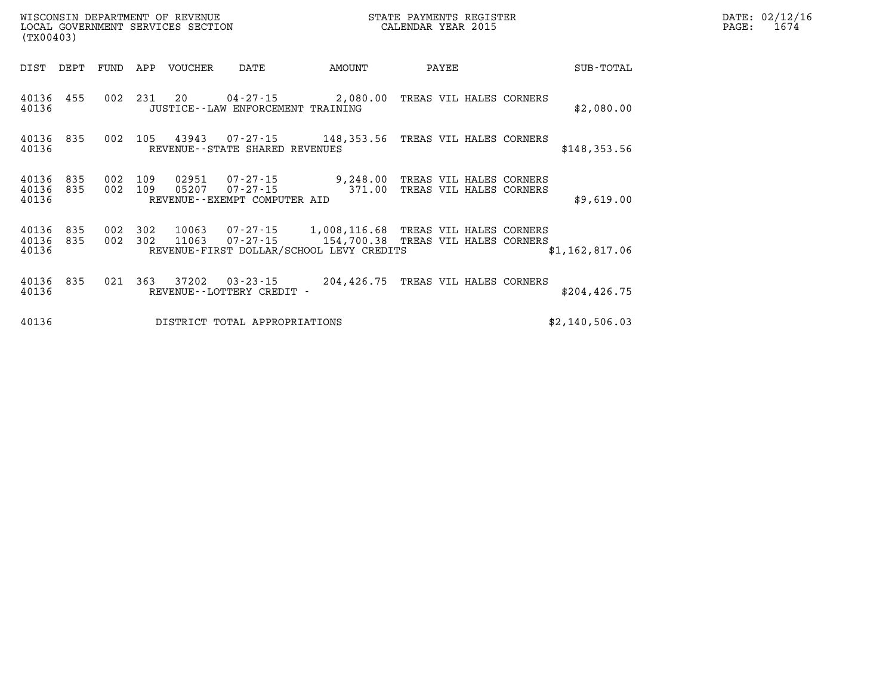WISCONSIN DEPARTMENT OF REVENUE
LOCAL GOVERNMENT SERVICES SECTION
(TX00403)

STATE PAYMENTS REGISTER
CALENDAR YEAR 2015

DATE: 02/12/16
PAGE: 1674

| DIST | DEPT | FUND | APP | VOUCHER | DATE | AMOUNT | PAYEE | SUB-TOTAL |
|---|---|---|---|---|---|---|---|---|
| 40136 | 455 | 002 | 231 | 20 | 04-27-15 | 2,080.00 | TREAS VIL HALES CORNERS | |
| 40136 | | | | JUSTICE--LAW ENFORCEMENT TRAINING | | | | $2,080.00 |
| 40136 | 835 | 002 | 105 | 43943 | 07-27-15 | 148,353.56 | TREAS VIL HALES CORNERS | |
| 40136 | | | | REVENUE--STATE SHARED REVENUES | | | | $148,353.56 |
| 40136 | 835 | 002 | 109 | 02951 | 07-27-15 | 9,248.00 | TREAS VIL HALES CORNERS | |
| 40136 | 835 | 002 | 109 | 05207 | 07-27-15 | 371.00 | TREAS VIL HALES CORNERS | |
| 40136 | | | | REVENUE--EXEMPT COMPUTER AID | | | | $9,619.00 |
| 40136 | 835 | 002 | 302 | 10063 | 07-27-15 | 1,008,116.68 | TREAS VIL HALES CORNERS | |
| 40136 | 835 | 002 | 302 | 11063 | 07-27-15 | 154,700.38 | TREAS VIL HALES CORNERS | |
| 40136 | | | | REVENUE-FIRST DOLLAR/SCHOOL LEVY CREDITS | | | | $1,162,817.06 |
| 40136 | 835 | 021 | 363 | 37202 | 03-23-15 | 204,426.75 | TREAS VIL HALES CORNERS | |
| 40136 | | | | REVENUE--LOTTERY CREDIT - | | | | $204,426.75 |
| 40136 | | | | DISTRICT TOTAL APPROPRIATIONS | | | | $2,140,506.03 |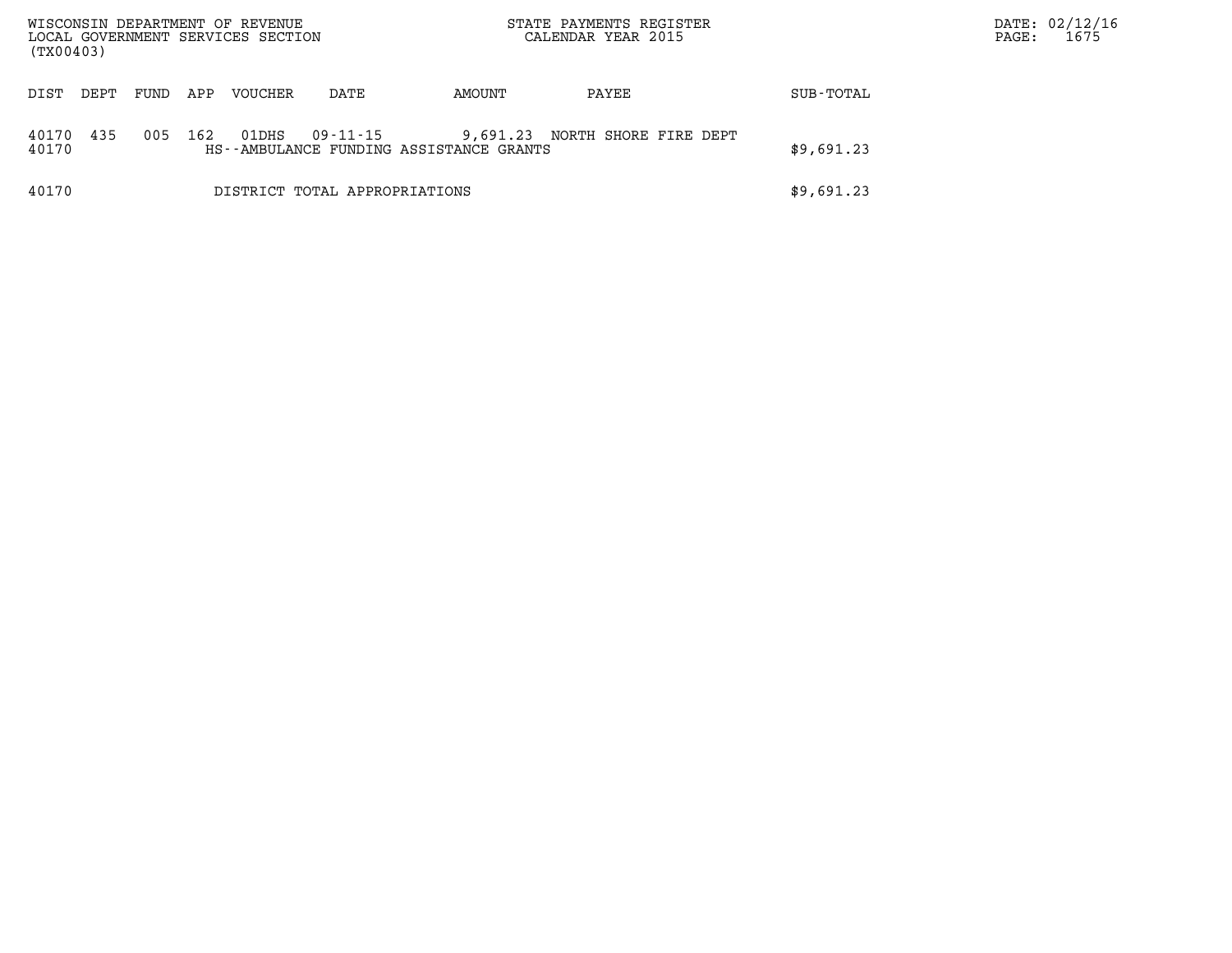WISCONSIN DEPARTMENT OF REVENUE
LOCAL GOVERNMENT SERVICES SECTION
(TX00403)

STATE PAYMENTS REGISTER
CALENDAR YEAR 2015

DATE: 02/12/16
PAGE: 1675

| DIST | DEPT | FUND | APP | VOUCHER | DATE | AMOUNT | PAYEE | SUB-TOTAL |
|---|---|---|---|---|---|---|---|---|
| 40170 | 435 | 005 | 162 | 01DHS | 09-11-15 | 9,691.23 | NORTH SHORE FIRE DEPT | |
| 40170 | | | | HS--AMBULANCE FUNDING ASSISTANCE GRANTS | | | | $9,691.23 |
| 40170 | | | | DISTRICT TOTAL APPROPRIATIONS | | | | $9,691.23 |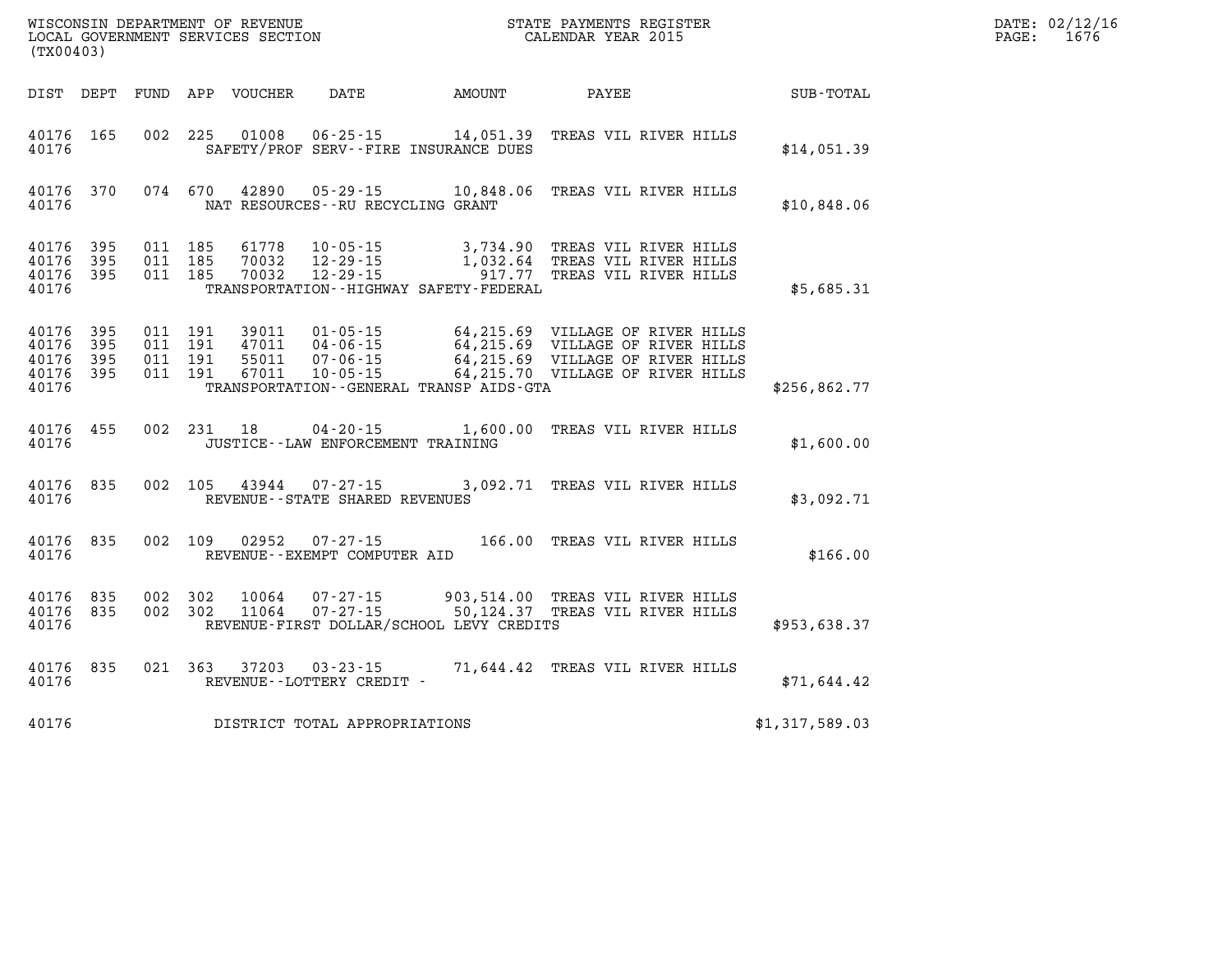WISCONSIN DEPARTMENT OF REVENUE
LOCAL GOVERNMENT SERVICES SECTION
(TX00403)

STATE PAYMENTS REGISTER
CALENDAR YEAR 2015

| DIST | DEPT | FUND | APP | VOUCHER | DATE | AMOUNT | PAYEE | SUB-TOTAL |
|---|---|---|---|---|---|---|---|---|
| 40176 | 165 | 002 | 225 | 01008 | 06-25-15 | 14,051.39 | TREAS VIL RIVER HILLS | |
| 40176 | | | | | SAFETY/PROF SERV--FIRE INSURANCE DUES | | | $14,051.39 |
| 40176 | 370 | 074 | 670 | 42890 | 05-29-15 | 10,848.06 | TREAS VIL RIVER HILLS | |
| 40176 | | | | | NAT RESOURCES--RU RECYCLING GRANT | | | $10,848.06 |
| 40176 | 395 | 011 | 185 | 61778 | 10-05-15 | 3,734.90 | TREAS VIL RIVER HILLS | |
| 40176 | 395 | 011 | 185 | 70032 | 12-29-15 | 1,032.64 | TREAS VIL RIVER HILLS | |
| 40176 | 395 | 011 | 185 | 70032 | 12-29-15 | 917.77 | TREAS VIL RIVER HILLS | |
| 40176 | | | | | TRANSPORTATION--HIGHWAY SAFETY-FEDERAL | | | $5,685.31 |
| 40176 | 395 | 011 | 191 | 39011 | 01-05-15 | 64,215.69 | VILLAGE OF RIVER HILLS | |
| 40176 | 395 | 011 | 191 | 47011 | 04-06-15 | 64,215.69 | VILLAGE OF RIVER HILLS | |
| 40176 | 395 | 011 | 191 | 55011 | 07-06-15 | 64,215.69 | VILLAGE OF RIVER HILLS | |
| 40176 | 395 | 011 | 191 | 67011 | 10-05-15 | 64,215.70 | VILLAGE OF RIVER HILLS | |
| 40176 | | | | | TRANSPORTATION--GENERAL TRANSP AIDS-GTA | | | $256,862.77 |
| 40176 | 455 | 002 | 231 | 18 | 04-20-15 | 1,600.00 | TREAS VIL RIVER HILLS | |
| 40176 | | | | | JUSTICE--LAW ENFORCEMENT TRAINING | | | $1,600.00 |
| 40176 | 835 | 002 | 105 | 43944 | 07-27-15 | 3,092.71 | TREAS VIL RIVER HILLS | |
| 40176 | | | | | REVENUE--STATE SHARED REVENUES | | | $3,092.71 |
| 40176 | 835 | 002 | 109 | 02952 | 07-27-15 | 166.00 | TREAS VIL RIVER HILLS | |
| 40176 | | | | | REVENUE--EXEMPT COMPUTER AID | | | $166.00 |
| 40176 | 835 | 002 | 302 | 10064 | 07-27-15 | 903,514.00 | TREAS VIL RIVER HILLS | |
| 40176 | 835 | 002 | 302 | 11064 | 07-27-15 | 50,124.37 | TREAS VIL RIVER HILLS | |
| 40176 | | | | | REVENUE-FIRST DOLLAR/SCHOOL LEVY CREDITS | | | $953,638.37 |
| 40176 | 835 | 021 | 363 | 37203 | 03-23-15 | 71,644.42 | TREAS VIL RIVER HILLS | |
| 40176 | | | | | REVENUE--LOTTERY CREDIT - | | | $71,644.42 |
| 40176 | | | | | DISTRICT TOTAL APPROPRIATIONS | | | $1,317,589.03 |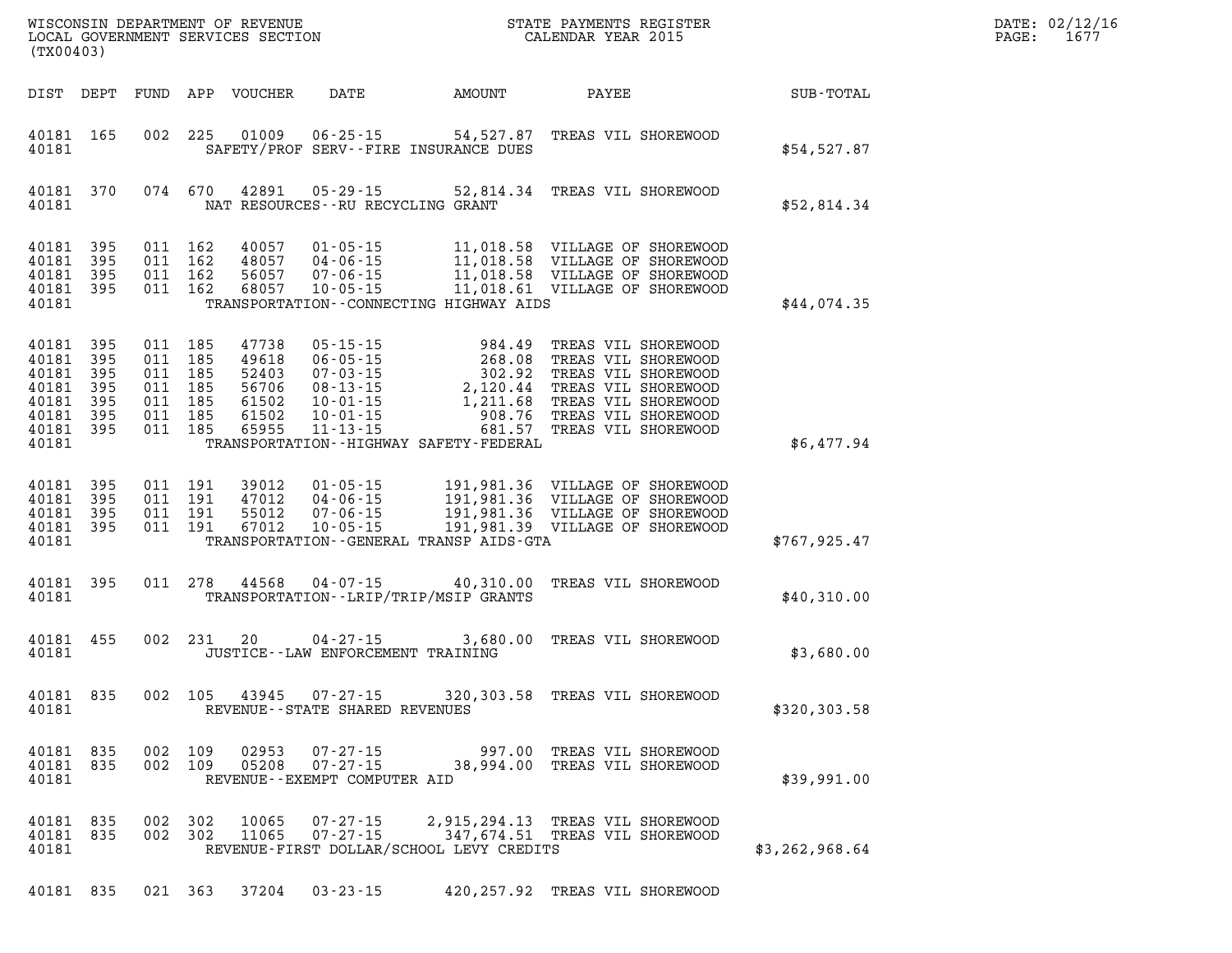WISCONSIN DEPARTMENT OF REVENUE
LOCAL GOVERNMENT SERVICES SECTION
(TX00403)

STATE PAYMENTS REGISTER
CALENDAR YEAR 2015

DATE: 02/12/16
PAGE: 1677

| DIST | DEPT | FUND | APP | VOUCHER | DATE | AMOUNT | PAYEE | SUB-TOTAL |
|---|---|---|---|---|---|---|---|---|
| 40181 | 165 | 002 | 225 | 01009 | 06-25-15 | 54,527.87 | TREAS VIL SHOREWOOD | |
| 40181 | | | | | SAFETY/PROF SERV--FIRE INSURANCE DUES | | | $54,527.87 |
| 40181 | 370 | 074 | 670 | 42891 | 05-29-15 | 52,814.34 | TREAS VIL SHOREWOOD | |
| 40181 | | | | | NAT RESOURCES--RU RECYCLING GRANT | | | $52,814.34 |
| 40181 | 395 | 011 | 162 | 40057 | 01-05-15 | 11,018.58 | VILLAGE OF SHOREWOOD | |
| 40181 | 395 | 011 | 162 | 48057 | 04-06-15 | 11,018.58 | VILLAGE OF SHOREWOOD | |
| 40181 | 395 | 011 | 162 | 56057 | 07-06-15 | 11,018.58 | VILLAGE OF SHOREWOOD | |
| 40181 | 395 | 011 | 162 | 68057 | 10-05-15 | 11,018.61 | VILLAGE OF SHOREWOOD | |
| 40181 | | | | | TRANSPORTATION--CONNECTING HIGHWAY AIDS | | | $44,074.35 |
| 40181 | 395 | 011 | 185 | 47738 | 05-15-15 | 984.49 | TREAS VIL SHOREWOOD | |
| 40181 | 395 | 011 | 185 | 49618 | 06-05-15 | 268.08 | TREAS VIL SHOREWOOD | |
| 40181 | 395 | 011 | 185 | 52403 | 07-03-15 | 302.92 | TREAS VIL SHOREWOOD | |
| 40181 | 395 | 011 | 185 | 56706 | 08-13-15 | 2,120.44 | TREAS VIL SHOREWOOD | |
| 40181 | 395 | 011 | 185 | 61502 | 10-01-15 | 1,211.68 | TREAS VIL SHOREWOOD | |
| 40181 | 395 | 011 | 185 | 61502 | 10-01-15 | 908.76 | TREAS VIL SHOREWOOD | |
| 40181 | 395 | 011 | 185 | 65955 | 11-13-15 | 681.57 | TREAS VIL SHOREWOOD | |
| 40181 | | | | | TRANSPORTATION--HIGHWAY SAFETY-FEDERAL | | | $6,477.94 |
| 40181 | 395 | 011 | 191 | 39012 | 01-05-15 | 191,981.36 | VILLAGE OF SHOREWOOD | |
| 40181 | 395 | 011 | 191 | 47012 | 04-06-15 | 191,981.36 | VILLAGE OF SHOREWOOD | |
| 40181 | 395 | 011 | 191 | 55012 | 07-06-15 | 191,981.36 | VILLAGE OF SHOREWOOD | |
| 40181 | 395 | 011 | 191 | 67012 | 10-05-15 | 191,981.39 | VILLAGE OF SHOREWOOD | |
| 40181 | | | | | TRANSPORTATION--GENERAL TRANSP AIDS-GTA | | | $767,925.47 |
| 40181 | 395 | 011 | 278 | 44568 | 04-07-15 | 40,310.00 | TREAS VIL SHOREWOOD | |
| 40181 | | | | | TRANSPORTATION--LRIP/TRIP/MSIP GRANTS | | | $40,310.00 |
| 40181 | 455 | 002 | 231 | 20 | 04-27-15 | 3,680.00 | TREAS VIL SHOREWOOD | |
| 40181 | | | | | JUSTICE--LAW ENFORCEMENT TRAINING | | | $3,680.00 |
| 40181 | 835 | 002 | 105 | 43945 | 07-27-15 | 320,303.58 | TREAS VIL SHOREWOOD | |
| 40181 | | | | | REVENUE--STATE SHARED REVENUES | | | $320,303.58 |
| 40181 | 835 | 002 | 109 | 02953 | 07-27-15 | 997.00 | TREAS VIL SHOREWOOD | |
| 40181 | 835 | 002 | 109 | 05208 | 07-27-15 | 38,994.00 | TREAS VIL SHOREWOOD | |
| 40181 | | | | | REVENUE--EXEMPT COMPUTER AID | | | $39,991.00 |
| 40181 | 835 | 002 | 302 | 10065 | 07-27-15 | 2,915,294.13 | TREAS VIL SHOREWOOD | |
| 40181 | 835 | 002 | 302 | 11065 | 07-27-15 | 347,674.51 | TREAS VIL SHOREWOOD | |
| 40181 | | | | | REVENUE-FIRST DOLLAR/SCHOOL LEVY CREDITS | | | $3,262,968.64 |
| 40181 | 835 | 021 | 363 | 37204 | 03-23-15 | 420,257.92 | TREAS VIL SHOREWOOD | |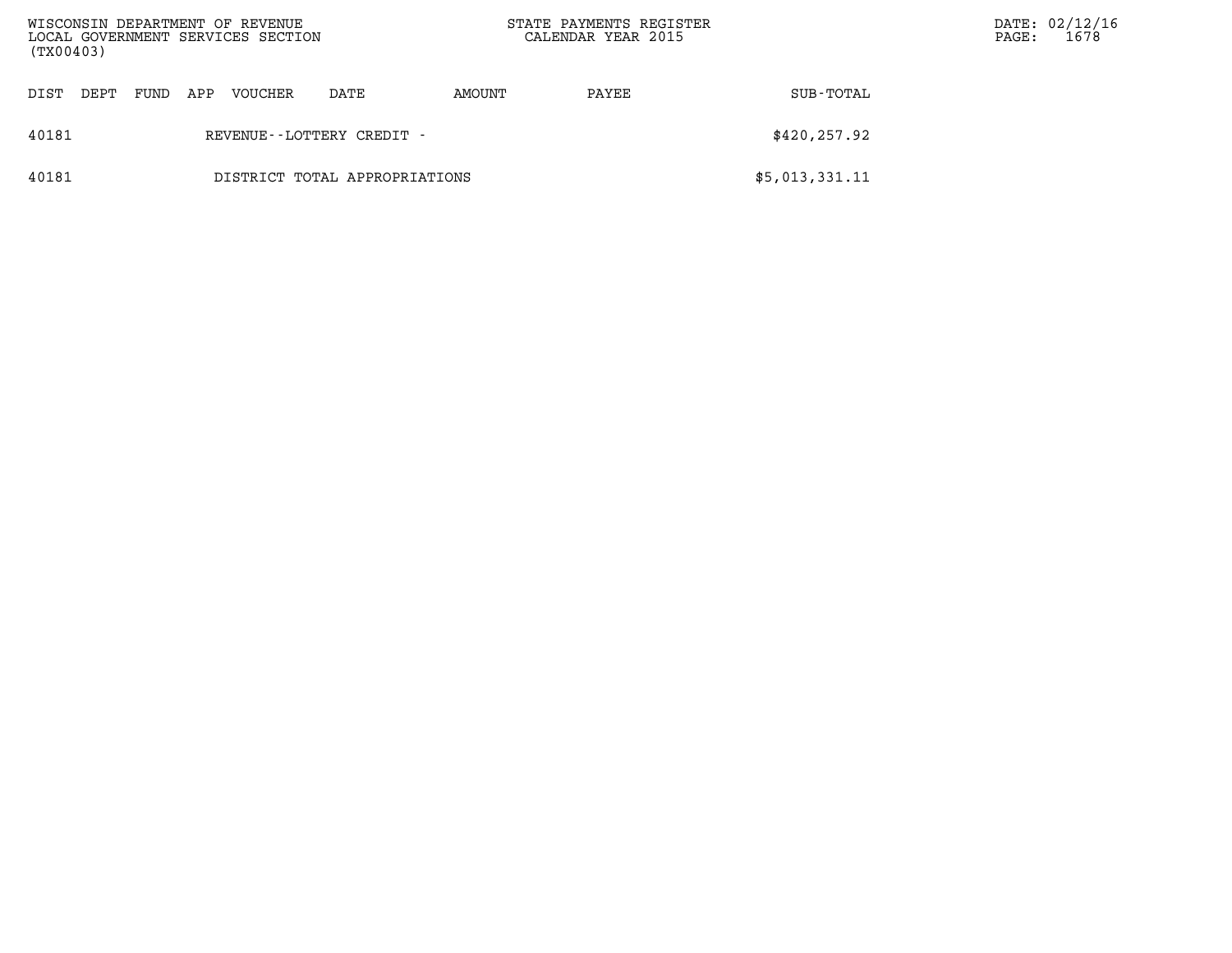| DIST | DEPT | FUND | APP | VOUCHER | DATE | AMOUNT | PAYEE | SUB-TOTAL |
|---|---|---|---|---|---|---|---|---|
| 40181 | | | | REVENUE--LOTTERY CREDIT - | | | | $420,257.92 |
| 40181 | | | | DISTRICT TOTAL APPROPRIATIONS | | | | $5,013,331.11 |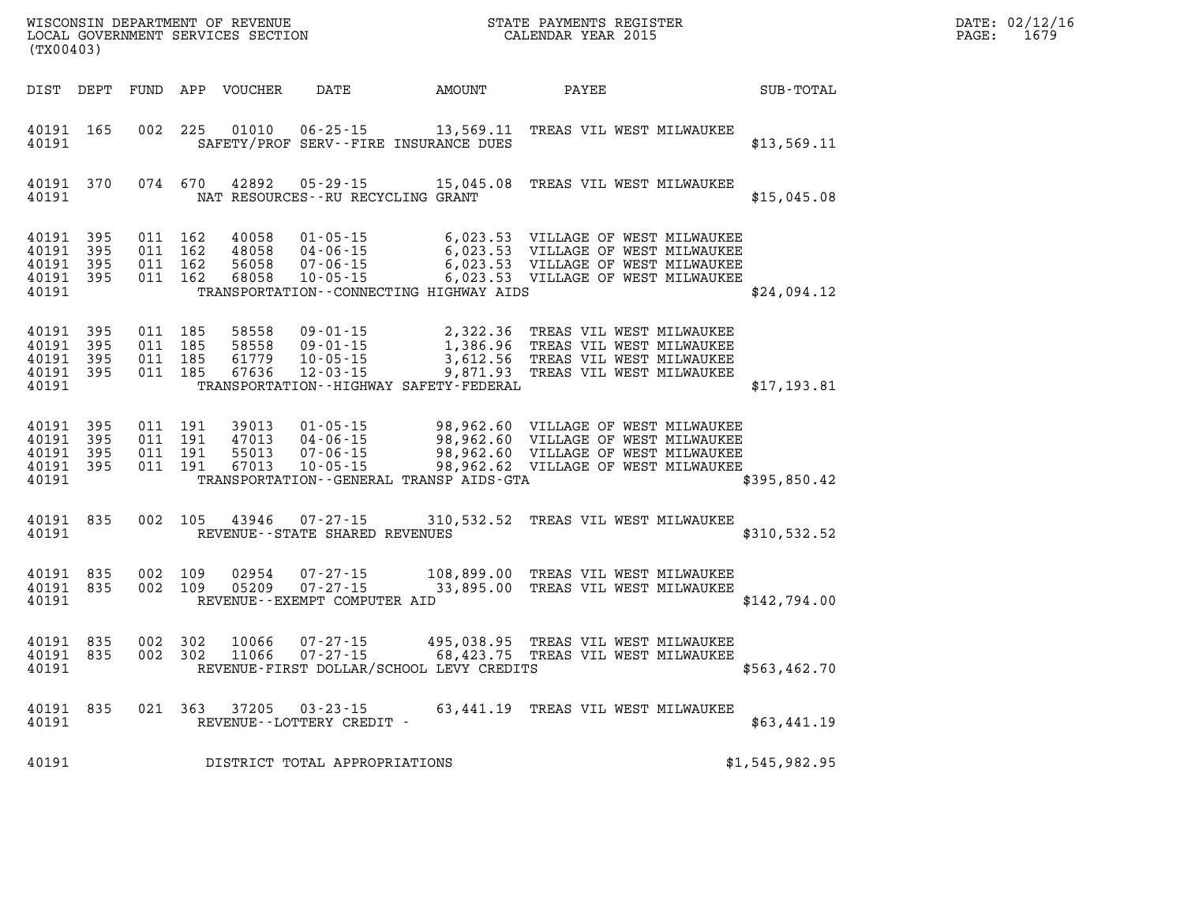WISCONSIN DEPARTMENT OF REVENUE
LOCAL GOVERNMENT SERVICES SECTION
(TX00403)

STATE PAYMENTS REGISTER
CALENDAR YEAR 2015

DATE: 02/12/16

| DIST | DEPT | FUND | APP | VOUCHER | DATE | AMOUNT | PAYEE | SUB-TOTAL |
|---|---|---|---|---|---|---|---|---|
| 40191 | 165 | 002 | 225 | 01010 | 06-25-15 | 13,569.11 | TREAS VIL WEST MILWAUKEE | |
| 40191 | | | | | SAFETY/PROF SERV--FIRE INSURANCE DUES | | | $13,569.11 |
| 40191 | 370 | 074 | 670 | 42892 | 05-29-15 | 15,045.08 | TREAS VIL WEST MILWAUKEE | |
| 40191 | | | | | NAT RESOURCES--RU RECYCLING GRANT | | | $15,045.08 |
| 40191 | 395 | 011 | 162 | 40058 | 01-05-15 | 6,023.53 | VILLAGE OF WEST MILWAUKEE | |
| 40191 | 395 | 011 | 162 | 48058 | 04-06-15 | 6,023.53 | VILLAGE OF WEST MILWAUKEE | |
| 40191 | 395 | 011 | 162 | 56058 | 07-06-15 | 6,023.53 | VILLAGE OF WEST MILWAUKEE | |
| 40191 | 395 | 011 | 162 | 68058 | 10-05-15 | 6,023.53 | VILLAGE OF WEST MILWAUKEE | |
| 40191 | | | | | TRANSPORTATION--CONNECTING HIGHWAY AIDS | | | $24,094.12 |
| 40191 | 395 | 011 | 185 | 58558 | 09-01-15 | 2,322.36 | TREAS VIL WEST MILWAUKEE | |
| 40191 | 395 | 011 | 185 | 58558 | 09-01-15 | 1,386.96 | TREAS VIL WEST MILWAUKEE | |
| 40191 | 395 | 011 | 185 | 61779 | 10-05-15 | 3,612.56 | TREAS VIL WEST MILWAUKEE | |
| 40191 | 395 | 011 | 185 | 67636 | 12-03-15 | 9,871.93 | TREAS VIL WEST MILWAUKEE | |
| 40191 | | | | | TRANSPORTATION--HIGHWAY SAFETY-FEDERAL | | | $17,193.81 |
| 40191 | 395 | 011 | 191 | 39013 | 01-05-15 | 98,962.60 | VILLAGE OF WEST MILWAUKEE | |
| 40191 | 395 | 011 | 191 | 47013 | 04-06-15 | 98,962.60 | VILLAGE OF WEST MILWAUKEE | |
| 40191 | 395 | 011 | 191 | 55013 | 07-06-15 | 98,962.60 | VILLAGE OF WEST MILWAUKEE | |
| 40191 | 395 | 011 | 191 | 67013 | 10-05-15 | 98,962.62 | VILLAGE OF WEST MILWAUKEE | |
| 40191 | | | | | TRANSPORTATION--GENERAL TRANSP AIDS-GTA | | | $395,850.42 |
| 40191 | 835 | 002 | 105 | 43946 | 07-27-15 | 310,532.52 | TREAS VIL WEST MILWAUKEE | |
| 40191 | | | | | REVENUE--STATE SHARED REVENUES | | | $310,532.52 |
| 40191 | 835 | 002 | 109 | 02954 | 07-27-15 | 108,899.00 | TREAS VIL WEST MILWAUKEE | |
| 40191 | 835 | 002 | 109 | 05209 | 07-27-15 | 33,895.00 | TREAS VIL WEST MILWAUKEE | |
| 40191 | | | | | REVENUE--EXEMPT COMPUTER AID | | | $142,794.00 |
| 40191 | 835 | 002 | 302 | 10066 | 07-27-15 | 495,038.95 | TREAS VIL WEST MILWAUKEE | |
| 40191 | 835 | 002 | 302 | 11066 | 07-27-15 | 68,423.75 | TREAS VIL WEST MILWAUKEE | |
| 40191 | | | | | REVENUE-FIRST DOLLAR/SCHOOL LEVY CREDITS | | | $563,462.70 |
| 40191 | 835 | 021 | 363 | 37205 | 03-23-15 | 63,441.19 | TREAS VIL WEST MILWAUKEE | |
| 40191 | | | | | REVENUE--LOTTERY CREDIT - | | | $63,441.19 |
| 40191 | | | | | DISTRICT TOTAL APPROPRIATIONS | | | $1,545,982.95 |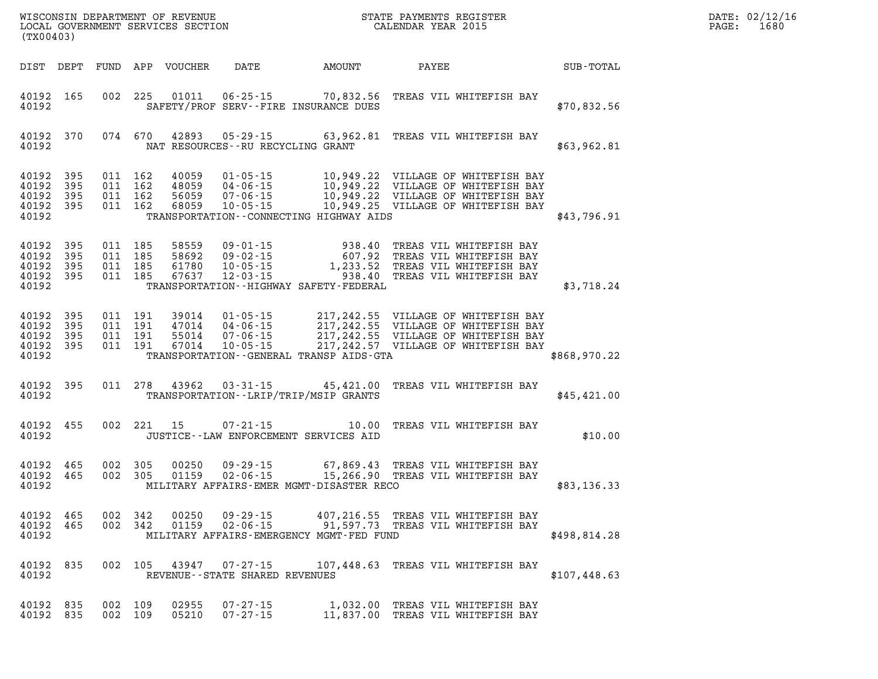WISCONSIN DEPARTMENT OF REVENUE
LOCAL GOVERNMENT SERVICES SECTION
(TX00403)

STATE PAYMENTS REGISTER
CALENDAR YEAR 2015

DATE: 02/12/16
PAGE: 1680

| DIST | DEPT | FUND | APP | VOUCHER | DATE | AMOUNT | PAYEE | SUB-TOTAL |
|---|---|---|---|---|---|---|---|---|
| 40192 | 165 | 002 | 225 | 01011 | 06-25-15 | 70,832.56 | TREAS VIL WHITEFISH BAY | |
| 40192 | | | | | SAFETY/PROF SERV--FIRE INSURANCE DUES | | | $70,832.56 |
| 40192 | 370 | 074 | 670 | 42893 | 05-29-15 | 63,962.81 | TREAS VIL WHITEFISH BAY | |
| 40192 | | | | | NAT RESOURCES--RU RECYCLING GRANT | | | $63,962.81 |
| 40192 | 395 | 011 | 162 | 40059 | 01-05-15 | 10,949.22 | VILLAGE OF WHITEFISH BAY | |
| 40192 | 395 | 011 | 162 | 48059 | 04-06-15 | 10,949.22 | VILLAGE OF WHITEFISH BAY | |
| 40192 | 395 | 011 | 162 | 56059 | 07-06-15 | 10,949.22 | VILLAGE OF WHITEFISH BAY | |
| 40192 | 395 | 011 | 162 | 68059 | 10-05-15 | 10,949.25 | VILLAGE OF WHITEFISH BAY | |
| 40192 | | | | | TRANSPORTATION--CONNECTING HIGHWAY AIDS | | | $43,796.91 |
| 40192 | 395 | 011 | 185 | 58559 | 09-01-15 | 938.40 | TREAS VIL WHITEFISH BAY | |
| 40192 | 395 | 011 | 185 | 58692 | 09-02-15 | 607.92 | TREAS VIL WHITEFISH BAY | |
| 40192 | 395 | 011 | 185 | 61780 | 10-05-15 | 1,233.52 | TREAS VIL WHITEFISH BAY | |
| 40192 | 395 | 011 | 185 | 67637 | 12-03-15 | 938.40 | TREAS VIL WHITEFISH BAY | |
| 40192 | | | | | TRANSPORTATION--HIGHWAY SAFETY-FEDERAL | | | $3,718.24 |
| 40192 | 395 | 011 | 191 | 39014 | 01-05-15 | 217,242.55 | VILLAGE OF WHITEFISH BAY | |
| 40192 | 395 | 011 | 191 | 47014 | 04-06-15 | 217,242.55 | VILLAGE OF WHITEFISH BAY | |
| 40192 | 395 | 011 | 191 | 55014 | 07-06-15 | 217,242.55 | VILLAGE OF WHITEFISH BAY | |
| 40192 | 395 | 011 | 191 | 67014 | 10-05-15 | 217,242.57 | VILLAGE OF WHITEFISH BAY | |
| 40192 | | | | | TRANSPORTATION--GENERAL TRANSP AIDS-GTA | | | $868,970.22 |
| 40192 | 395 | 011 | 278 | 43962 | 03-31-15 | 45,421.00 | TREAS VIL WHITEFISH BAY | |
| 40192 | | | | | TRANSPORTATION--LRIP/TRIP/MSIP GRANTS | | | $45,421.00 |
| 40192 | 455 | 002 | 221 | 15 | 07-21-15 | 10.00 | TREAS VIL WHITEFISH BAY | |
| 40192 | | | | | JUSTICE--LAW ENFORCEMENT SERVICES AID | | | $10.00 |
| 40192 | 465 | 002 | 305 | 00250 | 09-29-15 | 67,869.43 | TREAS VIL WHITEFISH BAY | |
| 40192 | 465 | 002 | 305 | 01159 | 02-06-15 | 15,266.90 | TREAS VIL WHITEFISH BAY | |
| 40192 | | | | | MILITARY AFFAIRS-EMER MGMT-DISASTER RECO | | | $83,136.33 |
| 40192 | 465 | 002 | 342 | 00250 | 09-29-15 | 407,216.55 | TREAS VIL WHITEFISH BAY | |
| 40192 | 465 | 002 | 342 | 01159 | 02-06-15 | 91,597.73 | TREAS VIL WHITEFISH BAY | |
| 40192 | | | | | MILITARY AFFAIRS-EMERGENCY MGMT-FED FUND | | | $498,814.28 |
| 40192 | 835 | 002 | 105 | 43947 | 07-27-15 | 107,448.63 | TREAS VIL WHITEFISH BAY | |
| 40192 | | | | | REVENUE--STATE SHARED REVENUES | | | $107,448.63 |
| 40192 | 835 | 002 | 109 | 02955 | 07-27-15 | 1,032.00 | TREAS VIL WHITEFISH BAY | |
| 40192 | 835 | 002 | 109 | 05210 | 07-27-15 | 11,837.00 | TREAS VIL WHITEFISH BAY | |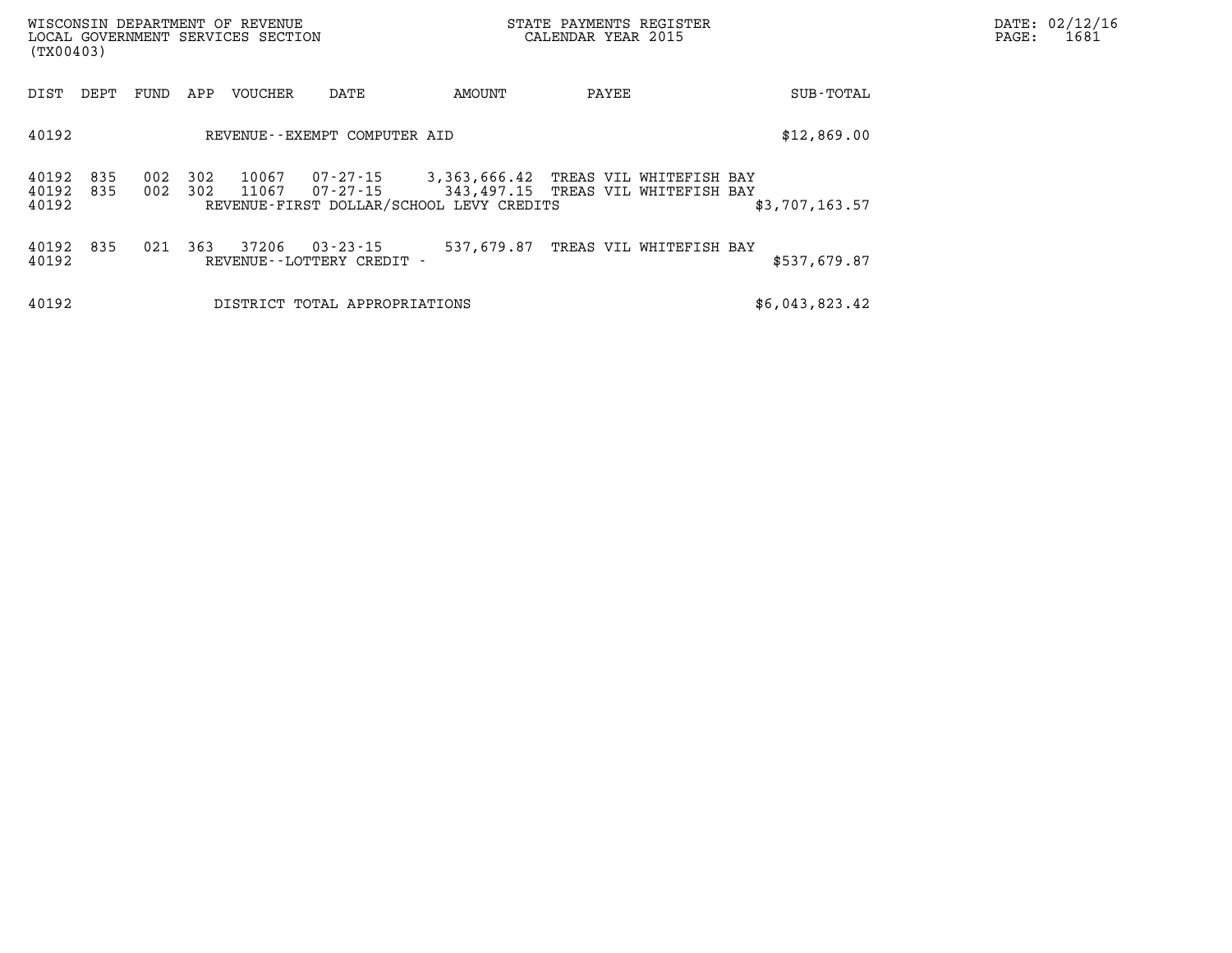| DIST | DEPT | FUND | APP | VOUCHER | DATE | AMOUNT | PAYEE | SUB-TOTAL |
|---|---|---|---|---|---|---|---|---|
| 40192 | | | | REVENUE--EXEMPT COMPUTER AID | | | | $12,869.00 |
| 40192 | 835 | 002 | 302 | 10067 | 07-27-15 | 3,363,666.42 | TREAS VIL WHITEFISH BAY | |
| 40192 | 835 | 002 | 302 | 11067 | 07-27-15 | 343,497.15 | TREAS VIL WHITEFISH BAY | |
| 40192 | | | | REVENUE-FIRST DOLLAR/SCHOOL LEVY CREDITS | | | | $3,707,163.57 |
| 40192 | 835 | 021 | 363 | 37206 | 03-23-15 | 537,679.87 | TREAS VIL WHITEFISH BAY | |
| 40192 | | | | REVENUE--LOTTERY CREDIT - | | | | $537,679.87 |
| 40192 | | | | DISTRICT TOTAL APPROPRIATIONS | | | | $6,043,823.42 |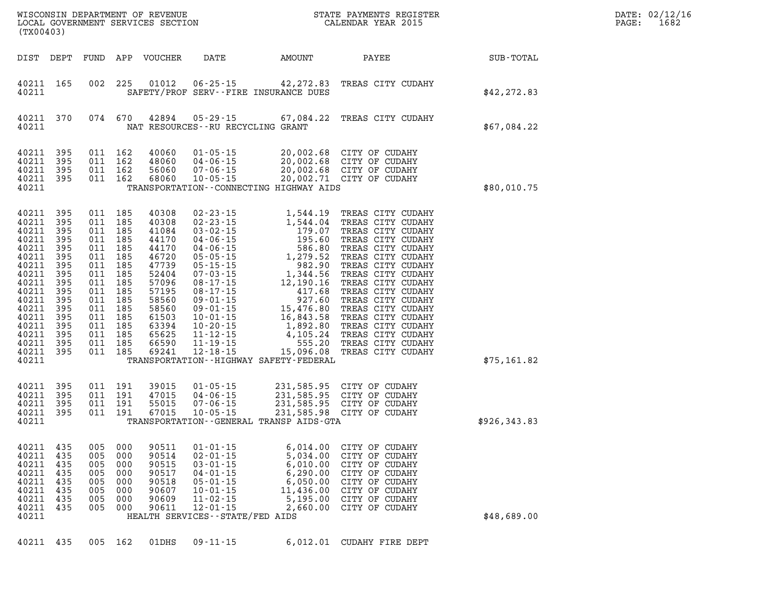WISCONSIN DEPARTMENT OF REVENUE
LOCAL GOVERNMENT SERVICES SECTION
(TX00403)

STATE PAYMENTS REGISTER
CALENDAR YEAR 2015

DATE: 02/12/16
PAGE: 1682

| DIST | DEPT | FUND | APP | VOUCHER | DATE | AMOUNT | PAYEE | SUB-TOTAL |
|---|---|---|---|---|---|---|---|---|
| 40211 | 165 | 002 | 225 | 01012 | 06-25-15 | 42,272.83 | TREAS CITY CUDAHY | |
| 40211 | | | | | SAFETY/PROF SERV--FIRE INSURANCE DUES | | | $42,272.83 |
| 40211 | 370 | 074 | 670 | 42894 | 05-29-15 | 67,084.22 | TREAS CITY CUDAHY | |
| 40211 | | | | | NAT RESOURCES--RU RECYCLING GRANT | | | $67,084.22 |
| 40211 | 395 | 011 | 162 | 40060 | 01-05-15 | 20,002.68 | CITY OF CUDAHY | |
| 40211 | 395 | 011 | 162 | 48060 | 04-06-15 | 20,002.68 | CITY OF CUDAHY | |
| 40211 | 395 | 011 | 162 | 56060 | 07-06-15 | 20,002.68 | CITY OF CUDAHY | |
| 40211 | 395 | 011 | 162 | 68060 | 10-05-15 | 20,002.71 | CITY OF CUDAHY | |
| 40211 | | | | | TRANSPORTATION--CONNECTING HIGHWAY AIDS | | | $80,010.75 |
| 40211 | 395 | 011 | 185 | 40308 | 02-23-15 | 1,544.19 | TREAS CITY CUDAHY | |
| 40211 | 395 | 011 | 185 | 40308 | 02-23-15 | 1,544.04 | TREAS CITY CUDAHY | |
| 40211 | 395 | 011 | 185 | 41084 | 03-02-15 | 179.07 | TREAS CITY CUDAHY | |
| 40211 | 395 | 011 | 185 | 44170 | 04-06-15 | 195.60 | TREAS CITY CUDAHY | |
| 40211 | 395 | 011 | 185 | 44170 | 04-06-15 | 586.80 | TREAS CITY CUDAHY | |
| 40211 | 395 | 011 | 185 | 46720 | 05-05-15 | 1,279.52 | TREAS CITY CUDAHY | |
| 40211 | 395 | 011 | 185 | 47739 | 05-15-15 | 982.90 | TREAS CITY CUDAHY | |
| 40211 | 395 | 011 | 185 | 52404 | 07-03-15 | 1,344.56 | TREAS CITY CUDAHY | |
| 40211 | 395 | 011 | 185 | 57096 | 08-17-15 | 12,190.16 | TREAS CITY CUDAHY | |
| 40211 | 395 | 011 | 185 | 57195 | 08-17-15 | 417.68 | TREAS CITY CUDAHY | |
| 40211 | 395 | 011 | 185 | 58560 | 09-01-15 | 927.60 | TREAS CITY CUDAHY | |
| 40211 | 395 | 011 | 185 | 58560 | 09-01-15 | 15,476.80 | TREAS CITY CUDAHY | |
| 40211 | 395 | 011 | 185 | 61503 | 10-01-15 | 16,843.58 | TREAS CITY CUDAHY | |
| 40211 | 395 | 011 | 185 | 63394 | 10-20-15 | 1,892.80 | TREAS CITY CUDAHY | |
| 40211 | 395 | 011 | 185 | 65625 | 11-12-15 | 4,105.24 | TREAS CITY CUDAHY | |
| 40211 | 395 | 011 | 185 | 66590 | 11-19-15 | 555.20 | TREAS CITY CUDAHY | |
| 40211 | 395 | 011 | 185 | 69241 | 12-18-15 | 15,096.08 | TREAS CITY CUDAHY | |
| 40211 | | | | | TRANSPORTATION--HIGHWAY SAFETY-FEDERAL | | | $75,161.82 |
| 40211 | 395 | 011 | 191 | 39015 | 01-05-15 | 231,585.95 | CITY OF CUDAHY | |
| 40211 | 395 | 011 | 191 | 47015 | 04-06-15 | 231,585.95 | CITY OF CUDAHY | |
| 40211 | 395 | 011 | 191 | 55015 | 07-06-15 | 231,585.95 | CITY OF CUDAHY | |
| 40211 | 395 | 011 | 191 | 67015 | 10-05-15 | 231,585.98 | CITY OF CUDAHY | |
| 40211 | | | | | TRANSPORTATION--GENERAL TRANSP AIDS-GTA | | | $926,343.83 |
| 40211 | 435 | 005 | 000 | 90511 | 01-01-15 | 6,014.00 | CITY OF CUDAHY | |
| 40211 | 435 | 005 | 000 | 90514 | 02-01-15 | 5,034.00 | CITY OF CUDAHY | |
| 40211 | 435 | 005 | 000 | 90515 | 03-01-15 | 6,010.00 | CITY OF CUDAHY | |
| 40211 | 435 | 005 | 000 | 90517 | 04-01-15 | 6,290.00 | CITY OF CUDAHY | |
| 40211 | 435 | 005 | 000 | 90518 | 05-01-15 | 6,050.00 | CITY OF CUDAHY | |
| 40211 | 435 | 005 | 000 | 90607 | 10-01-15 | 11,436.00 | CITY OF CUDAHY | |
| 40211 | 435 | 005 | 000 | 90609 | 11-02-15 | 5,195.00 | CITY OF CUDAHY | |
| 40211 | 435 | 005 | 000 | 90611 | 12-01-15 | 2,660.00 | CITY OF CUDAHY | |
| 40211 | | | | | HEALTH SERVICES--STATE/FED AIDS | | | $48,689.00 |
| 40211 | 435 | 005 | 162 | 01DHS | 09-11-15 | 6,012.01 | CUDAHY FIRE DEPT | |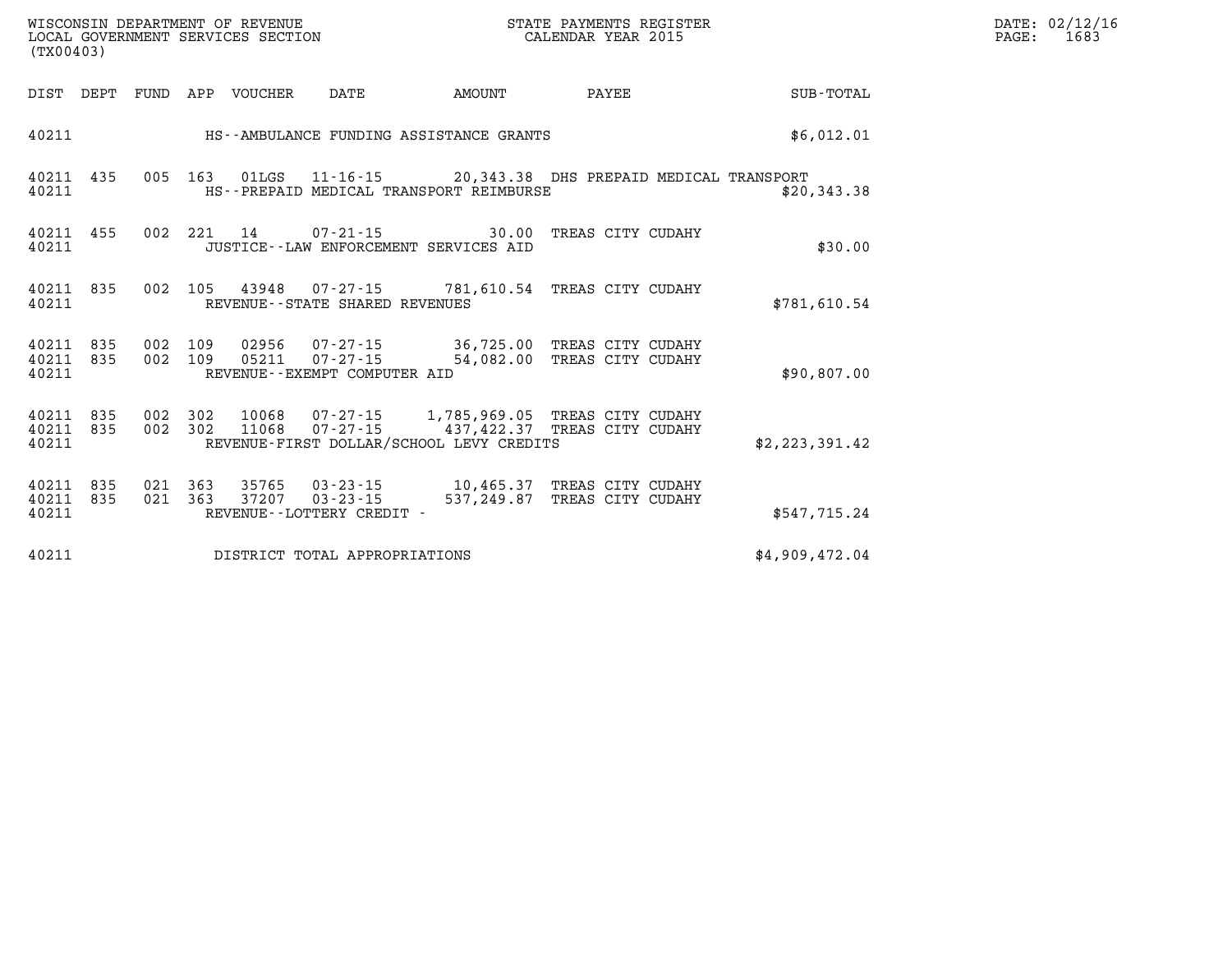WISCONSIN DEPARTMENT OF REVENUE
LOCAL GOVERNMENT SERVICES SECTION
(TX00403)

STATE PAYMENTS REGISTER
CALENDAR YEAR 2015

DATE: 02/12/16
PAGE: 1683

| DIST | DEPT | FUND | APP | VOUCHER | DATE | AMOUNT | PAYEE | SUB-TOTAL |
|---|---|---|---|---|---|---|---|---|
| 40211 | | | | | HS--AMBULANCE FUNDING ASSISTANCE GRANTS | | | $6,012.01 |
| 40211 | 435 | 005 | 163 | 01LGS | 11-16-15 | 20,343.38 | DHS PREPAID MEDICAL TRANSPORT | |
| 40211 | | | | | HS--PREPAID MEDICAL TRANSPORT REIMBURSE | | | $20,343.38 |
| 40211 | 455 | 002 | 221 | 14 | 07-21-15 | 30.00 | TREAS CITY CUDAHY | |
| 40211 | | | | | JUSTICE--LAW ENFORCEMENT SERVICES AID | | | $30.00 |
| 40211 | 835 | 002 | 105 | 43948 | 07-27-15 | 781,610.54 | TREAS CITY CUDAHY | |
| 40211 | | | | | REVENUE--STATE SHARED REVENUES | | | $781,610.54 |
| 40211 | 835 | 002 | 109 | 02956 | 07-27-15 | 36,725.00 | TREAS CITY CUDAHY | |
| 40211 | 835 | 002 | 109 | 05211 | 07-27-15 | 54,082.00 | TREAS CITY CUDAHY | |
| 40211 | | | | | REVENUE--EXEMPT COMPUTER AID | | | $90,807.00 |
| 40211 | 835 | 002 | 302 | 10068 | 07-27-15 | 1,785,969.05 | TREAS CITY CUDAHY | |
| 40211 | 835 | 002 | 302 | 11068 | 07-27-15 | 437,422.37 | TREAS CITY CUDAHY | |
| 40211 | | | | | REVENUE-FIRST DOLLAR/SCHOOL LEVY CREDITS | | | $2,223,391.42 |
| 40211 | 835 | 021 | 363 | 35765 | 03-23-15 | 10,465.37 | TREAS CITY CUDAHY | |
| 40211 | 835 | 021 | 363 | 37207 | 03-23-15 | 537,249.87 | TREAS CITY CUDAHY | |
| 40211 | | | | | REVENUE--LOTTERY CREDIT - | | | $547,715.24 |
| 40211 | | | | | DISTRICT TOTAL APPROPRIATIONS | | | $4,909,472.04 |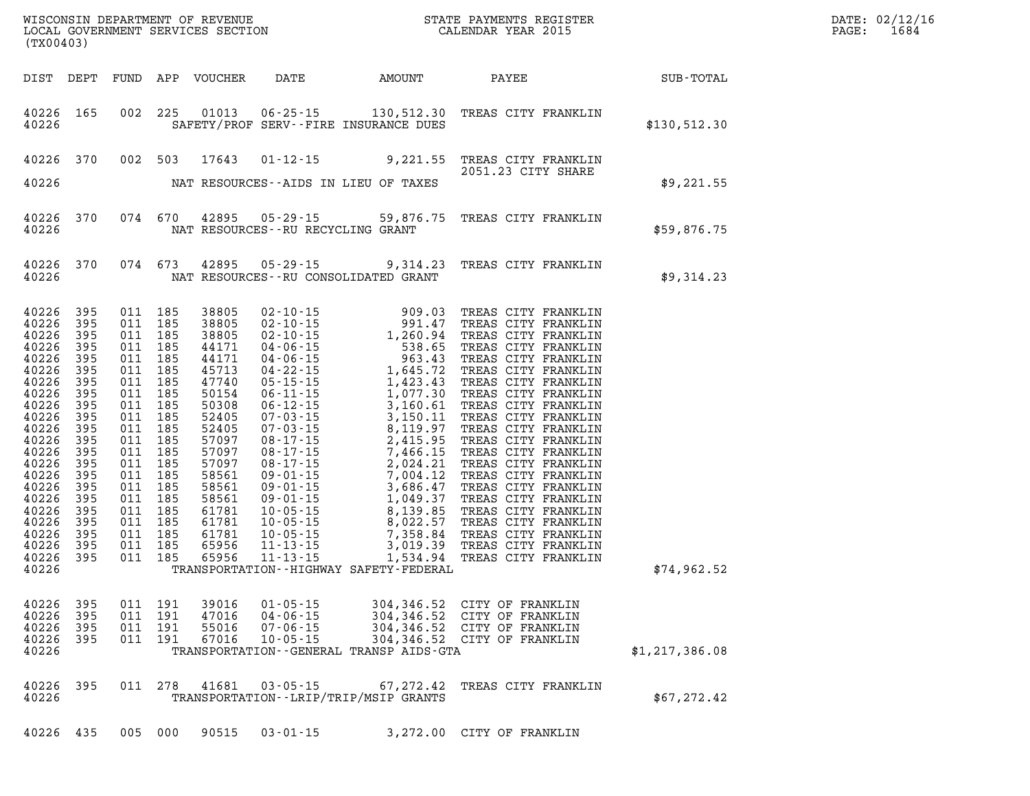WISCONSIN DEPARTMENT OF REVENUE
LOCAL GOVERNMENT SERVICES SECTION
(TX00403)

STATE PAYMENTS REGISTER
CALENDAR YEAR 2015

DATE: 02/12/16

| DIST | DEPT | FUND | APP | VOUCHER | DATE | AMOUNT | PAYEE | SUB-TOTAL |
|---|---|---|---|---|---|---|---|---|
| 40226 | 165 | 002 | 225 | 01013 | 06-25-15 | 130,512.30 | TREAS CITY FRANKLIN | |
| 40226 | | | | | SAFETY/PROF SERV--FIRE INSURANCE DUES | | | $130,512.30 |
| 40226 | 370 | 002 | 503 | 17643 | 01-12-15 | 9,221.55 | TREAS CITY FRANKLIN 2051.23 CITY SHARE | |
| 40226 | | | | | NAT RESOURCES--AIDS IN LIEU OF TAXES | | | $9,221.55 |
| 40226 | 370 | 074 | 670 | 42895 | 05-29-15 | 59,876.75 | TREAS CITY FRANKLIN | |
| 40226 | | | | | NAT RESOURCES--RU RECYCLING GRANT | | | $59,876.75 |
| 40226 | 370 | 074 | 673 | 42895 | 05-29-15 | 9,314.23 | TREAS CITY FRANKLIN | |
| 40226 | | | | | NAT RESOURCES--RU CONSOLIDATED GRANT | | | $9,314.23 |
| 40226 | 395 | 011 | 185 | 38805 | 02-10-15 | 909.03 | TREAS CITY FRANKLIN | |
| 40226 | 395 | 011 | 185 | 38805 | 02-10-15 | 991.47 | TREAS CITY FRANKLIN | |
| 40226 | 395 | 011 | 185 | 38805 | 02-10-15 | 1,260.94 | TREAS CITY FRANKLIN | |
| 40226 | 395 | 011 | 185 | 44171 | 04-06-15 | 538.65 | TREAS CITY FRANKLIN | |
| 40226 | 395 | 011 | 185 | 44171 | 04-06-15 | 963.43 | TREAS CITY FRANKLIN | |
| 40226 | 395 | 011 | 185 | 45713 | 04-22-15 | 1,645.72 | TREAS CITY FRANKLIN | |
| 40226 | 395 | 011 | 185 | 47740 | 05-15-15 | 1,423.43 | TREAS CITY FRANKLIN | |
| 40226 | 395 | 011 | 185 | 50154 | 06-11-15 | 1,077.30 | TREAS CITY FRANKLIN | |
| 40226 | 395 | 011 | 185 | 50308 | 06-12-15 | 3,160.61 | TREAS CITY FRANKLIN | |
| 40226 | 395 | 011 | 185 | 52405 | 07-03-15 | 3,150.11 | TREAS CITY FRANKLIN | |
| 40226 | 395 | 011 | 185 | 52405 | 07-03-15 | 8,119.97 | TREAS CITY FRANKLIN | |
| 40226 | 395 | 011 | 185 | 57097 | 08-17-15 | 2,415.95 | TREAS CITY FRANKLIN | |
| 40226 | 395 | 011 | 185 | 57097 | 08-17-15 | 7,466.15 | TREAS CITY FRANKLIN | |
| 40226 | 395 | 011 | 185 | 57097 | 08-17-15 | 2,024.21 | TREAS CITY FRANKLIN | |
| 40226 | 395 | 011 | 185 | 58561 | 09-01-15 | 7,004.12 | TREAS CITY FRANKLIN | |
| 40226 | 395 | 011 | 185 | 58561 | 09-01-15 | 3,686.47 | TREAS CITY FRANKLIN | |
| 40226 | 395 | 011 | 185 | 58561 | 09-01-15 | 1,049.37 | TREAS CITY FRANKLIN | |
| 40226 | 395 | 011 | 185 | 61781 | 10-05-15 | 8,139.85 | TREAS CITY FRANKLIN | |
| 40226 | 395 | 011 | 185 | 61781 | 10-05-15 | 8,022.57 | TREAS CITY FRANKLIN | |
| 40226 | 395 | 011 | 185 | 61781 | 10-05-15 | 7,358.84 | TREAS CITY FRANKLIN | |
| 40226 | 395 | 011 | 185 | 65956 | 11-13-15 | 3,019.39 | TREAS CITY FRANKLIN | |
| 40226 | 395 | 011 | 185 | 65956 | 11-13-15 | 1,534.94 | TREAS CITY FRANKLIN | |
| 40226 | | | | | TRANSPORTATION--HIGHWAY SAFETY-FEDERAL | | | $74,962.52 |
| 40226 | 395 | 011 | 191 | 39016 | 01-05-15 | 304,346.52 | CITY OF FRANKLIN | |
| 40226 | 395 | 011 | 191 | 47016 | 04-06-15 | 304,346.52 | CITY OF FRANKLIN | |
| 40226 | 395 | 011 | 191 | 55016 | 07-06-15 | 304,346.52 | CITY OF FRANKLIN | |
| 40226 | 395 | 011 | 191 | 67016 | 10-05-15 | 304,346.52 | CITY OF FRANKLIN | |
| 40226 | | | | | TRANSPORTATION--GENERAL TRANSP AIDS-GTA | | | $1,217,386.08 |
| 40226 | 395 | 011 | 278 | 41681 | 03-05-15 | 67,272.42 | TREAS CITY FRANKLIN | |
| 40226 | | | | | TRANSPORTATION--LRIP/TRIP/MSIP GRANTS | | | $67,272.42 |
| 40226 | 435 | 005 | 000 | 90515 | 03-01-15 | 3,272.00 | CITY OF FRANKLIN | |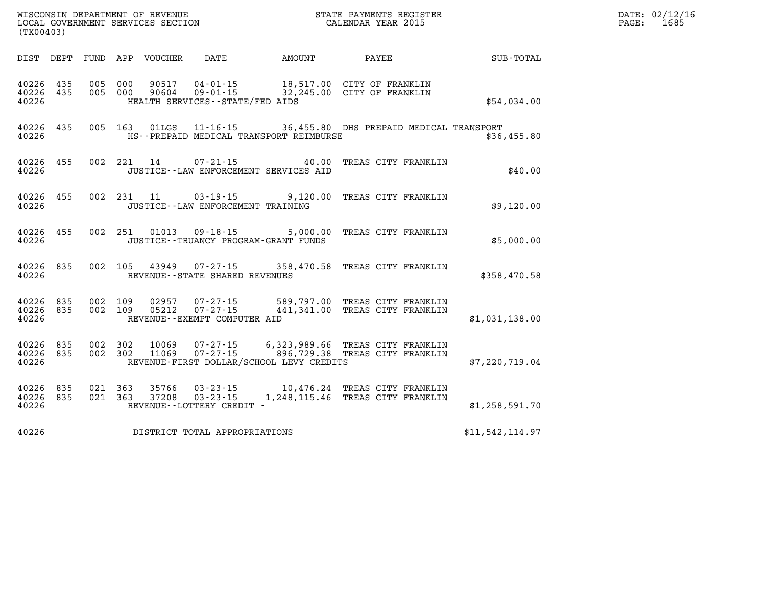WISCONSIN DEPARTMENT OF REVENUE
LOCAL GOVERNMENT SERVICES SECTION
(TX00403)

STATE PAYMENTS REGISTER
CALENDAR YEAR 2015

DATE: 02/12/16
PAGE: 1685

| DIST | DEPT | FUND | APP | VOUCHER | DATE | AMOUNT | PAYEE | SUB-TOTAL |
|---|---|---|---|---|---|---|---|---|
| 40226 | 435 | 005 | 000 | 90517 | 04-01-15 | 18,517.00 | CITY OF FRANKLIN | |
| 40226 | 435 | 005 | 000 | 90604 | 09-01-15 | 32,245.00 | CITY OF FRANKLIN | |
| 40226 | | | | HEALTH SERVICES--STATE/FED AIDS | | | | $54,034.00 |
| 40226 | 435 | 005 | 163 | 01LGS | 11-16-15 | 36,455.80 | DHS PREPAID MEDICAL TRANSPORT | |
| 40226 | | | | HS--PREPAID MEDICAL TRANSPORT REIMBURSE | | | | $36,455.80 |
| 40226 | 455 | 002 | 221 | 14 | 07-21-15 | 40.00 | TREAS CITY FRANKLIN | |
| 40226 | | | | JUSTICE--LAW ENFORCEMENT SERVICES AID | | | | $40.00 |
| 40226 | 455 | 002 | 231 | 11 | 03-19-15 | 9,120.00 | TREAS CITY FRANKLIN | |
| 40226 | | | | JUSTICE--LAW ENFORCEMENT TRAINING | | | | $9,120.00 |
| 40226 | 455 | 002 | 251 | 01013 | 09-18-15 | 5,000.00 | TREAS CITY FRANKLIN | |
| 40226 | | | | JUSTICE--TRUANCY PROGRAM-GRANT FUNDS | | | | $5,000.00 |
| 40226 | 835 | 002 | 105 | 43949 | 07-27-15 | 358,470.58 | TREAS CITY FRANKLIN | |
| 40226 | | | | REVENUE--STATE SHARED REVENUES | | | | $358,470.58 |
| 40226 | 835 | 002 | 109 | 02957 | 07-27-15 | 589,797.00 | TREAS CITY FRANKLIN | |
| 40226 | 835 | 002 | 109 | 05212 | 07-27-15 | 441,341.00 | TREAS CITY FRANKLIN | |
| 40226 | | | | REVENUE--EXEMPT COMPUTER AID | | | | $1,031,138.00 |
| 40226 | 835 | 002 | 302 | 10069 | 07-27-15 | 6,323,989.66 | TREAS CITY FRANKLIN | |
| 40226 | 835 | 002 | 302 | 11069 | 07-27-15 | 896,729.38 | TREAS CITY FRANKLIN | |
| 40226 | | | | REVENUE-FIRST DOLLAR/SCHOOL LEVY CREDITS | | | | $7,220,719.04 |
| 40226 | 835 | 021 | 363 | 35766 | 03-23-15 | 10,476.24 | TREAS CITY FRANKLIN | |
| 40226 | 835 | 021 | 363 | 37208 | 03-23-15 | 1,248,115.46 | TREAS CITY FRANKLIN | |
| 40226 | | | | REVENUE--LOTTERY CREDIT - | | | | $1,258,591.70 |
| 40226 | | | | DISTRICT TOTAL APPROPRIATIONS | | | | $11,542,114.97 |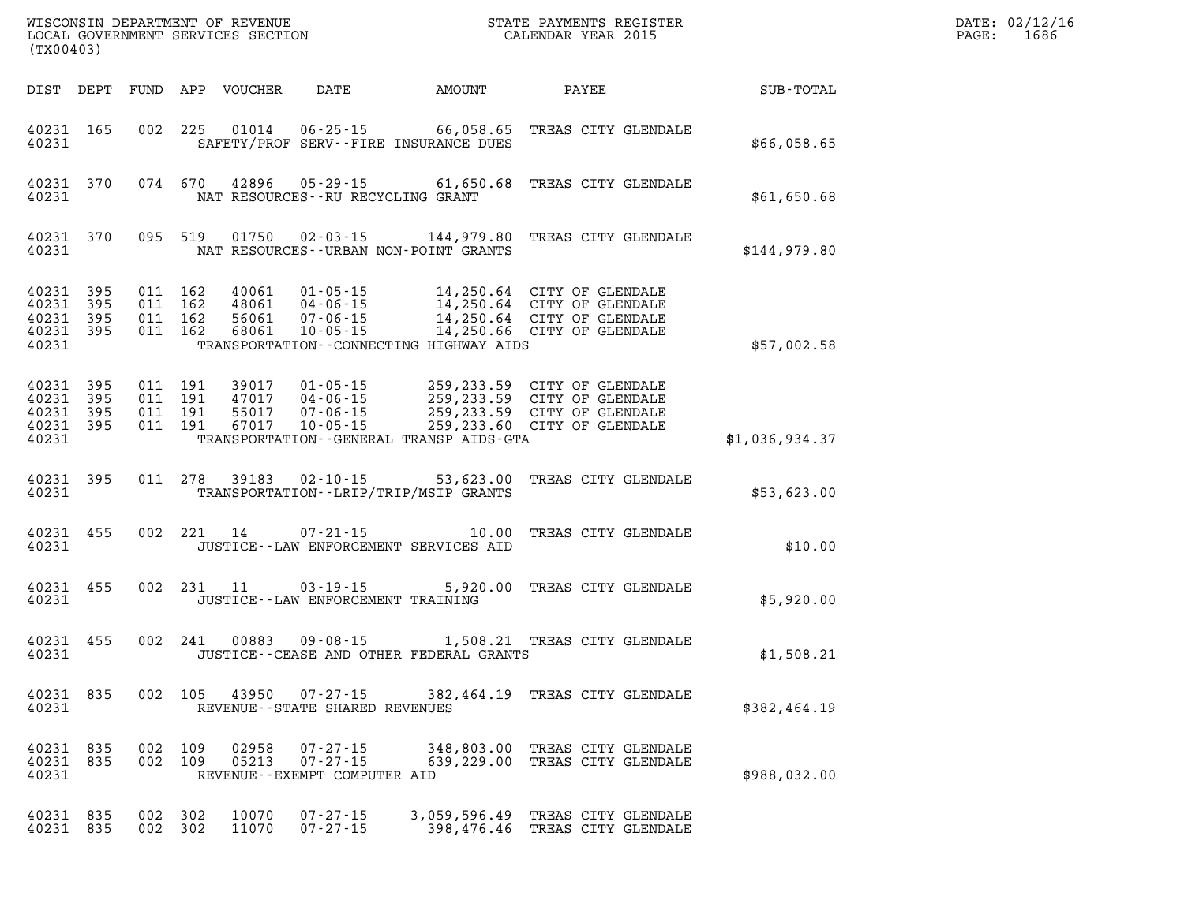WISCONSIN DEPARTMENT OF REVENUE
LOCAL GOVERNMENT SERVICES SECTION
(TX00403)

STATE PAYMENTS REGISTER
CALENDAR YEAR 2015

DATE: 02/12/16
PAGE: 1686

| DIST | DEPT | FUND | APP | VOUCHER | DATE | AMOUNT | PAYEE | SUB-TOTAL |
|---|---|---|---|---|---|---|---|---|
| 40231 | 165 | 002 | 225 | 01014 | 06-25-15 | 66,058.65 | TREAS CITY GLENDALE | |
| 40231 | | | | | SAFETY/PROF SERV--FIRE INSURANCE DUES | | | $66,058.65 |
| 40231 | 370 | 074 | 670 | 42896 | 05-29-15 | 61,650.68 | TREAS CITY GLENDALE | |
| 40231 | | | | | NAT RESOURCES--RU RECYCLING GRANT | | | $61,650.68 |
| 40231 | 370 | 095 | 519 | 01750 | 02-03-15 | 144,979.80 | TREAS CITY GLENDALE | |
| 40231 | | | | | NAT RESOURCES--URBAN NON-POINT GRANTS | | | $144,979.80 |
| 40231 | 395 | 011 | 162 | 40061 | 01-05-15 | 14,250.64 | CITY OF GLENDALE | |
| 40231 | 395 | 011 | 162 | 48061 | 04-06-15 | 14,250.64 | CITY OF GLENDALE | |
| 40231 | 395 | 011 | 162 | 56061 | 07-06-15 | 14,250.64 | CITY OF GLENDALE | |
| 40231 | 395 | 011 | 162 | 68061 | 10-05-15 | 14,250.66 | CITY OF GLENDALE | |
| 40231 | | | | | TRANSPORTATION--CONNECTING HIGHWAY AIDS | | | $57,002.58 |
| 40231 | 395 | 011 | 191 | 39017 | 01-05-15 | 259,233.59 | CITY OF GLENDALE | |
| 40231 | 395 | 011 | 191 | 47017 | 04-06-15 | 259,233.59 | CITY OF GLENDALE | |
| 40231 | 395 | 011 | 191 | 55017 | 07-06-15 | 259,233.59 | CITY OF GLENDALE | |
| 40231 | 395 | 011 | 191 | 67017 | 10-05-15 | 259,233.60 | CITY OF GLENDALE | |
| 40231 | | | | | TRANSPORTATION--GENERAL TRANSP AIDS-GTA | | | $1,036,934.37 |
| 40231 | 395 | 011 | 278 | 39183 | 02-10-15 | 53,623.00 | TREAS CITY GLENDALE | |
| 40231 | | | | | TRANSPORTATION--LRIP/TRIP/MSIP GRANTS | | | $53,623.00 |
| 40231 | 455 | 002 | 221 | 14 | 07-21-15 | 10.00 | TREAS CITY GLENDALE | |
| 40231 | | | | | JUSTICE--LAW ENFORCEMENT SERVICES AID | | | $10.00 |
| 40231 | 455 | 002 | 231 | 11 | 03-19-15 | 5,920.00 | TREAS CITY GLENDALE | |
| 40231 | | | | | JUSTICE--LAW ENFORCEMENT TRAINING | | | $5,920.00 |
| 40231 | 455 | 002 | 241 | 00883 | 09-08-15 | 1,508.21 | TREAS CITY GLENDALE | |
| 40231 | | | | | JUSTICE--CEASE AND OTHER FEDERAL GRANTS | | | $1,508.21 |
| 40231 | 835 | 002 | 105 | 43950 | 07-27-15 | 382,464.19 | TREAS CITY GLENDALE | |
| 40231 | | | | | REVENUE--STATE SHARED REVENUES | | | $382,464.19 |
| 40231 | 835 | 002 | 109 | 02958 | 07-27-15 | 348,803.00 | TREAS CITY GLENDALE | |
| 40231 | 835 | 002 | 109 | 05213 | 07-27-15 | 639,229.00 | TREAS CITY GLENDALE | |
| 40231 | | | | | REVENUE--EXEMPT COMPUTER AID | | | $988,032.00 |
| 40231 | 835 | 002 | 302 | 10070 | 07-27-15 | 3,059,596.49 | TREAS CITY GLENDALE | |
| 40231 | 835 | 002 | 302 | 11070 | 07-27-15 | 398,476.46 | TREAS CITY GLENDALE | |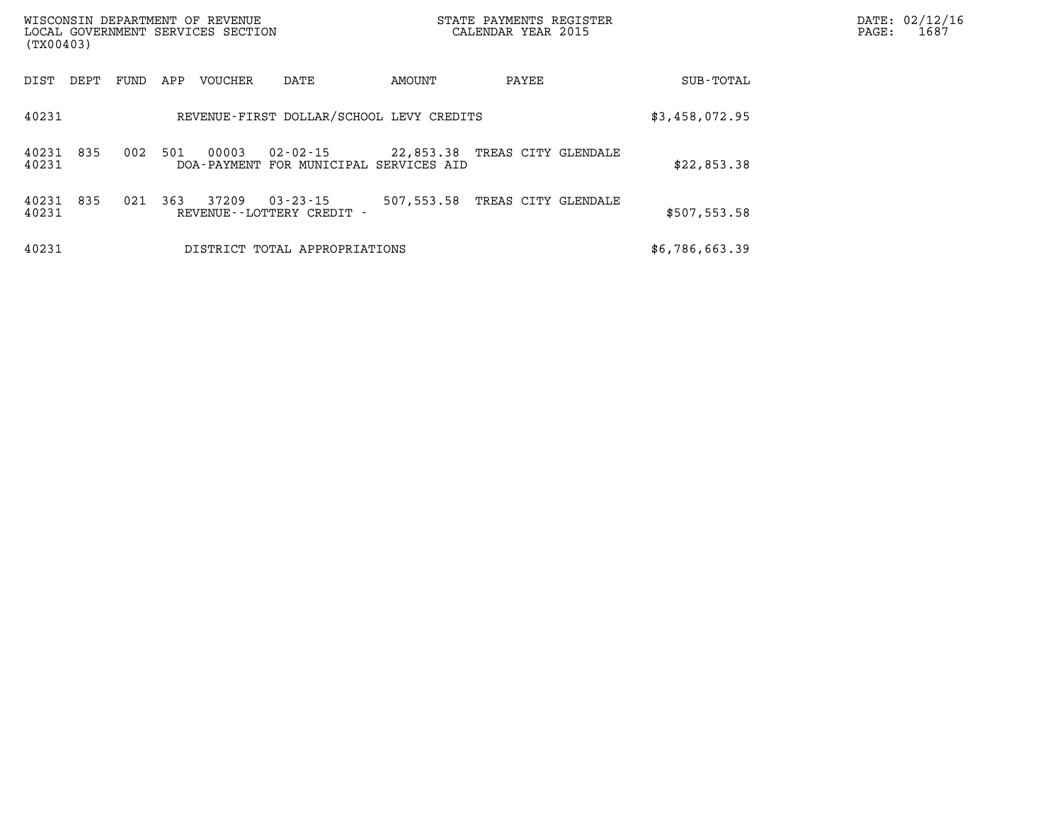| DIST | DEPT | FUND | APP | VOUCHER | DATE | AMOUNT | PAYEE | SUB-TOTAL |
|---|---|---|---|---|---|---|---|---|
| 40231 | | | | REVENUE-FIRST DOLLAR/SCHOOL LEVY CREDITS | | | | $3,458,072.95 |
| 40231 | 835 | 002 | 501 | 00003 | 02-02-15 | 22,853.38 | TREAS CITY GLENDALE | |
| 40231 | | | | DOA-PAYMENT FOR MUNICIPAL SERVICES AID | | | | $22,853.38 |
| 40231 | 835 | 021 | 363 | 37209 | 03-23-15 | 507,553.58 | TREAS CITY GLENDALE | |
| 40231 | | | | REVENUE--LOTTERY CREDIT - | | | | $507,553.58 |
| 40231 | | | | DISTRICT TOTAL APPROPRIATIONS | | | | $6,786,663.39 |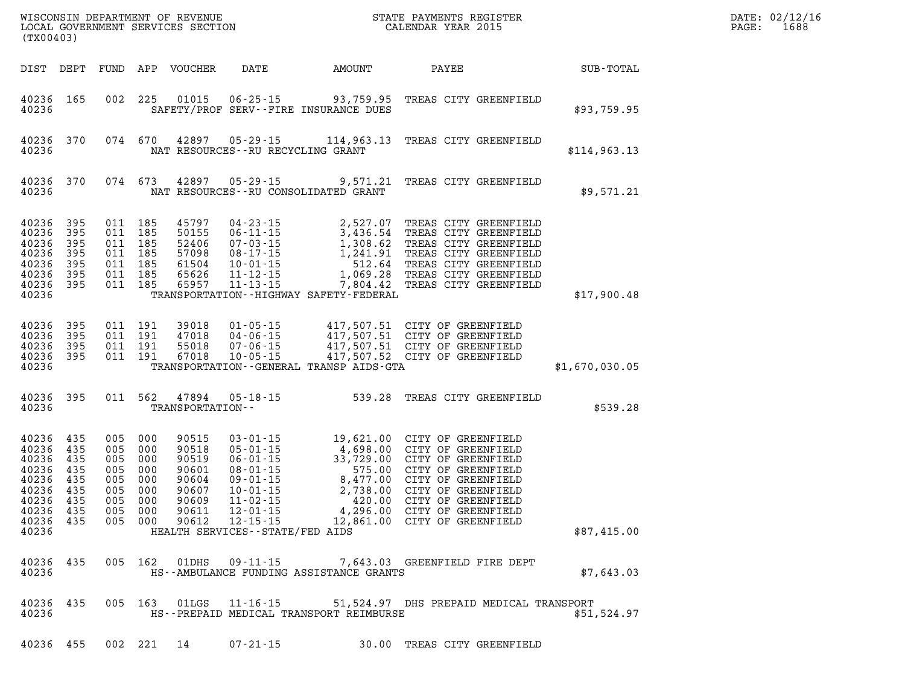| DIST | DEPT | FUND | APP | VOUCHER | DATE | AMOUNT | PAYEE | SUB-TOTAL |
|---|---|---|---|---|---|---|---|---|
| 40236 | 165 | 002 | 225 | 01015 | 06-25-15 | 93,759.95 | TREAS CITY GREENFIELD | |
| 40236 | | | | SAFETY/PROF SERV--FIRE INSURANCE DUES | | | | $93,759.95 |
| 40236 | 370 | 074 | 670 | 42897 | 05-29-15 | 114,963.13 | TREAS CITY GREENFIELD | |
| 40236 | | | | NAT RESOURCES--RU RECYCLING GRANT | | | | $114,963.13 |
| 40236 | 370 | 074 | 673 | 42897 | 05-29-15 | 9,571.21 | TREAS CITY GREENFIELD | |
| 40236 | | | | NAT RESOURCES--RU CONSOLIDATED GRANT | | | | $9,571.21 |
| 40236 | 395 | 011 | 185 | 45797 | 04-23-15 | 2,527.07 | TREAS CITY GREENFIELD | |
| 40236 | 395 | 011 | 185 | 50155 | 06-11-15 | 3,436.54 | TREAS CITY GREENFIELD | |
| 40236 | 395 | 011 | 185 | 52406 | 07-03-15 | 1,308.62 | TREAS CITY GREENFIELD | |
| 40236 | 395 | 011 | 185 | 57098 | 08-17-15 | 1,241.91 | TREAS CITY GREENFIELD | |
| 40236 | 395 | 011 | 185 | 61504 | 10-01-15 | 512.64 | TREAS CITY GREENFIELD | |
| 40236 | 395 | 011 | 185 | 65626 | 11-12-15 | 1,069.28 | TREAS CITY GREENFIELD | |
| 40236 | 395 | 011 | 185 | 65957 | 11-13-15 | 7,804.42 | TREAS CITY GREENFIELD | |
| 40236 | | | | TRANSPORTATION--HIGHWAY SAFETY-FEDERAL | | | | $17,900.48 |
| 40236 | 395 | 011 | 191 | 39018 | 01-05-15 | 417,507.51 | CITY OF GREENFIELD | |
| 40236 | 395 | 011 | 191 | 47018 | 04-06-15 | 417,507.51 | CITY OF GREENFIELD | |
| 40236 | 395 | 011 | 191 | 55018 | 07-06-15 | 417,507.51 | CITY OF GREENFIELD | |
| 40236 | 395 | 011 | 191 | 67018 | 10-05-15 | 417,507.52 | CITY OF GREENFIELD | |
| 40236 | | | | TRANSPORTATION--GENERAL TRANSP AIDS-GTA | | | | $1,670,030.05 |
| 40236 | 395 | 011 | 562 | 47894 | 05-18-15 | 539.28 | TREAS CITY GREENFIELD | |
| 40236 | | | | TRANSPORTATION-- | | | | $539.28 |
| 40236 | 435 | 005 | 000 | 90515 | 03-01-15 | 19,621.00 | CITY OF GREENFIELD | |
| 40236 | 435 | 005 | 000 | 90518 | 05-01-15 | 4,698.00 | CITY OF GREENFIELD | |
| 40236 | 435 | 005 | 000 | 90519 | 06-01-15 | 33,729.00 | CITY OF GREENFIELD | |
| 40236 | 435 | 005 | 000 | 90601 | 08-01-15 | 575.00 | CITY OF GREENFIELD | |
| 40236 | 435 | 005 | 000 | 90604 | 09-01-15 | 8,477.00 | CITY OF GREENFIELD | |
| 40236 | 435 | 005 | 000 | 90607 | 10-01-15 | 2,738.00 | CITY OF GREENFIELD | |
| 40236 | 435 | 005 | 000 | 90609 | 11-02-15 | 420.00 | CITY OF GREENFIELD | |
| 40236 | 435 | 005 | 000 | 90611 | 12-01-15 | 4,296.00 | CITY OF GREENFIELD | |
| 40236 | 435 | 005 | 000 | 90612 | 12-15-15 | 12,861.00 | CITY OF GREENFIELD | |
| 40236 | | | | HEALTH SERVICES--STATE/FED AIDS | | | | $87,415.00 |
| 40236 | 435 | 005 | 162 | 01DHS | 09-11-15 | 7,643.03 | GREENFIELD FIRE DEPT | |
| 40236 | | | | HS--AMBULANCE FUNDING ASSISTANCE GRANTS | | | | $7,643.03 |
| 40236 | 435 | 005 | 163 | 01LGS | 11-16-15 | 51,524.97 | DHS PREPAID MEDICAL TRANSPORT | |
| 40236 | | | | HS--PREPAID MEDICAL TRANSPORT REIMBURSE | | | | $51,524.97 |
| 40236 | 455 | 002 | 221 | 14 | 07-21-15 | 30.00 | TREAS CITY GREENFIELD | |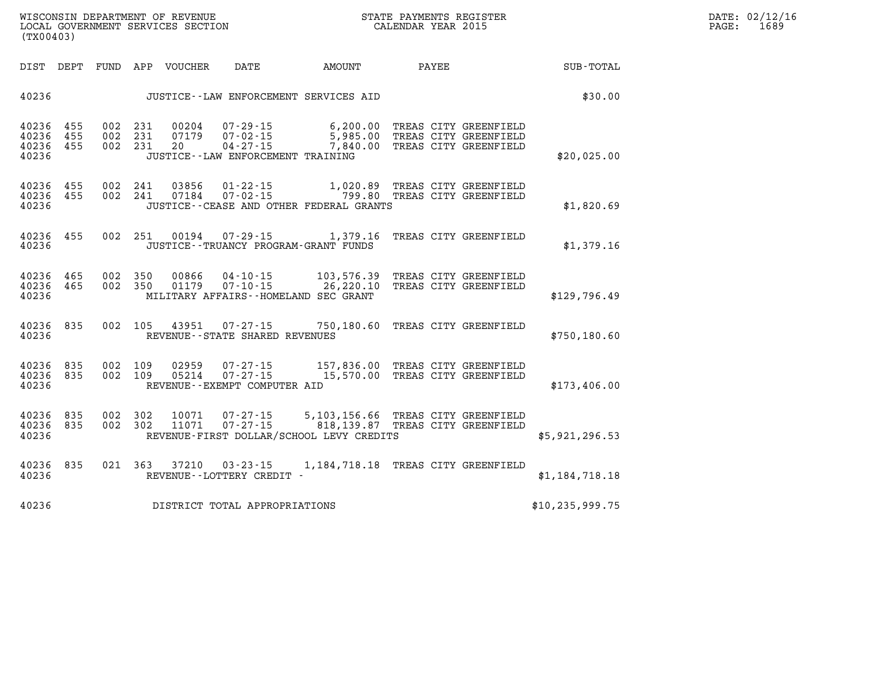| DIST | DEPT | FUND | APP | VOUCHER | DATE | AMOUNT | PAYEE | SUB-TOTAL |
|---|---|---|---|---|---|---|---|---|
| 40236 | | | | | JUSTICE--LAW ENFORCEMENT SERVICES AID | | | $30.00 |
| 40236 | 455 | 002 | 231 | 00204 | 07-29-15 | 6,200.00 | TREAS CITY GREENFIELD | |
| 40236 | 455 | 002 | 231 | 07179 | 07-02-15 | 5,985.00 | TREAS CITY GREENFIELD | |
| 40236 | 455 | 002 | 231 | 20 | 04-27-15 | 7,840.00 | TREAS CITY GREENFIELD | |
| 40236 | | | | | JUSTICE--LAW ENFORCEMENT TRAINING | | | $20,025.00 |
| 40236 | 455 | 002 | 241 | 03856 | 01-22-15 | 1,020.89 | TREAS CITY GREENFIELD | |
| 40236 | 455 | 002 | 241 | 07184 | 07-02-15 | 799.80 | TREAS CITY GREENFIELD | |
| 40236 | | | | | JUSTICE--CEASE AND OTHER FEDERAL GRANTS | | | $1,820.69 |
| 40236 | 455 | 002 | 251 | 00194 | 07-29-15 | 1,379.16 | TREAS CITY GREENFIELD | |
| 40236 | | | | | JUSTICE--TRUANCY PROGRAM-GRANT FUNDS | | | $1,379.16 |
| 40236 | 465 | 002 | 350 | 00866 | 04-10-15 | 103,576.39 | TREAS CITY GREENFIELD | |
| 40236 | 465 | 002 | 350 | 01179 | 07-10-15 | 26,220.10 | TREAS CITY GREENFIELD | |
| 40236 | | | | | MILITARY AFFAIRS--HOMELAND SEC GRANT | | | $129,796.49 |
| 40236 | 835 | 002 | 105 | 43951 | 07-27-15 | 750,180.60 | TREAS CITY GREENFIELD | |
| 40236 | | | | | REVENUE--STATE SHARED REVENUES | | | $750,180.60 |
| 40236 | 835 | 002 | 109 | 02959 | 07-27-15 | 157,836.00 | TREAS CITY GREENFIELD | |
| 40236 | 835 | 002 | 109 | 05214 | 07-27-15 | 15,570.00 | TREAS CITY GREENFIELD | |
| 40236 | | | | | REVENUE--EXEMPT COMPUTER AID | | | $173,406.00 |
| 40236 | 835 | 002 | 302 | 10071 | 07-27-15 | 5,103,156.66 | TREAS CITY GREENFIELD | |
| 40236 | 835 | 002 | 302 | 11071 | 07-27-15 | 818,139.87 | TREAS CITY GREENFIELD | |
| 40236 | | | | | REVENUE-FIRST DOLLAR/SCHOOL LEVY CREDITS | | | $5,921,296.53 |
| 40236 | 835 | 021 | 363 | 37210 | 03-23-15 | 1,184,718.18 | TREAS CITY GREENFIELD | |
| 40236 | | | | | REVENUE--LOTTERY CREDIT - | | | $1,184,718.18 |
| 40236 | | | | | DISTRICT TOTAL APPROPRIATIONS | | | $10,235,999.75 |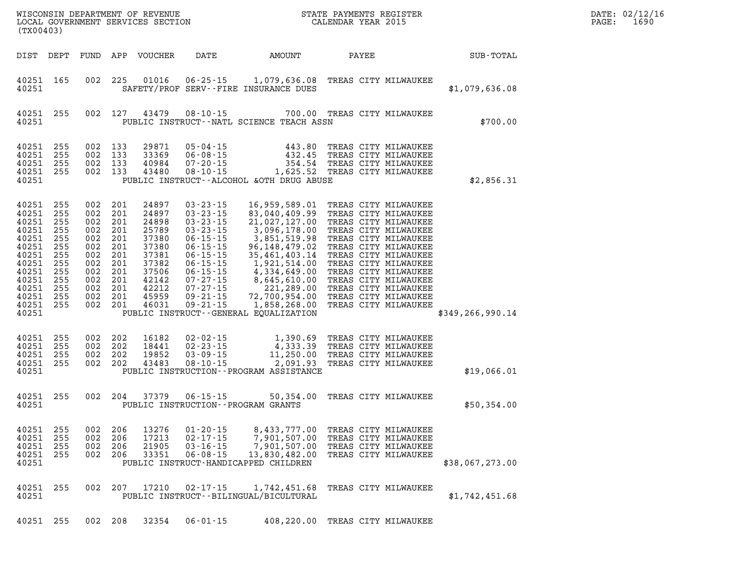WISCONSIN DEPARTMENT OF REVENUE
LOCAL GOVERNMENT SERVICES SECTION
(TX00403)

STATE PAYMENTS REGISTER
CALENDAR YEAR 2015

DATE: 02/12/16
PAGE: 1690

| DIST | DEPT | FUND | APP | VOUCHER | DATE | AMOUNT | PAYEE | SUB-TOTAL |
|---|---|---|---|---|---|---|---|---|
| 40251 | 165 | 002 | 225 | 01016 | 06-25-15 | 1,079,636.08 | TREAS CITY MILWAUKEE | |
| 40251 | | | | | SAFETY/PROF SERV--FIRE INSURANCE DUES | | | $1,079,636.08 |
| 40251 | 255 | 002 | 127 | 43479 | 08-10-15 | 700.00 | TREAS CITY MILWAUKEE | |
| 40251 | | | | | PUBLIC INSTRUCT--NATL SCIENCE TEACH ASSN | | | $700.00 |
| 40251 | 255 | 002 | 133 | 29871 | 05-04-15 | 443.80 | TREAS CITY MILWAUKEE | |
| 40251 | 255 | 002 | 133 | 33369 | 06-08-15 | 432.45 | TREAS CITY MILWAUKEE | |
| 40251 | 255 | 002 | 133 | 40984 | 07-20-15 | 354.54 | TREAS CITY MILWAUKEE | |
| 40251 | 255 | 002 | 133 | 43480 | 08-10-15 | 1,625.52 | TREAS CITY MILWAUKEE | |
| 40251 | | | | | PUBLIC INSTRUCT--ALCOHOL &OTH DRUG ABUSE | | | $2,856.31 |
| 40251 | 255 | 002 | 201 | 24897 | 03-23-15 | 16,959,589.01 | TREAS CITY MILWAUKEE | |
| 40251 | 255 | 002 | 201 | 24897 | 03-23-15 | 83,040,409.99 | TREAS CITY MILWAUKEE | |
| 40251 | 255 | 002 | 201 | 24898 | 03-23-15 | 21,027,127.00 | TREAS CITY MILWAUKEE | |
| 40251 | 255 | 002 | 201 | 25789 | 03-23-15 | 3,096,178.00 | TREAS CITY MILWAUKEE | |
| 40251 | 255 | 002 | 201 | 37380 | 06-15-15 | 3,851,519.98 | TREAS CITY MILWAUKEE | |
| 40251 | 255 | 002 | 201 | 37380 | 06-15-15 | 96,148,479.02 | TREAS CITY MILWAUKEE | |
| 40251 | 255 | 002 | 201 | 37381 | 06-15-15 | 35,461,403.14 | TREAS CITY MILWAUKEE | |
| 40251 | 255 | 002 | 201 | 37382 | 06-15-15 | 1,921,514.00 | TREAS CITY MILWAUKEE | |
| 40251 | 255 | 002 | 201 | 37506 | 06-15-15 | 4,334,649.00 | TREAS CITY MILWAUKEE | |
| 40251 | 255 | 002 | 201 | 42142 | 07-27-15 | 8,645,610.00 | TREAS CITY MILWAUKEE | |
| 40251 | 255 | 002 | 201 | 42212 | 07-27-15 | 221,289.00 | TREAS CITY MILWAUKEE | |
| 40251 | 255 | 002 | 201 | 45959 | 09-21-15 | 72,700,954.00 | TREAS CITY MILWAUKEE | |
| 40251 | 255 | 002 | 201 | 46031 | 09-21-15 | 1,858,268.00 | TREAS CITY MILWAUKEE | |
| 40251 | | | | | PUBLIC INSTRUCT--GENERAL EQUALIZATION | | | $349,266,990.14 |
| 40251 | 255 | 002 | 202 | 16182 | 02-02-15 | 1,390.69 | TREAS CITY MILWAUKEE | |
| 40251 | 255 | 002 | 202 | 18441 | 02-23-15 | 4,333.39 | TREAS CITY MILWAUKEE | |
| 40251 | 255 | 002 | 202 | 19852 | 03-09-15 | 11,250.00 | TREAS CITY MILWAUKEE | |
| 40251 | 255 | 002 | 202 | 43483 | 08-10-15 | 2,091.93 | TREAS CITY MILWAUKEE | |
| 40251 | | | | | PUBLIC INSTRUCTION--PROGRAM ASSISTANCE | | | $19,066.01 |
| 40251 | 255 | 002 | 204 | 37379 | 06-15-15 | 50,354.00 | TREAS CITY MILWAUKEE | |
| 40251 | | | | | PUBLIC INSTRUCTION--PROGRAM GRANTS | | | $50,354.00 |
| 40251 | 255 | 002 | 206 | 13276 | 01-20-15 | 8,433,777.00 | TREAS CITY MILWAUKEE | |
| 40251 | 255 | 002 | 206 | 17213 | 02-17-15 | 7,901,507.00 | TREAS CITY MILWAUKEE | |
| 40251 | 255 | 002 | 206 | 21905 | 03-16-15 | 7,901,507.00 | TREAS CITY MILWAUKEE | |
| 40251 | 255 | 002 | 206 | 33351 | 06-08-15 | 13,830,482.00 | TREAS CITY MILWAUKEE | |
| 40251 | | | | | PUBLIC INSTRUCT-HANDICAPPED CHILDREN | | | $38,067,273.00 |
| 40251 | 255 | 002 | 207 | 17210 | 02-17-15 | 1,742,451.68 | TREAS CITY MILWAUKEE | |
| 40251 | | | | | PUBLIC INSTRUCT--BILINGUAL/BICULTURAL | | | $1,742,451.68 |
| 40251 | 255 | 002 | 208 | 32354 | 06-01-15 | 408,220.00 | TREAS CITY MILWAUKEE | |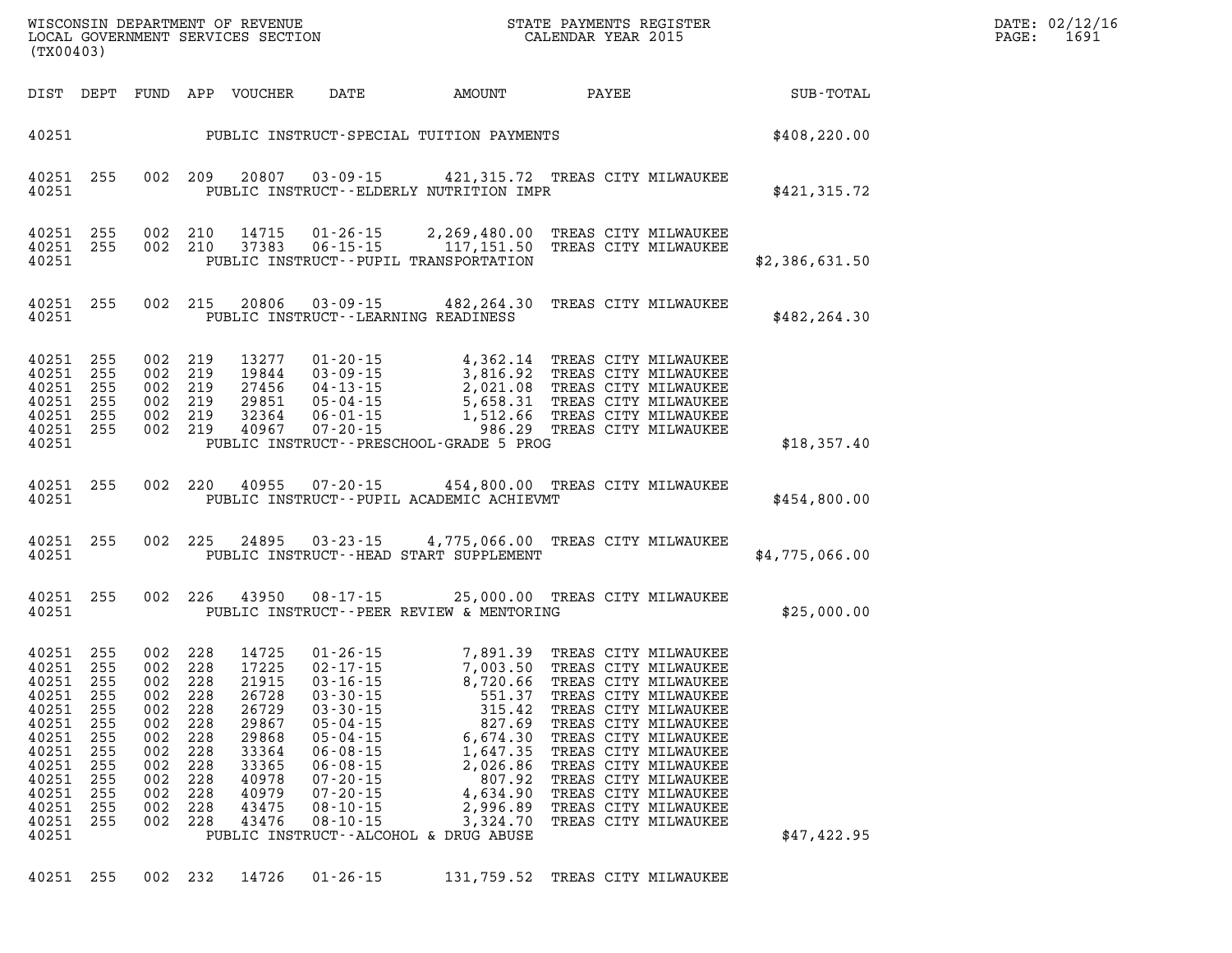WISCONSIN DEPARTMENT OF REVENUE
LOCAL GOVERNMENT SERVICES SECTION
(TX00403)

STATE PAYMENTS REGISTER
CALENDAR YEAR 2015

DATE: 02/12/16

| DIST | DEPT | FUND | APP | VOUCHER | DATE | AMOUNT | PAYEE | SUB-TOTAL |
|---|---|---|---|---|---|---|---|---|
| 40251 | | | | | | PUBLIC INSTRUCT-SPECIAL TUITION PAYMENTS | | $408,220.00 |
| 40251 | 255 | 002 | 209 | 20807 | 03-09-15 | 421,315.72 | TREAS CITY MILWAUKEE | |
| 40251 | | | | | | PUBLIC INSTRUCT--ELDERLY NUTRITION IMPR | | $421,315.72 |
| 40251 | 255 | 002 | 210 | 14715 | 01-26-15 | 2,269,480.00 | TREAS CITY MILWAUKEE | |
| 40251 | 255 | 002 | 210 | 37383 | 06-15-15 | 117,151.50 | TREAS CITY MILWAUKEE | |
| 40251 | | | | | | PUBLIC INSTRUCT--PUPIL TRANSPORTATION | | $2,386,631.50 |
| 40251 | 255 | 002 | 215 | 20806 | 03-09-15 | 482,264.30 | TREAS CITY MILWAUKEE | |
| 40251 | | | | | | PUBLIC INSTRUCT--LEARNING READINESS | | $482,264.30 |
| 40251 | 255 | 002 | 219 | 13277 | 01-20-15 | 4,362.14 | TREAS CITY MILWAUKEE | |
| 40251 | 255 | 002 | 219 | 19844 | 03-09-15 | 3,816.92 | TREAS CITY MILWAUKEE | |
| 40251 | 255 | 002 | 219 | 27456 | 04-13-15 | 2,021.08 | TREAS CITY MILWAUKEE | |
| 40251 | 255 | 002 | 219 | 29851 | 05-04-15 | 5,658.31 | TREAS CITY MILWAUKEE | |
| 40251 | 255 | 002 | 219 | 32364 | 06-01-15 | 1,512.66 | TREAS CITY MILWAUKEE | |
| 40251 | 255 | 002 | 219 | 40967 | 07-20-15 | 986.29 | TREAS CITY MILWAUKEE | |
| 40251 | | | | | | PUBLIC INSTRUCT--PRESCHOOL-GRADE 5 PROG | | $18,357.40 |
| 40251 | 255 | 002 | 220 | 40955 | 07-20-15 | 454,800.00 | TREAS CITY MILWAUKEE | |
| 40251 | | | | | | PUBLIC INSTRUCT--PUPIL ACADEMIC ACHIEVMT | | $454,800.00 |
| 40251 | 255 | 002 | 225 | 24895 | 03-23-15 | 4,775,066.00 | TREAS CITY MILWAUKEE | |
| 40251 | | | | | | PUBLIC INSTRUCT--HEAD START SUPPLEMENT | | $4,775,066.00 |
| 40251 | 255 | 002 | 226 | 43950 | 08-17-15 | 25,000.00 | TREAS CITY MILWAUKEE | |
| 40251 | | | | | | PUBLIC INSTRUCT--PEER REVIEW & MENTORING | | $25,000.00 |
| 40251 | 255 | 002 | 228 | 14725 | 01-26-15 | 7,891.39 | TREAS CITY MILWAUKEE | |
| 40251 | 255 | 002 | 228 | 17225 | 02-17-15 | 7,003.50 | TREAS CITY MILWAUKEE | |
| 40251 | 255 | 002 | 228 | 21915 | 03-16-15 | 8,720.66 | TREAS CITY MILWAUKEE | |
| 40251 | 255 | 002 | 228 | 26728 | 03-30-15 | 551.37 | TREAS CITY MILWAUKEE | |
| 40251 | 255 | 002 | 228 | 26729 | 03-30-15 | 315.42 | TREAS CITY MILWAUKEE | |
| 40251 | 255 | 002 | 228 | 29867 | 05-04-15 | 827.69 | TREAS CITY MILWAUKEE | |
| 40251 | 255 | 002 | 228 | 29868 | 05-04-15 | 6,674.30 | TREAS CITY MILWAUKEE | |
| 40251 | 255 | 002 | 228 | 33364 | 06-08-15 | 1,647.35 | TREAS CITY MILWAUKEE | |
| 40251 | 255 | 002 | 228 | 33365 | 06-08-15 | 2,026.86 | TREAS CITY MILWAUKEE | |
| 40251 | 255 | 002 | 228 | 40978 | 07-20-15 | 807.92 | TREAS CITY MILWAUKEE | |
| 40251 | 255 | 002 | 228 | 40979 | 07-20-15 | 4,634.90 | TREAS CITY MILWAUKEE | |
| 40251 | 255 | 002 | 228 | 43475 | 08-10-15 | 2,996.89 | TREAS CITY MILWAUKEE | |
| 40251 | 255 | 002 | 228 | 43476 | 08-10-15 | 3,324.70 | TREAS CITY MILWAUKEE | |
| 40251 | | | | | | PUBLIC INSTRUCT--ALCOHOL & DRUG ABUSE | | $47,422.95 |
| 40251 | 255 | 002 | 232 | 14726 | 01-26-15 | 131,759.52 | TREAS CITY MILWAUKEE | |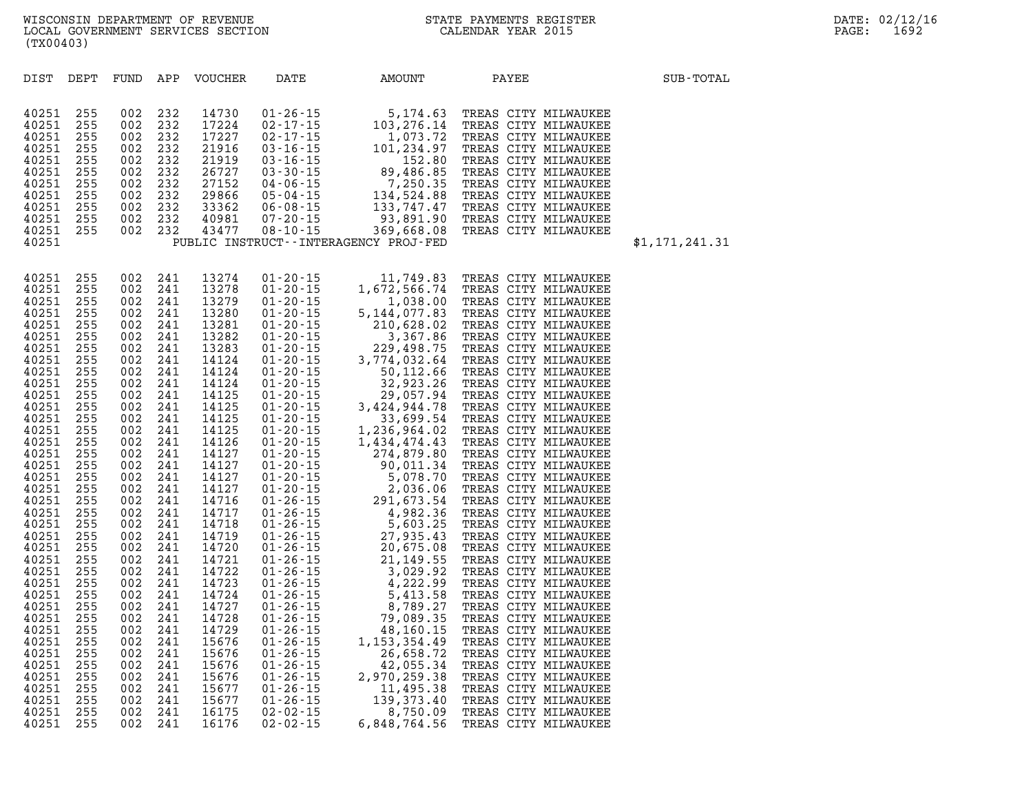WISCONSIN DEPARTMENT OF REVENUE
LOCAL GOVERNMENT SERVICES SECTION
(TX00403)

STATE PAYMENTS REGISTER
CALENDAR YEAR 2015

DATE: 02/12/16

| DIST | DEPT | FUND | APP | VOUCHER | DATE | AMOUNT | PAYEE | SUB-TOTAL |
|---|---|---|---|---|---|---|---|---|
| 40251 | 255 | 002 | 232 | 14730 | 01-26-15 | 5,174.63 | TREAS CITY MILWAUKEE | |
| 40251 | 255 | 002 | 232 | 17224 | 02-17-15 | 103,276.14 | TREAS CITY MILWAUKEE | |
| 40251 | 255 | 002 | 232 | 17227 | 02-17-15 | 1,073.72 | TREAS CITY MILWAUKEE | |
| 40251 | 255 | 002 | 232 | 21916 | 03-16-15 | 101,234.97 | TREAS CITY MILWAUKEE | |
| 40251 | 255 | 002 | 232 | 21919 | 03-16-15 | 152.80 | TREAS CITY MILWAUKEE | |
| 40251 | 255 | 002 | 232 | 26727 | 03-30-15 | 89,486.85 | TREAS CITY MILWAUKEE | |
| 40251 | 255 | 002 | 232 | 27152 | 04-06-15 | 7,250.35 | TREAS CITY MILWAUKEE | |
| 40251 | 255 | 002 | 232 | 29866 | 05-04-15 | 134,524.88 | TREAS CITY MILWAUKEE | |
| 40251 | 255 | 002 | 232 | 33362 | 06-08-15 | 133,747.47 | TREAS CITY MILWAUKEE | |
| 40251 | 255 | 002 | 232 | 40981 | 07-20-15 | 93,891.90 | TREAS CITY MILWAUKEE | |
| 40251 | 255 | 002 | 232 | 43477 | 08-10-15 | 369,668.08 | TREAS CITY MILWAUKEE | |
| 40251 | | | | | PUBLIC INSTRUCT--INTERAGENCY PROJ-FED | | | $1,171,241.31 |
| 40251 | 255 | 002 | 241 | 13274 | 01-20-15 | 11,749.83 | TREAS CITY MILWAUKEE | |
| 40251 | 255 | 002 | 241 | 13278 | 01-20-15 | 1,672,566.74 | TREAS CITY MILWAUKEE | |
| 40251 | 255 | 002 | 241 | 13279 | 01-20-15 | 1,038.00 | TREAS CITY MILWAUKEE | |
| 40251 | 255 | 002 | 241 | 13280 | 01-20-15 | 5,144,077.83 | TREAS CITY MILWAUKEE | |
| 40251 | 255 | 002 | 241 | 13281 | 01-20-15 | 210,628.02 | TREAS CITY MILWAUKEE | |
| 40251 | 255 | 002 | 241 | 13282 | 01-20-15 | 3,367.86 | TREAS CITY MILWAUKEE | |
| 40251 | 255 | 002 | 241 | 13283 | 01-20-15 | 229,498.75 | TREAS CITY MILWAUKEE | |
| 40251 | 255 | 002 | 241 | 14124 | 01-20-15 | 3,774,032.64 | TREAS CITY MILWAUKEE | |
| 40251 | 255 | 002 | 241 | 14124 | 01-20-15 | 50,112.66 | TREAS CITY MILWAUKEE | |
| 40251 | 255 | 002 | 241 | 14124 | 01-20-15 | 32,923.26 | TREAS CITY MILWAUKEE | |
| 40251 | 255 | 002 | 241 | 14125 | 01-20-15 | 29,057.94 | TREAS CITY MILWAUKEE | |
| 40251 | 255 | 002 | 241 | 14125 | 01-20-15 | 3,424,944.78 | TREAS CITY MILWAUKEE | |
| 40251 | 255 | 002 | 241 | 14125 | 01-20-15 | 33,699.54 | TREAS CITY MILWAUKEE | |
| 40251 | 255 | 002 | 241 | 14125 | 01-20-15 | 1,236,964.02 | TREAS CITY MILWAUKEE | |
| 40251 | 255 | 002 | 241 | 14126 | 01-20-15 | 1,434,474.43 | TREAS CITY MILWAUKEE | |
| 40251 | 255 | 002 | 241 | 14127 | 01-20-15 | 274,879.80 | TREAS CITY MILWAUKEE | |
| 40251 | 255 | 002 | 241 | 14127 | 01-20-15 | 90,011.34 | TREAS CITY MILWAUKEE | |
| 40251 | 255 | 002 | 241 | 14127 | 01-20-15 | 5,078.70 | TREAS CITY MILWAUKEE | |
| 40251 | 255 | 002 | 241 | 14127 | 01-20-15 | 2,036.06 | TREAS CITY MILWAUKEE | |
| 40251 | 255 | 002 | 241 | 14716 | 01-26-15 | 291,673.54 | TREAS CITY MILWAUKEE | |
| 40251 | 255 | 002 | 241 | 14717 | 01-26-15 | 4,982.36 | TREAS CITY MILWAUKEE | |
| 40251 | 255 | 002 | 241 | 14718 | 01-26-15 | 5,603.25 | TREAS CITY MILWAUKEE | |
| 40251 | 255 | 002 | 241 | 14719 | 01-26-15 | 27,935.43 | TREAS CITY MILWAUKEE | |
| 40251 | 255 | 002 | 241 | 14720 | 01-26-15 | 20,675.08 | TREAS CITY MILWAUKEE | |
| 40251 | 255 | 002 | 241 | 14721 | 01-26-15 | 21,149.55 | TREAS CITY MILWAUKEE | |
| 40251 | 255 | 002 | 241 | 14722 | 01-26-15 | 3,029.92 | TREAS CITY MILWAUKEE | |
| 40251 | 255 | 002 | 241 | 14723 | 01-26-15 | 4,222.99 | TREAS CITY MILWAUKEE | |
| 40251 | 255 | 002 | 241 | 14724 | 01-26-15 | 5,413.58 | TREAS CITY MILWAUKEE | |
| 40251 | 255 | 002 | 241 | 14727 | 01-26-15 | 8,789.27 | TREAS CITY MILWAUKEE | |
| 40251 | 255 | 002 | 241 | 14728 | 01-26-15 | 79,089.35 | TREAS CITY MILWAUKEE | |
| 40251 | 255 | 002 | 241 | 14729 | 01-26-15 | 48,160.15 | TREAS CITY MILWAUKEE | |
| 40251 | 255 | 002 | 241 | 15676 | 01-26-15 | 1,153,354.49 | TREAS CITY MILWAUKEE | |
| 40251 | 255 | 002 | 241 | 15676 | 01-26-15 | 26,658.72 | TREAS CITY MILWAUKEE | |
| 40251 | 255 | 002 | 241 | 15676 | 01-26-15 | 42,055.34 | TREAS CITY MILWAUKEE | |
| 40251 | 255 | 002 | 241 | 15676 | 01-26-15 | 2,970,259.38 | TREAS CITY MILWAUKEE | |
| 40251 | 255 | 002 | 241 | 15677 | 01-26-15 | 11,495.38 | TREAS CITY MILWAUKEE | |
| 40251 | 255 | 002 | 241 | 15677 | 01-26-15 | 139,373.40 | TREAS CITY MILWAUKEE | |
| 40251 | 255 | 002 | 241 | 16175 | 02-02-15 | 8,750.09 | TREAS CITY MILWAUKEE | |
| 40251 | 255 | 002 | 241 | 16176 | 02-02-15 | 6,848,764.56 | TREAS CITY MILWAUKEE | |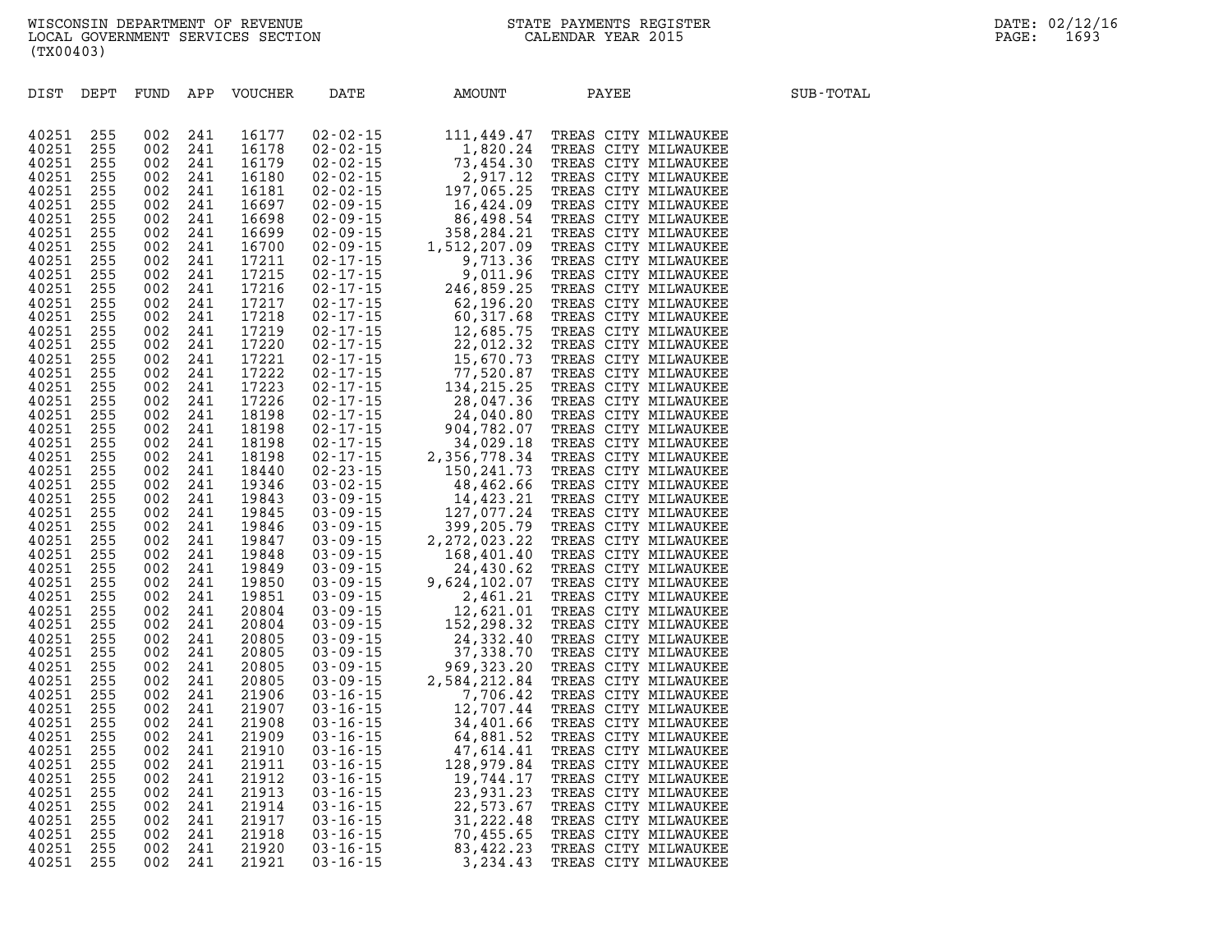WISCONSIN DEPARTMENT OF REVENUE
LOCAL GOVERNMENT SERVICES SECTION
(TX00403)

STATE PAYMENTS REGISTER
CALENDAR YEAR 2015

DATE: 02/12/16

| DIST | DEPT | FUND | APP | VOUCHER | DATE | AMOUNT | PAYEE | SUB-TOTAL |
|---|---|---|---|---|---|---|---|---|
| 40251 | 255 | 002 | 241 | 16177 | 02-02-15 | 111,449.47 | TREAS CITY MILWAUKEE | |
| 40251 | 255 | 002 | 241 | 16178 | 02-02-15 | 1,820.24 | TREAS CITY MILWAUKEE | |
| 40251 | 255 | 002 | 241 | 16179 | 02-02-15 | 73,454.30 | TREAS CITY MILWAUKEE | |
| 40251 | 255 | 002 | 241 | 16180 | 02-02-15 | 2,917.12 | TREAS CITY MILWAUKEE | |
| 40251 | 255 | 002 | 241 | 16181 | 02-02-15 | 197,065.25 | TREAS CITY MILWAUKEE | |
| 40251 | 255 | 002 | 241 | 16697 | 02-09-15 | 16,424.09 | TREAS CITY MILWAUKEE | |
| 40251 | 255 | 002 | 241 | 16698 | 02-09-15 | 86,498.54 | TREAS CITY MILWAUKEE | |
| 40251 | 255 | 002 | 241 | 16699 | 02-09-15 | 358,284.21 | TREAS CITY MILWAUKEE | |
| 40251 | 255 | 002 | 241 | 16700 | 02-09-15 | 1,512,207.09 | TREAS CITY MILWAUKEE | |
| 40251 | 255 | 002 | 241 | 17211 | 02-17-15 | 9,713.36 | TREAS CITY MILWAUKEE | |
| 40251 | 255 | 002 | 241 | 17215 | 02-17-15 | 9,011.96 | TREAS CITY MILWAUKEE | |
| 40251 | 255 | 002 | 241 | 17216 | 02-17-15 | 246,859.25 | TREAS CITY MILWAUKEE | |
| 40251 | 255 | 002 | 241 | 17217 | 02-17-15 | 62,196.20 | TREAS CITY MILWAUKEE | |
| 40251 | 255 | 002 | 241 | 17218 | 02-17-15 | 60,317.68 | TREAS CITY MILWAUKEE | |
| 40251 | 255 | 002 | 241 | 17219 | 02-17-15 | 12,685.75 | TREAS CITY MILWAUKEE | |
| 40251 | 255 | 002 | 241 | 17220 | 02-17-15 | 22,012.32 | TREAS CITY MILWAUKEE | |
| 40251 | 255 | 002 | 241 | 17221 | 02-17-15 | 15,670.73 | TREAS CITY MILWAUKEE | |
| 40251 | 255 | 002 | 241 | 17222 | 02-17-15 | 77,520.87 | TREAS CITY MILWAUKEE | |
| 40251 | 255 | 002 | 241 | 17223 | 02-17-15 | 134,215.25 | TREAS CITY MILWAUKEE | |
| 40251 | 255 | 002 | 241 | 17226 | 02-17-15 | 28,047.36 | TREAS CITY MILWAUKEE | |
| 40251 | 255 | 002 | 241 | 18198 | 02-17-15 | 24,040.80 | TREAS CITY MILWAUKEE | |
| 40251 | 255 | 002 | 241 | 18198 | 02-17-15 | 904,782.07 | TREAS CITY MILWAUKEE | |
| 40251 | 255 | 002 | 241 | 18198 | 02-17-15 | 34,029.18 | TREAS CITY MILWAUKEE | |
| 40251 | 255 | 002 | 241 | 18198 | 02-17-15 | 2,356,778.34 | TREAS CITY MILWAUKEE | |
| 40251 | 255 | 002 | 241 | 18440 | 02-23-15 | 150,241.73 | TREAS CITY MILWAUKEE | |
| 40251 | 255 | 002 | 241 | 19346 | 03-02-15 | 48,462.66 | TREAS CITY MILWAUKEE | |
| 40251 | 255 | 002 | 241 | 19843 | 03-09-15 | 14,423.21 | TREAS CITY MILWAUKEE | |
| 40251 | 255 | 002 | 241 | 19845 | 03-09-15 | 127,077.24 | TREAS CITY MILWAUKEE | |
| 40251 | 255 | 002 | 241 | 19846 | 03-09-15 | 399,205.79 | TREAS CITY MILWAUKEE | |
| 40251 | 255 | 002 | 241 | 19847 | 03-09-15 | 2,272,023.22 | TREAS CITY MILWAUKEE | |
| 40251 | 255 | 002 | 241 | 19848 | 03-09-15 | 168,401.40 | TREAS CITY MILWAUKEE | |
| 40251 | 255 | 002 | 241 | 19849 | 03-09-15 | 24,430.62 | TREAS CITY MILWAUKEE | |
| 40251 | 255 | 002 | 241 | 19850 | 03-09-15 | 9,624,102.07 | TREAS CITY MILWAUKEE | |
| 40251 | 255 | 002 | 241 | 19851 | 03-09-15 | 2,461.21 | TREAS CITY MILWAUKEE | |
| 40251 | 255 | 002 | 241 | 20804 | 03-09-15 | 12,621.01 | TREAS CITY MILWAUKEE | |
| 40251 | 255 | 002 | 241 | 20804 | 03-09-15 | 152,298.32 | TREAS CITY MILWAUKEE | |
| 40251 | 255 | 002 | 241 | 20805 | 03-09-15 | 24,332.40 | TREAS CITY MILWAUKEE | |
| 40251 | 255 | 002 | 241 | 20805 | 03-09-15 | 37,338.70 | TREAS CITY MILWAUKEE | |
| 40251 | 255 | 002 | 241 | 20805 | 03-09-15 | 969,323.20 | TREAS CITY MILWAUKEE | |
| 40251 | 255 | 002 | 241 | 20805 | 03-09-15 | 2,584,212.84 | TREAS CITY MILWAUKEE | |
| 40251 | 255 | 002 | 241 | 21906 | 03-16-15 | 7,706.42 | TREAS CITY MILWAUKEE | |
| 40251 | 255 | 002 | 241 | 21907 | 03-16-15 | 12,707.44 | TREAS CITY MILWAUKEE | |
| 40251 | 255 | 002 | 241 | 21908 | 03-16-15 | 34,401.66 | TREAS CITY MILWAUKEE | |
| 40251 | 255 | 002 | 241 | 21909 | 03-16-15 | 64,881.52 | TREAS CITY MILWAUKEE | |
| 40251 | 255 | 002 | 241 | 21910 | 03-16-15 | 47,614.41 | TREAS CITY MILWAUKEE | |
| 40251 | 255 | 002 | 241 | 21911 | 03-16-15 | 128,979.84 | TREAS CITY MILWAUKEE | |
| 40251 | 255 | 002 | 241 | 21912 | 03-16-15 | 19,744.17 | TREAS CITY MILWAUKEE | |
| 40251 | 255 | 002 | 241 | 21913 | 03-16-15 | 23,931.23 | TREAS CITY MILWAUKEE | |
| 40251 | 255 | 002 | 241 | 21914 | 03-16-15 | 22,573.67 | TREAS CITY MILWAUKEE | |
| 40251 | 255 | 002 | 241 | 21917 | 03-16-15 | 31,222.48 | TREAS CITY MILWAUKEE | |
| 40251 | 255 | 002 | 241 | 21918 | 03-16-15 | 70,455.65 | TREAS CITY MILWAUKEE | |
| 40251 | 255 | 002 | 241 | 21920 | 03-16-15 | 83,422.23 | TREAS CITY MILWAUKEE | |
| 40251 | 255 | 002 | 241 | 21921 | 03-16-15 | 3,234.43 | TREAS CITY MILWAUKEE | |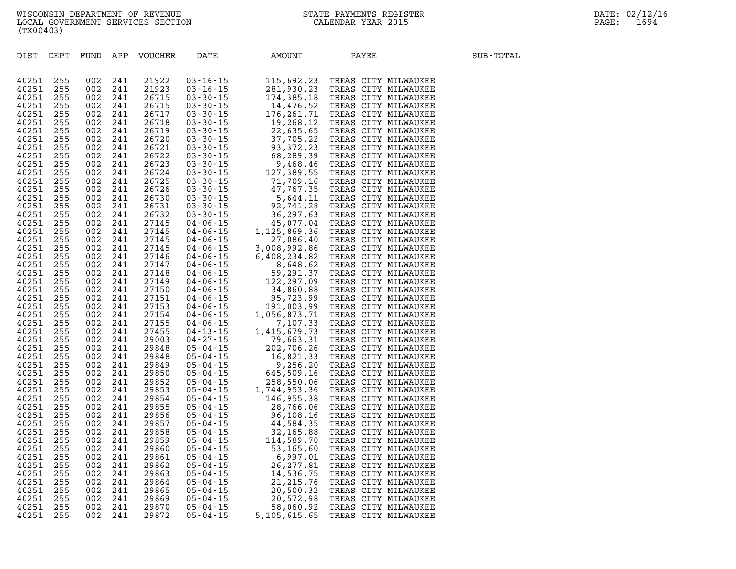WISCONSIN DEPARTMENT OF REVENUE
LOCAL GOVERNMENT SERVICES SECTION
(TX00403)

STATE PAYMENTS REGISTER
CALENDAR YEAR 2015

DATE: 02/12/16

| DIST | DEPT | FUND | APP | VOUCHER | DATE | AMOUNT | PAYEE | SUB-TOTAL |
|---|---|---|---|---|---|---|---|---|
| 40251 | 255 | 002 | 241 | 21922 | 03-16-15 | 115,692.23 | TREAS CITY MILWAUKEE | |
| 40251 | 255 | 002 | 241 | 21923 | 03-16-15 | 281,930.23 | TREAS CITY MILWAUKEE | |
| 40251 | 255 | 002 | 241 | 26715 | 03-30-15 | 174,385.18 | TREAS CITY MILWAUKEE | |
| 40251 | 255 | 002 | 241 | 26715 | 03-30-15 | 14,476.52 | TREAS CITY MILWAUKEE | |
| 40251 | 255 | 002 | 241 | 26717 | 03-30-15 | 176,261.71 | TREAS CITY MILWAUKEE | |
| 40251 | 255 | 002 | 241 | 26718 | 03-30-15 | 19,268.12 | TREAS CITY MILWAUKEE | |
| 40251 | 255 | 002 | 241 | 26719 | 03-30-15 | 22,635.65 | TREAS CITY MILWAUKEE | |
| 40251 | 255 | 002 | 241 | 26720 | 03-30-15 | 37,705.22 | TREAS CITY MILWAUKEE | |
| 40251 | 255 | 002 | 241 | 26721 | 03-30-15 | 93,372.23 | TREAS CITY MILWAUKEE | |
| 40251 | 255 | 002 | 241 | 26722 | 03-30-15 | 68,289.39 | TREAS CITY MILWAUKEE | |
| 40251 | 255 | 002 | 241 | 26723 | 03-30-15 | 9,468.46 | TREAS CITY MILWAUKEE | |
| 40251 | 255 | 002 | 241 | 26724 | 03-30-15 | 127,389.55 | TREAS CITY MILWAUKEE | |
| 40251 | 255 | 002 | 241 | 26725 | 03-30-15 | 71,709.16 | TREAS CITY MILWAUKEE | |
| 40251 | 255 | 002 | 241 | 26726 | 03-30-15 | 47,767.35 | TREAS CITY MILWAUKEE | |
| 40251 | 255 | 002 | 241 | 26730 | 03-30-15 | 5,644.11 | TREAS CITY MILWAUKEE | |
| 40251 | 255 | 002 | 241 | 26731 | 03-30-15 | 92,741.28 | TREAS CITY MILWAUKEE | |
| 40251 | 255 | 002 | 241 | 26732 | 03-30-15 | 36,297.63 | TREAS CITY MILWAUKEE | |
| 40251 | 255 | 002 | 241 | 27145 | 04-06-15 | 45,077.04 | TREAS CITY MILWAUKEE | |
| 40251 | 255 | 002 | 241 | 27145 | 04-06-15 | 1,125,869.36 | TREAS CITY MILWAUKEE | |
| 40251 | 255 | 002 | 241 | 27145 | 04-06-15 | 27,086.40 | TREAS CITY MILWAUKEE | |
| 40251 | 255 | 002 | 241 | 27145 | 04-06-15 | 3,008,992.86 | TREAS CITY MILWAUKEE | |
| 40251 | 255 | 002 | 241 | 27146 | 04-06-15 | 6,408,234.82 | TREAS CITY MILWAUKEE | |
| 40251 | 255 | 002 | 241 | 27147 | 04-06-15 | 8,648.62 | TREAS CITY MILWAUKEE | |
| 40251 | 255 | 002 | 241 | 27148 | 04-06-15 | 59,291.37 | TREAS CITY MILWAUKEE | |
| 40251 | 255 | 002 | 241 | 27149 | 04-06-15 | 122,297.09 | TREAS CITY MILWAUKEE | |
| 40251 | 255 | 002 | 241 | 27150 | 04-06-15 | 34,860.88 | TREAS CITY MILWAUKEE | |
| 40251 | 255 | 002 | 241 | 27151 | 04-06-15 | 95,723.99 | TREAS CITY MILWAUKEE | |
| 40251 | 255 | 002 | 241 | 27153 | 04-06-15 | 191,003.99 | TREAS CITY MILWAUKEE | |
| 40251 | 255 | 002 | 241 | 27154 | 04-06-15 | 1,056,873.71 | TREAS CITY MILWAUKEE | |
| 40251 | 255 | 002 | 241 | 27155 | 04-06-15 | 7,107.33 | TREAS CITY MILWAUKEE | |
| 40251 | 255 | 002 | 241 | 27455 | 04-13-15 | 1,415,679.73 | TREAS CITY MILWAUKEE | |
| 40251 | 255 | 002 | 241 | 29003 | 04-27-15 | 79,663.31 | TREAS CITY MILWAUKEE | |
| 40251 | 255 | 002 | 241 | 29848 | 05-04-15 | 202,706.26 | TREAS CITY MILWAUKEE | |
| 40251 | 255 | 002 | 241 | 29848 | 05-04-15 | 16,821.33 | TREAS CITY MILWAUKEE | |
| 40251 | 255 | 002 | 241 | 29849 | 05-04-15 | 9,256.20 | TREAS CITY MILWAUKEE | |
| 40251 | 255 | 002 | 241 | 29850 | 05-04-15 | 645,509.16 | TREAS CITY MILWAUKEE | |
| 40251 | 255 | 002 | 241 | 29852 | 05-04-15 | 258,550.06 | TREAS CITY MILWAUKEE | |
| 40251 | 255 | 002 | 241 | 29853 | 05-04-15 | 1,744,953.36 | TREAS CITY MILWAUKEE | |
| 40251 | 255 | 002 | 241 | 29854 | 05-04-15 | 146,955.38 | TREAS CITY MILWAUKEE | |
| 40251 | 255 | 002 | 241 | 29855 | 05-04-15 | 28,766.06 | TREAS CITY MILWAUKEE | |
| 40251 | 255 | 002 | 241 | 29856 | 05-04-15 | 96,108.16 | TREAS CITY MILWAUKEE | |
| 40251 | 255 | 002 | 241 | 29857 | 05-04-15 | 44,584.35 | TREAS CITY MILWAUKEE | |
| 40251 | 255 | 002 | 241 | 29858 | 05-04-15 | 32,165.88 | TREAS CITY MILWAUKEE | |
| 40251 | 255 | 002 | 241 | 29859 | 05-04-15 | 114,589.70 | TREAS CITY MILWAUKEE | |
| 40251 | 255 | 002 | 241 | 29860 | 05-04-15 | 53,165.60 | TREAS CITY MILWAUKEE | |
| 40251 | 255 | 002 | 241 | 29861 | 05-04-15 | 6,997.01 | TREAS CITY MILWAUKEE | |
| 40251 | 255 | 002 | 241 | 29862 | 05-04-15 | 26,277.81 | TREAS CITY MILWAUKEE | |
| 40251 | 255 | 002 | 241 | 29863 | 05-04-15 | 14,536.75 | TREAS CITY MILWAUKEE | |
| 40251 | 255 | 002 | 241 | 29864 | 05-04-15 | 21,215.76 | TREAS CITY MILWAUKEE | |
| 40251 | 255 | 002 | 241 | 29865 | 05-04-15 | 20,500.32 | TREAS CITY MILWAUKEE | |
| 40251 | 255 | 002 | 241 | 29869 | 05-04-15 | 20,572.98 | TREAS CITY MILWAUKEE | |
| 40251 | 255 | 002 | 241 | 29870 | 05-04-15 | 58,060.92 | TREAS CITY MILWAUKEE | |
| 40251 | 255 | 002 | 241 | 29872 | 05-04-15 | 5,105,615.65 | TREAS CITY MILWAUKEE | |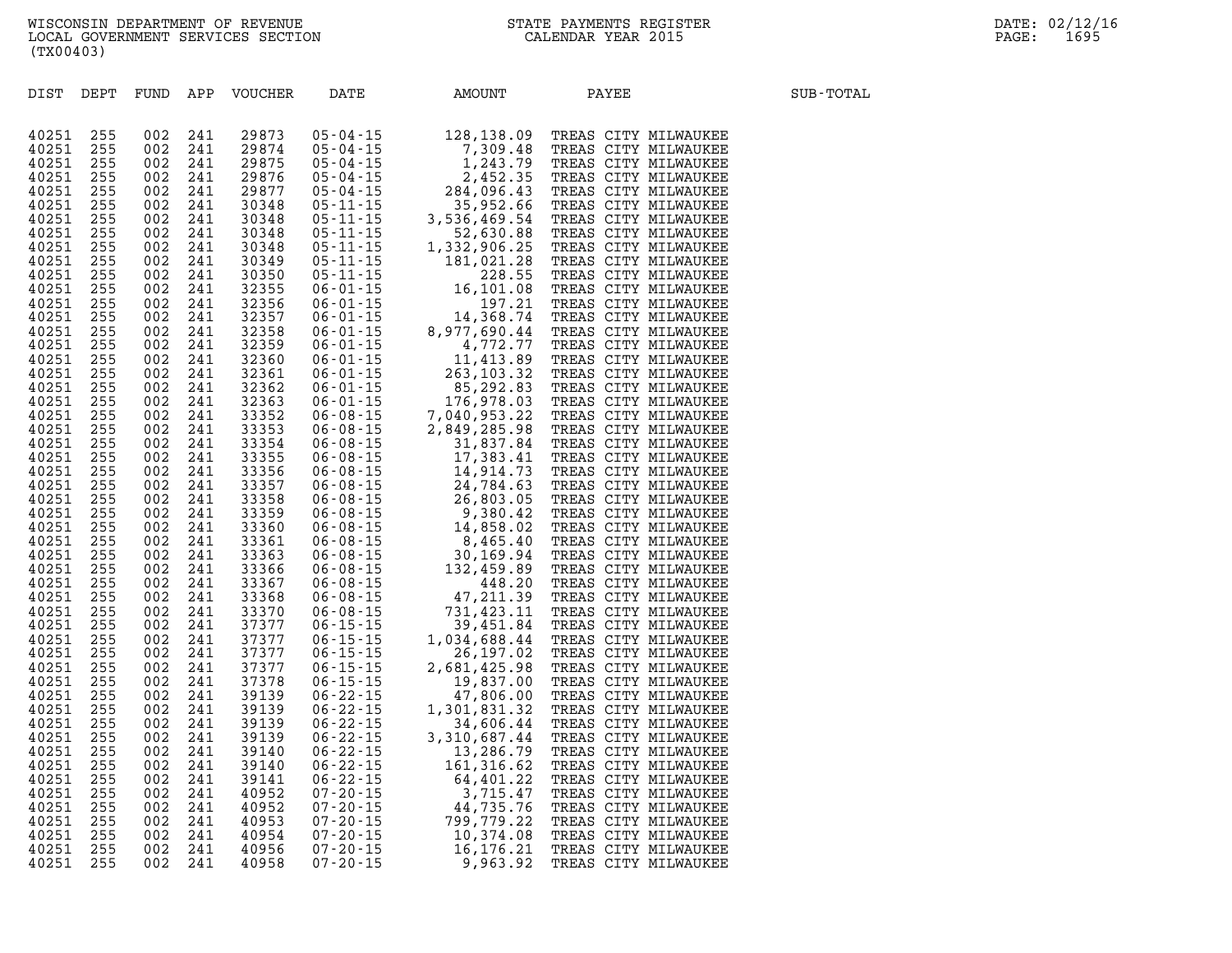| DIST | DEPT | FUND | APP | VOUCHER | DATE | AMOUNT | PAYEE | SUB-TOTAL |
|---|---|---|---|---|---|---|---|---|
| 40251 | 255 | 002 | 241 | 29873 | 05-04-15 | 128,138.09 | TREAS CITY MILWAUKEE | |
| 40251 | 255 | 002 | 241 | 29874 | 05-04-15 | 7,309.48 | TREAS CITY MILWAUKEE | |
| 40251 | 255 | 002 | 241 | 29875 | 05-04-15 | 1,243.79 | TREAS CITY MILWAUKEE | |
| 40251 | 255 | 002 | 241 | 29876 | 05-04-15 | 2,452.35 | TREAS CITY MILWAUKEE | |
| 40251 | 255 | 002 | 241 | 29877 | 05-04-15 | 284,096.43 | TREAS CITY MILWAUKEE | |
| 40251 | 255 | 002 | 241 | 30348 | 05-11-15 | 35,952.66 | TREAS CITY MILWAUKEE | |
| 40251 | 255 | 002 | 241 | 30348 | 05-11-15 | 3,536,469.54 | TREAS CITY MILWAUKEE | |
| 40251 | 255 | 002 | 241 | 30348 | 05-11-15 | 52,630.88 | TREAS CITY MILWAUKEE | |
| 40251 | 255 | 002 | 241 | 30348 | 05-11-15 | 1,332,906.25 | TREAS CITY MILWAUKEE | |
| 40251 | 255 | 002 | 241 | 30349 | 05-11-15 | 181,021.28 | TREAS CITY MILWAUKEE | |
| 40251 | 255 | 002 | 241 | 30350 | 05-11-15 | 228.55 | TREAS CITY MILWAUKEE | |
| 40251 | 255 | 002 | 241 | 32355 | 06-01-15 | 16,101.08 | TREAS CITY MILWAUKEE | |
| 40251 | 255 | 002 | 241 | 32356 | 06-01-15 | 197.21 | TREAS CITY MILWAUKEE | |
| 40251 | 255 | 002 | 241 | 32357 | 06-01-15 | 14,368.74 | TREAS CITY MILWAUKEE | |
| 40251 | 255 | 002 | 241 | 32358 | 06-01-15 | 8,977,690.44 | TREAS CITY MILWAUKEE | |
| 40251 | 255 | 002 | 241 | 32359 | 06-01-15 | 4,772.77 | TREAS CITY MILWAUKEE | |
| 40251 | 255 | 002 | 241 | 32360 | 06-01-15 | 11,413.89 | TREAS CITY MILWAUKEE | |
| 40251 | 255 | 002 | 241 | 32361 | 06-01-15 | 263,103.32 | TREAS CITY MILWAUKEE | |
| 40251 | 255 | 002 | 241 | 32362 | 06-01-15 | 85,292.83 | TREAS CITY MILWAUKEE | |
| 40251 | 255 | 002 | 241 | 32363 | 06-01-15 | 176,978.03 | TREAS CITY MILWAUKEE | |
| 40251 | 255 | 002 | 241 | 33352 | 06-08-15 | 7,040,953.22 | TREAS CITY MILWAUKEE | |
| 40251 | 255 | 002 | 241 | 33353 | 06-08-15 | 2,849,285.98 | TREAS CITY MILWAUKEE | |
| 40251 | 255 | 002 | 241 | 33354 | 06-08-15 | 31,837.84 | TREAS CITY MILWAUKEE | |
| 40251 | 255 | 002 | 241 | 33355 | 06-08-15 | 17,383.41 | TREAS CITY MILWAUKEE | |
| 40251 | 255 | 002 | 241 | 33356 | 06-08-15 | 14,914.73 | TREAS CITY MILWAUKEE | |
| 40251 | 255 | 002 | 241 | 33357 | 06-08-15 | 24,784.63 | TREAS CITY MILWAUKEE | |
| 40251 | 255 | 002 | 241 | 33358 | 06-08-15 | 26,803.05 | TREAS CITY MILWAUKEE | |
| 40251 | 255 | 002 | 241 | 33359 | 06-08-15 | 9,380.42 | TREAS CITY MILWAUKEE | |
| 40251 | 255 | 002 | 241 | 33360 | 06-08-15 | 14,858.02 | TREAS CITY MILWAUKEE | |
| 40251 | 255 | 002 | 241 | 33361 | 06-08-15 | 8,465.40 | TREAS CITY MILWAUKEE | |
| 40251 | 255 | 002 | 241 | 33363 | 06-08-15 | 30,169.94 | TREAS CITY MILWAUKEE | |
| 40251 | 255 | 002 | 241 | 33366 | 06-08-15 | 132,459.89 | TREAS CITY MILWAUKEE | |
| 40251 | 255 | 002 | 241 | 33367 | 06-08-15 | 448.20 | TREAS CITY MILWAUKEE | |
| 40251 | 255 | 002 | 241 | 33368 | 06-08-15 | 47,211.39 | TREAS CITY MILWAUKEE | |
| 40251 | 255 | 002 | 241 | 33370 | 06-08-15 | 731,423.11 | TREAS CITY MILWAUKEE | |
| 40251 | 255 | 002 | 241 | 37377 | 06-15-15 | 39,451.84 | TREAS CITY MILWAUKEE | |
| 40251 | 255 | 002 | 241 | 37377 | 06-15-15 | 1,034,688.44 | TREAS CITY MILWAUKEE | |
| 40251 | 255 | 002 | 241 | 37377 | 06-15-15 | 26,197.02 | TREAS CITY MILWAUKEE | |
| 40251 | 255 | 002 | 241 | 37377 | 06-15-15 | 2,681,425.98 | TREAS CITY MILWAUKEE | |
| 40251 | 255 | 002 | 241 | 37378 | 06-15-15 | 19,837.00 | TREAS CITY MILWAUKEE | |
| 40251 | 255 | 002 | 241 | 39139 | 06-22-15 | 47,806.00 | TREAS CITY MILWAUKEE | |
| 40251 | 255 | 002 | 241 | 39139 | 06-22-15 | 1,301,831.32 | TREAS CITY MILWAUKEE | |
| 40251 | 255 | 002 | 241 | 39139 | 06-22-15 | 34,606.44 | TREAS CITY MILWAUKEE | |
| 40251 | 255 | 002 | 241 | 39139 | 06-22-15 | 3,310,687.44 | TREAS CITY MILWAUKEE | |
| 40251 | 255 | 002 | 241 | 39140 | 06-22-15 | 13,286.79 | TREAS CITY MILWAUKEE | |
| 40251 | 255 | 002 | 241 | 39140 | 06-22-15 | 161,316.62 | TREAS CITY MILWAUKEE | |
| 40251 | 255 | 002 | 241 | 39141 | 06-22-15 | 64,401.22 | TREAS CITY MILWAUKEE | |
| 40251 | 255 | 002 | 241 | 40952 | 07-20-15 | 3,715.47 | TREAS CITY MILWAUKEE | |
| 40251 | 255 | 002 | 241 | 40952 | 07-20-15 | 44,735.76 | TREAS CITY MILWAUKEE | |
| 40251 | 255 | 002 | 241 | 40953 | 07-20-15 | 799,779.22 | TREAS CITY MILWAUKEE | |
| 40251 | 255 | 002 | 241 | 40954 | 07-20-15 | 10,374.08 | TREAS CITY MILWAUKEE | |
| 40251 | 255 | 002 | 241 | 40956 | 07-20-15 | 16,176.21 | TREAS CITY MILWAUKEE | |
| 40251 | 255 | 002 | 241 | 40958 | 07-20-15 | 9,963.92 | TREAS CITY MILWAUKEE | |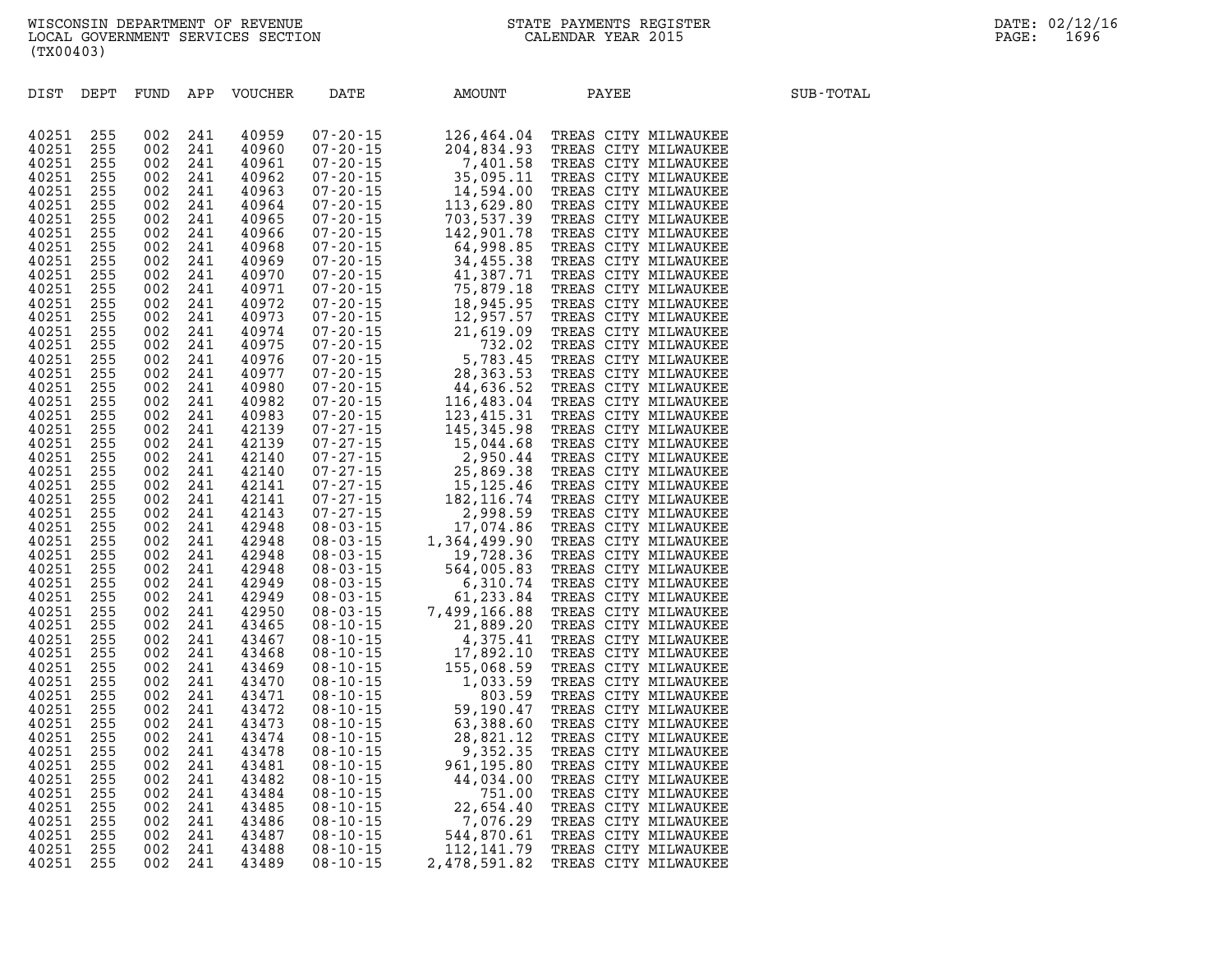WISCONSIN DEPARTMENT OF REVENUE
LOCAL GOVERNMENT SERVICES SECTION
(TX00403)

STATE PAYMENTS REGISTER
CALENDAR YEAR 2015

DATE: 02/12/16

| DIST | DEPT | FUND | APP | VOUCHER | DATE | AMOUNT | PAYEE | SUB-TOTAL |
|---|---|---|---|---|---|---|---|---|
| 40251 | 255 | 002 | 241 | 40959 | 07-20-15 | 126,464.04 | TREAS CITY MILWAUKEE | |
| 40251 | 255 | 002 | 241 | 40960 | 07-20-15 | 204,834.93 | TREAS CITY MILWAUKEE | |
| 40251 | 255 | 002 | 241 | 40961 | 07-20-15 | 7,401.58 | TREAS CITY MILWAUKEE | |
| 40251 | 255 | 002 | 241 | 40962 | 07-20-15 | 35,095.11 | TREAS CITY MILWAUKEE | |
| 40251 | 255 | 002 | 241 | 40963 | 07-20-15 | 14,594.00 | TREAS CITY MILWAUKEE | |
| 40251 | 255 | 002 | 241 | 40964 | 07-20-15 | 113,629.80 | TREAS CITY MILWAUKEE | |
| 40251 | 255 | 002 | 241 | 40965 | 07-20-15 | 703,537.39 | TREAS CITY MILWAUKEE | |
| 40251 | 255 | 002 | 241 | 40966 | 07-20-15 | 142,901.78 | TREAS CITY MILWAUKEE | |
| 40251 | 255 | 002 | 241 | 40968 | 07-20-15 | 64,998.85 | TREAS CITY MILWAUKEE | |
| 40251 | 255 | 002 | 241 | 40969 | 07-20-15 | 34,455.38 | TREAS CITY MILWAUKEE | |
| 40251 | 255 | 002 | 241 | 40970 | 07-20-15 | 41,387.71 | TREAS CITY MILWAUKEE | |
| 40251 | 255 | 002 | 241 | 40971 | 07-20-15 | 75,879.18 | TREAS CITY MILWAUKEE | |
| 40251 | 255 | 002 | 241 | 40972 | 07-20-15 | 18,945.95 | TREAS CITY MILWAUKEE | |
| 40251 | 255 | 002 | 241 | 40973 | 07-20-15 | 12,957.57 | TREAS CITY MILWAUKEE | |
| 40251 | 255 | 002 | 241 | 40974 | 07-20-15 | 21,619.09 | TREAS CITY MILWAUKEE | |
| 40251 | 255 | 002 | 241 | 40975 | 07-20-15 | 732.02 | TREAS CITY MILWAUKEE | |
| 40251 | 255 | 002 | 241 | 40976 | 07-20-15 | 5,783.45 | TREAS CITY MILWAUKEE | |
| 40251 | 255 | 002 | 241 | 40977 | 07-20-15 | 28,363.53 | TREAS CITY MILWAUKEE | |
| 40251 | 255 | 002 | 241 | 40980 | 07-20-15 | 44,636.52 | TREAS CITY MILWAUKEE | |
| 40251 | 255 | 002 | 241 | 40982 | 07-20-15 | 116,483.04 | TREAS CITY MILWAUKEE | |
| 40251 | 255 | 002 | 241 | 40983 | 07-20-15 | 123,415.31 | TREAS CITY MILWAUKEE | |
| 40251 | 255 | 002 | 241 | 42139 | 07-27-15 | 145,345.98 | TREAS CITY MILWAUKEE | |
| 40251 | 255 | 002 | 241 | 42139 | 07-27-15 | 15,044.68 | TREAS CITY MILWAUKEE | |
| 40251 | 255 | 002 | 241 | 42140 | 07-27-15 | 2,950.44 | TREAS CITY MILWAUKEE | |
| 40251 | 255 | 002 | 241 | 42140 | 07-27-15 | 25,869.38 | TREAS CITY MILWAUKEE | |
| 40251 | 255 | 002 | 241 | 42141 | 07-27-15 | 15,125.46 | TREAS CITY MILWAUKEE | |
| 40251 | 255 | 002 | 241 | 42141 | 07-27-15 | 182,116.74 | TREAS CITY MILWAUKEE | |
| 40251 | 255 | 002 | 241 | 42143 | 07-27-15 | 2,998.59 | TREAS CITY MILWAUKEE | |
| 40251 | 255 | 002 | 241 | 42948 | 08-03-15 | 17,074.86 | TREAS CITY MILWAUKEE | |
| 40251 | 255 | 002 | 241 | 42948 | 08-03-15 | 1,364,499.90 | TREAS CITY MILWAUKEE | |
| 40251 | 255 | 002 | 241 | 42948 | 08-03-15 | 19,728.36 | TREAS CITY MILWAUKEE | |
| 40251 | 255 | 002 | 241 | 42948 | 08-03-15 | 564,005.83 | TREAS CITY MILWAUKEE | |
| 40251 | 255 | 002 | 241 | 42949 | 08-03-15 | 6,310.74 | TREAS CITY MILWAUKEE | |
| 40251 | 255 | 002 | 241 | 42949 | 08-03-15 | 61,233.84 | TREAS CITY MILWAUKEE | |
| 40251 | 255 | 002 | 241 | 42950 | 08-03-15 | 7,499,166.88 | TREAS CITY MILWAUKEE | |
| 40251 | 255 | 002 | 241 | 43465 | 08-10-15 | 21,889.20 | TREAS CITY MILWAUKEE | |
| 40251 | 255 | 002 | 241 | 43467 | 08-10-15 | 4,375.41 | TREAS CITY MILWAUKEE | |
| 40251 | 255 | 002 | 241 | 43468 | 08-10-15 | 17,892.10 | TREAS CITY MILWAUKEE | |
| 40251 | 255 | 002 | 241 | 43469 | 08-10-15 | 155,068.59 | TREAS CITY MILWAUKEE | |
| 40251 | 255 | 002 | 241 | 43470 | 08-10-15 | 1,033.59 | TREAS CITY MILWAUKEE | |
| 40251 | 255 | 002 | 241 | 43471 | 08-10-15 | 803.59 | TREAS CITY MILWAUKEE | |
| 40251 | 255 | 002 | 241 | 43472 | 08-10-15 | 59,190.47 | TREAS CITY MILWAUKEE | |
| 40251 | 255 | 002 | 241 | 43473 | 08-10-15 | 63,388.60 | TREAS CITY MILWAUKEE | |
| 40251 | 255 | 002 | 241 | 43474 | 08-10-15 | 28,821.12 | TREAS CITY MILWAUKEE | |
| 40251 | 255 | 002 | 241 | 43478 | 08-10-15 | 9,352.35 | TREAS CITY MILWAUKEE | |
| 40251 | 255 | 002 | 241 | 43481 | 08-10-15 | 961,195.80 | TREAS CITY MILWAUKEE | |
| 40251 | 255 | 002 | 241 | 43482 | 08-10-15 | 44,034.00 | TREAS CITY MILWAUKEE | |
| 40251 | 255 | 002 | 241 | 43484 | 08-10-15 | 751.00 | TREAS CITY MILWAUKEE | |
| 40251 | 255 | 002 | 241 | 43485 | 08-10-15 | 22,654.40 | TREAS CITY MILWAUKEE | |
| 40251 | 255 | 002 | 241 | 43486 | 08-10-15 | 7,076.29 | TREAS CITY MILWAUKEE | |
| 40251 | 255 | 002 | 241 | 43487 | 08-10-15 | 544,870.61 | TREAS CITY MILWAUKEE | |
| 40251 | 255 | 002 | 241 | 43488 | 08-10-15 | 112,141.79 | TREAS CITY MILWAUKEE | |
| 40251 | 255 | 002 | 241 | 43489 | 08-10-15 | 2,478,591.82 | TREAS CITY MILWAUKEE | |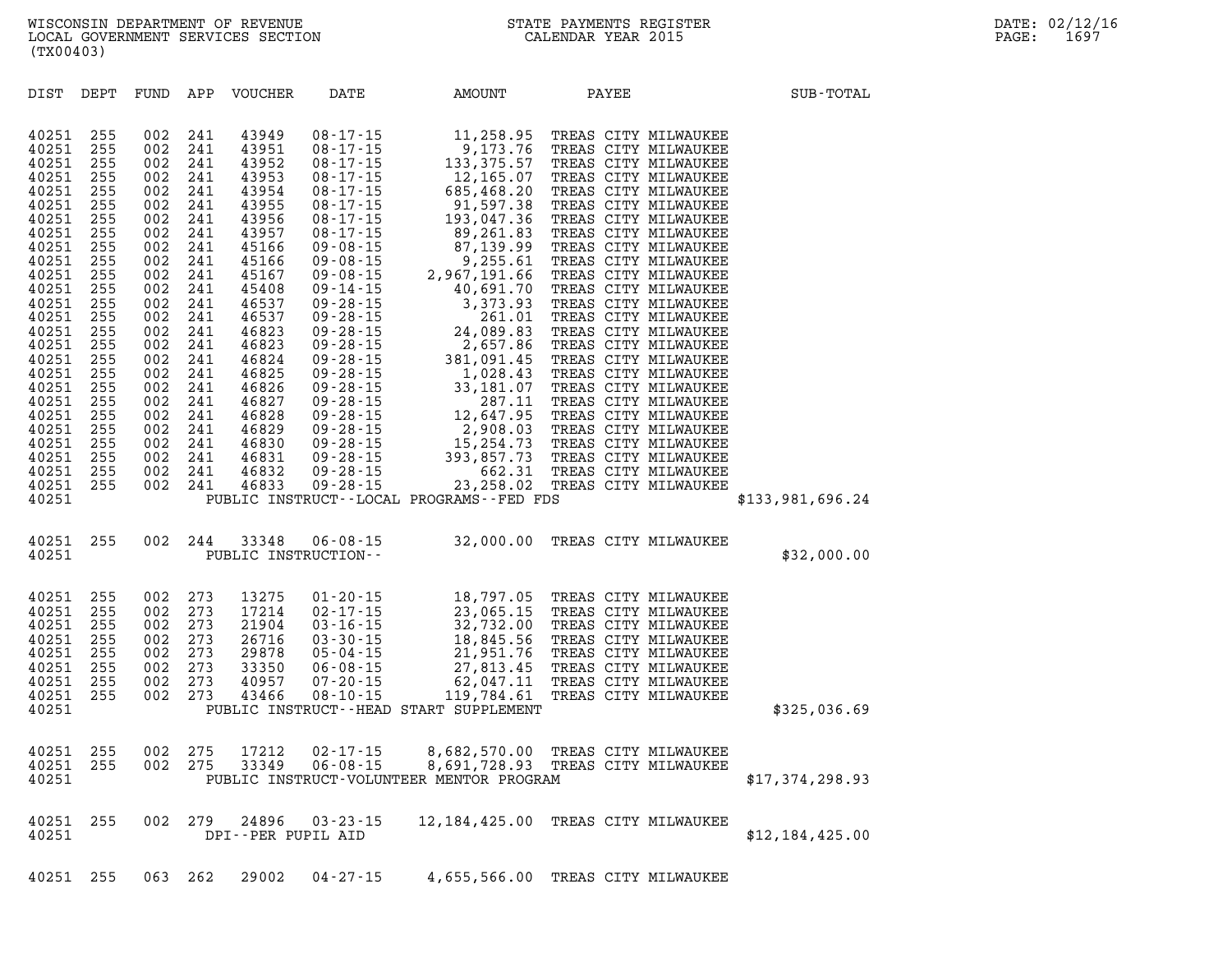WISCONSIN DEPARTMENT OF REVENUE
LOCAL GOVERNMENT SERVICES SECTION
(TX00403)

STATE PAYMENTS REGISTER
CALENDAR YEAR 2015

DATE: 02/12/16

| DIST | DEPT | FUND | APP | VOUCHER | DATE | AMOUNT | PAYEE | SUB-TOTAL |
|---|---|---|---|---|---|---|---|---|
| 40251 | 255 | 002 | 241 | 43949 | 08-17-15 | 11,258.95 | TREAS CITY MILWAUKEE | |
| 40251 | 255 | 002 | 241 | 43951 | 08-17-15 | 9,173.76 | TREAS CITY MILWAUKEE | |
| 40251 | 255 | 002 | 241 | 43952 | 08-17-15 | 133,375.57 | TREAS CITY MILWAUKEE | |
| 40251 | 255 | 002 | 241 | 43953 | 08-17-15 | 12,165.07 | TREAS CITY MILWAUKEE | |
| 40251 | 255 | 002 | 241 | 43954 | 08-17-15 | 685,468.20 | TREAS CITY MILWAUKEE | |
| 40251 | 255 | 002 | 241 | 43955 | 08-17-15 | 91,597.38 | TREAS CITY MILWAUKEE | |
| 40251 | 255 | 002 | 241 | 43956 | 08-17-15 | 193,047.36 | TREAS CITY MILWAUKEE | |
| 40251 | 255 | 002 | 241 | 43957 | 08-17-15 | 89,261.83 | TREAS CITY MILWAUKEE | |
| 40251 | 255 | 002 | 241 | 45166 | 09-08-15 | 87,139.99 | TREAS CITY MILWAUKEE | |
| 40251 | 255 | 002 | 241 | 45166 | 09-08-15 | 9,255.61 | TREAS CITY MILWAUKEE | |
| 40251 | 255 | 002 | 241 | 45167 | 09-08-15 | 2,967,191.66 | TREAS CITY MILWAUKEE | |
| 40251 | 255 | 002 | 241 | 45408 | 09-14-15 | 40,691.70 | TREAS CITY MILWAUKEE | |
| 40251 | 255 | 002 | 241 | 46537 | 09-28-15 | 3,373.93 | TREAS CITY MILWAUKEE | |
| 40251 | 255 | 002 | 241 | 46537 | 09-28-15 | 261.01 | TREAS CITY MILWAUKEE | |
| 40251 | 255 | 002 | 241 | 46823 | 09-28-15 | 24,089.83 | TREAS CITY MILWAUKEE | |
| 40251 | 255 | 002 | 241 | 46823 | 09-28-15 | 2,657.86 | TREAS CITY MILWAUKEE | |
| 40251 | 255 | 002 | 241 | 46824 | 09-28-15 | 381,091.45 | TREAS CITY MILWAUKEE | |
| 40251 | 255 | 002 | 241 | 46825 | 09-28-15 | 1,028.43 | TREAS CITY MILWAUKEE | |
| 40251 | 255 | 002 | 241 | 46826 | 09-28-15 | 33,181.07 | TREAS CITY MILWAUKEE | |
| 40251 | 255 | 002 | 241 | 46827 | 09-28-15 | 287.11 | TREAS CITY MILWAUKEE | |
| 40251 | 255 | 002 | 241 | 46828 | 09-28-15 | 12,647.95 | TREAS CITY MILWAUKEE | |
| 40251 | 255 | 002 | 241 | 46829 | 09-28-15 | 2,908.03 | TREAS CITY MILWAUKEE | |
| 40251 | 255 | 002 | 241 | 46830 | 09-28-15 | 15,254.73 | TREAS CITY MILWAUKEE | |
| 40251 | 255 | 002 | 241 | 46831 | 09-28-15 | 393,857.73 | TREAS CITY MILWAUKEE | |
| 40251 | 255 | 002 | 241 | 46832 | 09-28-15 | 662.31 | TREAS CITY MILWAUKEE | |
| 40251 | 255 | 002 | 241 | 46833 | 09-28-15 | 23,258.02 | TREAS CITY MILWAUKEE | |
| 40251 | | | | PUBLIC INSTRUCT--LOCAL PROGRAMS--FED FDS | | | | $133,981,696.24 |
| | | | | | | | | |
| 40251 | 255 | 002 | 244 | 33348 | 06-08-15 | 32,000.00 | TREAS CITY MILWAUKEE | |
| 40251 | | | | PUBLIC INSTRUCTION-- | | | | $32,000.00 |
| | | | | | | | | |
| 40251 | 255 | 002 | 273 | 13275 | 01-20-15 | 18,797.05 | TREAS CITY MILWAUKEE | |
| 40251 | 255 | 002 | 273 | 17214 | 02-17-15 | 23,065.15 | TREAS CITY MILWAUKEE | |
| 40251 | 255 | 002 | 273 | 21904 | 03-16-15 | 32,732.00 | TREAS CITY MILWAUKEE | |
| 40251 | 255 | 002 | 273 | 26716 | 03-30-15 | 18,845.56 | TREAS CITY MILWAUKEE | |
| 40251 | 255 | 002 | 273 | 29878 | 05-04-15 | 21,951.76 | TREAS CITY MILWAUKEE | |
| 40251 | 255 | 002 | 273 | 33350 | 06-08-15 | 27,813.45 | TREAS CITY MILWAUKEE | |
| 40251 | 255 | 002 | 273 | 40957 | 07-20-15 | 62,047.11 | TREAS CITY MILWAUKEE | |
| 40251 | 255 | 002 | 273 | 43466 | 08-10-15 | 119,784.61 | TREAS CITY MILWAUKEE | |
| 40251 | | | | PUBLIC INSTRUCT--HEAD START SUPPLEMENT | | | | $325,036.69 |
| | | | | | | | | |
| 40251 | 255 | 002 | 275 | 17212 | 02-17-15 | 8,682,570.00 | TREAS CITY MILWAUKEE | |
| 40251 | 255 | 002 | 275 | 33349 | 06-08-15 | 8,691,728.93 | TREAS CITY MILWAUKEE | |
| 40251 | | | | PUBLIC INSTRUCT-VOLUNTEER MENTOR PROGRAM | | | | $17,374,298.93 |
| | | | | | | | | |
| 40251 | 255 | 002 | 279 | 24896 | 03-23-15 | 12,184,425.00 | TREAS CITY MILWAUKEE | |
| 40251 | | | | DPI--PER PUPIL AID | | | | $12,184,425.00 |
| | | | | | | | | |
| 40251 | 255 | 063 | 262 | 29002 | 04-27-15 | 4,655,566.00 | TREAS CITY MILWAUKEE | |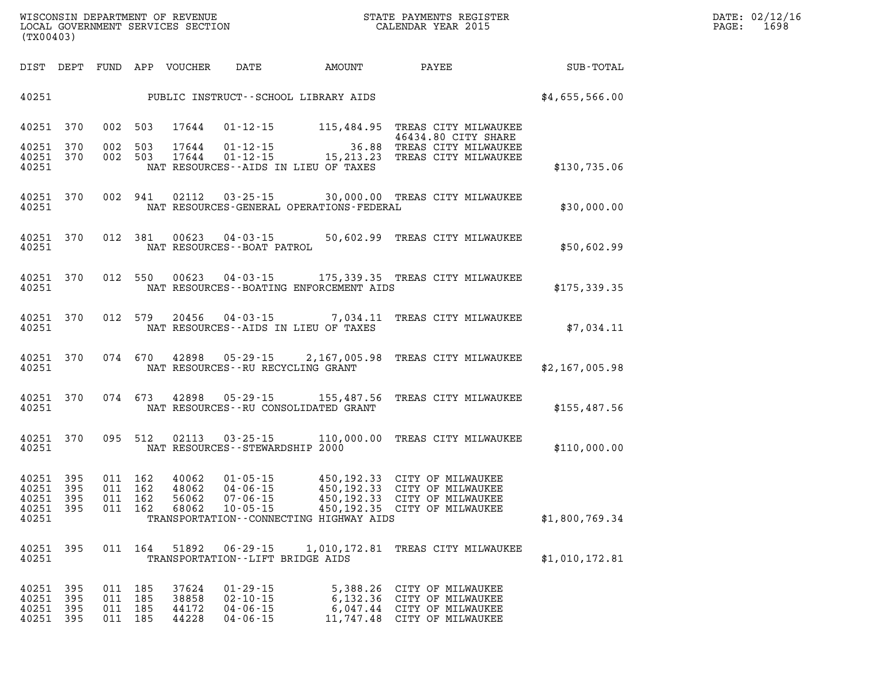WISCONSIN DEPARTMENT OF REVENUE
LOCAL GOVERNMENT SERVICES SECTION
(TX00403)

STATE PAYMENTS REGISTER
CALENDAR YEAR 2015

DATE: 02/12/16
PAGE: 1698

| DIST | DEPT | FUND | APP | VOUCHER | DATE | AMOUNT | PAYEE | SUB-TOTAL |
|---|---|---|---|---|---|---|---|---|
| 40251 | | | | | PUBLIC INSTRUCT--SCHOOL LIBRARY AIDS | | | $4,655,566.00 |
| 40251 | 370 | 002 | 503 | 17644 | 01-12-15 | 115,484.95 | TREAS CITY MILWAUKEE 46434.80 CITY SHARE | |
| 40251 | 370 | 002 | 503 | 17644 | 01-12-15 | 36.88 | TREAS CITY MILWAUKEE | |
| 40251 | 370 | 002 | 503 | 17644 | 01-12-15 | 15,213.23 | TREAS CITY MILWAUKEE | |
| 40251 | | | | | NAT RESOURCES--AIDS IN LIEU OF TAXES | | | $130,735.06 |
| 40251 | 370 | 002 | 941 | 02112 | 03-25-15 | 30,000.00 | TREAS CITY MILWAUKEE | |
| 40251 | | | | | NAT RESOURCES-GENERAL OPERATIONS-FEDERAL | | | $30,000.00 |
| 40251 | 370 | 012 | 381 | 00623 | 04-03-15 | 50,602.99 | TREAS CITY MILWAUKEE | |
| 40251 | | | | | NAT RESOURCES--BOAT PATROL | | | $50,602.99 |
| 40251 | 370 | 012 | 550 | 00623 | 04-03-15 | 175,339.35 | TREAS CITY MILWAUKEE | |
| 40251 | | | | | NAT RESOURCES--BOATING ENFORCEMENT AIDS | | | $175,339.35 |
| 40251 | 370 | 012 | 579 | 20456 | 04-03-15 | 7,034.11 | TREAS CITY MILWAUKEE | |
| 40251 | | | | | NAT RESOURCES--AIDS IN LIEU OF TAXES | | | $7,034.11 |
| 40251 | 370 | 074 | 670 | 42898 | 05-29-15 | 2,167,005.98 | TREAS CITY MILWAUKEE | |
| 40251 | | | | | NAT RESOURCES--RU RECYCLING GRANT | | | $2,167,005.98 |
| 40251 | 370 | 074 | 673 | 42898 | 05-29-15 | 155,487.56 | TREAS CITY MILWAUKEE | |
| 40251 | | | | | NAT RESOURCES--RU CONSOLIDATED GRANT | | | $155,487.56 |
| 40251 | 370 | 095 | 512 | 02113 | 03-25-15 | 110,000.00 | TREAS CITY MILWAUKEE | |
| 40251 | | | | | NAT RESOURCES--STEWARDSHIP 2000 | | | $110,000.00 |
| 40251 | 395 | 011 | 162 | 40062 | 01-05-15 | 450,192.33 | CITY OF MILWAUKEE | |
| 40251 | 395 | 011 | 162 | 48062 | 04-06-15 | 450,192.33 | CITY OF MILWAUKEE | |
| 40251 | 395 | 011 | 162 | 56062 | 07-06-15 | 450,192.33 | CITY OF MILWAUKEE | |
| 40251 | 395 | 011 | 162 | 68062 | 10-05-15 | 450,192.35 | CITY OF MILWAUKEE | |
| 40251 | | | | | TRANSPORTATION--CONNECTING HIGHWAY AIDS | | | $1,800,769.34 |
| 40251 | 395 | 011 | 164 | 51892 | 06-29-15 | 1,010,172.81 | TREAS CITY MILWAUKEE | |
| 40251 | | | | | TRANSPORTATION--LIFT BRIDGE AIDS | | | $1,010,172.81 |
| 40251 | 395 | 011 | 185 | 37624 | 01-29-15 | 5,388.26 | CITY OF MILWAUKEE | |
| 40251 | 395 | 011 | 185 | 38858 | 02-10-15 | 6,132.36 | CITY OF MILWAUKEE | |
| 40251 | 395 | 011 | 185 | 44172 | 04-06-15 | 6,047.44 | CITY OF MILWAUKEE | |
| 40251 | 395 | 011 | 185 | 44228 | 04-06-15 | 11,747.48 | CITY OF MILWAUKEE | |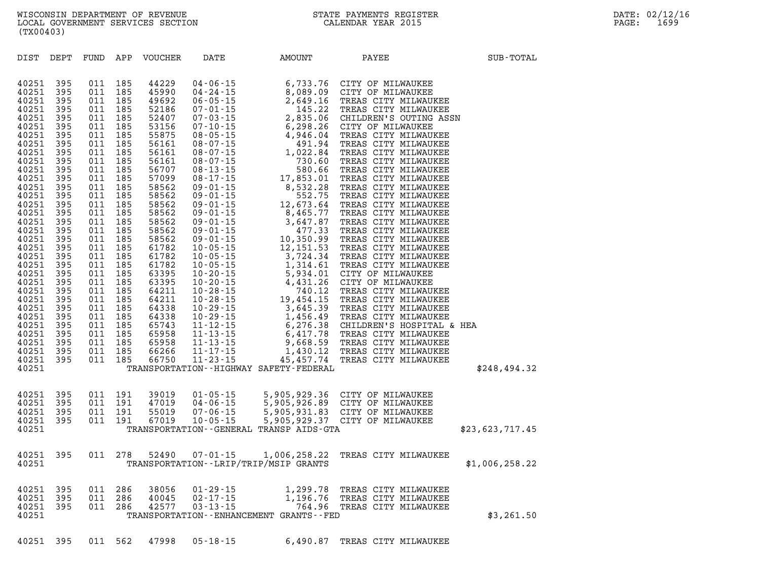WISCONSIN DEPARTMENT OF REVENUE
LOCAL GOVERNMENT SERVICES SECTION
(TX00403)

STATE PAYMENTS REGISTER
CALENDAR YEAR 2015

DATE: 02/12/16
PAGE: 1699

| DIST | DEPT | FUND | APP | VOUCHER | DATE | AMOUNT | PAYEE | SUB-TOTAL |
|---|---|---|---|---|---|---|---|---|
| 40251 | 395 | 011 | 185 | 44229 | 04-06-15 | 6,733.76 | CITY OF MILWAUKEE | |
| 40251 | 395 | 011 | 185 | 45990 | 04-24-15 | 8,089.09 | CITY OF MILWAUKEE | |
| 40251 | 395 | 011 | 185 | 49692 | 06-05-15 | 2,649.16 | TREAS CITY MILWAUKEE | |
| 40251 | 395 | 011 | 185 | 52186 | 07-01-15 | 145.22 | TREAS CITY MILWAUKEE | |
| 40251 | 395 | 011 | 185 | 52407 | 07-03-15 | 2,835.06 | CHILDREN'S OUTING ASSN | |
| 40251 | 395 | 011 | 185 | 53156 | 07-10-15 | 6,298.26 | CITY OF MILWAUKEE | |
| 40251 | 395 | 011 | 185 | 55875 | 08-05-15 | 4,946.04 | TREAS CITY MILWAUKEE | |
| 40251 | 395 | 011 | 185 | 56161 | 08-07-15 | 491.94 | TREAS CITY MILWAUKEE | |
| 40251 | 395 | 011 | 185 | 56161 | 08-07-15 | 1,022.84 | TREAS CITY MILWAUKEE | |
| 40251 | 395 | 011 | 185 | 56161 | 08-07-15 | 730.60 | TREAS CITY MILWAUKEE | |
| 40251 | 395 | 011 | 185 | 56707 | 08-13-15 | 580.66 | TREAS CITY MILWAUKEE | |
| 40251 | 395 | 011 | 185 | 57099 | 08-17-15 | 17,853.01 | TREAS CITY MILWAUKEE | |
| 40251 | 395 | 011 | 185 | 58562 | 09-01-15 | 8,532.28 | TREAS CITY MILWAUKEE | |
| 40251 | 395 | 011 | 185 | 58562 | 09-01-15 | 552.75 | TREAS CITY MILWAUKEE | |
| 40251 | 395 | 011 | 185 | 58562 | 09-01-15 | 12,673.64 | TREAS CITY MILWAUKEE | |
| 40251 | 395 | 011 | 185 | 58562 | 09-01-15 | 8,465.77 | TREAS CITY MILWAUKEE | |
| 40251 | 395 | 011 | 185 | 58562 | 09-01-15 | 3,647.87 | TREAS CITY MILWAUKEE | |
| 40251 | 395 | 011 | 185 | 58562 | 09-01-15 | 477.33 | TREAS CITY MILWAUKEE | |
| 40251 | 395 | 011 | 185 | 58562 | 09-01-15 | 10,350.99 | TREAS CITY MILWAUKEE | |
| 40251 | 395 | 011 | 185 | 61782 | 10-05-15 | 12,151.53 | TREAS CITY MILWAUKEE | |
| 40251 | 395 | 011 | 185 | 61782 | 10-05-15 | 3,724.34 | TREAS CITY MILWAUKEE | |
| 40251 | 395 | 011 | 185 | 61782 | 10-05-15 | 1,314.61 | TREAS CITY MILWAUKEE | |
| 40251 | 395 | 011 | 185 | 63395 | 10-20-15 | 5,934.01 | CITY OF MILWAUKEE | |
| 40251 | 395 | 011 | 185 | 63395 | 10-20-15 | 4,431.26 | CITY OF MILWAUKEE | |
| 40251 | 395 | 011 | 185 | 64211 | 10-28-15 | 740.12 | TREAS CITY MILWAUKEE | |
| 40251 | 395 | 011 | 185 | 64211 | 10-28-15 | 19,454.15 | TREAS CITY MILWAUKEE | |
| 40251 | 395 | 011 | 185 | 64338 | 10-29-15 | 3,645.39 | TREAS CITY MILWAUKEE | |
| 40251 | 395 | 011 | 185 | 64338 | 10-29-15 | 1,456.49 | TREAS CITY MILWAUKEE | |
| 40251 | 395 | 011 | 185 | 65743 | 11-12-15 | 6,276.38 | CHILDREN'S HOSPITAL & HEA | |
| 40251 | 395 | 011 | 185 | 65958 | 11-13-15 | 6,417.78 | TREAS CITY MILWAUKEE | |
| 40251 | 395 | 011 | 185 | 65958 | 11-13-15 | 9,668.59 | TREAS CITY MILWAUKEE | |
| 40251 | 395 | 011 | 185 | 66266 | 11-17-15 | 1,430.12 | TREAS CITY MILWAUKEE | |
| 40251 | 395 | 011 | 185 | 66750 | 11-23-15 | 45,457.74 | TREAS CITY MILWAUKEE | |
| 40251 | | | | TRANSPORTATION--HIGHWAY SAFETY-FEDERAL | | | | $248,494.32 |
| 40251 | 395 | 011 | 191 | 39019 | 01-05-15 | 5,905,929.36 | CITY OF MILWAUKEE | |
| 40251 | 395 | 011 | 191 | 47019 | 04-06-15 | 5,905,926.89 | CITY OF MILWAUKEE | |
| 40251 | 395 | 011 | 191 | 55019 | 07-06-15 | 5,905,931.83 | CITY OF MILWAUKEE | |
| 40251 | 395 | 011 | 191 | 67019 | 10-05-15 | 5,905,929.37 | CITY OF MILWAUKEE | |
| 40251 | | | | TRANSPORTATION--GENERAL TRANSP AIDS-GTA | | | | $23,623,717.45 |
| 40251 | 395 | 011 | 278 | 52490 | 07-01-15 | 1,006,258.22 | TREAS CITY MILWAUKEE | |
| 40251 | | | | TRANSPORTATION--LRIP/TRIP/MSIP GRANTS | | | | $1,006,258.22 |
| 40251 | 395 | 011 | 286 | 38056 | 01-29-15 | 1,299.78 | TREAS CITY MILWAUKEE | |
| 40251 | 395 | 011 | 286 | 40045 | 02-17-15 | 1,196.76 | TREAS CITY MILWAUKEE | |
| 40251 | 395 | 011 | 286 | 42577 | 03-13-15 | 764.96 | TREAS CITY MILWAUKEE | |
| 40251 | | | | TRANSPORTATION--ENHANCEMENT GRANTS--FED | | | | $3,261.50 |
| 40251 | 395 | 011 | 562 | 47998 | 05-18-15 | 6,490.87 | TREAS CITY MILWAUKEE | |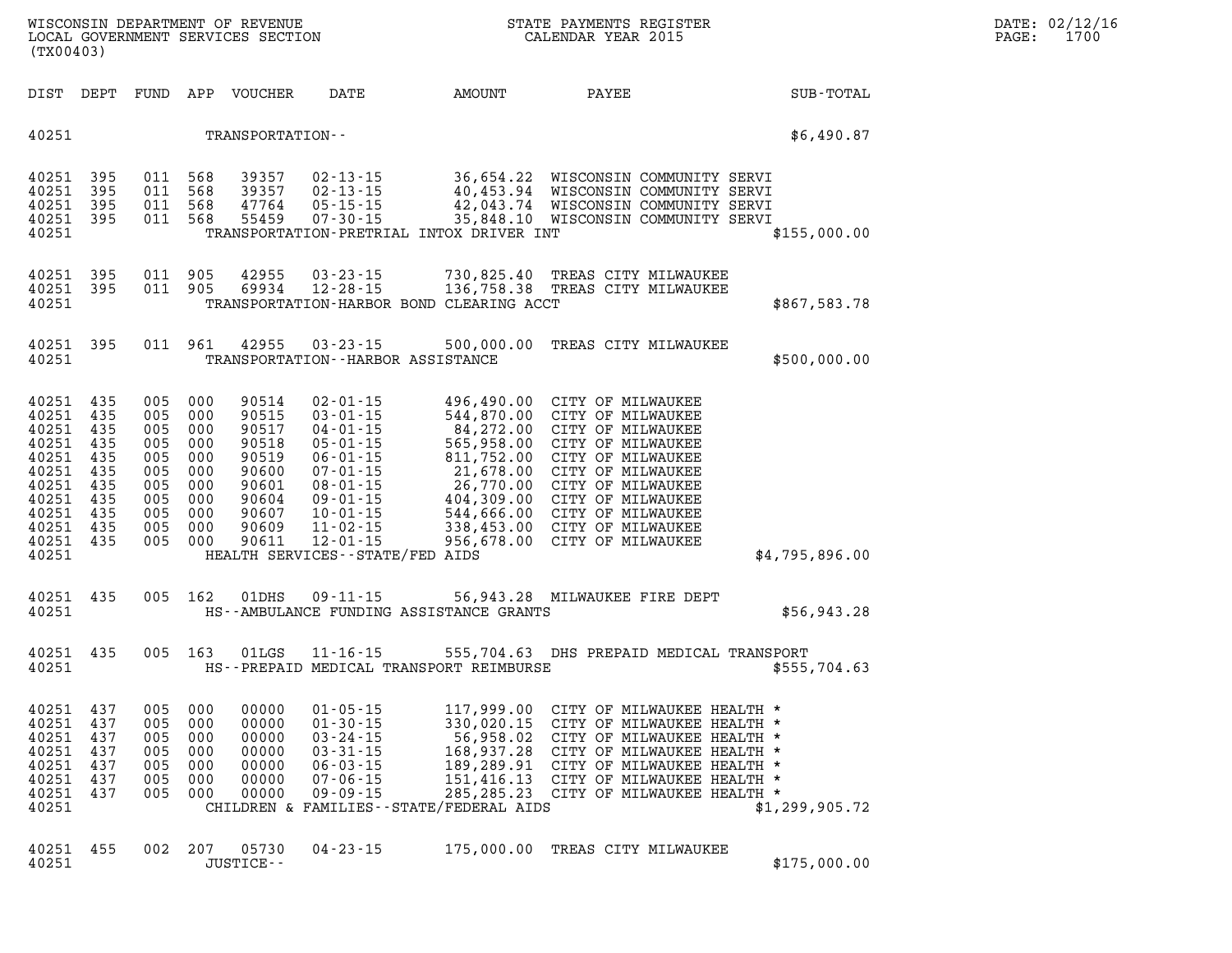WISCONSIN DEPARTMENT OF REVENUE
LOCAL GOVERNMENT SERVICES SECTION
(TX00403)

STATE PAYMENTS REGISTER
CALENDAR YEAR 2015

| DIST | DEPT | FUND | APP | VOUCHER | DATE | AMOUNT | PAYEE | SUB-TOTAL |
|---|---|---|---|---|---|---|---|---|
| 40251 | | | | TRANSPORTATION-- | | | | $6,490.87 |
| 40251 | 395 | 011 | 568 | 39357 | 02-13-15 | 36,654.22 | WISCONSIN COMMUNITY SERVI | |
| 40251 | 395 | 011 | 568 | 39357 | 02-13-15 | 40,453.94 | WISCONSIN COMMUNITY SERVI | |
| 40251 | 395 | 011 | 568 | 47764 | 05-15-15 | 42,043.74 | WISCONSIN COMMUNITY SERVI | |
| 40251 | 395 | 011 | 568 | 55459 | 07-30-15 | 35,848.10 | WISCONSIN COMMUNITY SERVI | |
| 40251 | | | | TRANSPORTATION-PRETRIAL INTOX DRIVER INT | | | | $155,000.00 |
| 40251 | 395 | 011 | 905 | 42955 | 03-23-15 | 730,825.40 | TREAS CITY MILWAUKEE | |
| 40251 | 395 | 011 | 905 | 69934 | 12-28-15 | 136,758.38 | TREAS CITY MILWAUKEE | |
| 40251 | | | | TRANSPORTATION-HARBOR BOND CLEARING ACCT | | | | $867,583.78 |
| 40251 | 395 | 011 | 961 | 42955 | 03-23-15 | 500,000.00 | TREAS CITY MILWAUKEE | |
| 40251 | | | | TRANSPORTATION--HARBOR ASSISTANCE | | | | $500,000.00 |
| 40251 | 435 | 005 | 000 | 90514 | 02-01-15 | 496,490.00 | CITY OF MILWAUKEE | |
| 40251 | 435 | 005 | 000 | 90515 | 03-01-15 | 544,870.00 | CITY OF MILWAUKEE | |
| 40251 | 435 | 005 | 000 | 90517 | 04-01-15 | 84,272.00 | CITY OF MILWAUKEE | |
| 40251 | 435 | 005 | 000 | 90518 | 05-01-15 | 565,958.00 | CITY OF MILWAUKEE | |
| 40251 | 435 | 005 | 000 | 90519 | 06-01-15 | 811,752.00 | CITY OF MILWAUKEE | |
| 40251 | 435 | 005 | 000 | 90600 | 07-01-15 | 21,678.00 | CITY OF MILWAUKEE | |
| 40251 | 435 | 005 | 000 | 90601 | 08-01-15 | 26,770.00 | CITY OF MILWAUKEE | |
| 40251 | 435 | 005 | 000 | 90604 | 09-01-15 | 404,309.00 | CITY OF MILWAUKEE | |
| 40251 | 435 | 005 | 000 | 90607 | 10-01-15 | 544,666.00 | CITY OF MILWAUKEE | |
| 40251 | 435 | 005 | 000 | 90609 | 11-02-15 | 338,453.00 | CITY OF MILWAUKEE | |
| 40251 | 435 | 005 | 000 | 90611 | 12-01-15 | 956,678.00 | CITY OF MILWAUKEE | |
| 40251 | | | | HEALTH SERVICES--STATE/FED AIDS | | | | $4,795,896.00 |
| 40251 | 435 | 005 | 162 | 01DHS | 09-11-15 | 56,943.28 | MILWAUKEE FIRE DEPT | |
| 40251 | | | | HS--AMBULANCE FUNDING ASSISTANCE GRANTS | | | | $56,943.28 |
| 40251 | 435 | 005 | 163 | 01LGS | 11-16-15 | 555,704.63 | DHS PREPAID MEDICAL TRANSPORT | |
| 40251 | | | | HS--PREPAID MEDICAL TRANSPORT REIMBURSE | | | | $555,704.63 |
| 40251 | 437 | 005 | 000 | 00000 | 01-05-15 | 117,999.00 | CITY OF MILWAUKEE HEALTH * | |
| 40251 | 437 | 005 | 000 | 00000 | 01-30-15 | 330,020.15 | CITY OF MILWAUKEE HEALTH * | |
| 40251 | 437 | 005 | 000 | 00000 | 03-24-15 | 56,958.02 | CITY OF MILWAUKEE HEALTH * | |
| 40251 | 437 | 005 | 000 | 00000 | 03-31-15 | 168,937.28 | CITY OF MILWAUKEE HEALTH * | |
| 40251 | 437 | 005 | 000 | 00000 | 06-03-15 | 189,289.91 | CITY OF MILWAUKEE HEALTH * | |
| 40251 | 437 | 005 | 000 | 00000 | 07-06-15 | 151,416.13 | CITY OF MILWAUKEE HEALTH * | |
| 40251 | 437 | 005 | 000 | 00000 | 09-09-15 | 285,285.23 | CITY OF MILWAUKEE HEALTH * | |
| 40251 | | | | CHILDREN & FAMILIES--STATE/FEDERAL AIDS | | | | $1,299,905.72 |
| 40251 | 455 | 002 | 207 | 05730 | 04-23-15 | 175,000.00 | TREAS CITY MILWAUKEE | |
| 40251 | | | | JUSTICE-- | | | | $175,000.00 |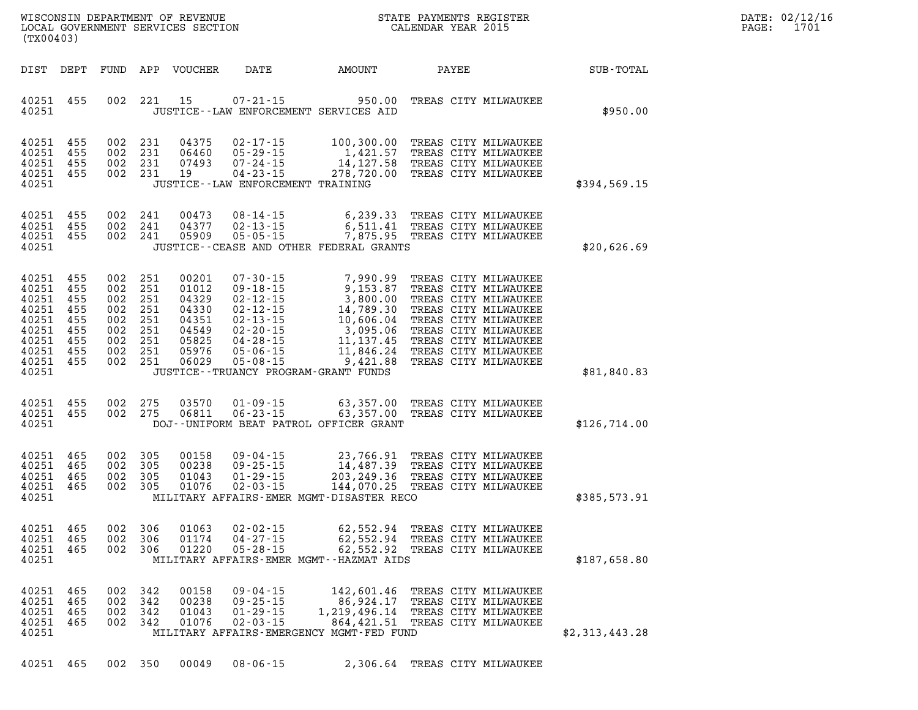WISCONSIN DEPARTMENT OF REVENUE
LOCAL GOVERNMENT SERVICES SECTION
(TX00403)

STATE PAYMENTS REGISTER
CALENDAR YEAR 2015

DATE: 02/12/16
PAGE: 1701

| DIST | DEPT | FUND | APP | VOUCHER | DATE | AMOUNT | PAYEE | SUB-TOTAL |
|---|---|---|---|---|---|---|---|---|
| 40251 | 455 | 002 | 221 | 15 | 07-21-15 | 950.00 | TREAS CITY MILWAUKEE | |
| 40251 | | | | | JUSTICE--LAW ENFORCEMENT SERVICES AID | | | $950.00 |
| 40251 | 455 | 002 | 231 | 04375 | 02-17-15 | 100,300.00 | TREAS CITY MILWAUKEE | |
| 40251 | 455 | 002 | 231 | 06460 | 05-29-15 | 1,421.57 | TREAS CITY MILWAUKEE | |
| 40251 | 455 | 002 | 231 | 07493 | 07-24-15 | 14,127.58 | TREAS CITY MILWAUKEE | |
| 40251 | 455 | 002 | 231 | 19 | 04-23-15 | 278,720.00 | TREAS CITY MILWAUKEE | |
| 40251 | | | | | JUSTICE--LAW ENFORCEMENT TRAINING | | | $394,569.15 |
| 40251 | 455 | 002 | 241 | 00473 | 08-14-15 | 6,239.33 | TREAS CITY MILWAUKEE | |
| 40251 | 455 | 002 | 241 | 04377 | 02-13-15 | 6,511.41 | TREAS CITY MILWAUKEE | |
| 40251 | 455 | 002 | 241 | 05909 | 05-05-15 | 7,875.95 | TREAS CITY MILWAUKEE | |
| 40251 | | | | | JUSTICE--CEASE AND OTHER FEDERAL GRANTS | | | $20,626.69 |
| 40251 | 455 | 002 | 251 | 00201 | 07-30-15 | 7,990.99 | TREAS CITY MILWAUKEE | |
| 40251 | 455 | 002 | 251 | 01012 | 09-18-15 | 9,153.87 | TREAS CITY MILWAUKEE | |
| 40251 | 455 | 002 | 251 | 04329 | 02-12-15 | 3,800.00 | TREAS CITY MILWAUKEE | |
| 40251 | 455 | 002 | 251 | 04330 | 02-12-15 | 14,789.30 | TREAS CITY MILWAUKEE | |
| 40251 | 455 | 002 | 251 | 04351 | 02-13-15 | 10,606.04 | TREAS CITY MILWAUKEE | |
| 40251 | 455 | 002 | 251 | 04549 | 02-20-15 | 3,095.06 | TREAS CITY MILWAUKEE | |
| 40251 | 455 | 002 | 251 | 05825 | 04-28-15 | 11,137.45 | TREAS CITY MILWAUKEE | |
| 40251 | 455 | 002 | 251 | 05976 | 05-06-15 | 11,846.24 | TREAS CITY MILWAUKEE | |
| 40251 | 455 | 002 | 251 | 06029 | 05-08-15 | 9,421.88 | TREAS CITY MILWAUKEE | |
| 40251 | | | | | JUSTICE--TRUANCY PROGRAM-GRANT FUNDS | | | $81,840.83 |
| 40251 | 455 | 002 | 275 | 03570 | 01-09-15 | 63,357.00 | TREAS CITY MILWAUKEE | |
| 40251 | 455 | 002 | 275 | 06811 | 06-23-15 | 63,357.00 | TREAS CITY MILWAUKEE | |
| 40251 | | | | | DOJ--UNIFORM BEAT PATROL OFFICER GRANT | | | $126,714.00 |
| 40251 | 465 | 002 | 305 | 00158 | 09-04-15 | 23,766.91 | TREAS CITY MILWAUKEE | |
| 40251 | 465 | 002 | 305 | 00238 | 09-25-15 | 14,487.39 | TREAS CITY MILWAUKEE | |
| 40251 | 465 | 002 | 305 | 01043 | 01-29-15 | 203,249.36 | TREAS CITY MILWAUKEE | |
| 40251 | 465 | 002 | 305 | 01076 | 02-03-15 | 144,070.25 | TREAS CITY MILWAUKEE | |
| 40251 | | | | | MILITARY AFFAIRS-EMER MGMT-DISASTER RECO | | | $385,573.91 |
| 40251 | 465 | 002 | 306 | 01063 | 02-02-15 | 62,552.94 | TREAS CITY MILWAUKEE | |
| 40251 | 465 | 002 | 306 | 01174 | 04-27-15 | 62,552.94 | TREAS CITY MILWAUKEE | |
| 40251 | 465 | 002 | 306 | 01220 | 05-28-15 | 62,552.92 | TREAS CITY MILWAUKEE | |
| 40251 | | | | | MILITARY AFFAIRS-EMER MGMT--HAZMAT AIDS | | | $187,658.80 |
| 40251 | 465 | 002 | 342 | 00158 | 09-04-15 | 142,601.46 | TREAS CITY MILWAUKEE | |
| 40251 | 465 | 002 | 342 | 00238 | 09-25-15 | 86,924.17 | TREAS CITY MILWAUKEE | |
| 40251 | 465 | 002 | 342 | 01043 | 01-29-15 | 1,219,496.14 | TREAS CITY MILWAUKEE | |
| 40251 | 465 | 002 | 342 | 01076 | 02-03-15 | 864,421.51 | TREAS CITY MILWAUKEE | |
| 40251 | | | | | MILITARY AFFAIRS-EMERGENCY MGMT-FED FUND | | | $2,313,443.28 |
| 40251 | 465 | 002 | 350 | 00049 | 08-06-15 | 2,306.64 | TREAS CITY MILWAUKEE | |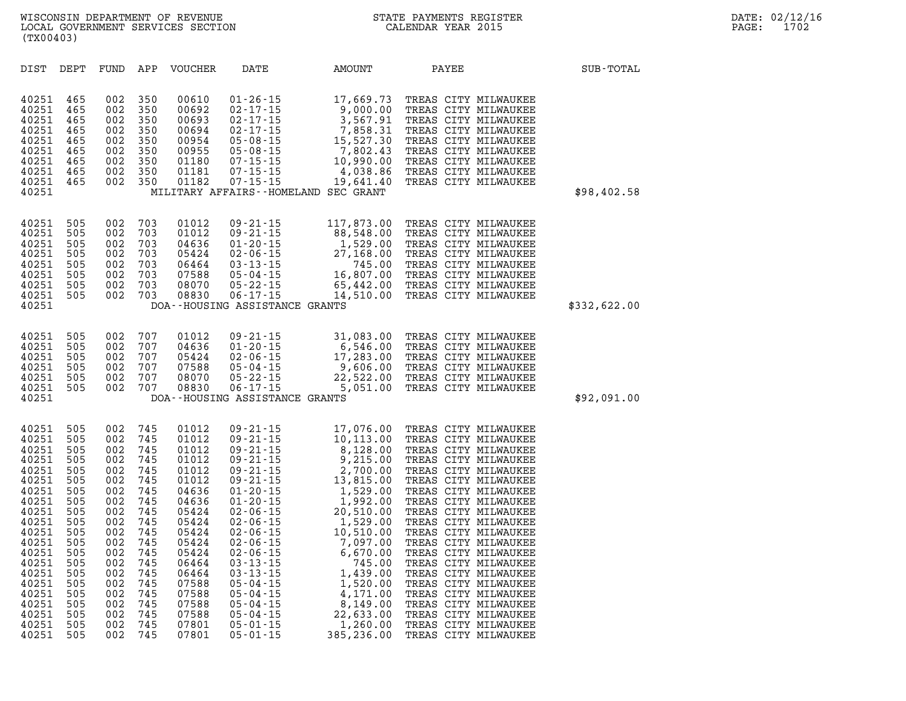WISCONSIN DEPARTMENT OF REVENUE
LOCAL GOVERNMENT SERVICES SECTION
(TX00403)

STATE PAYMENTS REGISTER
CALENDAR YEAR 2015

DATE: 02/12/16

| DIST | DEPT | FUND | APP | VOUCHER | DATE | AMOUNT | PAYEE | SUB-TOTAL |
|---|---|---|---|---|---|---|---|---|
| 40251 | 465 | 002 | 350 | 00610 | 01-26-15 | 17,669.73 | TREAS CITY MILWAUKEE | |
| 40251 | 465 | 002 | 350 | 00692 | 02-17-15 | 9,000.00 | TREAS CITY MILWAUKEE | |
| 40251 | 465 | 002 | 350 | 00693 | 02-17-15 | 3,567.91 | TREAS CITY MILWAUKEE | |
| 40251 | 465 | 002 | 350 | 00694 | 02-17-15 | 7,858.31 | TREAS CITY MILWAUKEE | |
| 40251 | 465 | 002 | 350 | 00954 | 05-08-15 | 15,527.30 | TREAS CITY MILWAUKEE | |
| 40251 | 465 | 002 | 350 | 00955 | 05-08-15 | 7,802.43 | TREAS CITY MILWAUKEE | |
| 40251 | 465 | 002 | 350 | 01180 | 07-15-15 | 10,990.00 | TREAS CITY MILWAUKEE | |
| 40251 | 465 | 002 | 350 | 01181 | 07-15-15 | 4,038.86 | TREAS CITY MILWAUKEE | |
| 40251 | 465 | 002 | 350 | 01182 | 07-15-15 | 19,641.40 | TREAS CITY MILWAUKEE | |
| 40251 | | | | | MILITARY AFFAIRS--HOMELAND SEC GRANT | | | $98,402.58 |
| 40251 | 505 | 002 | 703 | 01012 | 09-21-15 | 117,873.00 | TREAS CITY MILWAUKEE | |
| 40251 | 505 | 002 | 703 | 01012 | 09-21-15 | 88,548.00 | TREAS CITY MILWAUKEE | |
| 40251 | 505 | 002 | 703 | 04636 | 01-20-15 | 1,529.00 | TREAS CITY MILWAUKEE | |
| 40251 | 505 | 002 | 703 | 05424 | 02-06-15 | 27,168.00 | TREAS CITY MILWAUKEE | |
| 40251 | 505 | 002 | 703 | 06464 | 03-13-15 | 745.00 | TREAS CITY MILWAUKEE | |
| 40251 | 505 | 002 | 703 | 07588 | 05-04-15 | 16,807.00 | TREAS CITY MILWAUKEE | |
| 40251 | 505 | 002 | 703 | 08070 | 05-22-15 | 65,442.00 | TREAS CITY MILWAUKEE | |
| 40251 | 505 | 002 | 703 | 08830 | 06-17-15 | 14,510.00 | TREAS CITY MILWAUKEE | |
| 40251 | | | | | DOA--HOUSING ASSISTANCE GRANTS | | | $332,622.00 |
| 40251 | 505 | 002 | 707 | 01012 | 09-21-15 | 31,083.00 | TREAS CITY MILWAUKEE | |
| 40251 | 505 | 002 | 707 | 04636 | 01-20-15 | 6,546.00 | TREAS CITY MILWAUKEE | |
| 40251 | 505 | 002 | 707 | 05424 | 02-06-15 | 17,283.00 | TREAS CITY MILWAUKEE | |
| 40251 | 505 | 002 | 707 | 07588 | 05-04-15 | 9,606.00 | TREAS CITY MILWAUKEE | |
| 40251 | 505 | 002 | 707 | 08070 | 05-22-15 | 22,522.00 | TREAS CITY MILWAUKEE | |
| 40251 | 505 | 002 | 707 | 08830 | 06-17-15 | 5,051.00 | TREAS CITY MILWAUKEE | |
| 40251 | | | | | DOA--HOUSING ASSISTANCE GRANTS | | | $92,091.00 |
| 40251 | 505 | 002 | 745 | 01012 | 09-21-15 | 17,076.00 | TREAS CITY MILWAUKEE | |
| 40251 | 505 | 002 | 745 | 01012 | 09-21-15 | 10,113.00 | TREAS CITY MILWAUKEE | |
| 40251 | 505 | 002 | 745 | 01012 | 09-21-15 | 8,128.00 | TREAS CITY MILWAUKEE | |
| 40251 | 505 | 002 | 745 | 01012 | 09-21-15 | 9,215.00 | TREAS CITY MILWAUKEE | |
| 40251 | 505 | 002 | 745 | 01012 | 09-21-15 | 2,700.00 | TREAS CITY MILWAUKEE | |
| 40251 | 505 | 002 | 745 | 01012 | 09-21-15 | 13,815.00 | TREAS CITY MILWAUKEE | |
| 40251 | 505 | 002 | 745 | 04636 | 01-20-15 | 1,529.00 | TREAS CITY MILWAUKEE | |
| 40251 | 505 | 002 | 745 | 04636 | 01-20-15 | 1,992.00 | TREAS CITY MILWAUKEE | |
| 40251 | 505 | 002 | 745 | 05424 | 02-06-15 | 20,510.00 | TREAS CITY MILWAUKEE | |
| 40251 | 505 | 002 | 745 | 05424 | 02-06-15 | 1,529.00 | TREAS CITY MILWAUKEE | |
| 40251 | 505 | 002 | 745 | 05424 | 02-06-15 | 10,510.00 | TREAS CITY MILWAUKEE | |
| 40251 | 505 | 002 | 745 | 05424 | 02-06-15 | 7,097.00 | TREAS CITY MILWAUKEE | |
| 40251 | 505 | 002 | 745 | 05424 | 02-06-15 | 6,670.00 | TREAS CITY MILWAUKEE | |
| 40251 | 505 | 002 | 745 | 06464 | 03-13-15 | 745.00 | TREAS CITY MILWAUKEE | |
| 40251 | 505 | 002 | 745 | 06464 | 03-13-15 | 1,439.00 | TREAS CITY MILWAUKEE | |
| 40251 | 505 | 002 | 745 | 07588 | 05-04-15 | 1,520.00 | TREAS CITY MILWAUKEE | |
| 40251 | 505 | 002 | 745 | 07588 | 05-04-15 | 4,171.00 | TREAS CITY MILWAUKEE | |
| 40251 | 505 | 002 | 745 | 07588 | 05-04-15 | 8,149.00 | TREAS CITY MILWAUKEE | |
| 40251 | 505 | 002 | 745 | 07588 | 05-04-15 | 22,633.00 | TREAS CITY MILWAUKEE | |
| 40251 | 505 | 002 | 745 | 07801 | 05-01-15 | 1,260.00 | TREAS CITY MILWAUKEE | |
| 40251 | 505 | 002 | 745 | 07801 | 05-01-15 | 385,236.00 | TREAS CITY MILWAUKEE | |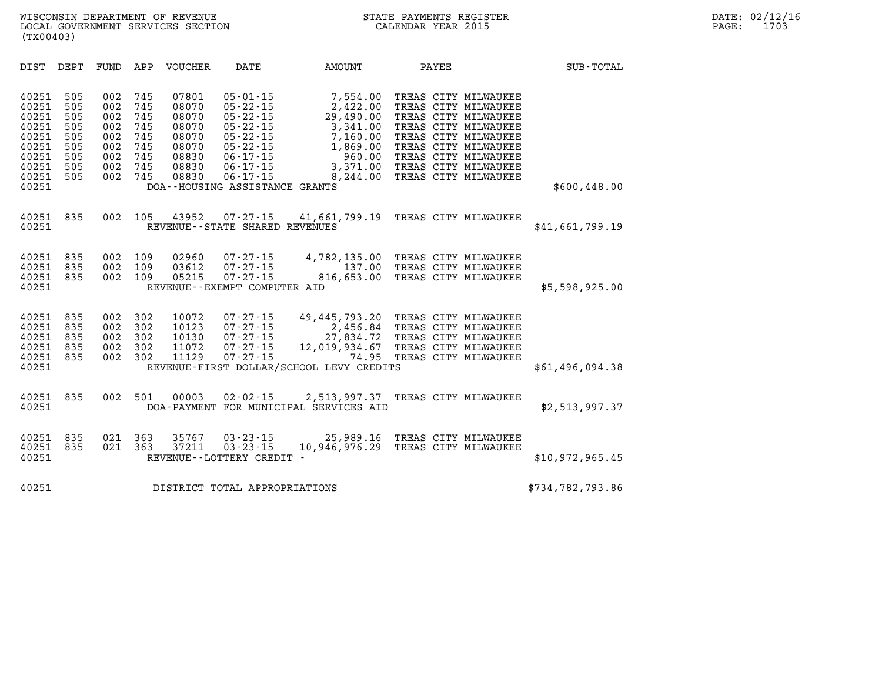| DIST | DEPT | FUND | APP | VOUCHER | DATE | AMOUNT | PAYEE | SUB-TOTAL |
|---|---|---|---|---|---|---|---|---|
| 40251 | 505 | 002 | 745 | 07801 | 05-01-15 | 7,554.00 | TREAS CITY MILWAUKEE | |
| 40251 | 505 | 002 | 745 | 08070 | 05-22-15 | 2,422.00 | TREAS CITY MILWAUKEE | |
| 40251 | 505 | 002 | 745 | 08070 | 05-22-15 | 29,490.00 | TREAS CITY MILWAUKEE | |
| 40251 | 505 | 002 | 745 | 08070 | 05-22-15 | 3,341.00 | TREAS CITY MILWAUKEE | |
| 40251 | 505 | 002 | 745 | 08070 | 05-22-15 | 7,160.00 | TREAS CITY MILWAUKEE | |
| 40251 | 505 | 002 | 745 | 08070 | 05-22-15 | 1,869.00 | TREAS CITY MILWAUKEE | |
| 40251 | 505 | 002 | 745 | 08830 | 06-17-15 | 960.00 | TREAS CITY MILWAUKEE | |
| 40251 | 505 | 002 | 745 | 08830 | 06-17-15 | 3,371.00 | TREAS CITY MILWAUKEE | |
| 40251 | 505 | 002 | 745 | 08830 | 06-17-15 | 8,244.00 | TREAS CITY MILWAUKEE | |
| 40251 | | | | | DOA--HOUSING ASSISTANCE GRANTS | | | $600,448.00 |
| 40251 | 835 | 002 | 105 | 43952 | 07-27-15 | 41,661,799.19 | TREAS CITY MILWAUKEE | |
| 40251 | | | | | REVENUE--STATE SHARED REVENUES | | | $41,661,799.19 |
| 40251 | 835 | 002 | 109 | 02960 | 07-27-15 | 4,782,135.00 | TREAS CITY MILWAUKEE | |
| 40251 | 835 | 002 | 109 | 03612 | 07-27-15 | 137.00 | TREAS CITY MILWAUKEE | |
| 40251 | 835 | 002 | 109 | 05215 | 07-27-15 | 816,653.00 | TREAS CITY MILWAUKEE | |
| 40251 | | | | | REVENUE--EXEMPT COMPUTER AID | | | $5,598,925.00 |
| 40251 | 835 | 002 | 302 | 10072 | 07-27-15 | 49,445,793.20 | TREAS CITY MILWAUKEE | |
| 40251 | 835 | 002 | 302 | 10123 | 07-27-15 | 2,456.84 | TREAS CITY MILWAUKEE | |
| 40251 | 835 | 002 | 302 | 10130 | 07-27-15 | 27,834.72 | TREAS CITY MILWAUKEE | |
| 40251 | 835 | 002 | 302 | 11072 | 07-27-15 | 12,019,934.67 | TREAS CITY MILWAUKEE | |
| 40251 | 835 | 002 | 302 | 11129 | 07-27-15 | 74.95 | TREAS CITY MILWAUKEE | |
| 40251 | | | | | REVENUE-FIRST DOLLAR/SCHOOL LEVY CREDITS | | | $61,496,094.38 |
| 40251 | 835 | 002 | 501 | 00003 | 02-02-15 | 2,513,997.37 | TREAS CITY MILWAUKEE | |
| 40251 | | | | | DOA-PAYMENT FOR MUNICIPAL SERVICES AID | | | $2,513,997.37 |
| 40251 | 835 | 021 | 363 | 35767 | 03-23-15 | 25,989.16 | TREAS CITY MILWAUKEE | |
| 40251 | 835 | 021 | 363 | 37211 | 03-23-15 | 10,946,976.29 | TREAS CITY MILWAUKEE | |
| 40251 | | | | | REVENUE--LOTTERY CREDIT - | | | $10,972,965.45 |
| 40251 | | | | | DISTRICT TOTAL APPROPRIATIONS | | | $734,782,793.86 |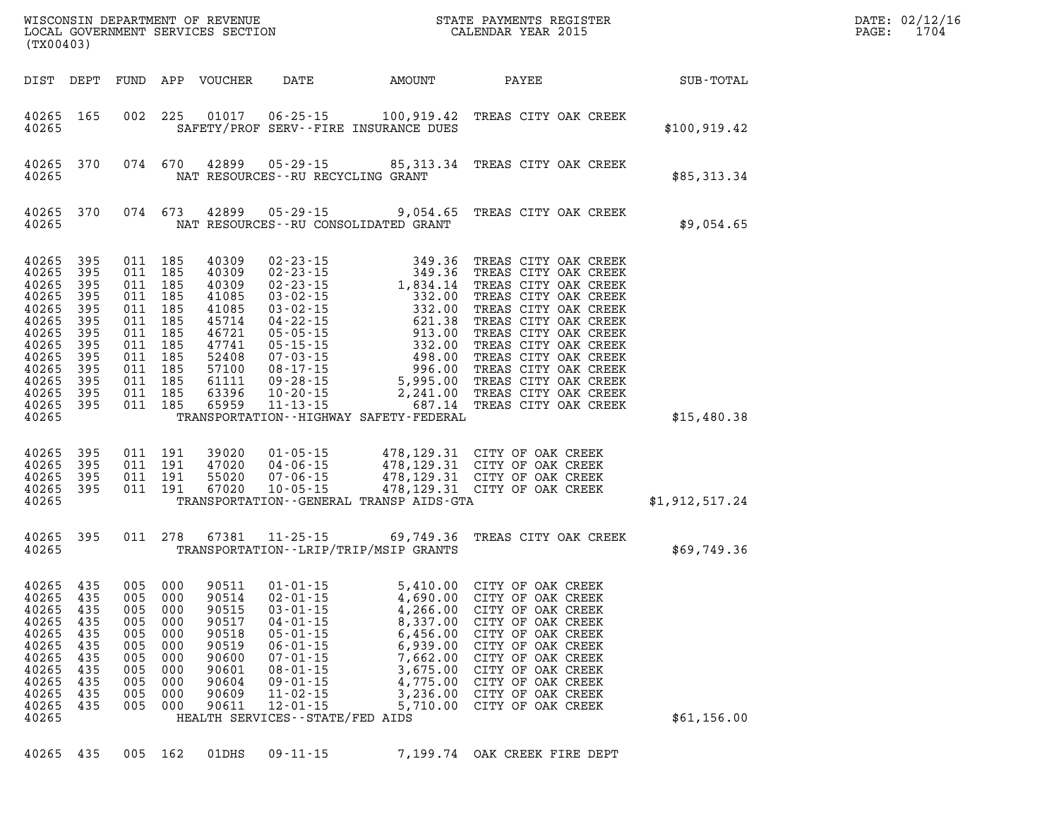WISCONSIN DEPARTMENT OF REVENUE
LOCAL GOVERNMENT SERVICES SECTION
(TX00403)

STATE PAYMENTS REGISTER
CALENDAR YEAR 2015

DATE: 02/12/16

| DIST | DEPT | FUND | APP | VOUCHER | DATE | AMOUNT | PAYEE | SUB-TOTAL |
|---|---|---|---|---|---|---|---|---|
| 40265 | 165 | 002 | 225 | 01017 | 06-25-15 | 100,919.42 | TREAS CITY OAK CREEK | |
| 40265 | | | | | SAFETY/PROF SERV--FIRE INSURANCE DUES | | | $100,919.42 |
| 40265 | 370 | 074 | 670 | 42899 | 05-29-15 | 85,313.34 | TREAS CITY OAK CREEK | |
| 40265 | | | | | NAT RESOURCES--RU RECYCLING GRANT | | | $85,313.34 |
| 40265 | 370 | 074 | 673 | 42899 | 05-29-15 | 9,054.65 | TREAS CITY OAK CREEK | |
| 40265 | | | | | NAT RESOURCES--RU CONSOLIDATED GRANT | | | $9,054.65 |
| 40265 | 395 | 011 | 185 | 40309 | 02-23-15 | 349.36 | TREAS CITY OAK CREEK | |
| 40265 | 395 | 011 | 185 | 40309 | 02-23-15 | 349.36 | TREAS CITY OAK CREEK | |
| 40265 | 395 | 011 | 185 | 40309 | 02-23-15 | 1,834.14 | TREAS CITY OAK CREEK | |
| 40265 | 395 | 011 | 185 | 41085 | 03-02-15 | 332.00 | TREAS CITY OAK CREEK | |
| 40265 | 395 | 011 | 185 | 41085 | 03-02-15 | 332.00 | TREAS CITY OAK CREEK | |
| 40265 | 395 | 011 | 185 | 45714 | 04-22-15 | 621.38 | TREAS CITY OAK CREEK | |
| 40265 | 395 | 011 | 185 | 46721 | 05-05-15 | 913.00 | TREAS CITY OAK CREEK | |
| 40265 | 395 | 011 | 185 | 47741 | 05-15-15 | 332.00 | TREAS CITY OAK CREEK | |
| 40265 | 395 | 011 | 185 | 52408 | 07-03-15 | 498.00 | TREAS CITY OAK CREEK | |
| 40265 | 395 | 011 | 185 | 57100 | 08-17-15 | 996.00 | TREAS CITY OAK CREEK | |
| 40265 | 395 | 011 | 185 | 61111 | 09-28-15 | 5,995.00 | TREAS CITY OAK CREEK | |
| 40265 | 395 | 011 | 185 | 63396 | 10-20-15 | 2,241.00 | TREAS CITY OAK CREEK | |
| 40265 | 395 | 011 | 185 | 65959 | 11-13-15 | 687.14 | TREAS CITY OAK CREEK | |
| 40265 | | | | | TRANSPORTATION--HIGHWAY SAFETY-FEDERAL | | | $15,480.38 |
| 40265 | 395 | 011 | 191 | 39020 | 01-05-15 | 478,129.31 | CITY OF OAK CREEK | |
| 40265 | 395 | 011 | 191 | 47020 | 04-06-15 | 478,129.31 | CITY OF OAK CREEK | |
| 40265 | 395 | 011 | 191 | 55020 | 07-06-15 | 478,129.31 | CITY OF OAK CREEK | |
| 40265 | 395 | 011 | 191 | 67020 | 10-05-15 | 478,129.31 | CITY OF OAK CREEK | |
| 40265 | | | | | TRANSPORTATION--GENERAL TRANSP AIDS-GTA | | | $1,912,517.24 |
| 40265 | 395 | 011 | 278 | 67381 | 11-25-15 | 69,749.36 | TREAS CITY OAK CREEK | |
| 40265 | | | | | TRANSPORTATION--LRIP/TRIP/MSIP GRANTS | | | $69,749.36 |
| 40265 | 435 | 005 | 000 | 90511 | 01-01-15 | 5,410.00 | CITY OF OAK CREEK | |
| 40265 | 435 | 005 | 000 | 90514 | 02-01-15 | 4,690.00 | CITY OF OAK CREEK | |
| 40265 | 435 | 005 | 000 | 90515 | 03-01-15 | 4,266.00 | CITY OF OAK CREEK | |
| 40265 | 435 | 005 | 000 | 90517 | 04-01-15 | 8,337.00 | CITY OF OAK CREEK | |
| 40265 | 435 | 005 | 000 | 90518 | 05-01-15 | 6,456.00 | CITY OF OAK CREEK | |
| 40265 | 435 | 005 | 000 | 90519 | 06-01-15 | 6,939.00 | CITY OF OAK CREEK | |
| 40265 | 435 | 005 | 000 | 90600 | 07-01-15 | 7,662.00 | CITY OF OAK CREEK | |
| 40265 | 435 | 005 | 000 | 90601 | 08-01-15 | 3,675.00 | CITY OF OAK CREEK | |
| 40265 | 435 | 005 | 000 | 90604 | 09-01-15 | 4,775.00 | CITY OF OAK CREEK | |
| 40265 | 435 | 005 | 000 | 90609 | 11-02-15 | 3,236.00 | CITY OF OAK CREEK | |
| 40265 | 435 | 005 | 000 | 90611 | 12-01-15 | 5,710.00 | CITY OF OAK CREEK | |
| 40265 | | | | | HEALTH SERVICES--STATE/FED AIDS | | | $61,156.00 |
| 40265 | 435 | 005 | 162 | 01DHS | 09-11-15 | 7,199.74 | OAK CREEK FIRE DEPT | |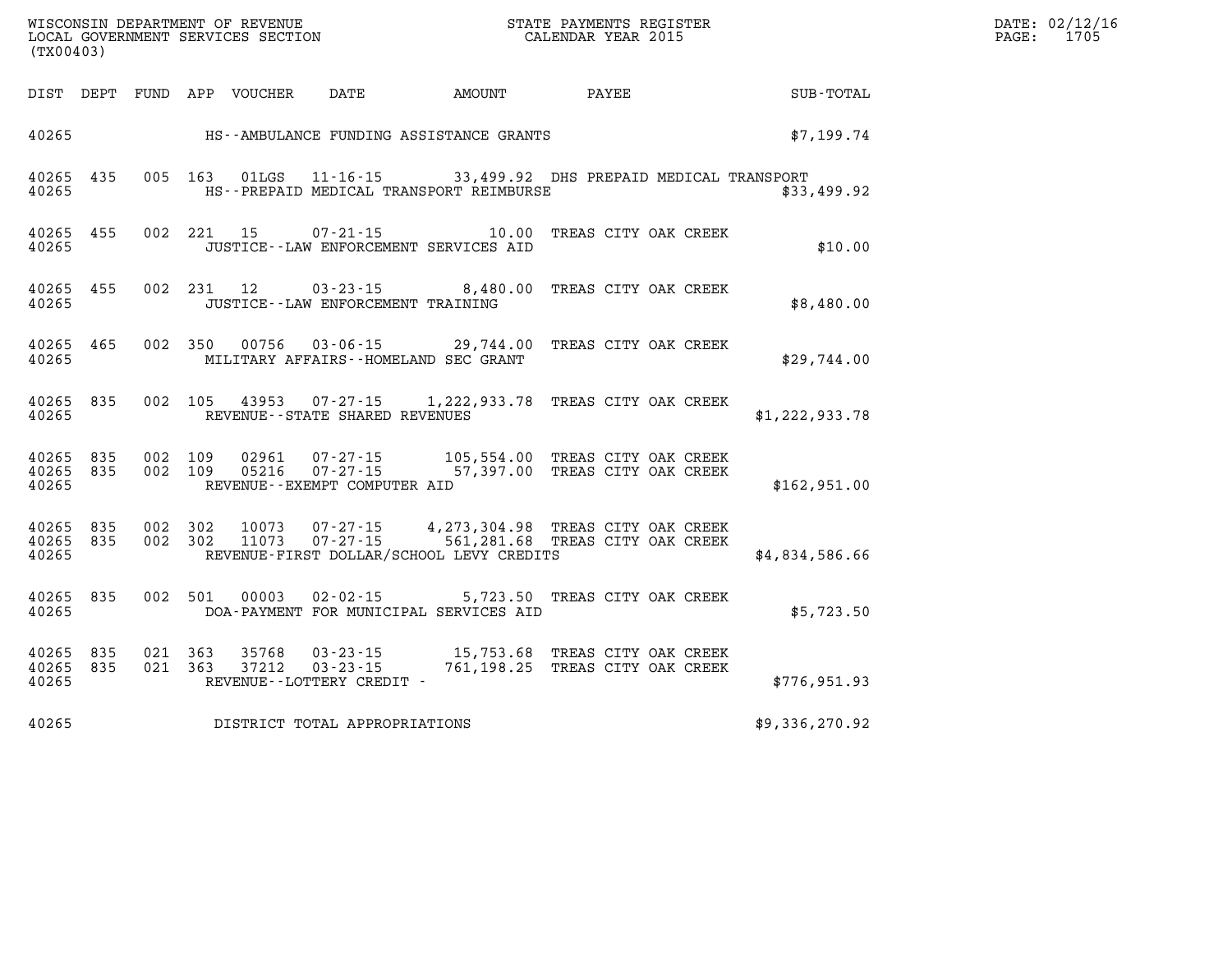WISCONSIN DEPARTMENT OF REVENUE
LOCAL GOVERNMENT SERVICES SECTION
(TX00403)

STATE PAYMENTS REGISTER
CALENDAR YEAR 2015

DATE: 02/12/16
PAGE: 1705

| DIST | DEPT | FUND | APP | VOUCHER | DATE | AMOUNT | PAYEE | SUB-TOTAL |
|---|---|---|---|---|---|---|---|---|
| 40265 | | | | | HS--AMBULANCE FUNDING ASSISTANCE GRANTS | | | $7,199.74 |
| 40265 | 435 | 005 | 163 | 01LGS | 11-16-15 | 33,499.92 | DHS PREPAID MEDICAL TRANSPORT | |
| 40265 | | | | | HS--PREPAID MEDICAL TRANSPORT REIMBURSE | | | $33,499.92 |
| 40265 | 455 | 002 | 221 | 15 | 07-21-15 | 10.00 | TREAS CITY OAK CREEK | |
| 40265 | | | | | JUSTICE--LAW ENFORCEMENT SERVICES AID | | | $10.00 |
| 40265 | 455 | 002 | 231 | 12 | 03-23-15 | 8,480.00 | TREAS CITY OAK CREEK | |
| 40265 | | | | | JUSTICE--LAW ENFORCEMENT TRAINING | | | $8,480.00 |
| 40265 | 465 | 002 | 350 | 00756 | 03-06-15 | 29,744.00 | TREAS CITY OAK CREEK | |
| 40265 | | | | | MILITARY AFFAIRS--HOMELAND SEC GRANT | | | $29,744.00 |
| 40265 | 835 | 002 | 105 | 43953 | 07-27-15 | 1,222,933.78 | TREAS CITY OAK CREEK | |
| 40265 | | | | | REVENUE--STATE SHARED REVENUES | | | $1,222,933.78 |
| 40265 | 835 | 002 | 109 | 02961 | 07-27-15 | 105,554.00 | TREAS CITY OAK CREEK | |
| 40265 | 835 | 002 | 109 | 05216 | 07-27-15 | 57,397.00 | TREAS CITY OAK CREEK | |
| 40265 | | | | | REVENUE--EXEMPT COMPUTER AID | | | $162,951.00 |
| 40265 | 835 | 002 | 302 | 10073 | 07-27-15 | 4,273,304.98 | TREAS CITY OAK CREEK | |
| 40265 | 835 | 002 | 302 | 11073 | 07-27-15 | 561,281.68 | TREAS CITY OAK CREEK | |
| 40265 | | | | | REVENUE-FIRST DOLLAR/SCHOOL LEVY CREDITS | | | $4,834,586.66 |
| 40265 | 835 | 002 | 501 | 00003 | 02-02-15 | 5,723.50 | TREAS CITY OAK CREEK | |
| 40265 | | | | | DOA-PAYMENT FOR MUNICIPAL SERVICES AID | | | $5,723.50 |
| 40265 | 835 | 021 | 363 | 35768 | 03-23-15 | 15,753.68 | TREAS CITY OAK CREEK | |
| 40265 | 835 | 021 | 363 | 37212 | 03-23-15 | 761,198.25 | TREAS CITY OAK CREEK | |
| 40265 | | | | | REVENUE--LOTTERY CREDIT - | | | $776,951.93 |
| 40265 | | | | | DISTRICT TOTAL APPROPRIATIONS | | | $9,336,270.92 |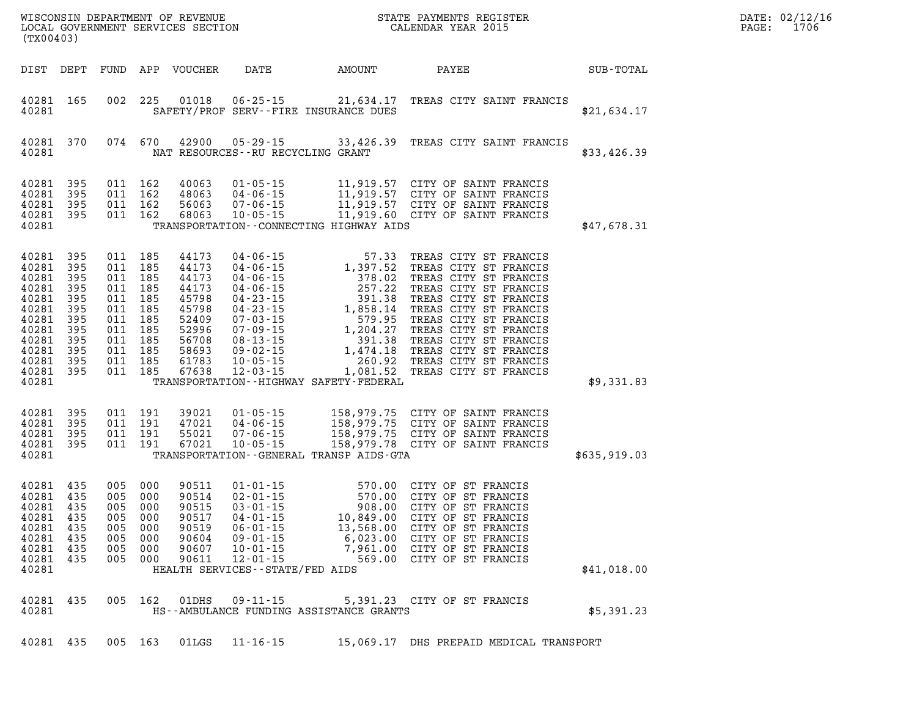WISCONSIN DEPARTMENT OF REVENUE
LOCAL GOVERNMENT SERVICES SECTION
(TX00403)

STATE PAYMENTS REGISTER
CALENDAR YEAR 2015

DATE: 02/12/16
PAGE: 1706

| DIST | DEPT | FUND | APP | VOUCHER | DATE | AMOUNT | PAYEE | SUB-TOTAL |
|---|---|---|---|---|---|---|---|---|
| 40281 | 165 | 002 | 225 | 01018 | 06-25-15 | 21,634.17 | TREAS CITY SAINT FRANCIS | |
| 40281 | | | | | SAFETY/PROF SERV--FIRE INSURANCE DUES | | | $21,634.17 |
| 40281 | 370 | 074 | 670 | 42900 | 05-29-15 | 33,426.39 | TREAS CITY SAINT FRANCIS | |
| 40281 | | | | | NAT RESOURCES--RU RECYCLING GRANT | | | $33,426.39 |
| 40281 | 395 | 011 | 162 | 40063 | 01-05-15 | 11,919.57 | CITY OF SAINT FRANCIS | |
| 40281 | 395 | 011 | 162 | 48063 | 04-06-15 | 11,919.57 | CITY OF SAINT FRANCIS | |
| 40281 | 395 | 011 | 162 | 56063 | 07-06-15 | 11,919.57 | CITY OF SAINT FRANCIS | |
| 40281 | 395 | 011 | 162 | 68063 | 10-05-15 | 11,919.60 | CITY OF SAINT FRANCIS | |
| 40281 | | | | | TRANSPORTATION--CONNECTING HIGHWAY AIDS | | | $47,678.31 |
| 40281 | 395 | 011 | 185 | 44173 | 04-06-15 | 57.33 | TREAS CITY ST FRANCIS | |
| 40281 | 395 | 011 | 185 | 44173 | 04-06-15 | 1,397.52 | TREAS CITY ST FRANCIS | |
| 40281 | 395 | 011 | 185 | 44173 | 04-06-15 | 378.02 | TREAS CITY ST FRANCIS | |
| 40281 | 395 | 011 | 185 | 44173 | 04-06-15 | 257.22 | TREAS CITY ST FRANCIS | |
| 40281 | 395 | 011 | 185 | 45798 | 04-23-15 | 391.38 | TREAS CITY ST FRANCIS | |
| 40281 | 395 | 011 | 185 | 45798 | 04-23-15 | 1,858.14 | TREAS CITY ST FRANCIS | |
| 40281 | 395 | 011 | 185 | 52409 | 07-03-15 | 579.95 | TREAS CITY ST FRANCIS | |
| 40281 | 395 | 011 | 185 | 52996 | 07-09-15 | 1,204.27 | TREAS CITY ST FRANCIS | |
| 40281 | 395 | 011 | 185 | 56708 | 08-13-15 | 391.38 | TREAS CITY ST FRANCIS | |
| 40281 | 395 | 011 | 185 | 58693 | 09-02-15 | 1,474.18 | TREAS CITY ST FRANCIS | |
| 40281 | 395 | 011 | 185 | 61783 | 10-05-15 | 260.92 | TREAS CITY ST FRANCIS | |
| 40281 | 395 | 011 | 185 | 67638 | 12-03-15 | 1,081.52 | TREAS CITY ST FRANCIS | |
| 40281 | | | | | TRANSPORTATION--HIGHWAY SAFETY-FEDERAL | | | $9,331.83 |
| 40281 | 395 | 011 | 191 | 39021 | 01-05-15 | 158,979.75 | CITY OF SAINT FRANCIS | |
| 40281 | 395 | 011 | 191 | 47021 | 04-06-15 | 158,979.75 | CITY OF SAINT FRANCIS | |
| 40281 | 395 | 011 | 191 | 55021 | 07-06-15 | 158,979.75 | CITY OF SAINT FRANCIS | |
| 40281 | 395 | 011 | 191 | 67021 | 10-05-15 | 158,979.78 | CITY OF SAINT FRANCIS | |
| 40281 | | | | | TRANSPORTATION--GENERAL TRANSP AIDS-GTA | | | $635,919.03 |
| 40281 | 435 | 005 | 000 | 90511 | 01-01-15 | 570.00 | CITY OF ST FRANCIS | |
| 40281 | 435 | 005 | 000 | 90514 | 02-01-15 | 570.00 | CITY OF ST FRANCIS | |
| 40281 | 435 | 005 | 000 | 90515 | 03-01-15 | 908.00 | CITY OF ST FRANCIS | |
| 40281 | 435 | 005 | 000 | 90517 | 04-01-15 | 10,849.00 | CITY OF ST FRANCIS | |
| 40281 | 435 | 005 | 000 | 90519 | 06-01-15 | 13,568.00 | CITY OF ST FRANCIS | |
| 40281 | 435 | 005 | 000 | 90604 | 09-01-15 | 6,023.00 | CITY OF ST FRANCIS | |
| 40281 | 435 | 005 | 000 | 90607 | 10-01-15 | 7,961.00 | CITY OF ST FRANCIS | |
| 40281 | 435 | 005 | 000 | 90611 | 12-01-15 | 569.00 | CITY OF ST FRANCIS | |
| 40281 | | | | | HEALTH SERVICES--STATE/FED AIDS | | | $41,018.00 |
| 40281 | 435 | 005 | 162 | 01DHS | 09-11-15 | 5,391.23 | CITY OF ST FRANCIS | |
| 40281 | | | | | HS--AMBULANCE FUNDING ASSISTANCE GRANTS | | | $5,391.23 |
| 40281 | 435 | 005 | 163 | 01LGS | 11-16-15 | 15,069.17 | DHS PREPAID MEDICAL TRANSPORT | |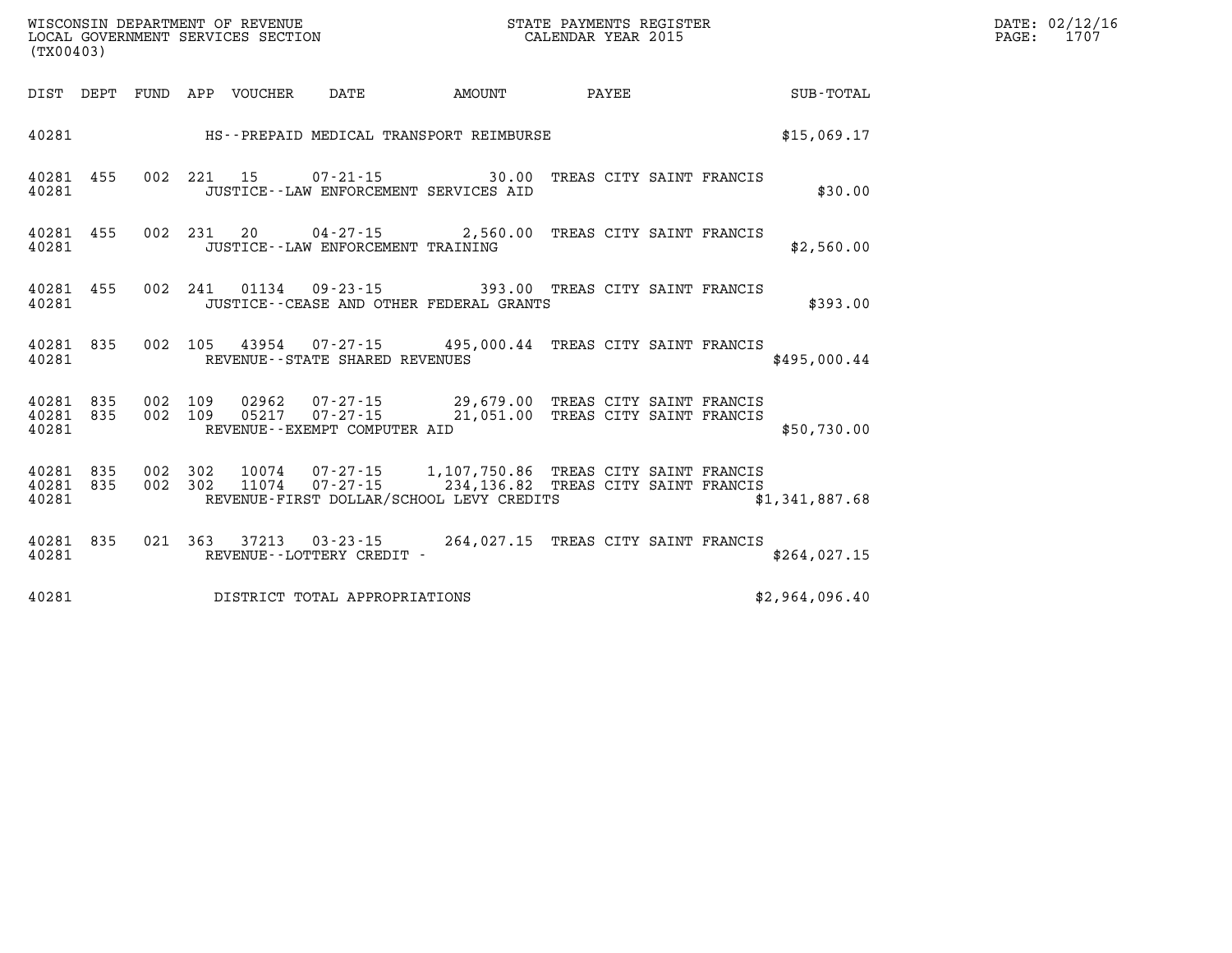WISCONSIN DEPARTMENT OF REVENUE
LOCAL GOVERNMENT SERVICES SECTION
(TX00403)

STATE PAYMENTS REGISTER
CALENDAR YEAR 2015

DATE: 02/12/16
PAGE: 1707

| DIST | DEPT | FUND | APP | VOUCHER | DATE | AMOUNT | PAYEE | SUB-TOTAL |
|---|---|---|---|---|---|---|---|---|
| 40281 | | | | | HS--PREPAID MEDICAL TRANSPORT REIMBURSE | | | $15,069.17 |
| 40281 | 455 | 002 | 221 | 15 | 07-21-15 | 30.00 | TREAS CITY SAINT FRANCIS | |
| 40281 | | | | | JUSTICE--LAW ENFORCEMENT SERVICES AID | | | $30.00 |
| 40281 | 455 | 002 | 231 | 20 | 04-27-15 | 2,560.00 | TREAS CITY SAINT FRANCIS | |
| 40281 | | | | | JUSTICE--LAW ENFORCEMENT TRAINING | | | $2,560.00 |
| 40281 | 455 | 002 | 241 | 01134 | 09-23-15 | 393.00 | TREAS CITY SAINT FRANCIS | |
| 40281 | | | | | JUSTICE--CEASE AND OTHER FEDERAL GRANTS | | | $393.00 |
| 40281 | 835 | 002 | 105 | 43954 | 07-27-15 | 495,000.44 | TREAS CITY SAINT FRANCIS | |
| 40281 | | | | | REVENUE--STATE SHARED REVENUES | | | $495,000.44 |
| 40281 | 835 | 002 | 109 | 02962 | 07-27-15 | 29,679.00 | TREAS CITY SAINT FRANCIS | |
| 40281 | 835 | 002 | 109 | 05217 | 07-27-15 | 21,051.00 | TREAS CITY SAINT FRANCIS | |
| 40281 | | | | | REVENUE--EXEMPT COMPUTER AID | | | $50,730.00 |
| 40281 | 835 | 002 | 302 | 10074 | 07-27-15 | 1,107,750.86 | TREAS CITY SAINT FRANCIS | |
| 40281 | 835 | 002 | 302 | 11074 | 07-27-15 | 234,136.82 | TREAS CITY SAINT FRANCIS | |
| 40281 | | | | | REVENUE-FIRST DOLLAR/SCHOOL LEVY CREDITS | | | $1,341,887.68 |
| 40281 | 835 | 021 | 363 | 37213 | 03-23-15 | 264,027.15 | TREAS CITY SAINT FRANCIS | |
| 40281 | | | | | REVENUE--LOTTERY CREDIT - | | | $264,027.15 |
| 40281 | | | | | DISTRICT TOTAL APPROPRIATIONS | | | $2,964,096.40 |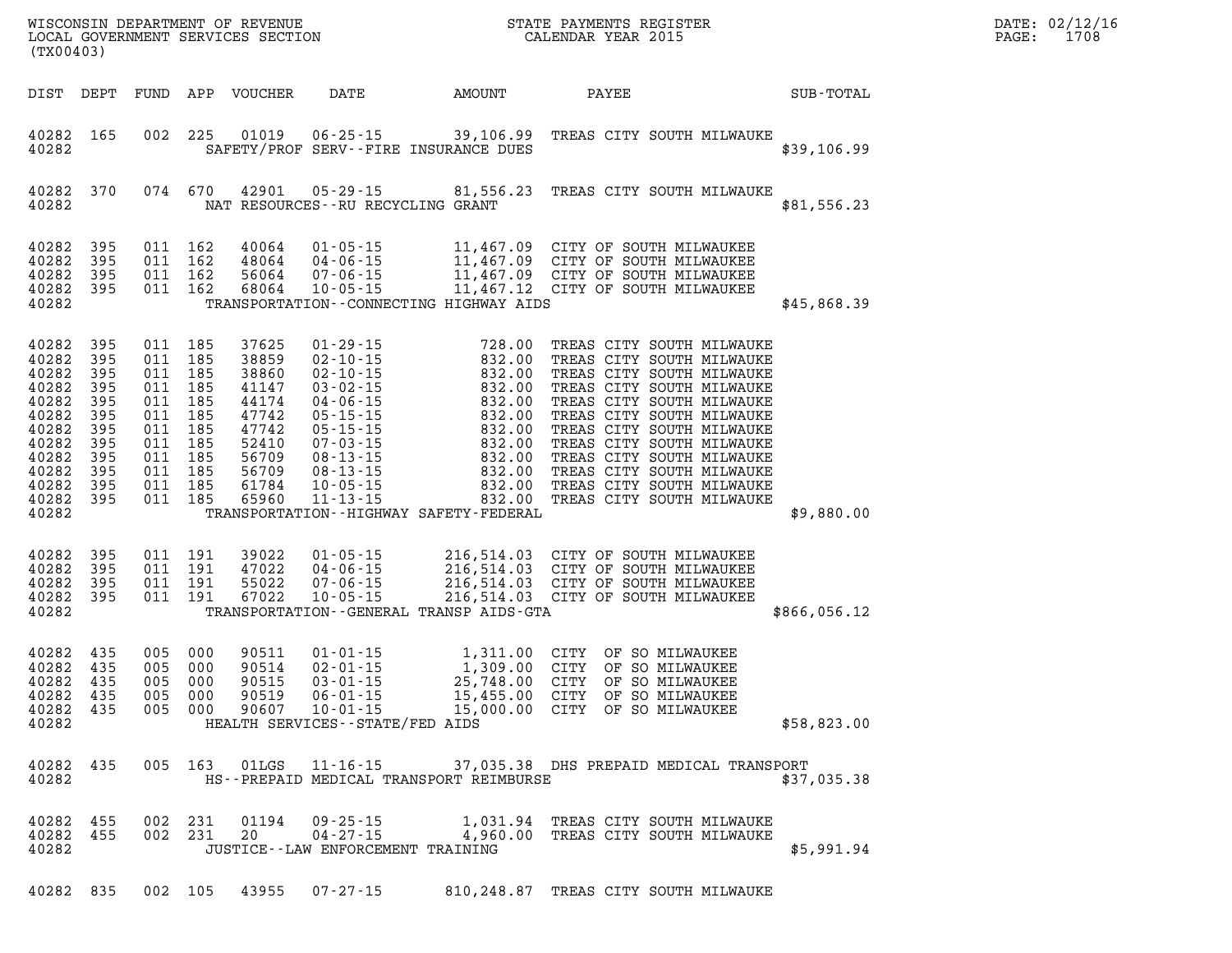WISCONSIN DEPARTMENT OF REVENUE
LOCAL GOVERNMENT SERVICES SECTION
(TX00403)

STATE PAYMENTS REGISTER
CALENDAR YEAR 2015

DATE: 02/12/16
PAGE: 1708

| DIST | DEPT | FUND | APP | VOUCHER | DATE | AMOUNT | PAYEE | SUB-TOTAL |
|---|---|---|---|---|---|---|---|---|
| 40282 | 165 | 002 | 225 | 01019 | 06-25-15 | 39,106.99 | TREAS CITY SOUTH MILWAUKE | |
| 40282 | | | | | SAFETY/PROF SERV--FIRE INSURANCE DUES | | | $39,106.99 |
| 40282 | 370 | 074 | 670 | 42901 | 05-29-15 | 81,556.23 | TREAS CITY SOUTH MILWAUKE | |
| 40282 | | | | | NAT RESOURCES--RU RECYCLING GRANT | | | $81,556.23 |
| 40282 | 395 | 011 | 162 | 40064 | 01-05-15 | 11,467.09 | CITY OF SOUTH MILWAUKEE | |
| 40282 | 395 | 011 | 162 | 48064 | 04-06-15 | 11,467.09 | CITY OF SOUTH MILWAUKEE | |
| 40282 | 395 | 011 | 162 | 56064 | 07-06-15 | 11,467.09 | CITY OF SOUTH MILWAUKEE | |
| 40282 | 395 | 011 | 162 | 68064 | 10-05-15 | 11,467.12 | CITY OF SOUTH MILWAUKEE | |
| 40282 | | | | | TRANSPORTATION--CONNECTING HIGHWAY AIDS | | | $45,868.39 |
| 40282 | 395 | 011 | 185 | 37625 | 01-29-15 | 728.00 | TREAS CITY SOUTH MILWAUKE | |
| 40282 | 395 | 011 | 185 | 38859 | 02-10-15 | 832.00 | TREAS CITY SOUTH MILWAUKE | |
| 40282 | 395 | 011 | 185 | 38860 | 02-10-15 | 832.00 | TREAS CITY SOUTH MILWAUKE | |
| 40282 | 395 | 011 | 185 | 41147 | 03-02-15 | 832.00 | TREAS CITY SOUTH MILWAUKE | |
| 40282 | 395 | 011 | 185 | 44174 | 04-06-15 | 832.00 | TREAS CITY SOUTH MILWAUKE | |
| 40282 | 395 | 011 | 185 | 47742 | 05-15-15 | 832.00 | TREAS CITY SOUTH MILWAUKE | |
| 40282 | 395 | 011 | 185 | 47742 | 05-15-15 | 832.00 | TREAS CITY SOUTH MILWAUKE | |
| 40282 | 395 | 011 | 185 | 52410 | 07-03-15 | 832.00 | TREAS CITY SOUTH MILWAUKE | |
| 40282 | 395 | 011 | 185 | 56709 | 08-13-15 | 832.00 | TREAS CITY SOUTH MILWAUKE | |
| 40282 | 395 | 011 | 185 | 56709 | 08-13-15 | 832.00 | TREAS CITY SOUTH MILWAUKE | |
| 40282 | 395 | 011 | 185 | 61784 | 10-05-15 | 832.00 | TREAS CITY SOUTH MILWAUKE | |
| 40282 | 395 | 011 | 185 | 65960 | 11-13-15 | 832.00 | TREAS CITY SOUTH MILWAUKE | |
| 40282 | | | | | TRANSPORTATION--HIGHWAY SAFETY-FEDERAL | | | $9,880.00 |
| 40282 | 395 | 011 | 191 | 39022 | 01-05-15 | 216,514.03 | CITY OF SOUTH MILWAUKEE | |
| 40282 | 395 | 011 | 191 | 47022 | 04-06-15 | 216,514.03 | CITY OF SOUTH MILWAUKEE | |
| 40282 | 395 | 011 | 191 | 55022 | 07-06-15 | 216,514.03 | CITY OF SOUTH MILWAUKEE | |
| 40282 | 395 | 011 | 191 | 67022 | 10-05-15 | 216,514.03 | CITY OF SOUTH MILWAUKEE | |
| 40282 | | | | | TRANSPORTATION--GENERAL TRANSP AIDS-GTA | | | $866,056.12 |
| 40282 | 435 | 005 | 000 | 90511 | 01-01-15 | 1,311.00 | CITY OF SO MILWAUKEE | |
| 40282 | 435 | 005 | 000 | 90514 | 02-01-15 | 1,309.00 | CITY OF SO MILWAUKEE | |
| 40282 | 435 | 005 | 000 | 90515 | 03-01-15 | 25,748.00 | CITY OF SO MILWAUKEE | |
| 40282 | 435 | 005 | 000 | 90519 | 06-01-15 | 15,455.00 | CITY OF SO MILWAUKEE | |
| 40282 | 435 | 005 | 000 | 90607 | 10-01-15 | 15,000.00 | CITY OF SO MILWAUKEE | |
| 40282 | | | | | HEALTH SERVICES--STATE/FED AIDS | | | $58,823.00 |
| 40282 | 435 | 005 | 163 | 01LGS | 11-16-15 | 37,035.38 | DHS PREPAID MEDICAL TRANSPORT | |
| 40282 | | | | | HS--PREPAID MEDICAL TRANSPORT REIMBURSE | | | $37,035.38 |
| 40282 | 455 | 002 | 231 | 01194 | 09-25-15 | 1,031.94 | TREAS CITY SOUTH MILWAUKE | |
| 40282 | 455 | 002 | 231 | 20 | 04-27-15 | 4,960.00 | TREAS CITY SOUTH MILWAUKE | |
| 40282 | | | | | JUSTICE--LAW ENFORCEMENT TRAINING | | | $5,991.94 |
| 40282 | 835 | 002 | 105 | 43955 | 07-27-15 | 810,248.87 | TREAS CITY SOUTH MILWAUKE | |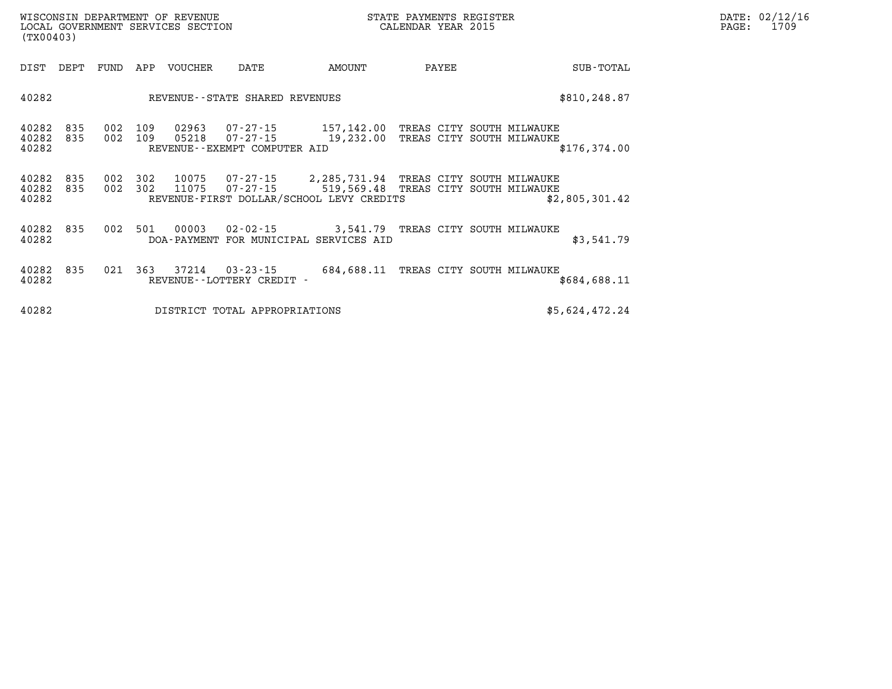WISCONSIN DEPARTMENT OF REVENUE
LOCAL GOVERNMENT SERVICES SECTION
(TX00403)

STATE PAYMENTS REGISTER
CALENDAR YEAR 2015

| DIST | DEPT | FUND | APP | VOUCHER | DATE | AMOUNT | PAYEE | SUB-TOTAL |
|---|---|---|---|---|---|---|---|---|
| 40282 | | | | REVENUE--STATE SHARED REVENUES | | | | $810,248.87 |
| 40282 | 835 | 002 | 109 | 02963 | 07-27-15 | 157,142.00 | TREAS CITY SOUTH MILWAUKE | |
| 40282 | 835 | 002 | 109 | 05218 | 07-27-15 | 19,232.00 | TREAS CITY SOUTH MILWAUKE | |
| 40282 | | | | REVENUE--EXEMPT COMPUTER AID | | | | $176,374.00 |
| 40282 | 835 | 002 | 302 | 10075 | 07-27-15 | 2,285,731.94 | TREAS CITY SOUTH MILWAUKE | |
| 40282 | 835 | 002 | 302 | 11075 | 07-27-15 | 519,569.48 | TREAS CITY SOUTH MILWAUKE | |
| 40282 | | | | REVENUE-FIRST DOLLAR/SCHOOL LEVY CREDITS | | | | $2,805,301.42 |
| 40282 | 835 | 002 | 501 | 00003 | 02-02-15 | 3,541.79 | TREAS CITY SOUTH MILWAUKE | |
| 40282 | | | | DOA-PAYMENT FOR MUNICIPAL SERVICES AID | | | | $3,541.79 |
| 40282 | 835 | 021 | 363 | 37214 | 03-23-15 | 684,688.11 | TREAS CITY SOUTH MILWAUKE | |
| 40282 | | | | REVENUE--LOTTERY CREDIT - | | | | $684,688.11 |
| 40282 | | | | DISTRICT TOTAL APPROPRIATIONS | | | | $5,624,472.24 |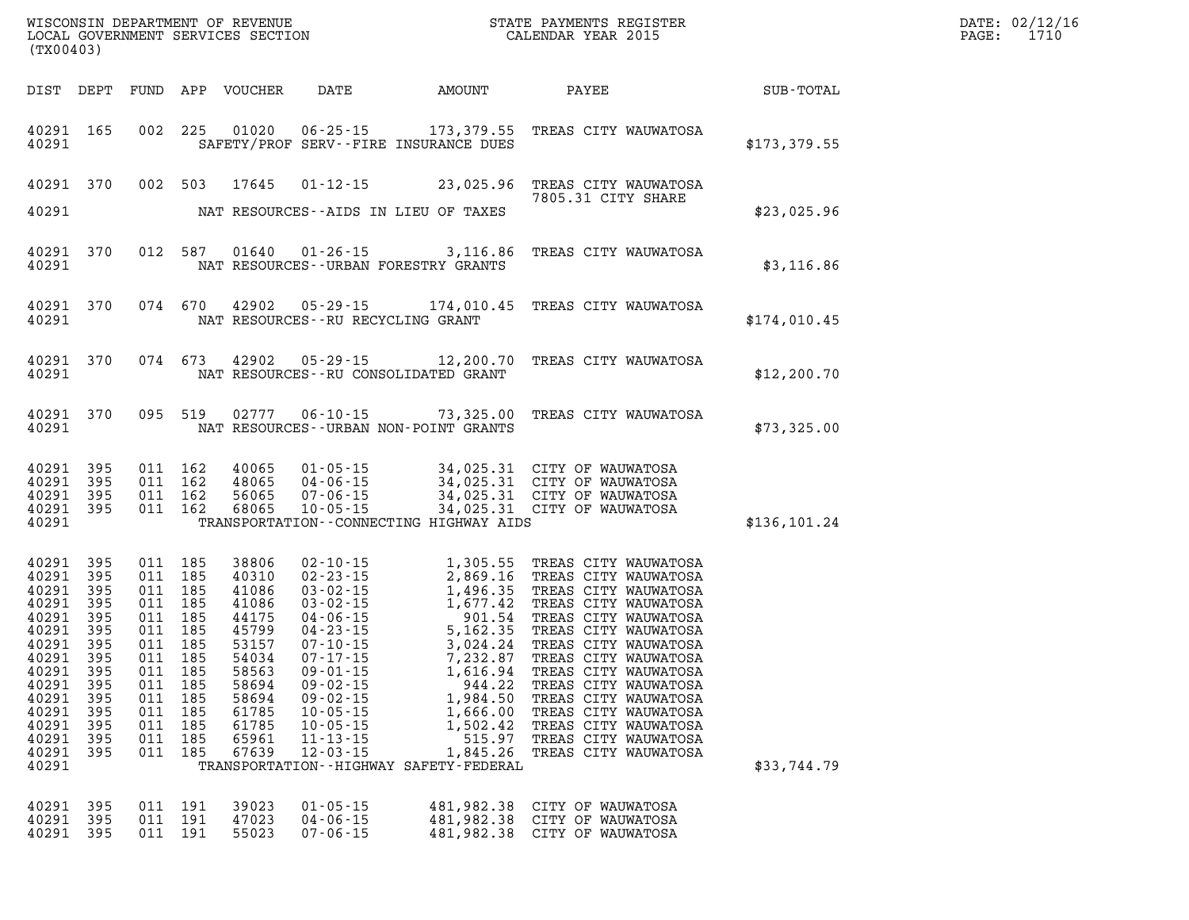WISCONSIN DEPARTMENT OF REVENUE
LOCAL GOVERNMENT SERVICES SECTION
(TX00403)

STATE PAYMENTS REGISTER
CALENDAR YEAR 2015

| DIST | DEPT | FUND | APP | VOUCHER | DATE | AMOUNT | PAYEE | SUB-TOTAL |
|---|---|---|---|---|---|---|---|---|
| 40291 | 165 | 002 | 225 | 01020 | 06-25-15 | 173,379.55 | TREAS CITY WAUWATOSA | |
| 40291 | | | | | SAFETY/PROF SERV--FIRE INSURANCE DUES | | | $173,379.55 |
| 40291 | 370 | 002 | 503 | 17645 | 01-12-15 | 23,025.96 | TREAS CITY WAUWATOSA 7805.31 CITY SHARE | |
| 40291 | | | | | NAT RESOURCES--AIDS IN LIEU OF TAXES | | | $23,025.96 |
| 40291 | 370 | 012 | 587 | 01640 | 01-26-15 | 3,116.86 | TREAS CITY WAUWATOSA | |
| 40291 | | | | | NAT RESOURCES--URBAN FORESTRY GRANTS | | | $3,116.86 |
| 40291 | 370 | 074 | 670 | 42902 | 05-29-15 | 174,010.45 | TREAS CITY WAUWATOSA | |
| 40291 | | | | | NAT RESOURCES--RU RECYCLING GRANT | | | $174,010.45 |
| 40291 | 370 | 074 | 673 | 42902 | 05-29-15 | 12,200.70 | TREAS CITY WAUWATOSA | |
| 40291 | | | | | NAT RESOURCES--RU CONSOLIDATED GRANT | | | $12,200.70 |
| 40291 | 370 | 095 | 519 | 02777 | 06-10-15 | 73,325.00 | TREAS CITY WAUWATOSA | |
| 40291 | | | | | NAT RESOURCES--URBAN NON-POINT GRANTS | | | $73,325.00 |
| 40291 | 395 | 011 | 162 | 40065 | 01-05-15 | 34,025.31 | CITY OF WAUWATOSA | |
| 40291 | 395 | 011 | 162 | 48065 | 04-06-15 | 34,025.31 | CITY OF WAUWATOSA | |
| 40291 | 395 | 011 | 162 | 56065 | 07-06-15 | 34,025.31 | CITY OF WAUWATOSA | |
| 40291 | 395 | 011 | 162 | 68065 | 10-05-15 | 34,025.31 | CITY OF WAUWATOSA | |
| 40291 | | | | | TRANSPORTATION--CONNECTING HIGHWAY AIDS | | | $136,101.24 |
| 40291 | 395 | 011 | 185 | 38806 | 02-10-15 | 1,305.55 | TREAS CITY WAUWATOSA | |
| 40291 | 395 | 011 | 185 | 40310 | 02-23-15 | 2,869.16 | TREAS CITY WAUWATOSA | |
| 40291 | 395 | 011 | 185 | 41086 | 03-02-15 | 1,496.35 | TREAS CITY WAUWATOSA | |
| 40291 | 395 | 011 | 185 | 41086 | 03-02-15 | 1,677.42 | TREAS CITY WAUWATOSA | |
| 40291 | 395 | 011 | 185 | 44175 | 04-06-15 | 901.54 | TREAS CITY WAUWATOSA | |
| 40291 | 395 | 011 | 185 | 45799 | 04-23-15 | 5,162.35 | TREAS CITY WAUWATOSA | |
| 40291 | 395 | 011 | 185 | 53157 | 07-10-15 | 3,024.24 | TREAS CITY WAUWATOSA | |
| 40291 | 395 | 011 | 185 | 54034 | 07-17-15 | 7,232.87 | TREAS CITY WAUWATOSA | |
| 40291 | 395 | 011 | 185 | 58563 | 09-01-15 | 1,616.94 | TREAS CITY WAUWATOSA | |
| 40291 | 395 | 011 | 185 | 58694 | 09-02-15 | 944.22 | TREAS CITY WAUWATOSA | |
| 40291 | 395 | 011 | 185 | 58694 | 09-02-15 | 1,984.50 | TREAS CITY WAUWATOSA | |
| 40291 | 395 | 011 | 185 | 61785 | 10-05-15 | 1,666.00 | TREAS CITY WAUWATOSA | |
| 40291 | 395 | 011 | 185 | 61785 | 10-05-15 | 1,502.42 | TREAS CITY WAUWATOSA | |
| 40291 | 395 | 011 | 185 | 65961 | 11-13-15 | 515.97 | TREAS CITY WAUWATOSA | |
| 40291 | 395 | 011 | 185 | 67639 | 12-03-15 | 1,845.26 | TREAS CITY WAUWATOSA | |
| 40291 | | | | | TRANSPORTATION--HIGHWAY SAFETY-FEDERAL | | | $33,744.79 |
| 40291 | 395 | 011 | 191 | 39023 | 01-05-15 | 481,982.38 | CITY OF WAUWATOSA | |
| 40291 | 395 | 011 | 191 | 47023 | 04-06-15 | 481,982.38 | CITY OF WAUWATOSA | |
| 40291 | 395 | 011 | 191 | 55023 | 07-06-15 | 481,982.38 | CITY OF WAUWATOSA | |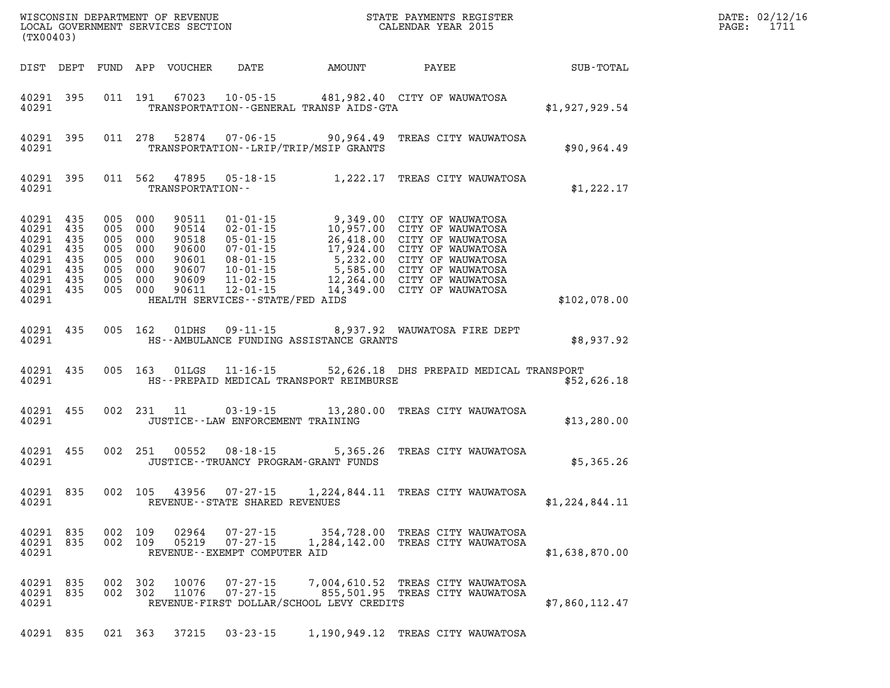WISCONSIN DEPARTMENT OF REVENUE
LOCAL GOVERNMENT SERVICES SECTION
(TX00403)

STATE PAYMENTS REGISTER
CALENDAR YEAR 2015

DATE: 02/12/16
PAGE: 1711

| DIST | DEPT | FUND | APP | VOUCHER | DATE | AMOUNT | PAYEE | SUB-TOTAL |
|---|---|---|---|---|---|---|---|---|
| 40291 | 395 | 011 | 191 | 67023 | 10-05-15 | 481,982.40 | CITY OF WAUWATOSA | |
| 40291 | | | | TRANSPORTATION--GENERAL TRANSP AIDS-GTA | | | | $1,927,929.54 |
| 40291 | 395 | 011 | 278 | 52874 | 07-06-15 | 90,964.49 | TREAS CITY WAUWATOSA | |
| 40291 | | | | TRANSPORTATION--LRIP/TRIP/MSIP GRANTS | | | | $90,964.49 |
| 40291 | 395 | 011 | 562 | 47895 | 05-18-15 | 1,222.17 | TREAS CITY WAUWATOSA | |
| 40291 | | | | TRANSPORTATION-- | | | | $1,222.17 |
| 40291 | 435 | 005 | 000 | 90511 | 01-01-15 | 9,349.00 | CITY OF WAUWATOSA | |
| 40291 | 435 | 005 | 000 | 90514 | 02-01-15 | 10,957.00 | CITY OF WAUWATOSA | |
| 40291 | 435 | 005 | 000 | 90518 | 05-01-15 | 26,418.00 | CITY OF WAUWATOSA | |
| 40291 | 435 | 005 | 000 | 90600 | 07-01-15 | 17,924.00 | CITY OF WAUWATOSA | |
| 40291 | 435 | 005 | 000 | 90601 | 08-01-15 | 5,232.00 | CITY OF WAUWATOSA | |
| 40291 | 435 | 005 | 000 | 90607 | 10-01-15 | 5,585.00 | CITY OF WAUWATOSA | |
| 40291 | 435 | 005 | 000 | 90609 | 11-02-15 | 12,264.00 | CITY OF WAUWATOSA | |
| 40291 | 435 | 005 | 000 | 90611 | 12-01-15 | 14,349.00 | CITY OF WAUWATOSA | |
| 40291 | | | | HEALTH SERVICES--STATE/FED AIDS | | | | $102,078.00 |
| 40291 | 435 | 005 | 162 | 01DHS | 09-11-15 | 8,937.92 | WAUWATOSA FIRE DEPT | |
| 40291 | | | | HS--AMBULANCE FUNDING ASSISTANCE GRANTS | | | | $8,937.92 |
| 40291 | 435 | 005 | 163 | 01LGS | 11-16-15 | 52,626.18 | DHS PREPAID MEDICAL TRANSPORT | |
| 40291 | | | | HS--PREPAID MEDICAL TRANSPORT REIMBURSE | | | | $52,626.18 |
| 40291 | 455 | 002 | 231 | 11 | 03-19-15 | 13,280.00 | TREAS CITY WAUWATOSA | |
| 40291 | | | | JUSTICE--LAW ENFORCEMENT TRAINING | | | | $13,280.00 |
| 40291 | 455 | 002 | 251 | 00552 | 08-18-15 | 5,365.26 | TREAS CITY WAUWATOSA | |
| 40291 | | | | JUSTICE--TRUANCY PROGRAM-GRANT FUNDS | | | | $5,365.26 |
| 40291 | 835 | 002 | 105 | 43956 | 07-27-15 | 1,224,844.11 | TREAS CITY WAUWATOSA | |
| 40291 | | | | REVENUE--STATE SHARED REVENUES | | | | $1,224,844.11 |
| 40291 | 835 | 002 | 109 | 02964 | 07-27-15 | 354,728.00 | TREAS CITY WAUWATOSA | |
| 40291 | 835 | 002 | 109 | 05219 | 07-27-15 | 1,284,142.00 | TREAS CITY WAUWATOSA | |
| 40291 | | | | REVENUE--EXEMPT COMPUTER AID | | | | $1,638,870.00 |
| 40291 | 835 | 002 | 302 | 10076 | 07-27-15 | 7,004,610.52 | TREAS CITY WAUWATOSA | |
| 40291 | 835 | 002 | 302 | 11076 | 07-27-15 | 855,501.95 | TREAS CITY WAUWATOSA | |
| 40291 | | | | REVENUE-FIRST DOLLAR/SCHOOL LEVY CREDITS | | | | $7,860,112.47 |
| 40291 | 835 | 021 | 363 | 37215 | 03-23-15 | 1,190,949.12 | TREAS CITY WAUWATOSA | |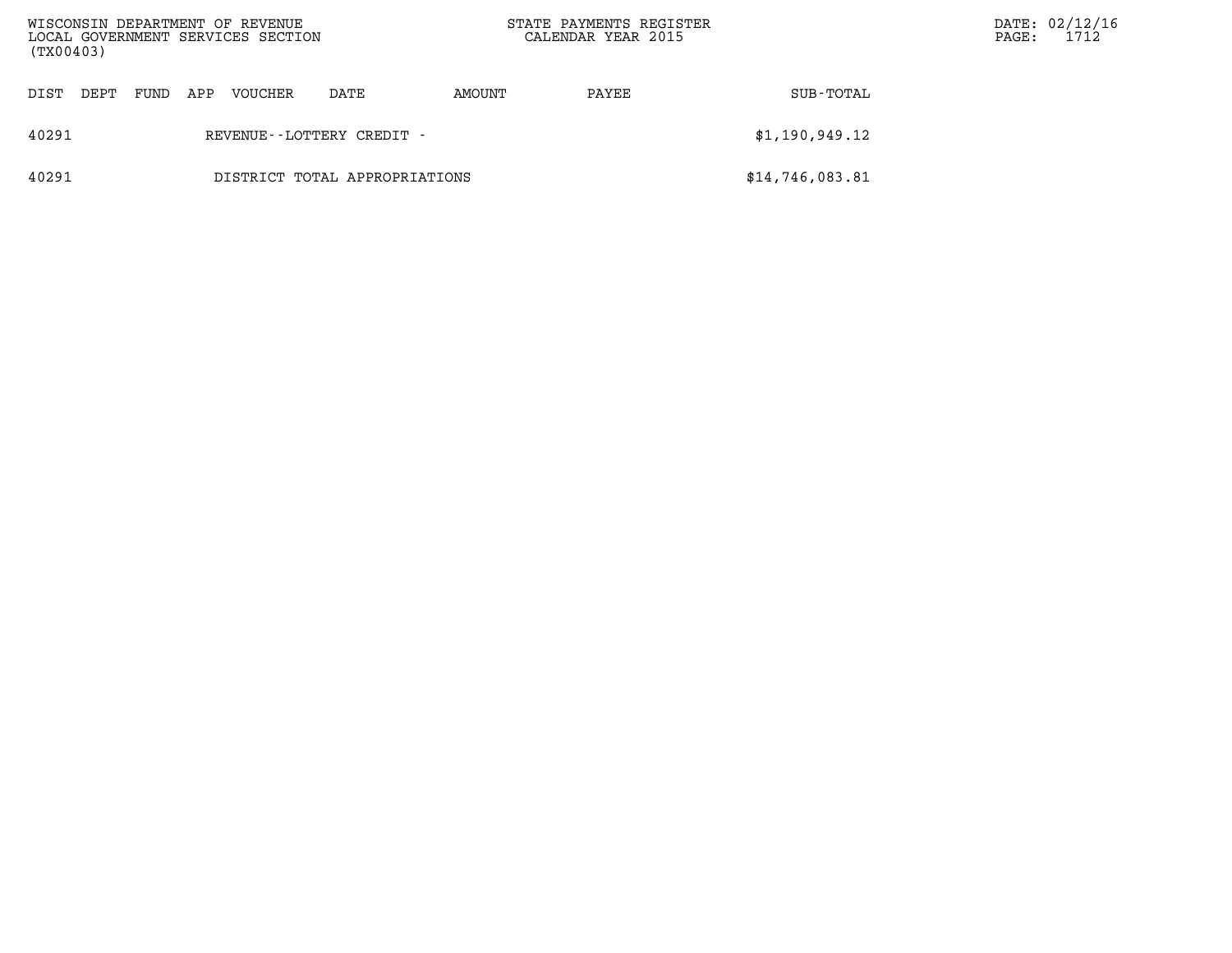| DIST | DEPT | FUND | APP | VOUCHER | DATE | AMOUNT | PAYEE | SUB-TOTAL |
|---|---|---|---|---|---|---|---|---|
| 40291 | | | | REVENUE--LOTTERY CREDIT - | | | | $1,190,949.12 |
| 40291 | | | | DISTRICT TOTAL APPROPRIATIONS | | | | $14,746,083.81 |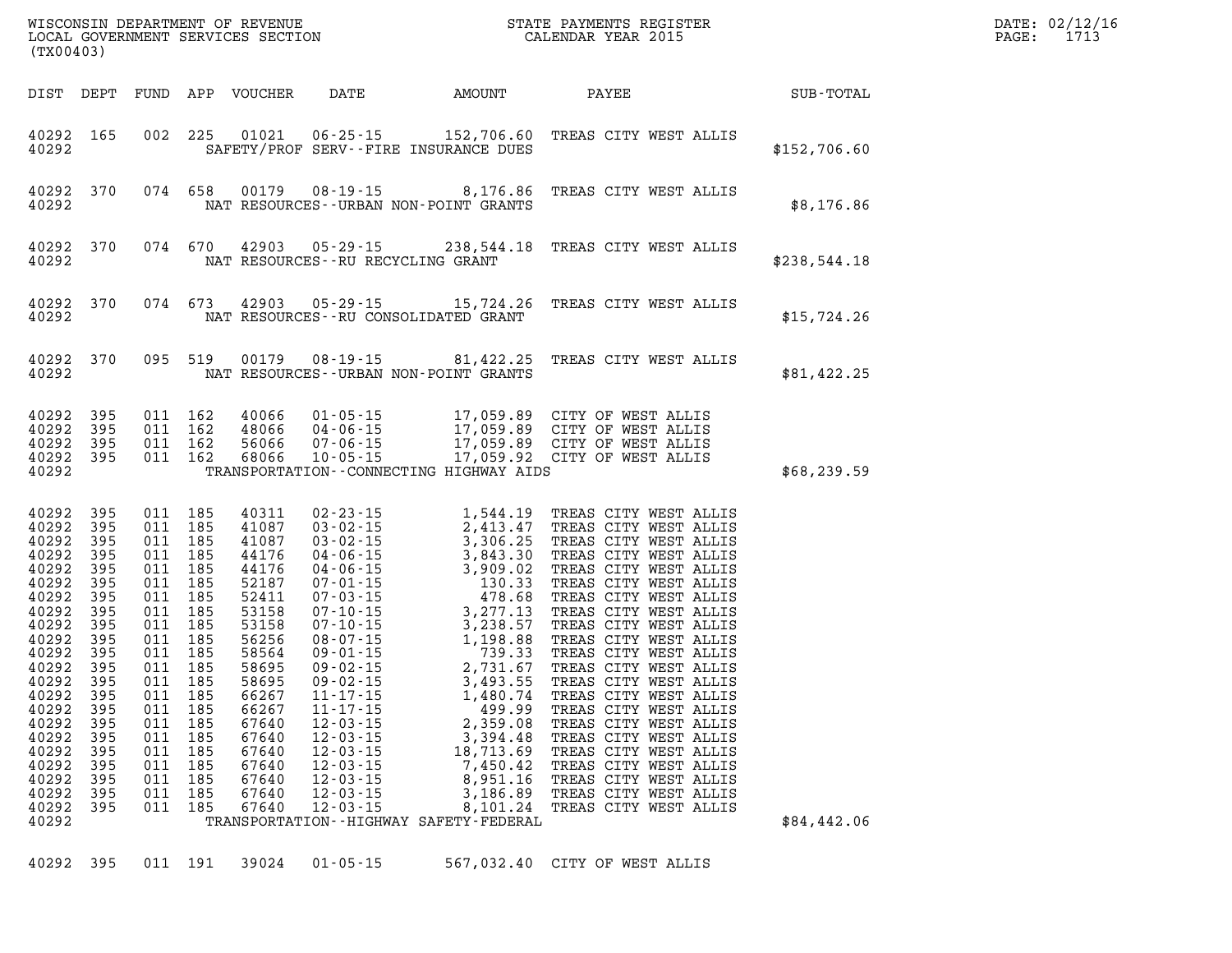WISCONSIN DEPARTMENT OF REVENUE
LOCAL GOVERNMENT SERVICES SECTION
(TX00403)

STATE PAYMENTS REGISTER
CALENDAR YEAR 2015

DATE: 02/12/16
PAGE: 1713

| DIST | DEPT | FUND | APP | VOUCHER | DATE | AMOUNT | PAYEE | SUB-TOTAL |
|---|---|---|---|---|---|---|---|---|
| 40292 | 165 | 002 | 225 | 01021 | 06-25-15 | 152,706.60 | TREAS CITY WEST ALLIS | |
| 40292 | | | | | SAFETY/PROF SERV--FIRE INSURANCE DUES | | | $152,706.60 |
| 40292 | 370 | 074 | 658 | 00179 | 08-19-15 | 8,176.86 | TREAS CITY WEST ALLIS | |
| 40292 | | | | | NAT RESOURCES--URBAN NON-POINT GRANTS | | | $8,176.86 |
| 40292 | 370 | 074 | 670 | 42903 | 05-29-15 | 238,544.18 | TREAS CITY WEST ALLIS | |
| 40292 | | | | | NAT RESOURCES--RU RECYCLING GRANT | | | $238,544.18 |
| 40292 | 370 | 074 | 673 | 42903 | 05-29-15 | 15,724.26 | TREAS CITY WEST ALLIS | |
| 40292 | | | | | NAT RESOURCES--RU CONSOLIDATED GRANT | | | $15,724.26 |
| 40292 | 370 | 095 | 519 | 00179 | 08-19-15 | 81,422.25 | TREAS CITY WEST ALLIS | |
| 40292 | | | | | NAT RESOURCES--URBAN NON-POINT GRANTS | | | $81,422.25 |
| 40292 | 395 | 011 | 162 | 40066 | 01-05-15 | 17,059.89 | CITY OF WEST ALLIS | |
| 40292 | 395 | 011 | 162 | 48066 | 04-06-15 | 17,059.89 | CITY OF WEST ALLIS | |
| 40292 | 395 | 011 | 162 | 56066 | 07-06-15 | 17,059.89 | CITY OF WEST ALLIS | |
| 40292 | 395 | 011 | 162 | 68066 | 10-05-15 | 17,059.92 | CITY OF WEST ALLIS | |
| 40292 | | | | | TRANSPORTATION--CONNECTING HIGHWAY AIDS | | | $68,239.59 |
| 40292 | 395 | 011 | 185 | 40311 | 02-23-15 | 1,544.19 | TREAS CITY WEST ALLIS | |
| 40292 | 395 | 011 | 185 | 41087 | 03-02-15 | 2,413.47 | TREAS CITY WEST ALLIS | |
| 40292 | 395 | 011 | 185 | 41087 | 03-02-15 | 3,306.25 | TREAS CITY WEST ALLIS | |
| 40292 | 395 | 011 | 185 | 44176 | 04-06-15 | 3,843.30 | TREAS CITY WEST ALLIS | |
| 40292 | 395 | 011 | 185 | 44176 | 04-06-15 | 3,909.02 | TREAS CITY WEST ALLIS | |
| 40292 | 395 | 011 | 185 | 52187 | 07-01-15 | 130.33 | TREAS CITY WEST ALLIS | |
| 40292 | 395 | 011 | 185 | 52411 | 07-03-15 | 478.68 | TREAS CITY WEST ALLIS | |
| 40292 | 395 | 011 | 185 | 53158 | 07-10-15 | 3,277.13 | TREAS CITY WEST ALLIS | |
| 40292 | 395 | 011 | 185 | 53158 | 07-10-15 | 3,238.57 | TREAS CITY WEST ALLIS | |
| 40292 | 395 | 011 | 185 | 56256 | 08-07-15 | 1,198.88 | TREAS CITY WEST ALLIS | |
| 40292 | 395 | 011 | 185 | 58564 | 09-01-15 | 739.33 | TREAS CITY WEST ALLIS | |
| 40292 | 395 | 011 | 185 | 58695 | 09-02-15 | 2,731.67 | TREAS CITY WEST ALLIS | |
| 40292 | 395 | 011 | 185 | 58695 | 09-02-15 | 3,493.55 | TREAS CITY WEST ALLIS | |
| 40292 | 395 | 011 | 185 | 66267 | 11-17-15 | 1,480.74 | TREAS CITY WEST ALLIS | |
| 40292 | 395 | 011 | 185 | 66267 | 11-17-15 | 499.99 | TREAS CITY WEST ALLIS | |
| 40292 | 395 | 011 | 185 | 67640 | 12-03-15 | 2,359.08 | TREAS CITY WEST ALLIS | |
| 40292 | 395 | 011 | 185 | 67640 | 12-03-15 | 3,394.48 | TREAS CITY WEST ALLIS | |
| 40292 | 395 | 011 | 185 | 67640 | 12-03-15 | 18,713.69 | TREAS CITY WEST ALLIS | |
| 40292 | 395 | 011 | 185 | 67640 | 12-03-15 | 7,450.42 | TREAS CITY WEST ALLIS | |
| 40292 | 395 | 011 | 185 | 67640 | 12-03-15 | 8,951.16 | TREAS CITY WEST ALLIS | |
| 40292 | 395 | 011 | 185 | 67640 | 12-03-15 | 3,186.89 | TREAS CITY WEST ALLIS | |
| 40292 | 395 | 011 | 185 | 67640 | 12-03-15 | 8,101.24 | TREAS CITY WEST ALLIS | |
| 40292 | | | | | TRANSPORTATION--HIGHWAY SAFETY-FEDERAL | | | $84,442.06 |
| 40292 | 395 | 011 | 191 | 39024 | 01-05-15 | 567,032.40 | CITY OF WEST ALLIS | |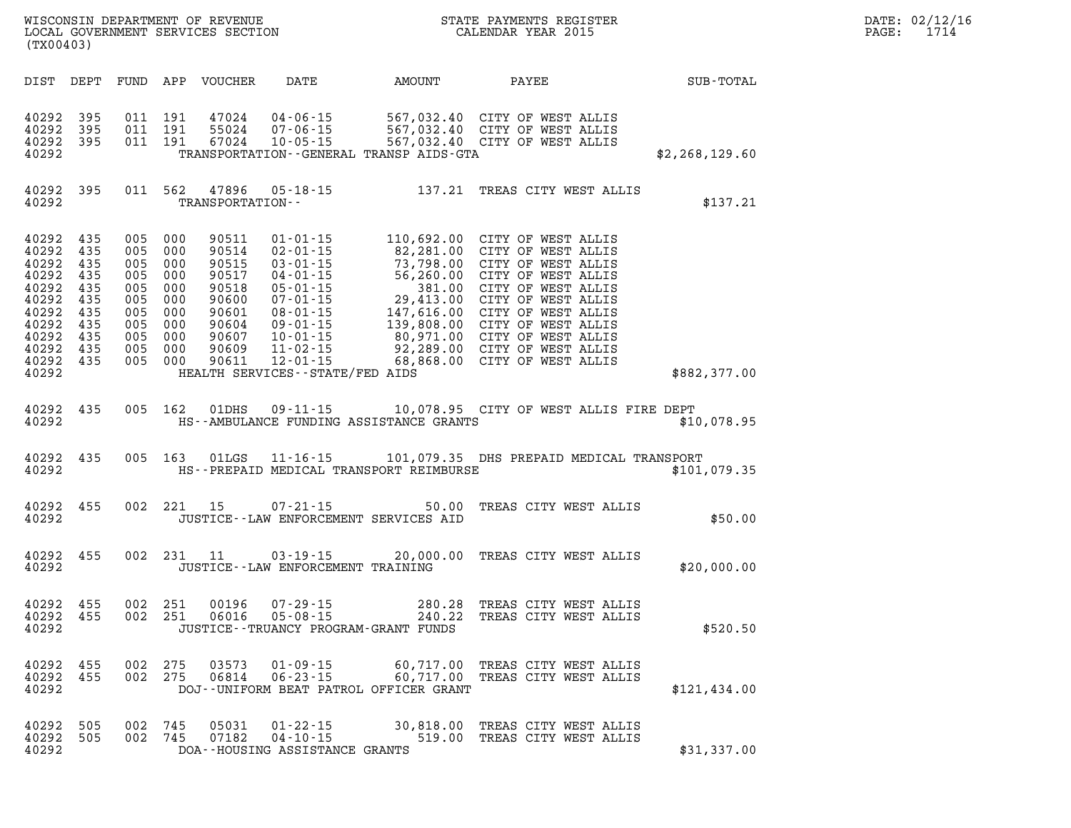WISCONSIN DEPARTMENT OF REVENUE
LOCAL GOVERNMENT SERVICES SECTION
(TX00403)

STATE PAYMENTS REGISTER
CALENDAR YEAR 2015

DATE: 02/12/16
PAGE: 1714

| DIST | DEPT | FUND | APP | VOUCHER | DATE | AMOUNT | PAYEE | SUB-TOTAL |
|---|---|---|---|---|---|---|---|---|
| 40292 | 395 | 011 | 191 | 47024 | 04-06-15 | 567,032.40 | CITY OF WEST ALLIS | |
| 40292 | 395 | 011 | 191 | 55024 | 07-06-15 | 567,032.40 | CITY OF WEST ALLIS | |
| 40292 | 395 | 011 | 191 | 67024 | 10-05-15 | 567,032.40 | CITY OF WEST ALLIS | |
| 40292 | | | | TRANSPORTATION--GENERAL TRANSP AIDS-GTA | | | | $2,268,129.60 |
| 40292 | 395 | 011 | 562 | 47896 | 05-18-15 | 137.21 | TREAS CITY WEST ALLIS | |
| 40292 | | | | TRANSPORTATION-- | | | | $137.21 |
| 40292 | 435 | 005 | 000 | 90511 | 01-01-15 | 110,692.00 | CITY OF WEST ALLIS | |
| 40292 | 435 | 005 | 000 | 90514 | 02-01-15 | 82,281.00 | CITY OF WEST ALLIS | |
| 40292 | 435 | 005 | 000 | 90515 | 03-01-15 | 73,798.00 | CITY OF WEST ALLIS | |
| 40292 | 435 | 005 | 000 | 90517 | 04-01-15 | 56,260.00 | CITY OF WEST ALLIS | |
| 40292 | 435 | 005 | 000 | 90518 | 05-01-15 | 381.00 | CITY OF WEST ALLIS | |
| 40292 | 435 | 005 | 000 | 90600 | 07-01-15 | 29,413.00 | CITY OF WEST ALLIS | |
| 40292 | 435 | 005 | 000 | 90601 | 08-01-15 | 147,616.00 | CITY OF WEST ALLIS | |
| 40292 | 435 | 005 | 000 | 90604 | 09-01-15 | 139,808.00 | CITY OF WEST ALLIS | |
| 40292 | 435 | 005 | 000 | 90607 | 10-01-15 | 80,971.00 | CITY OF WEST ALLIS | |
| 40292 | 435 | 005 | 000 | 90609 | 11-02-15 | 92,289.00 | CITY OF WEST ALLIS | |
| 40292 | 435 | 005 | 000 | 90611 | 12-01-15 | 68,868.00 | CITY OF WEST ALLIS | |
| 40292 | | | | HEALTH SERVICES--STATE/FED AIDS | | | | $882,377.00 |
| 40292 | 435 | 005 | 162 | 01DHS | 09-11-15 | 10,078.95 | CITY OF WEST ALLIS FIRE DEPT | |
| 40292 | | | | HS--AMBULANCE FUNDING ASSISTANCE GRANTS | | | | $10,078.95 |
| 40292 | 435 | 005 | 163 | 01LGS | 11-16-15 | 101,079.35 | DHS PREPAID MEDICAL TRANSPORT | |
| 40292 | | | | HS--PREPAID MEDICAL TRANSPORT REIMBURSE | | | | $101,079.35 |
| 40292 | 455 | 002 | 221 | 15 | 07-21-15 | 50.00 | TREAS CITY WEST ALLIS | |
| 40292 | | | | JUSTICE--LAW ENFORCEMENT SERVICES AID | | | | $50.00 |
| 40292 | 455 | 002 | 231 | 11 | 03-19-15 | 20,000.00 | TREAS CITY WEST ALLIS | |
| 40292 | | | | JUSTICE--LAW ENFORCEMENT TRAINING | | | | $20,000.00 |
| 40292 | 455 | 002 | 251 | 00196 | 07-29-15 | 280.28 | TREAS CITY WEST ALLIS | |
| 40292 | 455 | 002 | 251 | 06016 | 05-08-15 | 240.22 | TREAS CITY WEST ALLIS | |
| 40292 | | | | JUSTICE--TRUANCY PROGRAM-GRANT FUNDS | | | | $520.50 |
| 40292 | 455 | 002 | 275 | 03573 | 01-09-15 | 60,717.00 | TREAS CITY WEST ALLIS | |
| 40292 | 455 | 002 | 275 | 06814 | 06-23-15 | 60,717.00 | TREAS CITY WEST ALLIS | |
| 40292 | | | | DOJ--UNIFORM BEAT PATROL OFFICER GRANT | | | | $121,434.00 |
| 40292 | 505 | 002 | 745 | 05031 | 01-22-15 | 30,818.00 | TREAS CITY WEST ALLIS | |
| 40292 | 505 | 002 | 745 | 07182 | 04-10-15 | 519.00 | TREAS CITY WEST ALLIS | |
| 40292 | | | | DOA--HOUSING ASSISTANCE GRANTS | | | | $31,337.00 |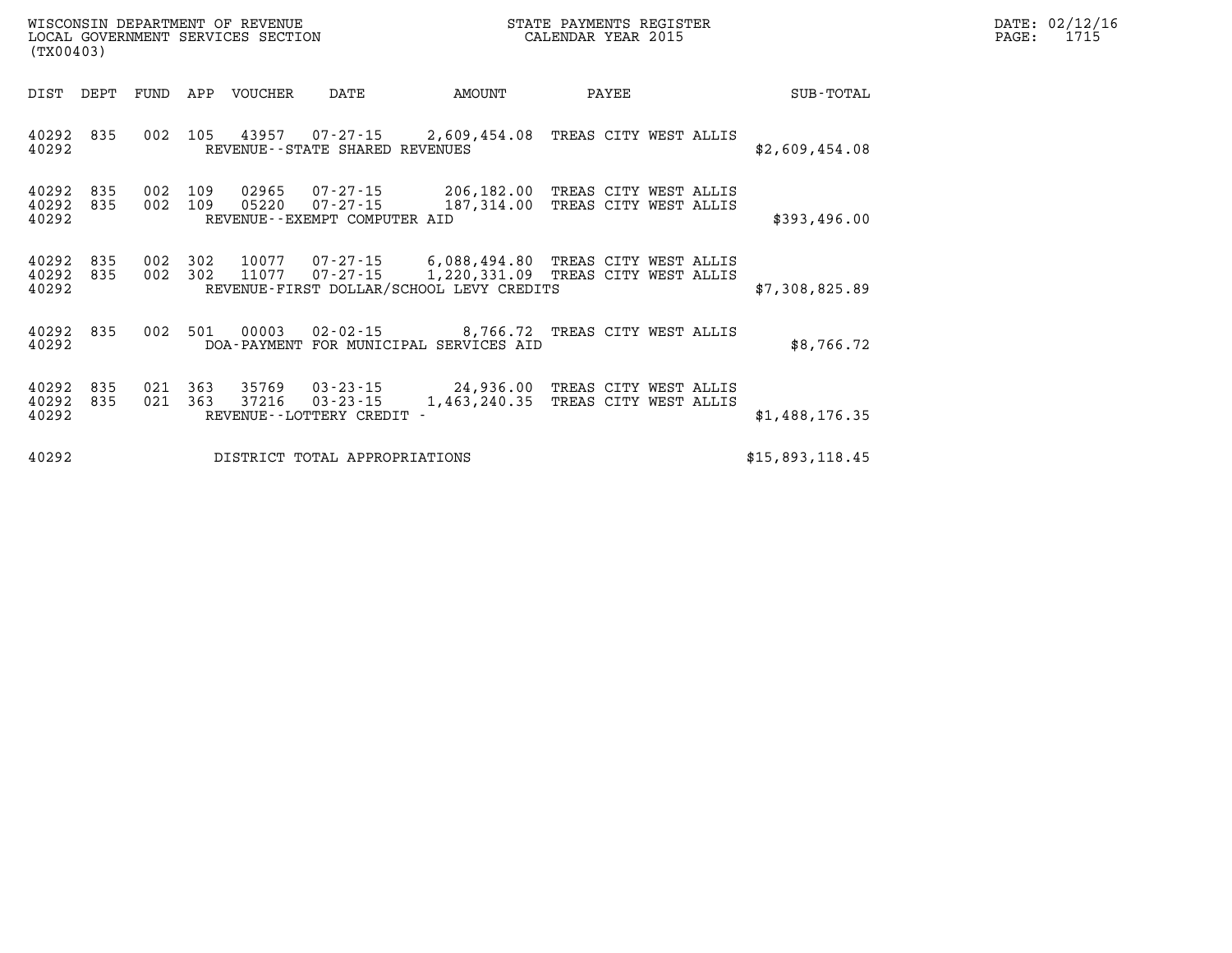WISCONSIN DEPARTMENT OF REVENUE
LOCAL GOVERNMENT SERVICES SECTION
(TX00403)

STATE PAYMENTS REGISTER
CALENDAR YEAR 2015

DATE: 02/12/16

| DIST | DEPT | FUND | APP | VOUCHER | DATE | AMOUNT | PAYEE | SUB-TOTAL |
|---|---|---|---|---|---|---|---|---|
| 40292 | 835 | 002 | 105 | 43957 | 07-27-15 | 2,609,454.08 | TREAS CITY WEST ALLIS | |
| 40292 | | | | REVENUE--STATE SHARED REVENUES | | | | $2,609,454.08 |
| 40292 | 835 | 002 | 109 | 02965 | 07-27-15 | 206,182.00 | TREAS CITY WEST ALLIS | |
| 40292 | 835 | 002 | 109 | 05220 | 07-27-15 | 187,314.00 | TREAS CITY WEST ALLIS | |
| 40292 | | | | REVENUE--EXEMPT COMPUTER AID | | | | $393,496.00 |
| 40292 | 835 | 002 | 302 | 10077 | 07-27-15 | 6,088,494.80 | TREAS CITY WEST ALLIS | |
| 40292 | 835 | 002 | 302 | 11077 | 07-27-15 | 1,220,331.09 | TREAS CITY WEST ALLIS | |
| 40292 | | | | REVENUE-FIRST DOLLAR/SCHOOL LEVY CREDITS | | | | $7,308,825.89 |
| 40292 | 835 | 002 | 501 | 00003 | 02-02-15 | 8,766.72 | TREAS CITY WEST ALLIS | |
| 40292 | | | | DOA-PAYMENT FOR MUNICIPAL SERVICES AID | | | | $8,766.72 |
| 40292 | 835 | 021 | 363 | 35769 | 03-23-15 | 24,936.00 | TREAS CITY WEST ALLIS | |
| 40292 | 835 | 021 | 363 | 37216 | 03-23-15 | 1,463,240.35 | TREAS CITY WEST ALLIS | |
| 40292 | | | | REVENUE--LOTTERY CREDIT - | | | | $1,488,176.35 |
| 40292 | | | | DISTRICT TOTAL APPROPRIATIONS | | | | $15,893,118.45 |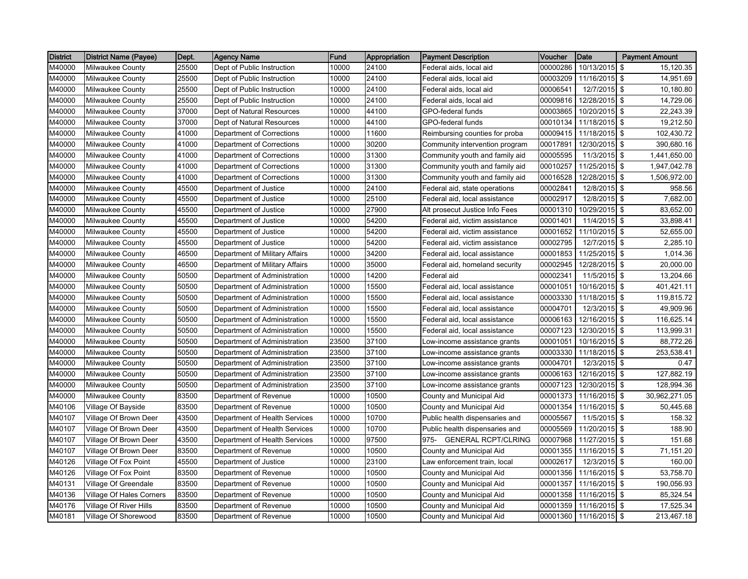| District | District Name (Payee) | Dept. | Agency Name | Fund | Appropriation | Payment Description | Voucher | Date | Payment Amount |
|---|---|---|---|---|---|---|---|---|---|
| M40000 | Milwaukee County | 25500 | Dept of Public Instruction | 10000 | 24100 | Federal aids, local aid | 00000286 | 10/13/2015 | $ 15,120.35 |
| M40000 | Milwaukee County | 25500 | Dept of Public Instruction | 10000 | 24100 | Federal aids, local aid | 00003209 | 11/16/2015 | $ 14,951.69 |
| M40000 | Milwaukee County | 25500 | Dept of Public Instruction | 10000 | 24100 | Federal aids, local aid | 00006541 | 12/7/2015 | $ 10,180.80 |
| M40000 | Milwaukee County | 25500 | Dept of Public Instruction | 10000 | 24100 | Federal aids, local aid | 00009816 | 12/28/2015 | $ 14,729.06 |
| M40000 | Milwaukee County | 37000 | Dept of Natural Resources | 10000 | 44100 | GPO-federal funds | 00003865 | 10/20/2015 | $ 22,243.39 |
| M40000 | Milwaukee County | 37000 | Dept of Natural Resources | 10000 | 44100 | GPO-federal funds | 00010134 | 11/18/2015 | $ 19,212.50 |
| M40000 | Milwaukee County | 41000 | Department of Corrections | 10000 | 11600 | Reimbursing counties for proba | 00009415 | 11/18/2015 | $ 102,430.72 |
| M40000 | Milwaukee County | 41000 | Department of Corrections | 10000 | 30200 | Community intervention program | 00017891 | 12/30/2015 | $ 390,680.16 |
| M40000 | Milwaukee County | 41000 | Department of Corrections | 10000 | 31300 | Community youth and family aid | 00005595 | 11/3/2015 | $ 1,441,650.00 |
| M40000 | Milwaukee County | 41000 | Department of Corrections | 10000 | 31300 | Community youth and family aid | 00010257 | 11/25/2015 | $ 1,947,042.78 |
| M40000 | Milwaukee County | 41000 | Department of Corrections | 10000 | 31300 | Community youth and family aid | 00016528 | 12/28/2015 | $ 1,506,972.00 |
| M40000 | Milwaukee County | 45500 | Department of Justice | 10000 | 24100 | Federal aid, state operations | 00002841 | 12/8/2015 | $ 958.56 |
| M40000 | Milwaukee County | 45500 | Department of Justice | 10000 | 25100 | Federal aid, local assistance | 00002917 | 12/8/2015 | $ 7,682.00 |
| M40000 | Milwaukee County | 45500 | Department of Justice | 10000 | 27900 | Alt prosecut Justice Info Fees | 00001310 | 10/29/2015 | $ 83,652.00 |
| M40000 | Milwaukee County | 45500 | Department of Justice | 10000 | 54200 | Federal aid, victim assistance | 00001401 | 11/4/2015 | $ 33,898.41 |
| M40000 | Milwaukee County | 45500 | Department of Justice | 10000 | 54200 | Federal aid, victim assistance | 00001652 | 11/10/2015 | $ 52,655.00 |
| M40000 | Milwaukee County | 45500 | Department of Justice | 10000 | 54200 | Federal aid, victim assistance | 00002795 | 12/7/2015 | $ 2,285.10 |
| M40000 | Milwaukee County | 46500 | Department of Military Affairs | 10000 | 34200 | Federal aid, local assistance | 00001853 | 11/25/2015 | $ 1,014.36 |
| M40000 | Milwaukee County | 46500 | Department of Military Affairs | 10000 | 35000 | Federal aid, homeland security | 00002945 | 12/28/2015 | $ 20,000.00 |
| M40000 | Milwaukee County | 50500 | Department of Administration | 10000 | 14200 | Federal aid | 00002341 | 11/5/2015 | $ 13,204.66 |
| M40000 | Milwaukee County | 50500 | Department of Administration | 10000 | 15500 | Federal aid, local assistance | 00001051 | 10/16/2015 | $ 401,421.11 |
| M40000 | Milwaukee County | 50500 | Department of Administration | 10000 | 15500 | Federal aid, local assistance | 00003330 | 11/18/2015 | $ 119,815.72 |
| M40000 | Milwaukee County | 50500 | Department of Administration | 10000 | 15500 | Federal aid, local assistance | 00004701 | 12/3/2015 | $ 49,909.96 |
| M40000 | Milwaukee County | 50500 | Department of Administration | 10000 | 15500 | Federal aid, local assistance | 00006163 | 12/16/2015 | $ 116,625.14 |
| M40000 | Milwaukee County | 50500 | Department of Administration | 10000 | 15500 | Federal aid, local assistance | 00007123 | 12/30/2015 | $ 113,999.31 |
| M40000 | Milwaukee County | 50500 | Department of Administration | 23500 | 37100 | Low-income assistance grants | 00001051 | 10/16/2015 | $ 88,772.26 |
| M40000 | Milwaukee County | 50500 | Department of Administration | 23500 | 37100 | Low-income assistance grants | 00003330 | 11/18/2015 | $ 253,538.41 |
| M40000 | Milwaukee County | 50500 | Department of Administration | 23500 | 37100 | Low-income assistance grants | 00004701 | 12/3/2015 | $ 0.47 |
| M40000 | Milwaukee County | 50500 | Department of Administration | 23500 | 37100 | Low-income assistance grants | 00006163 | 12/16/2015 | $ 127,882.19 |
| M40000 | Milwaukee County | 50500 | Department of Administration | 23500 | 37100 | Low-income assistance grants | 00007123 | 12/30/2015 | $ 128,994.36 |
| M40000 | Milwaukee County | 83500 | Department of Revenue | 10000 | 10500 | County and Municipal Aid | 00001373 | 11/16/2015 | $ 30,962,271.05 |
| M40106 | Village Of Bayside | 83500 | Department of Revenue | 10000 | 10500 | County and Municipal Aid | 00001354 | 11/16/2015 | $ 50,445.68 |
| M40107 | Village Of Brown Deer | 43500 | Department of Health Services | 10000 | 10700 | Public health dispensaries and | 00005567 | 11/5/2015 | $ 158.32 |
| M40107 | Village Of Brown Deer | 43500 | Department of Health Services | 10000 | 10700 | Public health dispensaries and | 00005569 | 11/20/2015 | $ 188.90 |
| M40107 | Village Of Brown Deer | 43500 | Department of Health Services | 10000 | 97500 | 975- GENERAL RCPT/CLRING | 00007968 | 11/27/2015 | $ 151.68 |
| M40107 | Village Of Brown Deer | 83500 | Department of Revenue | 10000 | 10500 | County and Municipal Aid | 00001355 | 11/16/2015 | $ 71,151.20 |
| M40126 | Village Of Fox Point | 45500 | Department of Justice | 10000 | 23100 | Law enforcement train, local | 00002617 | 12/3/2015 | $ 160.00 |
| M40126 | Village Of Fox Point | 83500 | Department of Revenue | 10000 | 10500 | County and Municipal Aid | 00001356 | 11/16/2015 | $ 53,758.70 |
| M40131 | Village Of Greendale | 83500 | Department of Revenue | 10000 | 10500 | County and Municipal Aid | 00001357 | 11/16/2015 | $ 190,056.93 |
| M40136 | Village Of Hales Corners | 83500 | Department of Revenue | 10000 | 10500 | County and Municipal Aid | 00001358 | 11/16/2015 | $ 85,324.54 |
| M40176 | Village Of River Hills | 83500 | Department of Revenue | 10000 | 10500 | County and Municipal Aid | 00001359 | 11/16/2015 | $ 17,525.34 |
| M40181 | Village Of Shorewood | 83500 | Department of Revenue | 10000 | 10500 | County and Municipal Aid | 00001360 | 11/16/2015 | $ 213,467.18 |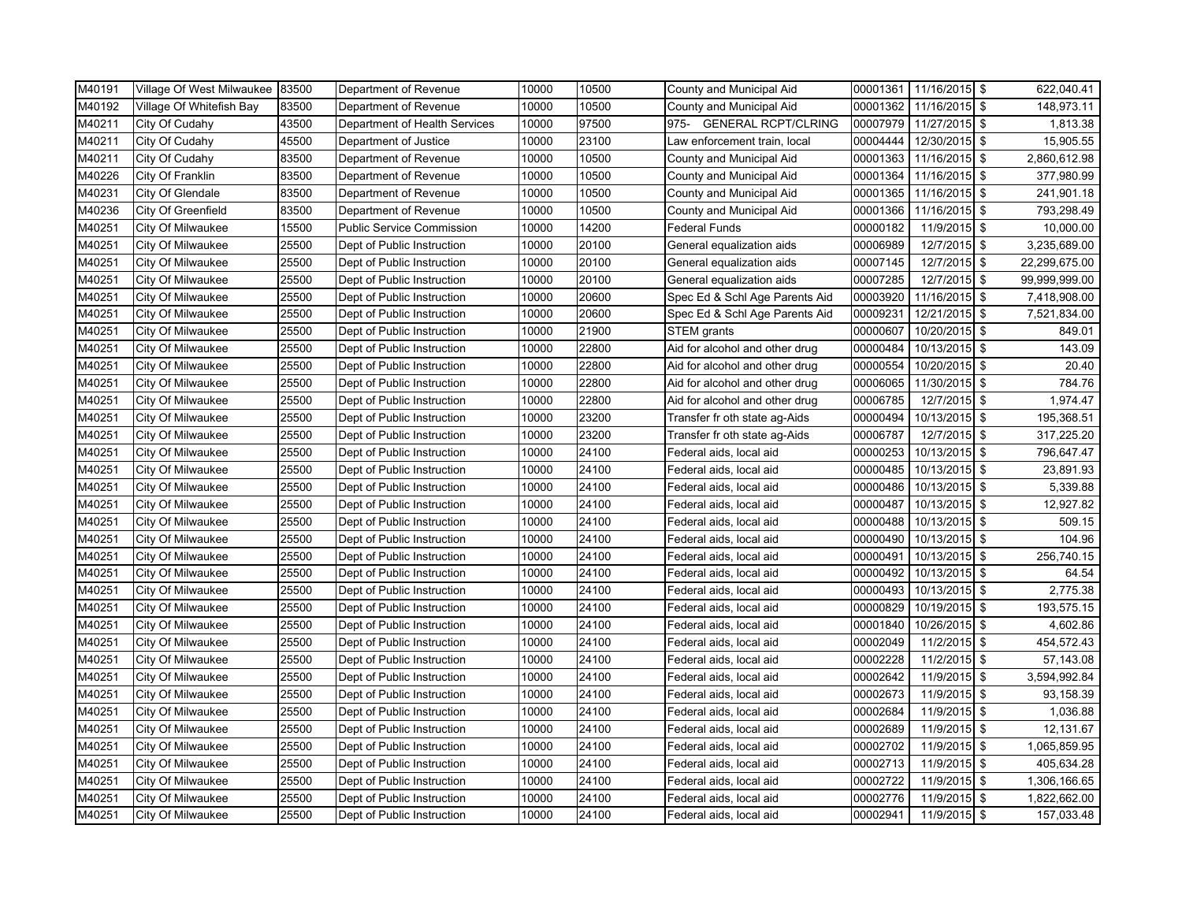| M40191 | Village Of West Milwaukee | 83500 | Department of Revenue | 10000 | 10500 | County and Municipal Aid | 00001361 | 11/16/2015 | $ | 622,040.41 |
|---|---|---|---|---|---|---|---|---|---|---|
| M40192 | Village Of Whitefish Bay | 83500 | Department of Revenue | 10000 | 10500 | County and Municipal Aid | 00001362 | 11/16/2015 | $ | 148,973.11 |
| M40211 | City Of Cudahy | 43500 | Department of Health Services | 10000 | 97500 | 975- GENERAL RCPT/CLRING | 00007979 | 11/27/2015 | $ | 1,813.38 |
| M40211 | City Of Cudahy | 45500 | Department of Justice | 10000 | 23100 | Law enforcement train, local | 00004444 | 12/30/2015 | $ | 15,905.55 |
| M40211 | City Of Cudahy | 83500 | Department of Revenue | 10000 | 10500 | County and Municipal Aid | 00001363 | 11/16/2015 | $ | 2,860,612.98 |
| M40226 | City Of Franklin | 83500 | Department of Revenue | 10000 | 10500 | County and Municipal Aid | 00001364 | 11/16/2015 | $ | 377,980.99 |
| M40231 | City Of Glendale | 83500 | Department of Revenue | 10000 | 10500 | County and Municipal Aid | 00001365 | 11/16/2015 | $ | 241,901.18 |
| M40236 | City Of Greenfield | 83500 | Department of Revenue | 10000 | 10500 | County and Municipal Aid | 00001366 | 11/16/2015 | $ | 793,298.49 |
| M40251 | City Of Milwaukee | 15500 | Public Service Commission | 10000 | 14200 | Federal Funds | 00000182 | 11/9/2015 | $ | 10,000.00 |
| M40251 | City Of Milwaukee | 25500 | Dept of Public Instruction | 10000 | 20100 | General equalization aids | 00006989 | 12/7/2015 | $ | 3,235,689.00 |
| M40251 | City Of Milwaukee | 25500 | Dept of Public Instruction | 10000 | 20100 | General equalization aids | 00007145 | 12/7/2015 | $ | 22,299,675.00 |
| M40251 | City Of Milwaukee | 25500 | Dept of Public Instruction | 10000 | 20100 | General equalization aids | 00007285 | 12/7/2015 | $ | 99,999,999.00 |
| M40251 | City Of Milwaukee | 25500 | Dept of Public Instruction | 10000 | 20600 | Spec Ed & Schl Age Parents Aid | 00003920 | 11/16/2015 | $ | 7,418,908.00 |
| M40251 | City Of Milwaukee | 25500 | Dept of Public Instruction | 10000 | 20600 | Spec Ed & Schl Age Parents Aid | 00009231 | 12/21/2015 | $ | 7,521,834.00 |
| M40251 | City Of Milwaukee | 25500 | Dept of Public Instruction | 10000 | 21900 | STEM grants | 00000607 | 10/20/2015 | $ | 849.01 |
| M40251 | City Of Milwaukee | 25500 | Dept of Public Instruction | 10000 | 22800 | Aid for alcohol and other drug | 00000484 | 10/13/2015 | $ | 143.09 |
| M40251 | City Of Milwaukee | 25500 | Dept of Public Instruction | 10000 | 22800 | Aid for alcohol and other drug | 00000554 | 10/20/2015 | $ | 20.40 |
| M40251 | City Of Milwaukee | 25500 | Dept of Public Instruction | 10000 | 22800 | Aid for alcohol and other drug | 00006065 | 11/30/2015 | $ | 784.76 |
| M40251 | City Of Milwaukee | 25500 | Dept of Public Instruction | 10000 | 22800 | Aid for alcohol and other drug | 00006785 | 12/7/2015 | $ | 1,974.47 |
| M40251 | City Of Milwaukee | 25500 | Dept of Public Instruction | 10000 | 23200 | Transfer fr oth state ag-Aids | 00000494 | 10/13/2015 | $ | 195,368.51 |
| M40251 | City Of Milwaukee | 25500 | Dept of Public Instruction | 10000 | 23200 | Transfer fr oth state ag-Aids | 00006787 | 12/7/2015 | $ | 317,225.20 |
| M40251 | City Of Milwaukee | 25500 | Dept of Public Instruction | 10000 | 24100 | Federal aids, local aid | 00000253 | 10/13/2015 | $ | 796,647.47 |
| M40251 | City Of Milwaukee | 25500 | Dept of Public Instruction | 10000 | 24100 | Federal aids, local aid | 00000485 | 10/13/2015 | $ | 23,891.93 |
| M40251 | City Of Milwaukee | 25500 | Dept of Public Instruction | 10000 | 24100 | Federal aids, local aid | 00000486 | 10/13/2015 | $ | 5,339.88 |
| M40251 | City Of Milwaukee | 25500 | Dept of Public Instruction | 10000 | 24100 | Federal aids, local aid | 00000487 | 10/13/2015 | $ | 12,927.82 |
| M40251 | City Of Milwaukee | 25500 | Dept of Public Instruction | 10000 | 24100 | Federal aids, local aid | 00000488 | 10/13/2015 | $ | 509.15 |
| M40251 | City Of Milwaukee | 25500 | Dept of Public Instruction | 10000 | 24100 | Federal aids, local aid | 00000490 | 10/13/2015 | $ | 104.96 |
| M40251 | City Of Milwaukee | 25500 | Dept of Public Instruction | 10000 | 24100 | Federal aids, local aid | 00000491 | 10/13/2015 | $ | 256,740.15 |
| M40251 | City Of Milwaukee | 25500 | Dept of Public Instruction | 10000 | 24100 | Federal aids, local aid | 00000492 | 10/13/2015 | $ | 64.54 |
| M40251 | City Of Milwaukee | 25500 | Dept of Public Instruction | 10000 | 24100 | Federal aids, local aid | 00000493 | 10/13/2015 | $ | 2,775.38 |
| M40251 | City Of Milwaukee | 25500 | Dept of Public Instruction | 10000 | 24100 | Federal aids, local aid | 00000829 | 10/19/2015 | $ | 193,575.15 |
| M40251 | City Of Milwaukee | 25500 | Dept of Public Instruction | 10000 | 24100 | Federal aids, local aid | 00001840 | 10/26/2015 | $ | 4,602.86 |
| M40251 | City Of Milwaukee | 25500 | Dept of Public Instruction | 10000 | 24100 | Federal aids, local aid | 00002049 | 11/2/2015 | $ | 454,572.43 |
| M40251 | City Of Milwaukee | 25500 | Dept of Public Instruction | 10000 | 24100 | Federal aids, local aid | 00002228 | 11/2/2015 | $ | 57,143.08 |
| M40251 | City Of Milwaukee | 25500 | Dept of Public Instruction | 10000 | 24100 | Federal aids, local aid | 00002642 | 11/9/2015 | $ | 3,594,992.84 |
| M40251 | City Of Milwaukee | 25500 | Dept of Public Instruction | 10000 | 24100 | Federal aids, local aid | 00002673 | 11/9/2015 | $ | 93,158.39 |
| M40251 | City Of Milwaukee | 25500 | Dept of Public Instruction | 10000 | 24100 | Federal aids, local aid | 00002684 | 11/9/2015 | $ | 1,036.88 |
| M40251 | City Of Milwaukee | 25500 | Dept of Public Instruction | 10000 | 24100 | Federal aids, local aid | 00002689 | 11/9/2015 | $ | 12,131.67 |
| M40251 | City Of Milwaukee | 25500 | Dept of Public Instruction | 10000 | 24100 | Federal aids, local aid | 00002702 | 11/9/2015 | $ | 1,065,859.95 |
| M40251 | City Of Milwaukee | 25500 | Dept of Public Instruction | 10000 | 24100 | Federal aids, local aid | 00002713 | 11/9/2015 | $ | 405,634.28 |
| M40251 | City Of Milwaukee | 25500 | Dept of Public Instruction | 10000 | 24100 | Federal aids, local aid | 00002722 | 11/9/2015 | $ | 1,306,166.65 |
| M40251 | City Of Milwaukee | 25500 | Dept of Public Instruction | 10000 | 24100 | Federal aids, local aid | 00002776 | 11/9/2015 | $ | 1,822,662.00 |
| M40251 | City Of Milwaukee | 25500 | Dept of Public Instruction | 10000 | 24100 | Federal aids, local aid | 00002941 | 11/9/2015 | $ | 157,033.48 |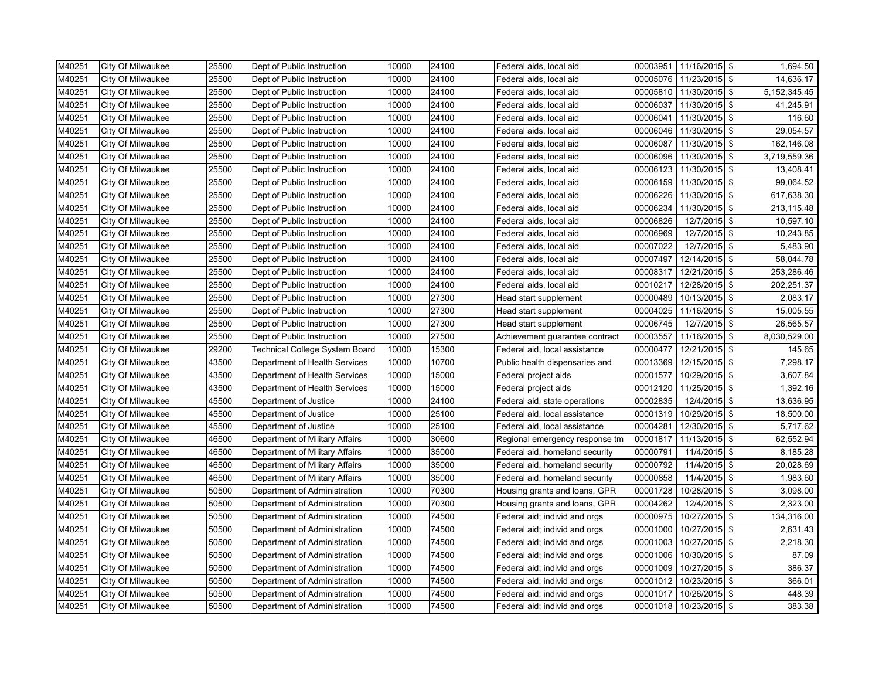| M40251 | City Of Milwaukee | 25500 | Dept of Public Instruction | 10000 | 24100 | Federal aids, local aid | 00003951 | 11/16/2015 | $ | 1,694.50 |
|---|---|---|---|---|---|---|---|---|---|---|
| M40251 | City Of Milwaukee | 25500 | Dept of Public Instruction | 10000 | 24100 | Federal aids, local aid | 00005076 | 11/23/2015 | $ | 14,636.17 |
| M40251 | City Of Milwaukee | 25500 | Dept of Public Instruction | 10000 | 24100 | Federal aids, local aid | 00005810 | 11/30/2015 | $ | 5,152,345.45 |
| M40251 | City Of Milwaukee | 25500 | Dept of Public Instruction | 10000 | 24100 | Federal aids, local aid | 00006037 | 11/30/2015 | $ | 41,245.91 |
| M40251 | City Of Milwaukee | 25500 | Dept of Public Instruction | 10000 | 24100 | Federal aids, local aid | 00006041 | 11/30/2015 | $ | 116.60 |
| M40251 | City Of Milwaukee | 25500 | Dept of Public Instruction | 10000 | 24100 | Federal aids, local aid | 00006046 | 11/30/2015 | $ | 29,054.57 |
| M40251 | City Of Milwaukee | 25500 | Dept of Public Instruction | 10000 | 24100 | Federal aids, local aid | 00006087 | 11/30/2015 | $ | 162,146.08 |
| M40251 | City Of Milwaukee | 25500 | Dept of Public Instruction | 10000 | 24100 | Federal aids, local aid | 00006096 | 11/30/2015 | $ | 3,719,559.36 |
| M40251 | City Of Milwaukee | 25500 | Dept of Public Instruction | 10000 | 24100 | Federal aids, local aid | 00006123 | 11/30/2015 | $ | 13,408.41 |
| M40251 | City Of Milwaukee | 25500 | Dept of Public Instruction | 10000 | 24100 | Federal aids, local aid | 00006159 | 11/30/2015 | $ | 99,064.52 |
| M40251 | City Of Milwaukee | 25500 | Dept of Public Instruction | 10000 | 24100 | Federal aids, local aid | 00006226 | 11/30/2015 | $ | 617,638.30 |
| M40251 | City Of Milwaukee | 25500 | Dept of Public Instruction | 10000 | 24100 | Federal aids, local aid | 00006234 | 11/30/2015 | $ | 213,115.48 |
| M40251 | City Of Milwaukee | 25500 | Dept of Public Instruction | 10000 | 24100 | Federal aids, local aid | 00006826 | 12/7/2015 | $ | 10,597.10 |
| M40251 | City Of Milwaukee | 25500 | Dept of Public Instruction | 10000 | 24100 | Federal aids, local aid | 00006969 | 12/7/2015 | $ | 10,243.85 |
| M40251 | City Of Milwaukee | 25500 | Dept of Public Instruction | 10000 | 24100 | Federal aids, local aid | 00007022 | 12/7/2015 | $ | 5,483.90 |
| M40251 | City Of Milwaukee | 25500 | Dept of Public Instruction | 10000 | 24100 | Federal aids, local aid | 00007497 | 12/14/2015 | $ | 58,044.78 |
| M40251 | City Of Milwaukee | 25500 | Dept of Public Instruction | 10000 | 24100 | Federal aids, local aid | 00008317 | 12/21/2015 | $ | 253,286.46 |
| M40251 | City Of Milwaukee | 25500 | Dept of Public Instruction | 10000 | 24100 | Federal aids, local aid | 00010217 | 12/28/2015 | $ | 202,251.37 |
| M40251 | City Of Milwaukee | 25500 | Dept of Public Instruction | 10000 | 27300 | Head start supplement | 00000489 | 10/13/2015 | $ | 2,083.17 |
| M40251 | City Of Milwaukee | 25500 | Dept of Public Instruction | 10000 | 27300 | Head start supplement | 00004025 | 11/16/2015 | $ | 15,005.55 |
| M40251 | City Of Milwaukee | 25500 | Dept of Public Instruction | 10000 | 27300 | Head start supplement | 00006745 | 12/7/2015 | $ | 26,565.57 |
| M40251 | City Of Milwaukee | 25500 | Dept of Public Instruction | 10000 | 27500 | Achievement guarantee contract | 00003557 | 11/16/2015 | $ | 8,030,529.00 |
| M40251 | City Of Milwaukee | 29200 | Technical College System Board | 10000 | 15300 | Federal aid, local assistance | 00000477 | 12/21/2015 | $ | 145.65 |
| M40251 | City Of Milwaukee | 43500 | Department of Health Services | 10000 | 10700 | Public health dispensaries and | 00013369 | 12/15/2015 | $ | 7,298.17 |
| M40251 | City Of Milwaukee | 43500 | Department of Health Services | 10000 | 15000 | Federal project aids | 00001577 | 10/29/2015 | $ | 3,607.84 |
| M40251 | City Of Milwaukee | 43500 | Department of Health Services | 10000 | 15000 | Federal project aids | 00012120 | 11/25/2015 | $ | 1,392.16 |
| M40251 | City Of Milwaukee | 45500 | Department of Justice | 10000 | 24100 | Federal aid, state operations | 00002835 | 12/4/2015 | $ | 13,636.95 |
| M40251 | City Of Milwaukee | 45500 | Department of Justice | 10000 | 25100 | Federal aid, local assistance | 00001319 | 10/29/2015 | $ | 18,500.00 |
| M40251 | City Of Milwaukee | 45500 | Department of Justice | 10000 | 25100 | Federal aid, local assistance | 00004281 | 12/30/2015 | $ | 5,717.62 |
| M40251 | City Of Milwaukee | 46500 | Department of Military Affairs | 10000 | 30600 | Regional emergency response tm | 00001817 | 11/13/2015 | $ | 62,552.94 |
| M40251 | City Of Milwaukee | 46500 | Department of Military Affairs | 10000 | 35000 | Federal aid, homeland security | 00000791 | 11/4/2015 | $ | 8,185.28 |
| M40251 | City Of Milwaukee | 46500 | Department of Military Affairs | 10000 | 35000 | Federal aid, homeland security | 00000792 | 11/4/2015 | $ | 20,028.69 |
| M40251 | City Of Milwaukee | 46500 | Department of Military Affairs | 10000 | 35000 | Federal aid, homeland security | 00000858 | 11/4/2015 | $ | 1,983.60 |
| M40251 | City Of Milwaukee | 50500 | Department of Administration | 10000 | 70300 | Housing grants and loans, GPR | 00001728 | 10/28/2015 | $ | 3,098.00 |
| M40251 | City Of Milwaukee | 50500 | Department of Administration | 10000 | 70300 | Housing grants and loans, GPR | 00004262 | 12/4/2015 | $ | 2,323.00 |
| M40251 | City Of Milwaukee | 50500 | Department of Administration | 10000 | 74500 | Federal aid; individ and orgs | 00000975 | 10/27/2015 | $ | 134,316.00 |
| M40251 | City Of Milwaukee | 50500 | Department of Administration | 10000 | 74500 | Federal aid; individ and orgs | 00001000 | 10/27/2015 | $ | 2,631.43 |
| M40251 | City Of Milwaukee | 50500 | Department of Administration | 10000 | 74500 | Federal aid; individ and orgs | 00001003 | 10/27/2015 | $ | 2,218.30 |
| M40251 | City Of Milwaukee | 50500 | Department of Administration | 10000 | 74500 | Federal aid; individ and orgs | 00001006 | 10/30/2015 | $ | 87.09 |
| M40251 | City Of Milwaukee | 50500 | Department of Administration | 10000 | 74500 | Federal aid; individ and orgs | 00001009 | 10/27/2015 | $ | 386.37 |
| M40251 | City Of Milwaukee | 50500 | Department of Administration | 10000 | 74500 | Federal aid; individ and orgs | 00001012 | 10/23/2015 | $ | 366.01 |
| M40251 | City Of Milwaukee | 50500 | Department of Administration | 10000 | 74500 | Federal aid; individ and orgs | 00001017 | 10/26/2015 | $ | 448.39 |
| M40251 | City Of Milwaukee | 50500 | Department of Administration | 10000 | 74500 | Federal aid; individ and orgs | 00001018 | 10/23/2015 | $ | 383.38 |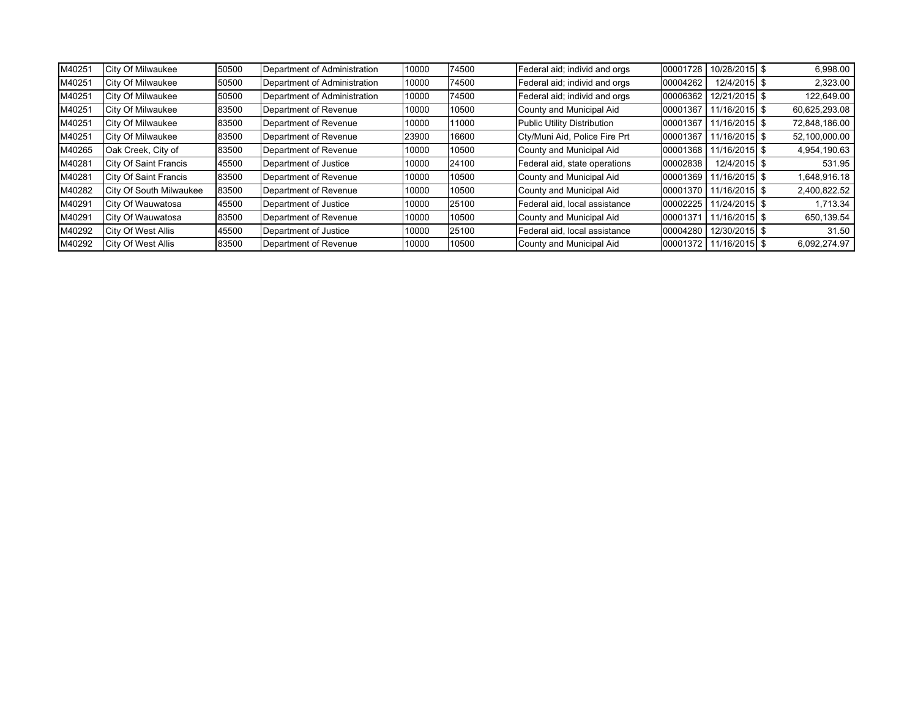| | | | | | | | | | | |
|---|---|---|---|---|---|---|---|---|---|---|
| M40251 | City Of Milwaukee | 50500 | Department of Administration | 10000 | 74500 | Federal aid; individ and orgs | 00001728 | 10/28/2015 | $ | 6,998.00 |
| M40251 | City Of Milwaukee | 50500 | Department of Administration | 10000 | 74500 | Federal aid; individ and orgs | 00004262 | 12/4/2015 | $ | 2,323.00 |
| M40251 | City Of Milwaukee | 50500 | Department of Administration | 10000 | 74500 | Federal aid; individ and orgs | 00006362 | 12/21/2015 | $ | 122,649.00 |
| M40251 | City Of Milwaukee | 83500 | Department of Revenue | 10000 | 10500 | County and Municipal Aid | 00001367 | 11/16/2015 | $ | 60,625,293.08 |
| M40251 | City Of Milwaukee | 83500 | Department of Revenue | 10000 | 11000 | Public Utility Distribution | 00001367 | 11/16/2015 | $ | 72,848,186.00 |
| M40251 | City Of Milwaukee | 83500 | Department of Revenue | 23900 | 16600 | Cty/Muni Aid, Police Fire Prt | 00001367 | 11/16/2015 | $ | 52,100,000.00 |
| M40265 | Oak Creek, City of | 83500 | Department of Revenue | 10000 | 10500 | County and Municipal Aid | 00001368 | 11/16/2015 | $ | 4,954,190.63 |
| M40281 | City Of Saint Francis | 45500 | Department of Justice | 10000 | 24100 | Federal aid, state operations | 00002838 | 12/4/2015 | $ | 531.95 |
| M40281 | City Of Saint Francis | 83500 | Department of Revenue | 10000 | 10500 | County and Municipal Aid | 00001369 | 11/16/2015 | $ | 1,648,916.18 |
| M40282 | City Of South Milwaukee | 83500 | Department of Revenue | 10000 | 10500 | County and Municipal Aid | 00001370 | 11/16/2015 | $ | 2,400,822.52 |
| M40291 | City Of Wauwatosa | 45500 | Department of Justice | 10000 | 25100 | Federal aid, local assistance | 00002225 | 11/24/2015 | $ | 1,713.34 |
| M40291 | City Of Wauwatosa | 83500 | Department of Revenue | 10000 | 10500 | County and Municipal Aid | 00001371 | 11/16/2015 | $ | 650,139.54 |
| M40292 | City Of West Allis | 45500 | Department of Justice | 10000 | 25100 | Federal aid, local assistance | 00004280 | 12/30/2015 | $ | 31.50 |
| M40292 | City Of West Allis | 83500 | Department of Revenue | 10000 | 10500 | County and Municipal Aid | 00001372 | 11/16/2015 | $ | 6,092,274.97 |